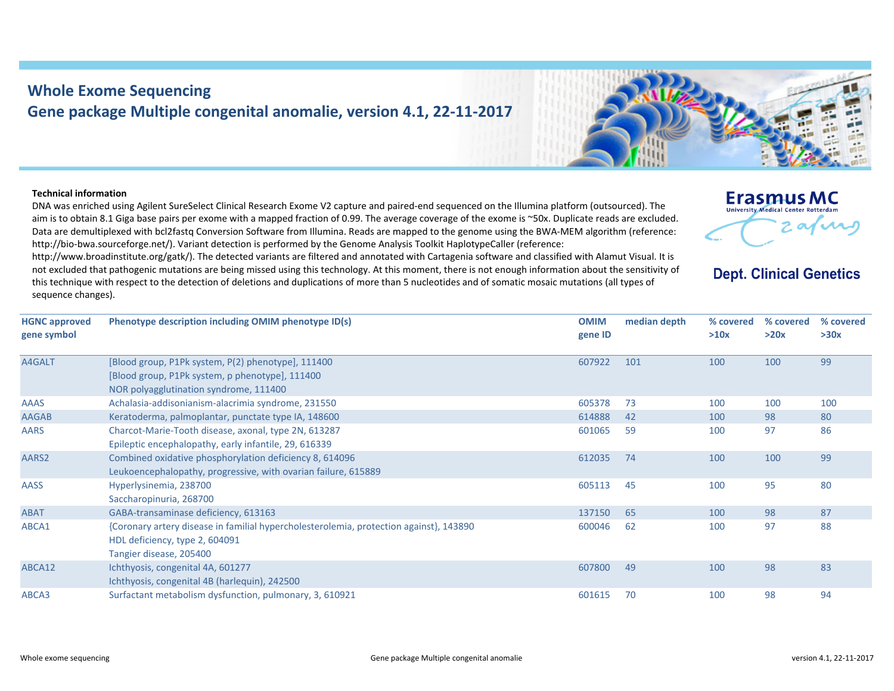# Whole Exome Sequencing
## Gene package Multiple congenital anomalie, version 4.1, 22-11-2017

**Erasmus MC**
University Medical Center Rotterdam

**Dept. Clinical Genetics**

**Technical information**

DNA was enriched using Agilent SureSelect Clinical Research Exome V2 capture and paired-end sequenced on the Illumina platform (outsourced). The aim is to obtain 8.1 Giga base pairs per exome with a mapped fraction of 0.99. The average coverage of the exome is ~50x. Duplicate reads are excluded. Data are demultiplexed with bcl2fastq Conversion Software from Illumina. Reads are mapped to the genome using the BWA-MEM algorithm (reference: http://bio-bwa.sourceforge.net/). Variant detection is performed by the Genome Analysis Toolkit HaplotypeCaller (reference: http://www.broadinstitute.org/gatk/). The detected variants are filtered and annotated with Cartagenia software and classified with Alamut Visual. It is not excluded that pathogenic mutations are being missed using this technology. At this moment, there is not enough information about the sensitivity of this technique with respect to the detection of deletions and duplications of more than 5 nucleotides and of somatic mosaic mutations (all types of sequence changes).

| HGNC approved gene symbol | Phenotype description including OMIM phenotype ID(s) | OMIM gene ID | median depth | % covered >10x | % covered >20x | % covered >30x |
|---|---|---|---|---|---|---|
| A4GALT | [Blood group, P1Pk system, P(2) phenotype], 111400<br>[Blood group, P1Pk system, p phenotype], 111400<br>NOR polyagglutination syndrome, 111400 | 607922 | 101 | 100 | 100 | 99 |
| AAAS | Achalasia-addisonianism-alacrimia syndrome, 231550 | 605378 | 73 | 100 | 100 | 100 |
| AAGAB | Keratoderma, palmoplantar, punctate type IA, 148600 | 614888 | 42 | 100 | 98 | 80 |
| AARS | Charcot-Marie-Tooth disease, axonal, type 2N, 613287<br>Epileptic encephalopathy, early infantile, 29, 616339 | 601065 | 59 | 100 | 97 | 86 |
| AARS2 | Combined oxidative phosphorylation deficiency 8, 614096<br>Leukoencephalopathy, progressive, with ovarian failure, 615889 | 612035 | 74 | 100 | 100 | 99 |
| AASS | Hyperlysinemia, 238700<br>Saccharopinuria, 268700 | 605113 | 45 | 100 | 95 | 80 |
| ABAT | GABA-transaminase deficiency, 613163 | 137150 | 65 | 100 | 98 | 87 |
| ABCA1 | {Coronary artery disease in familial hypercholesterolemia, protection against}, 143890<br>HDL deficiency, type 2, 604091<br>Tangier disease, 205400 | 600046 | 62 | 100 | 97 | 88 |
| ABCA12 | Ichthyosis, congenital 4A, 601277<br>Ichthyosis, congenital 4B (harlequin), 242500 | 607800 | 49 | 100 | 98 | 83 |
| ABCA3 | Surfactant metabolism dysfunction, pulmonary, 3, 610921 | 601615 | 70 | 100 | 98 | 94 |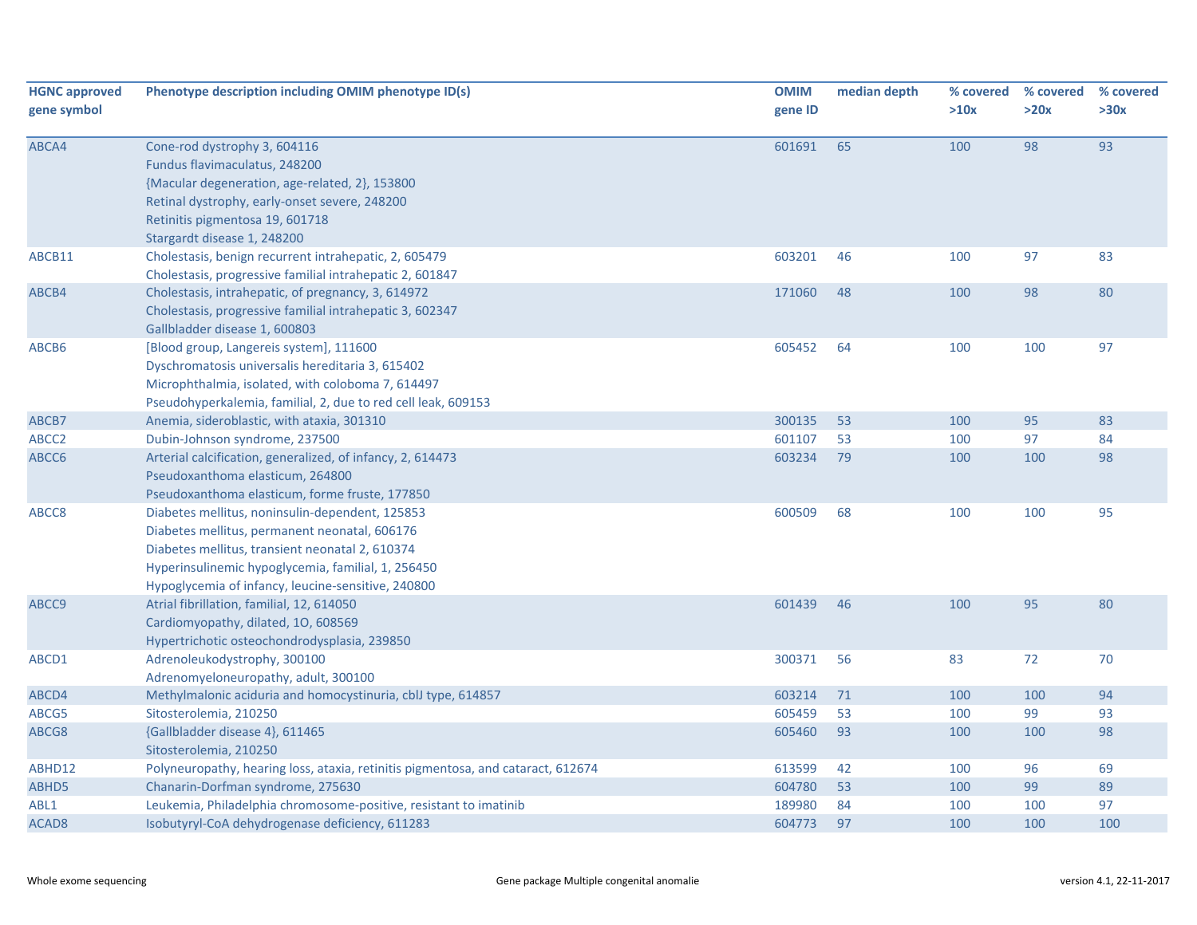| HGNC approved gene symbol | Phenotype description including OMIM phenotype ID(s) | OMIM gene ID | median depth | % covered >10x | % covered >20x | % covered >30x |
|---|---|---|---|---|---|---|
| ABCA4 | Cone-rod dystrophy 3, 604116<br>Fundus flavimaculatus, 248200<br>{Macular degeneration, age-related, 2}, 153800<br>Retinal dystrophy, early-onset severe, 248200<br>Retinitis pigmentosa 19, 601718<br>Stargardt disease 1, 248200 | 601691 | 65 | 100 | 98 | 93 |
| ABCB11 | Cholestasis, benign recurrent intrahepatic, 2, 605479<br>Cholestasis, progressive familial intrahepatic 2, 601847 | 603201 | 46 | 100 | 97 | 83 |
| ABCB4 | Cholestasis, intrahepatic, of pregnancy, 3, 614972<br>Cholestasis, progressive familial intrahepatic 3, 602347<br>Gallbladder disease 1, 600803 | 171060 | 48 | 100 | 98 | 80 |
| ABCB6 | [Blood group, Langereis system], 111600<br>Dyschromatosis universalis hereditaria 3, 615402<br>Microphthalmia, isolated, with coloboma 7, 614497<br>Pseudohyperkalemia, familial, 2, due to red cell leak, 609153 | 605452 | 64 | 100 | 100 | 97 |
| ABCB7 | Anemia, sideroblastic, with ataxia, 301310 | 300135 | 53 | 100 | 95 | 83 |
| ABCC2 | Dubin-Johnson syndrome, 237500 | 601107 | 53 | 100 | 97 | 84 |
| ABCC6 | Arterial calcification, generalized, of infancy, 2, 614473<br>Pseudoxanthoma elasticum, 264800<br>Pseudoxanthoma elasticum, forme fruste, 177850 | 603234 | 79 | 100 | 100 | 98 |
| ABCC8 | Diabetes mellitus, noninsulin-dependent, 125853<br>Diabetes mellitus, permanent neonatal, 606176<br>Diabetes mellitus, transient neonatal 2, 610374<br>Hyperinsulinemic hypoglycemia, familial, 1, 256450<br>Hypoglycemia of infancy, leucine-sensitive, 240800 | 600509 | 68 | 100 | 100 | 95 |
| ABCC9 | Atrial fibrillation, familial, 12, 614050<br>Cardiomyopathy, dilated, 1O, 608569<br>Hypertrichotic osteochondrodysplasia, 239850 | 601439 | 46 | 100 | 95 | 80 |
| ABCD1 | Adrenoleukodystrophy, 300100<br>Adrenomyeloneuropathy, adult, 300100 | 300371 | 56 | 83 | 72 | 70 |
| ABCD4 | Methylmalonic aciduria and homocystinuria, cblJ type, 614857 | 603214 | 71 | 100 | 100 | 94 |
| ABCG5 | Sitosterolemia, 210250 | 605459 | 53 | 100 | 99 | 93 |
| ABCG8 | {Gallbladder disease 4}, 611465<br>Sitosterolemia, 210250 | 605460 | 93 | 100 | 100 | 98 |
| ABHD12 | Polyneuropathy, hearing loss, ataxia, retinitis pigmentosa, and cataract, 612674 | 613599 | 42 | 100 | 96 | 69 |
| ABHD5 | Chanarin-Dorfman syndrome, 275630 | 604780 | 53 | 100 | 99 | 89 |
| ABL1 | Leukemia, Philadelphia chromosome-positive, resistant to imatinib | 189980 | 84 | 100 | 100 | 97 |
| ACAD8 | Isobutyryl-CoA dehydrogenase deficiency, 611283 | 604773 | 97 | 100 | 100 | 100 |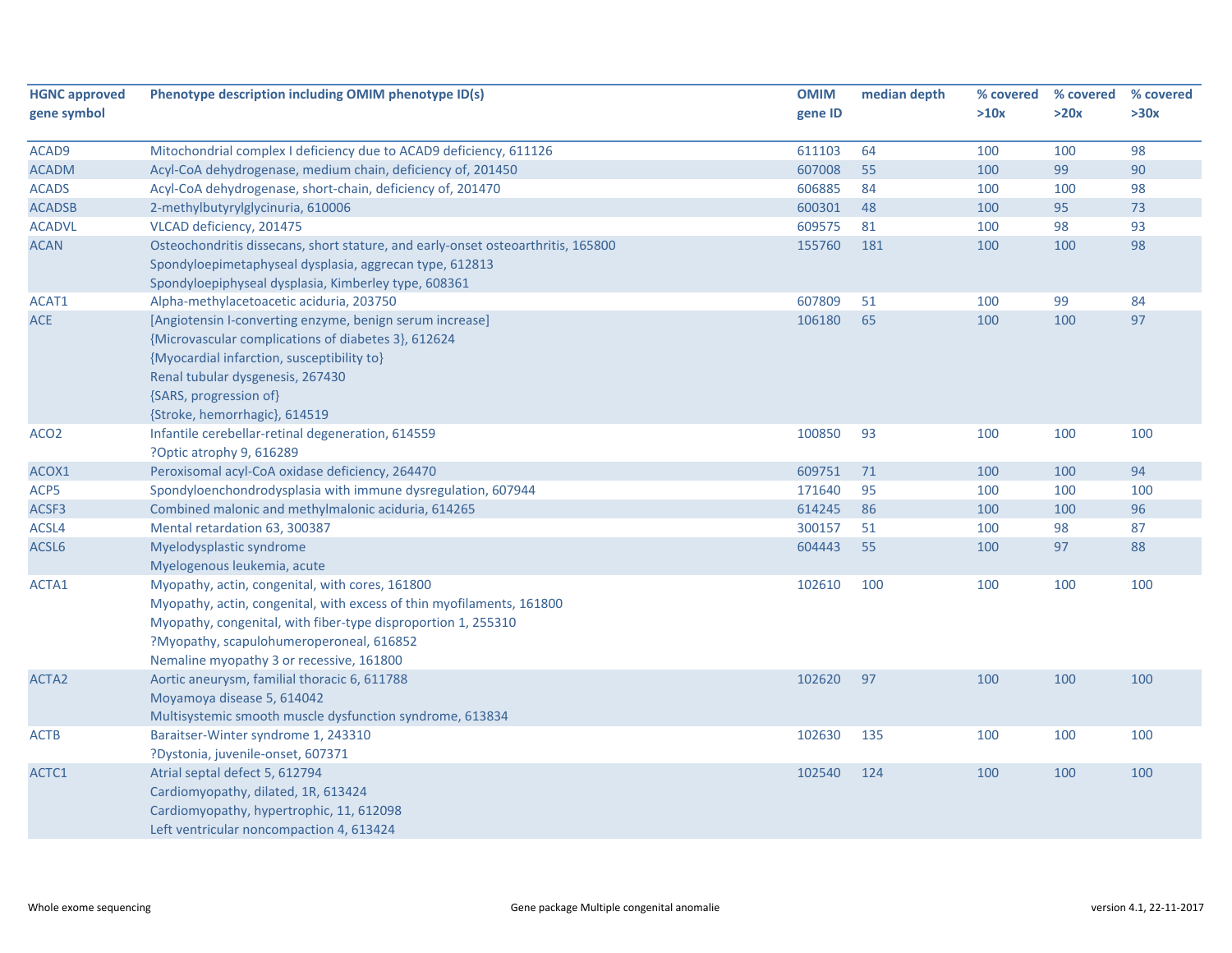| HGNC approved gene symbol | Phenotype description including OMIM phenotype ID(s) | OMIM gene ID | median depth | % covered >10x | % covered >20x | % covered >30x |
|---|---|---|---|---|---|---|
| ACAD9 | Mitochondrial complex I deficiency due to ACAD9 deficiency, 611126 | 611103 | 64 | 100 | 100 | 98 |
| ACADM | Acyl-CoA dehydrogenase, medium chain, deficiency of, 201450 | 607008 | 55 | 100 | 99 | 90 |
| ACADS | Acyl-CoA dehydrogenase, short-chain, deficiency of, 201470 | 606885 | 84 | 100 | 100 | 98 |
| ACADSB | 2-methylbutyrylglycinuria, 610006 | 600301 | 48 | 100 | 95 | 73 |
| ACADVL | VLCAD deficiency, 201475 | 609575 | 81 | 100 | 98 | 93 |
| ACAN | Osteochondritis dissecans, short stature, and early-onset osteoarthritis, 165800<br>Spondyloepimetaphyseal dysplasia, aggrecan type, 612813<br>Spondyloepiphyseal dysplasia, Kimberley type, 608361 | 155760 | 181 | 100 | 100 | 98 |
| ACAT1 | Alpha-methylacetoacetic aciduria, 203750 | 607809 | 51 | 100 | 99 | 84 |
| ACE | [Angiotensin I-converting enzyme, benign serum increase]<br>{Microvascular complications of diabetes 3}, 612624<br>{Myocardial infarction, susceptibility to}<br>Renal tubular dysgenesis, 267430<br>{SARS, progression of}<br>{Stroke, hemorrhagic}, 614519 | 106180 | 65 | 100 | 100 | 97 |
| ACO2 | Infantile cerebellar-retinal degeneration, 614559<br>?Optic atrophy 9, 616289 | 100850 | 93 | 100 | 100 | 100 |
| ACOX1 | Peroxisomal acyl-CoA oxidase deficiency, 264470 | 609751 | 71 | 100 | 100 | 94 |
| ACP5 | Spondyloenchondrodysplasia with immune dysregulation, 607944 | 171640 | 95 | 100 | 100 | 100 |
| ACSF3 | Combined malonic and methylmalonic aciduria, 614265 | 614245 | 86 | 100 | 100 | 96 |
| ACSL4 | Mental retardation 63, 300387 | 300157 | 51 | 100 | 98 | 87 |
| ACSL6 | Myelodysplastic syndrome<br>Myelogenous leukemia, acute | 604443 | 55 | 100 | 97 | 88 |
| ACTA1 | Myopathy, actin, congenital, with cores, 161800<br>Myopathy, actin, congenital, with excess of thin myofilaments, 161800<br>Myopathy, congenital, with fiber-type disproportion 1, 255310<br>?Myopathy, scapulohumeroperoneal, 616852<br>Nemaline myopathy 3 or recessive, 161800 | 102610 | 100 | 100 | 100 | 100 |
| ACTA2 | Aortic aneurysm, familial thoracic 6, 611788<br>Moyamoya disease 5, 614042<br>Multisystemic smooth muscle dysfunction syndrome, 613834 | 102620 | 97 | 100 | 100 | 100 |
| ACTB | Baraitser-Winter syndrome 1, 243310<br>?Dystonia, juvenile-onset, 607371 | 102630 | 135 | 100 | 100 | 100 |
| ACTC1 | Atrial septal defect 5, 612794<br>Cardiomyopathy, dilated, 1R, 613424<br>Cardiomyopathy, hypertrophic, 11, 612098<br>Left ventricular noncompaction 4, 613424 | 102540 | 124 | 100 | 100 | 100 |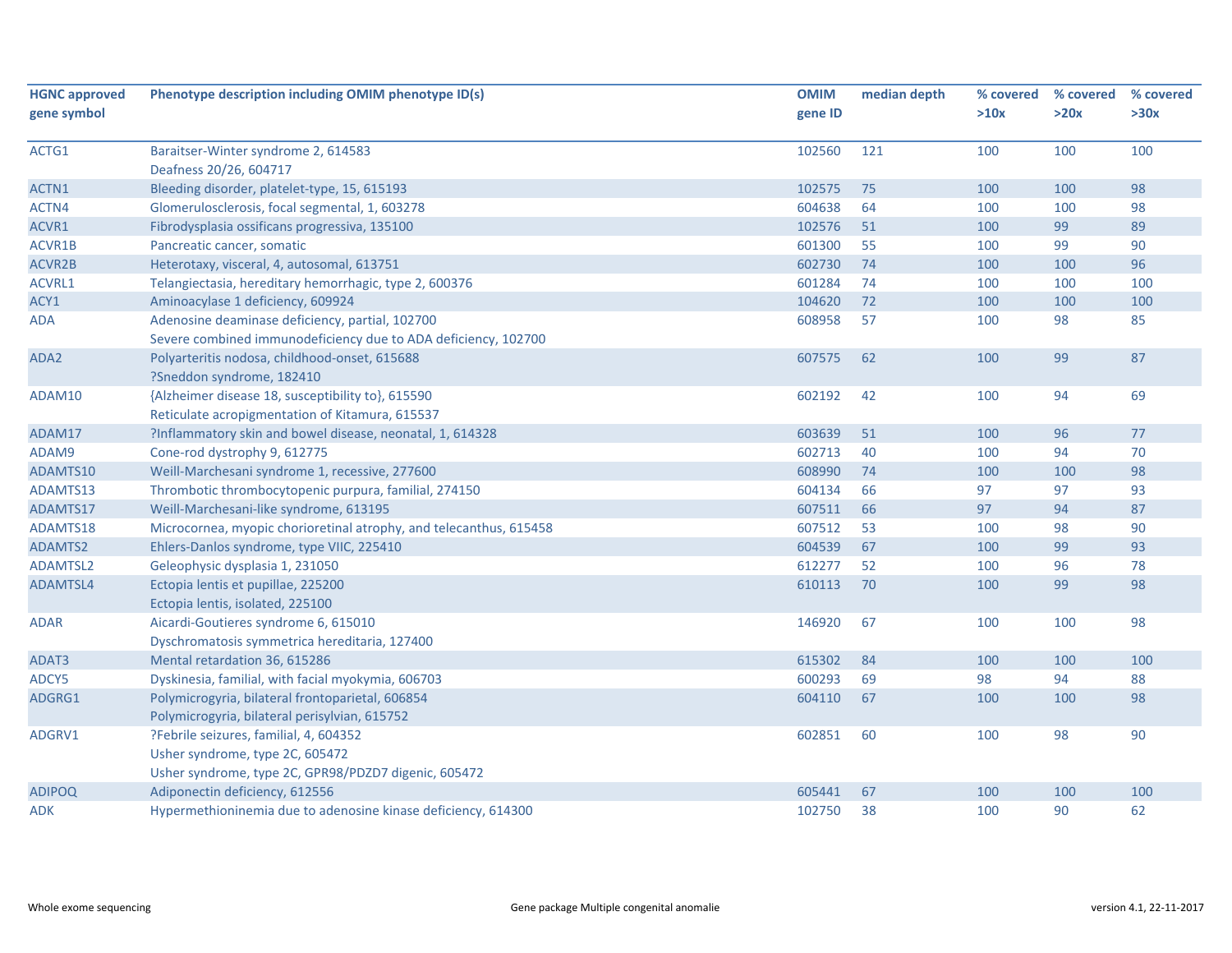| HGNC approved gene symbol | Phenotype description including OMIM phenotype ID(s) | OMIM gene ID | median depth | % covered >10x | % covered >20x | % covered >30x |
|---|---|---|---|---|---|---|
| ACTG1 | Baraitser-Winter syndrome 2, 614583<br>Deafness 20/26, 604717 | 102560 | 121 | 100 | 100 | 100 |
| ACTN1 | Bleeding disorder, platelet-type, 15, 615193 | 102575 | 75 | 100 | 100 | 98 |
| ACTN4 | Glomerulosclerosis, focal segmental, 1, 603278 | 604638 | 64 | 100 | 100 | 98 |
| ACVR1 | Fibrodysplasia ossificans progressiva, 135100 | 102576 | 51 | 100 | 99 | 89 |
| ACVR1B | Pancreatic cancer, somatic | 601300 | 55 | 100 | 99 | 90 |
| ACVR2B | Heterotaxy, visceral, 4, autosomal, 613751 | 602730 | 74 | 100 | 100 | 96 |
| ACVRL1 | Telangiectasia, hereditary hemorrhagic, type 2, 600376 | 601284 | 74 | 100 | 100 | 100 |
| ACY1 | Aminoacylase 1 deficiency, 609924 | 104620 | 72 | 100 | 100 | 100 |
| ADA | Adenosine deaminase deficiency, partial, 102700<br>Severe combined immunodeficiency due to ADA deficiency, 102700 | 608958 | 57 | 100 | 98 | 85 |
| ADA2 | Polyarteritis nodosa, childhood-onset, 615688<br>?Sneddon syndrome, 182410 | 607575 | 62 | 100 | 99 | 87 |
| ADAM10 | {Alzheimer disease 18, susceptibility to}, 615590<br>Reticulate acropigmentation of Kitamura, 615537 | 602192 | 42 | 100 | 94 | 69 |
| ADAM17 | ?Inflammatory skin and bowel disease, neonatal, 1, 614328 | 603639 | 51 | 100 | 96 | 77 |
| ADAM9 | Cone-rod dystrophy 9, 612775 | 602713 | 40 | 100 | 94 | 70 |
| ADAMTS10 | Weill-Marchesani syndrome 1, recessive, 277600 | 608990 | 74 | 100 | 100 | 98 |
| ADAMTS13 | Thrombotic thrombocytopenic purpura, familial, 274150 | 604134 | 66 | 97 | 97 | 93 |
| ADAMTS17 | Weill-Marchesani-like syndrome, 613195 | 607511 | 66 | 97 | 94 | 87 |
| ADAMTS18 | Microcornea, myopic chorioretinal atrophy, and telecanthus, 615458 | 607512 | 53 | 100 | 98 | 90 |
| ADAMTS2 | Ehlers-Danlos syndrome, type VIIC, 225410 | 604539 | 67 | 100 | 99 | 93 |
| ADAMTSL2 | Geleophysic dysplasia 1, 231050 | 612277 | 52 | 100 | 96 | 78 |
| ADAMTSL4 | Ectopia lentis et pupillae, 225200<br>Ectopia lentis, isolated, 225100 | 610113 | 70 | 100 | 99 | 98 |
| ADAR | Aicardi-Goutieres syndrome 6, 615010<br>Dyschromatosis symmetrica hereditaria, 127400 | 146920 | 67 | 100 | 100 | 98 |
| ADAT3 | Mental retardation 36, 615286 | 615302 | 84 | 100 | 100 | 100 |
| ADCY5 | Dyskinesia, familial, with facial myokymia, 606703 | 600293 | 69 | 98 | 94 | 88 |
| ADGRG1 | Polymicrogyria, bilateral frontoparietal, 606854<br>Polymicrogyria, bilateral perisylvian, 615752 | 604110 | 67 | 100 | 100 | 98 |
| ADGRV1 | ?Febrile seizures, familial, 4, 604352<br>Usher syndrome, type 2C, 605472<br>Usher syndrome, type 2C, GPR98/PDZD7 digenic, 605472 | 602851 | 60 | 100 | 98 | 90 |
| ADIPOQ | Adiponectin deficiency, 612556 | 605441 | 67 | 100 | 100 | 100 |
| ADK | Hypermethioninemia due to adenosine kinase deficiency, 614300 | 102750 | 38 | 100 | 90 | 62 |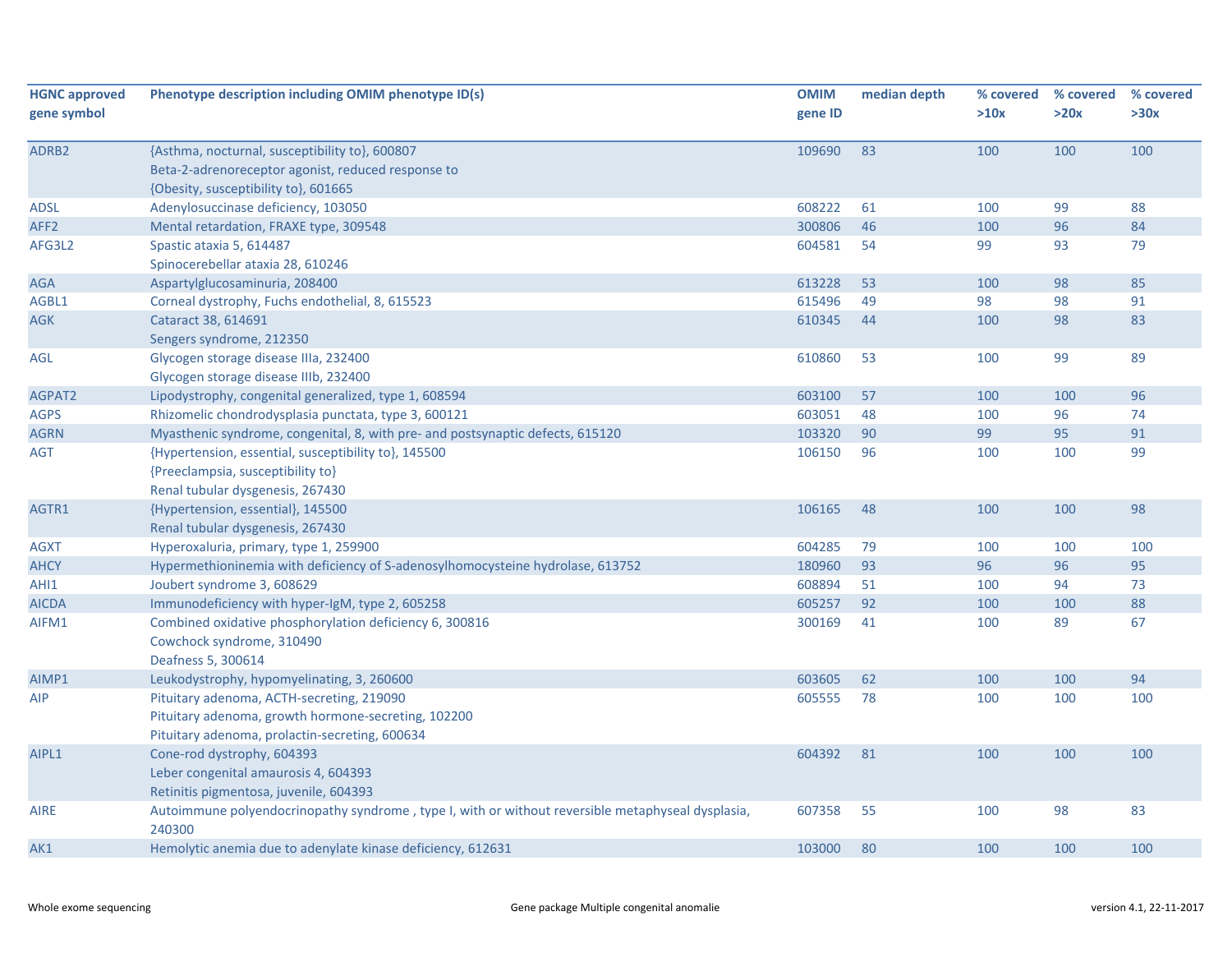| HGNC approved gene symbol | Phenotype description including OMIM phenotype ID(s) | OMIM gene ID | median depth | % covered >10x | % covered >20x | % covered >30x |
|---|---|---|---|---|---|---|
| ADRB2 | {Asthma, nocturnal, susceptibility to}, 600807<br>Beta-2-adrenoreceptor agonist, reduced response to<br>{Obesity, susceptibility to}, 601665 | 109690 | 83 | 100 | 100 | 100 |
| ADSL | Adenylosuccinase deficiency, 103050 | 608222 | 61 | 100 | 99 | 88 |
| AFF2 | Mental retardation, FRAXE type, 309548 | 300806 | 46 | 100 | 96 | 84 |
| AFG3L2 | Spastic ataxia 5, 614487<br>Spinocerebellar ataxia 28, 610246 | 604581 | 54 | 99 | 93 | 79 |
| AGA | Aspartylglucosaminuria, 208400 | 613228 | 53 | 100 | 98 | 85 |
| AGBL1 | Corneal dystrophy, Fuchs endothelial, 8, 615523 | 615496 | 49 | 98 | 98 | 91 |
| AGK | Cataract 38, 614691<br>Sengers syndrome, 212350 | 610345 | 44 | 100 | 98 | 83 |
| AGL | Glycogen storage disease IIIa, 232400<br>Glycogen storage disease IIIb, 232400 | 610860 | 53 | 100 | 99 | 89 |
| AGPAT2 | Lipodystrophy, congenital generalized, type 1, 608594 | 603100 | 57 | 100 | 100 | 96 |
| AGPS | Rhizomelic chondrodysplasia punctata, type 3, 600121 | 603051 | 48 | 100 | 96 | 74 |
| AGRN | Myasthenic syndrome, congenital, 8, with pre- and postsynaptic defects, 615120 | 103320 | 90 | 99 | 95 | 91 |
| AGT | {Hypertension, essential, susceptibility to}, 145500<br>{Preeclampsia, susceptibility to}<br>Renal tubular dysgenesis, 267430 | 106150 | 96 | 100 | 100 | 99 |
| AGTR1 | {Hypertension, essential}, 145500<br>Renal tubular dysgenesis, 267430 | 106165 | 48 | 100 | 100 | 98 |
| AGXT | Hyperoxaluria, primary, type 1, 259900 | 604285 | 79 | 100 | 100 | 100 |
| AHCY | Hypermethioninemia with deficiency of S-adenosylhomocysteine hydrolase, 613752 | 180960 | 93 | 96 | 96 | 95 |
| AHI1 | Joubert syndrome 3, 608629 | 608894 | 51 | 100 | 94 | 73 |
| AICDA | Immunodeficiency with hyper-IgM, type 2, 605258 | 605257 | 92 | 100 | 100 | 88 |
| AIFM1 | Combined oxidative phosphorylation deficiency 6, 300816<br>Cowchock syndrome, 310490<br>Deafness 5, 300614 | 300169 | 41 | 100 | 89 | 67 |
| AIMP1 | Leukodystrophy, hypomyelinating, 3, 260600 | 603605 | 62 | 100 | 100 | 94 |
| AIP | Pituitary adenoma, ACTH-secreting, 219090<br>Pituitary adenoma, growth hormone-secreting, 102200<br>Pituitary adenoma, prolactin-secreting, 600634 | 605555 | 78 | 100 | 100 | 100 |
| AIPL1 | Cone-rod dystrophy, 604393<br>Leber congenital amaurosis 4, 604393<br>Retinitis pigmentosa, juvenile, 604393 | 604392 | 81 | 100 | 100 | 100 |
| AIRE | Autoimmune polyendocrinopathy syndrome , type I, with or without reversible metaphyseal dysplasia, 240300 | 607358 | 55 | 100 | 98 | 83 |
| AK1 | Hemolytic anemia due to adenylate kinase deficiency, 612631 | 103000 | 80 | 100 | 100 | 100 |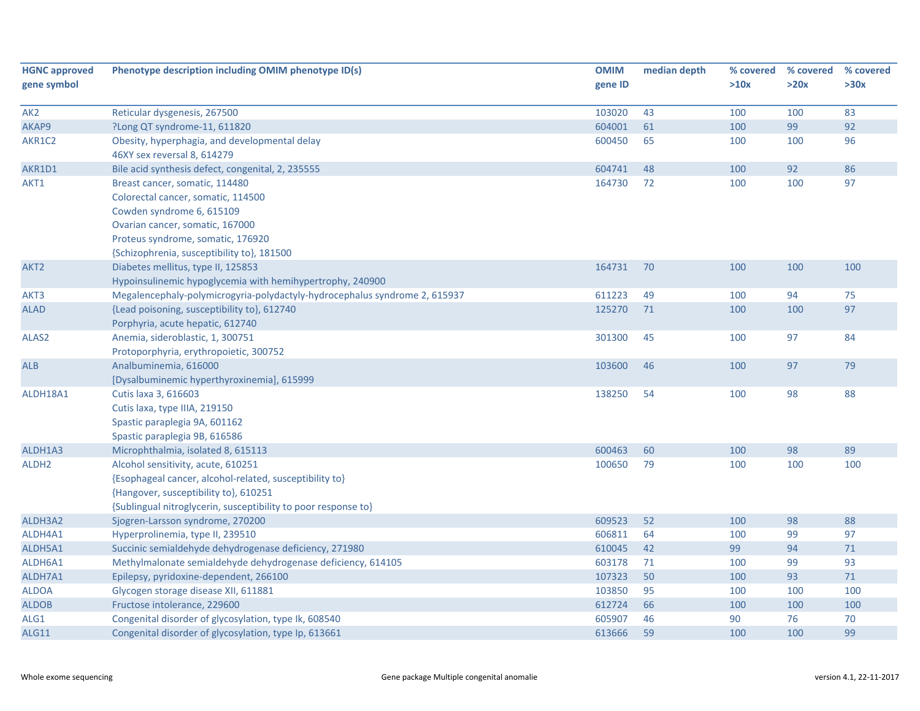| HGNC approved gene symbol | Phenotype description including OMIM phenotype ID(s) | OMIM gene ID | median depth | % covered >10x | % covered >20x | % covered >30x |
|---|---|---|---|---|---|---|
| AK2 | Reticular dysgenesis, 267500 | 103020 | 43 | 100 | 100 | 83 |
| AKAP9 | ?Long QT syndrome-11, 611820 | 604001 | 61 | 100 | 99 | 92 |
| AKR1C2 | Obesity, hyperphagia, and developmental delay<br>46XY sex reversal 8, 614279 | 600450 | 65 | 100 | 100 | 96 |
| AKR1D1 | Bile acid synthesis defect, congenital, 2, 235555 | 604741 | 48 | 100 | 92 | 86 |
| AKT1 | Breast cancer, somatic, 114480<br>Colorectal cancer, somatic, 114500<br>Cowden syndrome 6, 615109<br>Ovarian cancer, somatic, 167000<br>Proteus syndrome, somatic, 176920<br>{Schizophrenia, susceptibility to}, 181500 | 164730 | 72 | 100 | 100 | 97 |
| AKT2 | Diabetes mellitus, type II, 125853<br>Hypoinsulinemic hypoglycemia with hemihypertrophy, 240900 | 164731 | 70 | 100 | 100 | 100 |
| AKT3 | Megalencephaly-polymicrogyria-polydactyly-hydrocephalus syndrome 2, 615937 | 611223 | 49 | 100 | 94 | 75 |
| ALAD | {Lead poisoning, susceptibility to}, 612740<br>Porphyria, acute hepatic, 612740 | 125270 | 71 | 100 | 100 | 97 |
| ALAS2 | Anemia, sideroblastic, 1, 300751<br>Protoporphyria, erythropoietic, 300752 | 301300 | 45 | 100 | 97 | 84 |
| ALB | Analbuminemia, 616000<br>[Dysalbuminemic hyperthyroxinemia], 615999 | 103600 | 46 | 100 | 97 | 79 |
| ALDH18A1 | Cutis laxa 3, 616603<br>Cutis laxa, type IIIA, 219150<br>Spastic paraplegia 9A, 601162<br>Spastic paraplegia 9B, 616586 | 138250 | 54 | 100 | 98 | 88 |
| ALDH1A3 | Microphthalmia, isolated 8, 615113 | 600463 | 60 | 100 | 98 | 89 |
| ALDH2 | Alcohol sensitivity, acute, 610251<br>{Esophageal cancer, alcohol-related, susceptibility to}<br>{Hangover, susceptibility to}, 610251<br>{Sublingual nitroglycerin, susceptibility to poor response to} | 100650 | 79 | 100 | 100 | 100 |
| ALDH3A2 | Sjogren-Larsson syndrome, 270200 | 609523 | 52 | 100 | 98 | 88 |
| ALDH4A1 | Hyperprolinemia, type II, 239510 | 606811 | 64 | 100 | 99 | 97 |
| ALDH5A1 | Succinic semialdehyde dehydrogenase deficiency, 271980 | 610045 | 42 | 99 | 94 | 71 |
| ALDH6A1 | Methylmalonate semialdehyde dehydrogenase deficiency, 614105 | 603178 | 71 | 100 | 99 | 93 |
| ALDH7A1 | Epilepsy, pyridoxine-dependent, 266100 | 107323 | 50 | 100 | 93 | 71 |
| ALDOA | Glycogen storage disease XII, 611881 | 103850 | 95 | 100 | 100 | 100 |
| ALDOB | Fructose intolerance, 229600 | 612724 | 66 | 100 | 100 | 100 |
| ALG1 | Congenital disorder of glycosylation, type Ik, 608540 | 605907 | 46 | 90 | 76 | 70 |
| ALG11 | Congenital disorder of glycosylation, type Ip, 613661 | 613666 | 59 | 100 | 100 | 99 |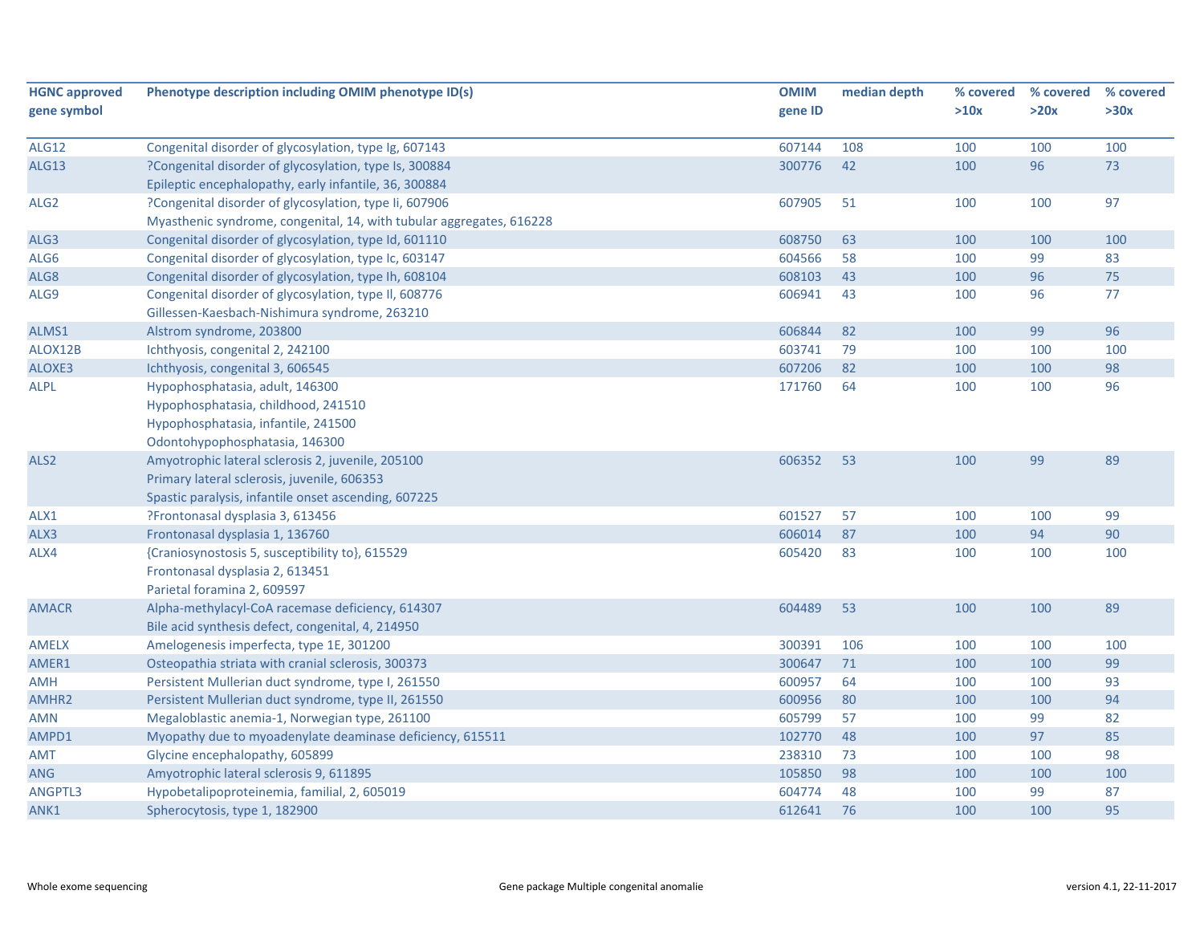| HGNC approved gene symbol | Phenotype description including OMIM phenotype ID(s) | OMIM gene ID | median depth | % covered >10x | % covered >20x | % covered >30x |
|---|---|---|---|---|---|---|
| ALG12 | Congenital disorder of glycosylation, type Ig, 607143 | 607144 | 108 | 100 | 100 | 100 |
| ALG13 | ?Congenital disorder of glycosylation, type Is, 300884<br>Epileptic encephalopathy, early infantile, 36, 300884 | 300776 | 42 | 100 | 96 | 73 |
| ALG2 | ?Congenital disorder of glycosylation, type Ii, 607906<br>Myasthenic syndrome, congenital, 14, with tubular aggregates, 616228 | 607905 | 51 | 100 | 100 | 97 |
| ALG3 | Congenital disorder of glycosylation, type Id, 601110 | 608750 | 63 | 100 | 100 | 100 |
| ALG6 | Congenital disorder of glycosylation, type Ic, 603147 | 604566 | 58 | 100 | 99 | 83 |
| ALG8 | Congenital disorder of glycosylation, type Ih, 608104 | 608103 | 43 | 100 | 96 | 75 |
| ALG9 | Congenital disorder of glycosylation, type Il, 608776<br>Gillessen-Kaesbach-Nishimura syndrome, 263210 | 606941 | 43 | 100 | 96 | 77 |
| ALMS1 | Alstrom syndrome, 203800 | 606844 | 82 | 100 | 99 | 96 |
| ALOX12B | Ichthyosis, congenital 2, 242100 | 603741 | 79 | 100 | 100 | 100 |
| ALOXE3 | Ichthyosis, congenital 3, 606545 | 607206 | 82 | 100 | 100 | 98 |
| ALPL | Hypophosphatasia, adult, 146300<br>Hypophosphatasia, childhood, 241510<br>Hypophosphatasia, infantile, 241500<br>Odontohypophosphatasia, 146300 | 171760 | 64 | 100 | 100 | 96 |
| ALS2 | Amyotrophic lateral sclerosis 2, juvenile, 205100<br>Primary lateral sclerosis, juvenile, 606353<br>Spastic paralysis, infantile onset ascending, 607225 | 606352 | 53 | 100 | 99 | 89 |
| ALX1 | ?Frontonasal dysplasia 3, 613456 | 601527 | 57 | 100 | 100 | 99 |
| ALX3 | Frontonasal dysplasia 1, 136760 | 606014 | 87 | 100 | 94 | 90 |
| ALX4 | {Craniosynostosis 5, susceptibility to}, 615529<br>Frontonasal dysplasia 2, 613451<br>Parietal foramina 2, 609597 | 605420 | 83 | 100 | 100 | 100 |
| AMACR | Alpha-methylacyl-CoA racemase deficiency, 614307<br>Bile acid synthesis defect, congenital, 4, 214950 | 604489 | 53 | 100 | 100 | 89 |
| AMELX | Amelogenesis imperfecta, type 1E, 301200 | 300391 | 106 | 100 | 100 | 100 |
| AMER1 | Osteopathia striata with cranial sclerosis, 300373 | 300647 | 71 | 100 | 100 | 99 |
| AMH | Persistent Mullerian duct syndrome, type I, 261550 | 600957 | 64 | 100 | 100 | 93 |
| AMHR2 | Persistent Mullerian duct syndrome, type II, 261550 | 600956 | 80 | 100 | 100 | 94 |
| AMN | Megaloblastic anemia-1, Norwegian type, 261100 | 605799 | 57 | 100 | 99 | 82 |
| AMPD1 | Myopathy due to myoadenylate deaminase deficiency, 615511 | 102770 | 48 | 100 | 97 | 85 |
| AMT | Glycine encephalopathy, 605899 | 238310 | 73 | 100 | 100 | 98 |
| ANG | Amyotrophic lateral sclerosis 9, 611895 | 105850 | 98 | 100 | 100 | 100 |
| ANGPTL3 | Hypobetalipoproteinemia, familial, 2, 605019 | 604774 | 48 | 100 | 99 | 87 |
| ANK1 | Spherocytosis, type 1, 182900 | 612641 | 76 | 100 | 100 | 95 |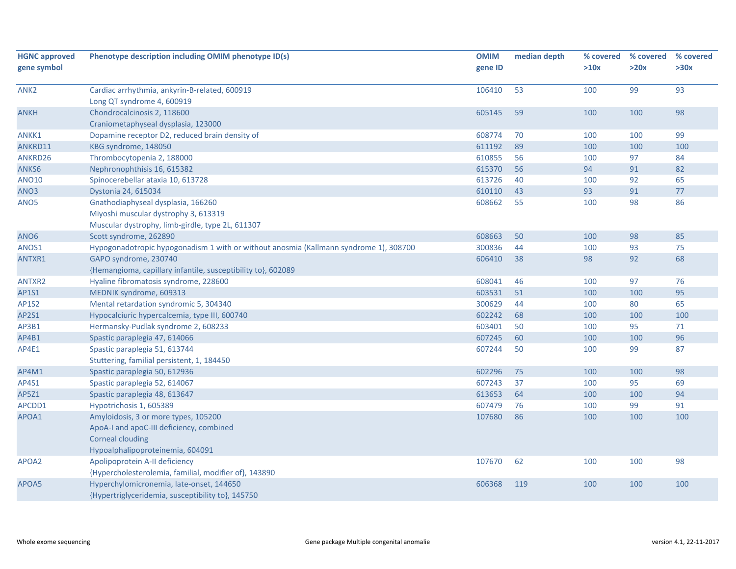| HGNC approved gene symbol | Phenotype description including OMIM phenotype ID(s) | OMIM gene ID | median depth | % covered >10x | % covered >20x | % covered >30x |
|---|---|---|---|---|---|---|
| ANK2 | Cardiac arrhythmia, ankyrin-B-related, 600919<br>Long QT syndrome 4, 600919 | 106410 | 53 | 100 | 99 | 93 |
| ANKH | Chondrocalcinosis 2, 118600<br>Craniometaphyseal dysplasia, 123000 | 605145 | 59 | 100 | 100 | 98 |
| ANKK1 | Dopamine receptor D2, reduced brain density of | 608774 | 70 | 100 | 100 | 99 |
| ANKRD11 | KBG syndrome, 148050 | 611192 | 89 | 100 | 100 | 100 |
| ANKRD26 | Thrombocytopenia 2, 188000 | 610855 | 56 | 100 | 97 | 84 |
| ANKS6 | Nephronophthisis 16, 615382 | 615370 | 56 | 94 | 91 | 82 |
| ANO10 | Spinocerebellar ataxia 10, 613728 | 613726 | 40 | 100 | 92 | 65 |
| ANO3 | Dystonia 24, 615034 | 610110 | 43 | 93 | 91 | 77 |
| ANO5 | Gnathodiaphyseal dysplasia, 166260<br>Miyoshi muscular dystrophy 3, 613319<br>Muscular dystrophy, limb-girdle, type 2L, 611307 | 608662 | 55 | 100 | 98 | 86 |
| ANO6 | Scott syndrome, 262890 | 608663 | 50 | 100 | 98 | 85 |
| ANOS1 | Hypogonadotropic hypogonadism 1 with or without anosmia (Kallmann syndrome 1), 308700 | 300836 | 44 | 100 | 93 | 75 |
| ANTXR1 | GAPO syndrome, 230740<br>{Hemangioma, capillary infantile, susceptibility to}, 602089 | 606410 | 38 | 98 | 92 | 68 |
| ANTXR2 | Hyaline fibromatosis syndrome, 228600 | 608041 | 46 | 100 | 97 | 76 |
| AP1S1 | MEDNIK syndrome, 609313 | 603531 | 51 | 100 | 100 | 95 |
| AP1S2 | Mental retardation syndromic 5, 304340 | 300629 | 44 | 100 | 80 | 65 |
| AP2S1 | Hypocalciuric hypercalcemia, type III, 600740 | 602242 | 68 | 100 | 100 | 100 |
| AP3B1 | Hermansky-Pudlak syndrome 2, 608233 | 603401 | 50 | 100 | 95 | 71 |
| AP4B1 | Spastic paraplegia 47, 614066 | 607245 | 60 | 100 | 100 | 96 |
| AP4E1 | Spastic paraplegia 51, 613744<br>Stuttering, familial persistent, 1, 184450 | 607244 | 50 | 100 | 99 | 87 |
| AP4M1 | Spastic paraplegia 50, 612936 | 602296 | 75 | 100 | 100 | 98 |
| AP4S1 | Spastic paraplegia 52, 614067 | 607243 | 37 | 100 | 95 | 69 |
| AP5Z1 | Spastic paraplegia 48, 613647 | 613653 | 64 | 100 | 100 | 94 |
| APCDD1 | Hypotrichosis 1, 605389 | 607479 | 76 | 100 | 99 | 91 |
| APOA1 | Amyloidosis, 3 or more types, 105200<br>ApoA-I and apoC-III deficiency, combined<br>Corneal clouding<br>Hypoalphalipoproteinemia, 604091 | 107680 | 86 | 100 | 100 | 100 |
| APOA2 | Apolipoprotein A-II deficiency<br>{Hypercholesterolemia, familial, modifier of}, 143890 | 107670 | 62 | 100 | 100 | 98 |
| APOA5 | Hyperchylomicronemia, late-onset, 144650<br>{Hypertriglyceridemia, susceptibility to}, 145750 | 606368 | 119 | 100 | 100 | 100 |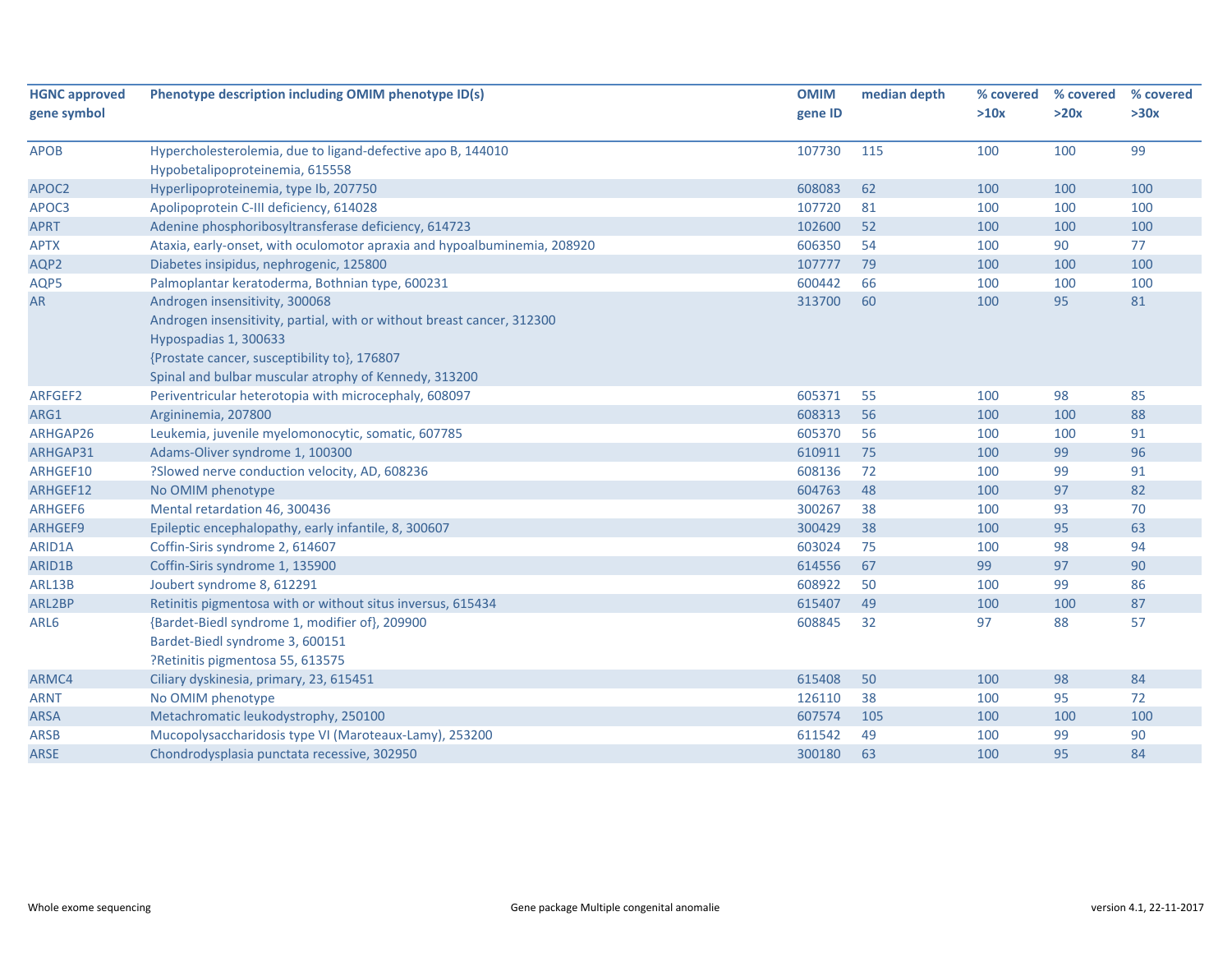| HGNC approved gene symbol | Phenotype description including OMIM phenotype ID(s) | OMIM gene ID | median depth | % covered >10x | % covered >20x | % covered >30x |
|---|---|---|---|---|---|---|
| APOB | Hypercholesterolemia, due to ligand-defective apo B, 144010<br>Hypobetalipoproteinemia, 615558 | 107730 | 115 | 100 | 100 | 99 |
| APOC2 | Hyperlipoproteinemia, type Ib, 207750 | 608083 | 62 | 100 | 100 | 100 |
| APOC3 | Apolipoprotein C-III deficiency, 614028 | 107720 | 81 | 100 | 100 | 100 |
| APRT | Adenine phosphoribosyltransferase deficiency, 614723 | 102600 | 52 | 100 | 100 | 100 |
| APTX | Ataxia, early-onset, with oculomotor apraxia and hypoalbuminemia, 208920 | 606350 | 54 | 100 | 90 | 77 |
| AQP2 | Diabetes insipidus, nephrogenic, 125800 | 107777 | 79 | 100 | 100 | 100 |
| AQP5 | Palmoplantar keratoderma, Bothnian type, 600231 | 600442 | 66 | 100 | 100 | 100 |
| AR | Androgen insensitivity, 300068<br>Androgen insensitivity, partial, with or without breast cancer, 312300<br>Hypospadias 1, 300633<br>{Prostate cancer, susceptibility to}, 176807<br>Spinal and bulbar muscular atrophy of Kennedy, 313200 | 313700 | 60 | 100 | 95 | 81 |
| ARFGEF2 | Periventricular heterotopia with microcephaly, 608097 | 605371 | 55 | 100 | 98 | 85 |
| ARG1 | Argininemia, 207800 | 608313 | 56 | 100 | 100 | 88 |
| ARHGAP26 | Leukemia, juvenile myelomonocytic, somatic, 607785 | 605370 | 56 | 100 | 100 | 91 |
| ARHGAP31 | Adams-Oliver syndrome 1, 100300 | 610911 | 75 | 100 | 99 | 96 |
| ARHGEF10 | ?Slowed nerve conduction velocity, AD, 608236 | 608136 | 72 | 100 | 99 | 91 |
| ARHGEF12 | No OMIM phenotype | 604763 | 48 | 100 | 97 | 82 |
| ARHGEF6 | Mental retardation 46, 300436 | 300267 | 38 | 100 | 93 | 70 |
| ARHGEF9 | Epileptic encephalopathy, early infantile, 8, 300607 | 300429 | 38 | 100 | 95 | 63 |
| ARID1A | Coffin-Siris syndrome 2, 614607 | 603024 | 75 | 100 | 98 | 94 |
| ARID1B | Coffin-Siris syndrome 1, 135900 | 614556 | 67 | 99 | 97 | 90 |
| ARL13B | Joubert syndrome 8, 612291 | 608922 | 50 | 100 | 99 | 86 |
| ARL2BP | Retinitis pigmentosa with or without situs inversus, 615434 | 615407 | 49 | 100 | 100 | 87 |
| ARL6 | {Bardet-Biedl syndrome 1, modifier of}, 209900<br>Bardet-Biedl syndrome 3, 600151<br>?Retinitis pigmentosa 55, 613575 | 608845 | 32 | 97 | 88 | 57 |
| ARMC4 | Ciliary dyskinesia, primary, 23, 615451 | 615408 | 50 | 100 | 98 | 84 |
| ARNT | No OMIM phenotype | 126110 | 38 | 100 | 95 | 72 |
| ARSA | Metachromatic leukodystrophy, 250100 | 607574 | 105 | 100 | 100 | 100 |
| ARSB | Mucopolysaccharidosis type VI (Maroteaux-Lamy), 253200 | 611542 | 49 | 100 | 99 | 90 |
| ARSE | Chondrodysplasia punctata recessive, 302950 | 300180 | 63 | 100 | 95 | 84 |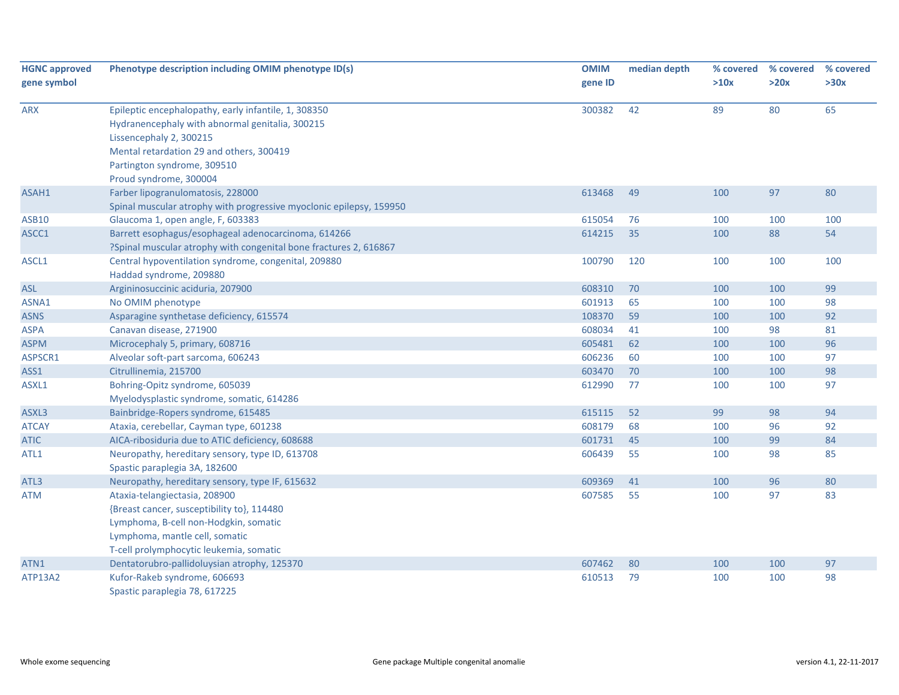| HGNC approved gene symbol | Phenotype description including OMIM phenotype ID(s) | OMIM gene ID | median depth | % covered >10x | % covered >20x | % covered >30x |
|---|---|---|---|---|---|---|
| ARX | Epileptic encephalopathy, early infantile, 1, 308350<br>Hydranencephaly with abnormal genitalia, 300215<br>Lissencephaly 2, 300215<br>Mental retardation 29 and others, 300419<br>Partington syndrome, 309510<br>Proud syndrome, 300004 | 300382 | 42 | 89 | 80 | 65 |
| ASAH1 | Farber lipogranulomatosis, 228000<br>Spinal muscular atrophy with progressive myoclonic epilepsy, 159950 | 613468 | 49 | 100 | 97 | 80 |
| ASB10 | Glaucoma 1, open angle, F, 603383 | 615054 | 76 | 100 | 100 | 100 |
| ASCC1 | Barrett esophagus/esophageal adenocarcinoma, 614266<br>?Spinal muscular atrophy with congenital bone fractures 2, 616867 | 614215 | 35 | 100 | 88 | 54 |
| ASCL1 | Central hypoventilation syndrome, congenital, 209880<br>Haddad syndrome, 209880 | 100790 | 120 | 100 | 100 | 100 |
| ASL | Argininosuccinic aciduria, 207900 | 608310 | 70 | 100 | 100 | 99 |
| ASNA1 | No OMIM phenotype | 601913 | 65 | 100 | 100 | 98 |
| ASNS | Asparagine synthetase deficiency, 615574 | 108370 | 59 | 100 | 100 | 92 |
| ASPA | Canavan disease, 271900 | 608034 | 41 | 100 | 98 | 81 |
| ASPM | Microcephaly 5, primary, 608716 | 605481 | 62 | 100 | 100 | 96 |
| ASPSCR1 | Alveolar soft-part sarcoma, 606243 | 606236 | 60 | 100 | 100 | 97 |
| ASS1 | Citrullinemia, 215700 | 603470 | 70 | 100 | 100 | 98 |
| ASXL1 | Bohring-Opitz syndrome, 605039<br>Myelodysplastic syndrome, somatic, 614286 | 612990 | 77 | 100 | 100 | 97 |
| ASXL3 | Bainbridge-Ropers syndrome, 615485 | 615115 | 52 | 99 | 98 | 94 |
| ATCAY | Ataxia, cerebellar, Cayman type, 601238 | 608179 | 68 | 100 | 96 | 92 |
| ATIC | AICA-ribosiduria due to ATIC deficiency, 608688 | 601731 | 45 | 100 | 99 | 84 |
| ATL1 | Neuropathy, hereditary sensory, type ID, 613708<br>Spastic paraplegia 3A, 182600 | 606439 | 55 | 100 | 98 | 85 |
| ATL3 | Neuropathy, hereditary sensory, type IF, 615632 | 609369 | 41 | 100 | 96 | 80 |
| ATM | Ataxia-telangiectasia, 208900<br>{Breast cancer, susceptibility to}, 114480<br>Lymphoma, B-cell non-Hodgkin, somatic<br>Lymphoma, mantle cell, somatic<br>T-cell prolymphocytic leukemia, somatic | 607585 | 55 | 100 | 97 | 83 |
| ATN1 | Dentatorubro-pallidoluysian atrophy, 125370 | 607462 | 80 | 100 | 100 | 97 |
| ATP13A2 | Kufor-Rakeb syndrome, 606693<br>Spastic paraplegia 78, 617225 | 610513 | 79 | 100 | 100 | 98 |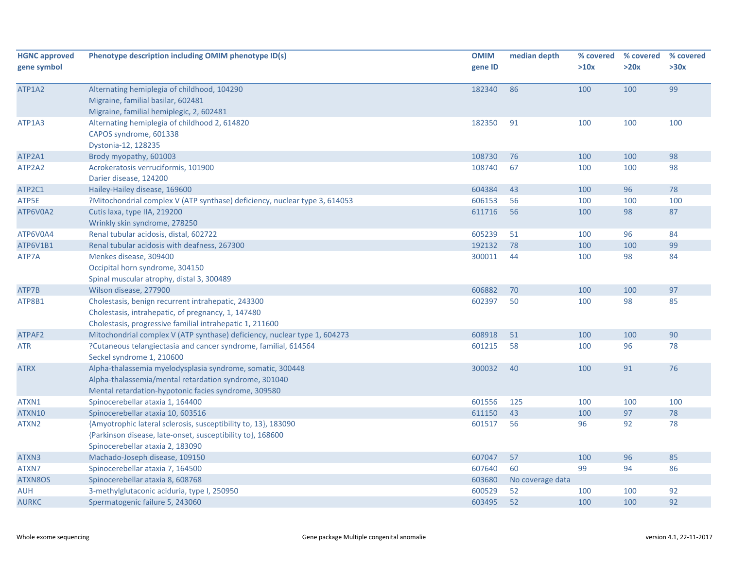| HGNC approved gene symbol | Phenotype description including OMIM phenotype ID(s) | OMIM gene ID | median depth | % covered >10x | % covered >20x | % covered >30x |
|---|---|---|---|---|---|---|
| ATP1A2 | Alternating hemiplegia of childhood, 104290<br>Migraine, familial basilar, 602481<br>Migraine, familial hemiplegic, 2, 602481 | 182340 | 86 | 100 | 100 | 99 |
| ATP1A3 | Alternating hemiplegia of childhood 2, 614820<br>CAPOS syndrome, 601338<br>Dystonia-12, 128235 | 182350 | 91 | 100 | 100 | 100 |
| ATP2A1 | Brody myopathy, 601003 | 108730 | 76 | 100 | 100 | 98 |
| ATP2A2 | Acrokeratosis verruciformis, 101900<br>Darier disease, 124200 | 108740 | 67 | 100 | 100 | 98 |
| ATP2C1 | Hailey-Hailey disease, 169600 | 604384 | 43 | 100 | 96 | 78 |
| ATP5E | ?Mitochondrial complex V (ATP synthase) deficiency, nuclear type 3, 614053 | 606153 | 56 | 100 | 100 | 100 |
| ATP6V0A2 | Cutis laxa, type IIA, 219200<br>Wrinkly skin syndrome, 278250 | 611716 | 56 | 100 | 98 | 87 |
| ATP6V0A4 | Renal tubular acidosis, distal, 602722 | 605239 | 51 | 100 | 96 | 84 |
| ATP6V1B1 | Renal tubular acidosis with deafness, 267300 | 192132 | 78 | 100 | 100 | 99 |
| ATP7A | Menkes disease, 309400<br>Occipital horn syndrome, 304150<br>Spinal muscular atrophy, distal 3, 300489 | 300011 | 44 | 100 | 98 | 84 |
| ATP7B | Wilson disease, 277900 | 606882 | 70 | 100 | 100 | 97 |
| ATP8B1 | Cholestasis, benign recurrent intrahepatic, 243300<br>Cholestasis, intrahepatic, of pregnancy, 1, 147480<br>Cholestasis, progressive familial intrahepatic 1, 211600 | 602397 | 50 | 100 | 98 | 85 |
| ATPAF2 | Mitochondrial complex V (ATP synthase) deficiency, nuclear type 1, 604273 | 608918 | 51 | 100 | 100 | 90 |
| ATR | ?Cutaneous telangiectasia and cancer syndrome, familial, 614564<br>Seckel syndrome 1, 210600 | 601215 | 58 | 100 | 96 | 78 |
| ATRX | Alpha-thalassemia myelodysplasia syndrome, somatic, 300448<br>Alpha-thalassemia/mental retardation syndrome, 301040<br>Mental retardation-hypotonic facies syndrome, 309580 | 300032 | 40 | 100 | 91 | 76 |
| ATXN1 | Spinocerebellar ataxia 1, 164400 | 601556 | 125 | 100 | 100 | 100 |
| ATXN10 | Spinocerebellar ataxia 10, 603516 | 611150 | 43 | 100 | 97 | 78 |
| ATXN2 | {Amyotrophic lateral sclerosis, susceptibility to, 13}, 183090<br>{Parkinson disease, late-onset, susceptibility to}, 168600<br>Spinocerebellar ataxia 2, 183090 | 601517 | 56 | 96 | 92 | 78 |
| ATXN3 | Machado-Joseph disease, 109150 | 607047 | 57 | 100 | 96 | 85 |
| ATXN7 | Spinocerebellar ataxia 7, 164500 | 607640 | 60 | 99 | 94 | 86 |
| ATXN8OS | Spinocerebellar ataxia 8, 608768 | 603680 | No coverage data | | | |
| AUH | 3-methylglutaconic aciduria, type I, 250950 | 600529 | 52 | 100 | 100 | 92 |
| AURKC | Spermatogenic failure 5, 243060 | 603495 | 52 | 100 | 100 | 92 |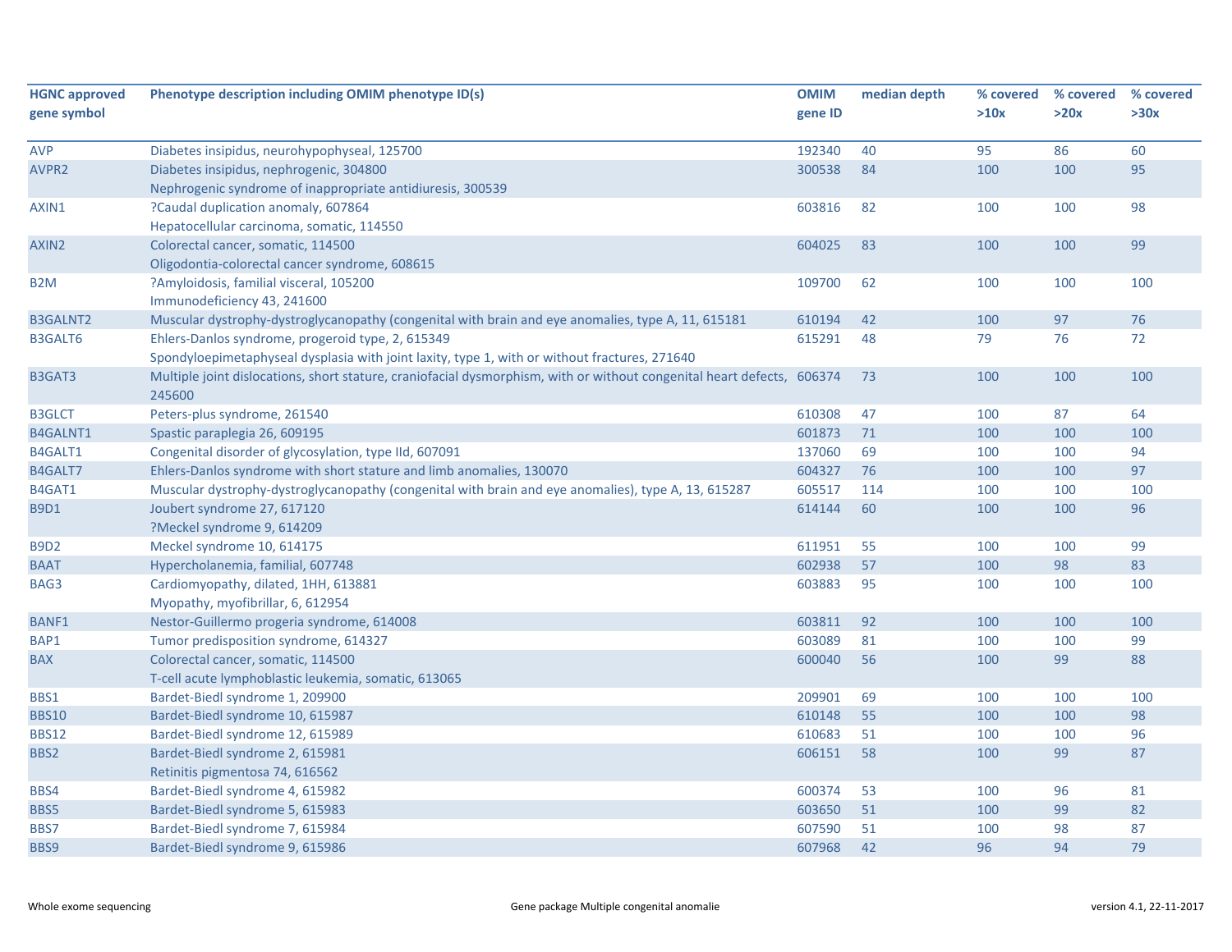| HGNC approved gene symbol | Phenotype description including OMIM phenotype ID(s) | OMIM gene ID | median depth | % covered >10x | % covered >20x | % covered >30x |
|---|---|---|---|---|---|---|
| AVP | Diabetes insipidus, neurohypophyseal, 125700 | 192340 | 40 | 95 | 86 | 60 |
| AVPR2 | Diabetes insipidus, nephrogenic, 304800<br>Nephrogenic syndrome of inappropriate antidiuresis, 300539 | 300538 | 84 | 100 | 100 | 95 |
| AXIN1 | ?Caudal duplication anomaly, 607864<br>Hepatocellular carcinoma, somatic, 114550 | 603816 | 82 | 100 | 100 | 98 |
| AXIN2 | Colorectal cancer, somatic, 114500<br>Oligodontia-colorectal cancer syndrome, 608615 | 604025 | 83 | 100 | 100 | 99 |
| B2M | ?Amyloidosis, familial visceral, 105200<br>Immunodeficiency 43, 241600 | 109700 | 62 | 100 | 100 | 100 |
| B3GALNT2 | Muscular dystrophy-dystroglycanopathy (congenital with brain and eye anomalies, type A, 11, 615181 | 610194 | 42 | 100 | 97 | 76 |
| B3GALT6 | Ehlers-Danlos syndrome, progeroid type, 2, 615349<br>Spondyloepimetaphyseal dysplasia with joint laxity, type 1, with or without fractures, 271640 | 615291 | 48 | 79 | 76 | 72 |
| B3GAT3 | Multiple joint dislocations, short stature, craniofacial dysmorphism, with or without congenital heart defects, 245600 | 606374 | 73 | 100 | 100 | 100 |
| B3GLCT | Peters-plus syndrome, 261540 | 610308 | 47 | 100 | 87 | 64 |
| B4GALNT1 | Spastic paraplegia 26, 609195 | 601873 | 71 | 100 | 100 | 100 |
| B4GALT1 | Congenital disorder of glycosylation, type IId, 607091 | 137060 | 69 | 100 | 100 | 94 |
| B4GALT7 | Ehlers-Danlos syndrome with short stature and limb anomalies, 130070 | 604327 | 76 | 100 | 100 | 97 |
| B4GAT1 | Muscular dystrophy-dystroglycanopathy (congenital with brain and eye anomalies), type A, 13, 615287 | 605517 | 114 | 100 | 100 | 100 |
| B9D1 | Joubert syndrome 27, 617120<br>?Meckel syndrome 9, 614209 | 614144 | 60 | 100 | 100 | 96 |
| B9D2 | Meckel syndrome 10, 614175 | 611951 | 55 | 100 | 100 | 99 |
| BAAT | Hypercholanemia, familial, 607748 | 602938 | 57 | 100 | 98 | 83 |
| BAG3 | Cardiomyopathy, dilated, 1HH, 613881<br>Myopathy, myofibrillar, 6, 612954 | 603883 | 95 | 100 | 100 | 100 |
| BANF1 | Nestor-Guillermo progeria syndrome, 614008 | 603811 | 92 | 100 | 100 | 100 |
| BAP1 | Tumor predisposition syndrome, 614327 | 603089 | 81 | 100 | 100 | 99 |
| BAX | Colorectal cancer, somatic, 114500<br>T-cell acute lymphoblastic leukemia, somatic, 613065 | 600040 | 56 | 100 | 99 | 88 |
| BBS1 | Bardet-Biedl syndrome 1, 209900 | 209901 | 69 | 100 | 100 | 100 |
| BBS10 | Bardet-Biedl syndrome 10, 615987 | 610148 | 55 | 100 | 100 | 98 |
| BBS12 | Bardet-Biedl syndrome 12, 615989 | 610683 | 51 | 100 | 100 | 96 |
| BBS2 | Bardet-Biedl syndrome 2, 615981<br>Retinitis pigmentosa 74, 616562 | 606151 | 58 | 100 | 99 | 87 |
| BBS4 | Bardet-Biedl syndrome 4, 615982 | 600374 | 53 | 100 | 96 | 81 |
| BBS5 | Bardet-Biedl syndrome 5, 615983 | 603650 | 51 | 100 | 99 | 82 |
| BBS7 | Bardet-Biedl syndrome 7, 615984 | 607590 | 51 | 100 | 98 | 87 |
| BBS9 | Bardet-Biedl syndrome 9, 615986 | 607968 | 42 | 96 | 94 | 79 |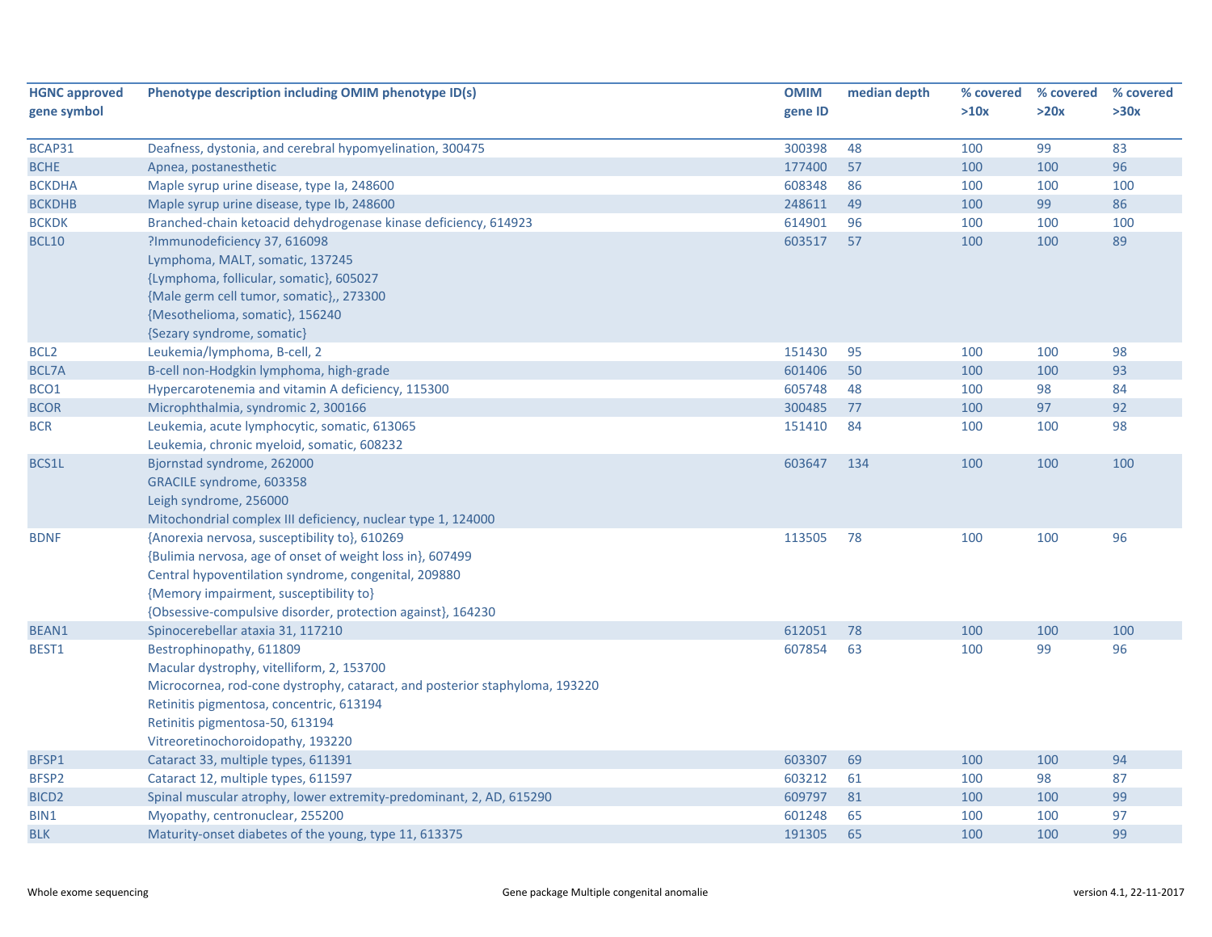| HGNC approved gene symbol | Phenotype description including OMIM phenotype ID(s) | OMIM gene ID | median depth | % covered >10x | % covered >20x | % covered >30x |
|---|---|---|---|---|---|---|
| BCAP31 | Deafness, dystonia, and cerebral hypomyelination, 300475 | 300398 | 48 | 100 | 99 | 83 |
| BCHE | Apnea, postanesthetic | 177400 | 57 | 100 | 100 | 96 |
| BCKDHA | Maple syrup urine disease, type Ia, 248600 | 608348 | 86 | 100 | 100 | 100 |
| BCKDHB | Maple syrup urine disease, type Ib, 248600 | 248611 | 49 | 100 | 99 | 86 |
| BCKDK | Branched-chain ketoacid dehydrogenase kinase deficiency, 614923 | 614901 | 96 | 100 | 100 | 100 |
| BCL10 | ?Immunodeficiency 37, 616098<br>Lymphoma, MALT, somatic, 137245<br>{Lymphoma, follicular, somatic}, 605027<br>{Male germ cell tumor, somatic},, 273300<br>{Mesothelioma, somatic}, 156240<br>{Sezary syndrome, somatic} | 603517 | 57 | 100 | 100 | 89 |
| BCL2 | Leukemia/lymphoma, B-cell, 2 | 151430 | 95 | 100 | 100 | 98 |
| BCL7A | B-cell non-Hodgkin lymphoma, high-grade | 601406 | 50 | 100 | 100 | 93 |
| BCO1 | Hypercarotenemia and vitamin A deficiency, 115300 | 605748 | 48 | 100 | 98 | 84 |
| BCOR | Microphthalmia, syndromic 2, 300166 | 300485 | 77 | 100 | 97 | 92 |
| BCR | Leukemia, acute lymphocytic, somatic, 613065<br>Leukemia, chronic myeloid, somatic, 608232 | 151410 | 84 | 100 | 100 | 98 |
| BCS1L | Bjornstad syndrome, 262000<br>GRACILE syndrome, 603358<br>Leigh syndrome, 256000<br>Mitochondrial complex III deficiency, nuclear type 1, 124000 | 603647 | 134 | 100 | 100 | 100 |
| BDNF | {Anorexia nervosa, susceptibility to}, 610269<br>{Bulimia nervosa, age of onset of weight loss in}, 607499<br>Central hypoventilation syndrome, congenital, 209880<br>{Memory impairment, susceptibility to}<br>{Obsessive-compulsive disorder, protection against}, 164230 | 113505 | 78 | 100 | 100 | 96 |
| BEAN1 | Spinocerebellar ataxia 31, 117210 | 612051 | 78 | 100 | 100 | 100 |
| BEST1 | Bestrophinopathy, 611809<br>Macular dystrophy, vitelliform, 2, 153700<br>Microcornea, rod-cone dystrophy, cataract, and posterior staphyloma, 193220<br>Retinitis pigmentosa, concentric, 613194<br>Retinitis pigmentosa-50, 613194<br>Vitreoretinochoroidopathy, 193220 | 607854 | 63 | 100 | 99 | 96 |
| BFSP1 | Cataract 33, multiple types, 611391 | 603307 | 69 | 100 | 100 | 94 |
| BFSP2 | Cataract 12, multiple types, 611597 | 603212 | 61 | 100 | 98 | 87 |
| BICD2 | Spinal muscular atrophy, lower extremity-predominant, 2, AD, 615290 | 609797 | 81 | 100 | 100 | 99 |
| BIN1 | Myopathy, centronuclear, 255200 | 601248 | 65 | 100 | 100 | 97 |
| BLK | Maturity-onset diabetes of the young, type 11, 613375 | 191305 | 65 | 100 | 100 | 99 |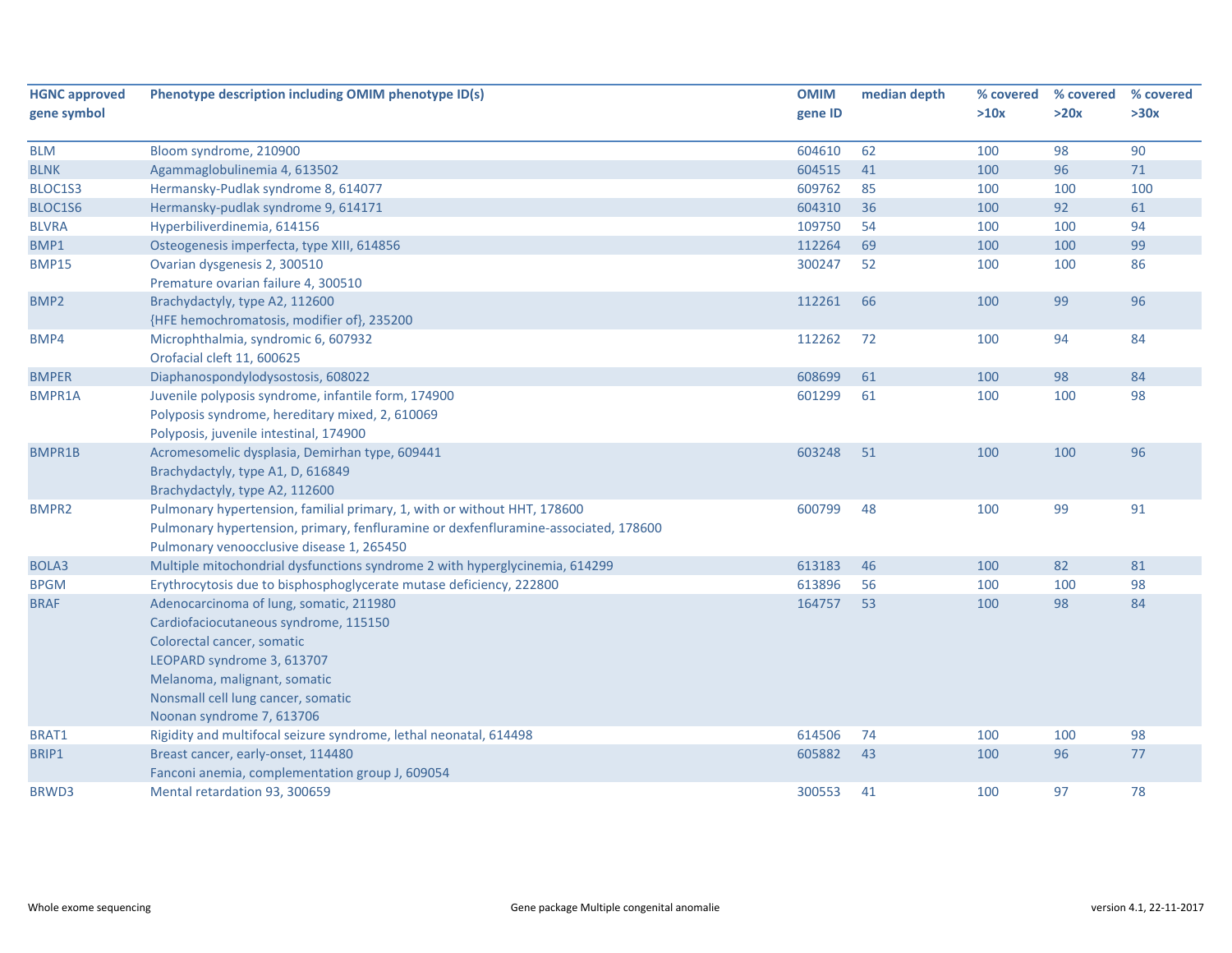| HGNC approved gene symbol | Phenotype description including OMIM phenotype ID(s) | OMIM gene ID | median depth | % covered >10x | % covered >20x | % covered >30x |
|---|---|---|---|---|---|---|
| BLM | Bloom syndrome, 210900 | 604610 | 62 | 100 | 98 | 90 |
| BLNK | Agammaglobulinemia 4, 613502 | 604515 | 41 | 100 | 96 | 71 |
| BLOC1S3 | Hermansky-Pudlak syndrome 8, 614077 | 609762 | 85 | 100 | 100 | 100 |
| BLOC1S6 | Hermansky-pudlak syndrome 9, 614171 | 604310 | 36 | 100 | 92 | 61 |
| BLVRA | Hyperbiliverdinemia, 614156 | 109750 | 54 | 100 | 100 | 94 |
| BMP1 | Osteogenesis imperfecta, type XIII, 614856 | 112264 | 69 | 100 | 100 | 99 |
| BMP15 | Ovarian dysgenesis 2, 300510<br>Premature ovarian failure 4, 300510 | 300247 | 52 | 100 | 100 | 86 |
| BMP2 | Brachydactyly, type A2, 112600<br>{HFE hemochromatosis, modifier of}, 235200 | 112261 | 66 | 100 | 99 | 96 |
| BMP4 | Microphthalmia, syndromic 6, 607932<br>Orofacial cleft 11, 600625 | 112262 | 72 | 100 | 94 | 84 |
| BMPER | Diaphanospondylodysostosis, 608022 | 608699 | 61 | 100 | 98 | 84 |
| BMPR1A | Juvenile polyposis syndrome, infantile form, 174900<br>Polyposis syndrome, hereditary mixed, 2, 610069<br>Polyposis, juvenile intestinal, 174900 | 601299 | 61 | 100 | 100 | 98 |
| BMPR1B | Acromesomelic dysplasia, Demirhan type, 609441<br>Brachydactyly, type A1, D, 616849<br>Brachydactyly, type A2, 112600 | 603248 | 51 | 100 | 100 | 96 |
| BMPR2 | Pulmonary hypertension, familial primary, 1, with or without HHT, 178600<br>Pulmonary hypertension, primary, fenfluramine or dexfenfluramine-associated, 178600<br>Pulmonary venoocclusive disease 1, 265450 | 600799 | 48 | 100 | 99 | 91 |
| BOLA3 | Multiple mitochondrial dysfunctions syndrome 2 with hyperglycinemia, 614299 | 613183 | 46 | 100 | 82 | 81 |
| BPGM | Erythrocytosis due to bisphosphoglycerate mutase deficiency, 222800 | 613896 | 56 | 100 | 100 | 98 |
| BRAF | Adenocarcinoma of lung, somatic, 211980<br>Cardiofaciocutaneous syndrome, 115150<br>Colorectal cancer, somatic<br>LEOPARD syndrome 3, 613707<br>Melanoma, malignant, somatic<br>Nonsmall cell lung cancer, somatic<br>Noonan syndrome 7, 613706 | 164757 | 53 | 100 | 98 | 84 |
| BRAT1 | Rigidity and multifocal seizure syndrome, lethal neonatal, 614498 | 614506 | 74 | 100 | 100 | 98 |
| BRIP1 | Breast cancer, early-onset, 114480<br>Fanconi anemia, complementation group J, 609054 | 605882 | 43 | 100 | 96 | 77 |
| BRWD3 | Mental retardation 93, 300659 | 300553 | 41 | 100 | 97 | 78 |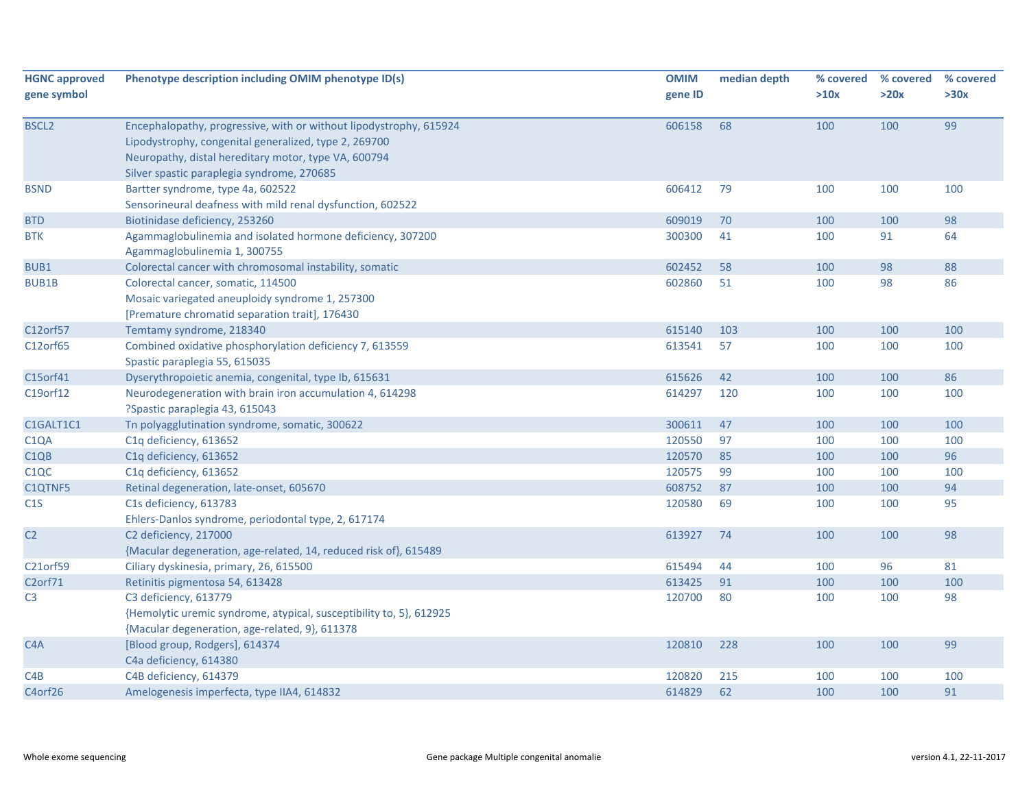| HGNC approved gene symbol | Phenotype description including OMIM phenotype ID(s) | OMIM gene ID | median depth | % covered >10x | % covered >20x | % covered >30x |
|---|---|---|---|---|---|---|
| BSCL2 | Encephalopathy, progressive, with or without lipodystrophy, 615924<br>Lipodystrophy, congenital generalized, type 2, 269700<br>Neuropathy, distal hereditary motor, type VA, 600794<br>Silver spastic paraplegia syndrome, 270685 | 606158 | 68 | 100 | 100 | 99 |
| BSND | Bartter syndrome, type 4a, 602522<br>Sensorineural deafness with mild renal dysfunction, 602522 | 606412 | 79 | 100 | 100 | 100 |
| BTD | Biotinidase deficiency, 253260 | 609019 | 70 | 100 | 100 | 98 |
| BTK | Agammaglobulinemia and isolated hormone deficiency, 307200<br>Agammaglobulinemia 1, 300755 | 300300 | 41 | 100 | 91 | 64 |
| BUB1 | Colorectal cancer with chromosomal instability, somatic | 602452 | 58 | 100 | 98 | 88 |
| BUB1B | Colorectal cancer, somatic, 114500<br>Mosaic variegated aneuploidy syndrome 1, 257300<br>[Premature chromatid separation trait], 176430 | 602860 | 51 | 100 | 98 | 86 |
| C12orf57 | Temtamy syndrome, 218340 | 615140 | 103 | 100 | 100 | 100 |
| C12orf65 | Combined oxidative phosphorylation deficiency 7, 613559<br>Spastic paraplegia 55, 615035 | 613541 | 57 | 100 | 100 | 100 |
| C15orf41 | Dyserythropoietic anemia, congenital, type Ib, 615631 | 615626 | 42 | 100 | 100 | 86 |
| C19orf12 | Neurodegeneration with brain iron accumulation 4, 614298<br>?Spastic paraplegia 43, 615043 | 614297 | 120 | 100 | 100 | 100 |
| C1GALT1C1 | Tn polyagglutination syndrome, somatic, 300622 | 300611 | 47 | 100 | 100 | 100 |
| C1QA | C1q deficiency, 613652 | 120550 | 97 | 100 | 100 | 100 |
| C1QB | C1q deficiency, 613652 | 120570 | 85 | 100 | 100 | 96 |
| C1QC | C1q deficiency, 613652 | 120575 | 99 | 100 | 100 | 100 |
| C1QTNF5 | Retinal degeneration, late-onset, 605670 | 608752 | 87 | 100 | 100 | 94 |
| C1S | C1s deficiency, 613783<br>Ehlers-Danlos syndrome, periodontal type, 2, 617174 | 120580 | 69 | 100 | 100 | 95 |
| C2 | C2 deficiency, 217000<br>{Macular degeneration, age-related, 14, reduced risk of}, 615489 | 613927 | 74 | 100 | 100 | 98 |
| C21orf59 | Ciliary dyskinesia, primary, 26, 615500 | 615494 | 44 | 100 | 96 | 81 |
| C2orf71 | Retinitis pigmentosa 54, 613428 | 613425 | 91 | 100 | 100 | 100 |
| C3 | C3 deficiency, 613779<br>{Hemolytic uremic syndrome, atypical, susceptibility to, 5}, 612925<br>{Macular degeneration, age-related, 9}, 611378 | 120700 | 80 | 100 | 100 | 98 |
| C4A | [Blood group, Rodgers], 614374<br>C4a deficiency, 614380 | 120810 | 228 | 100 | 100 | 99 |
| C4B | C4B deficiency, 614379 | 120820 | 215 | 100 | 100 | 100 |
| C4orf26 | Amelogenesis imperfecta, type IIA4, 614832 | 614829 | 62 | 100 | 100 | 91 |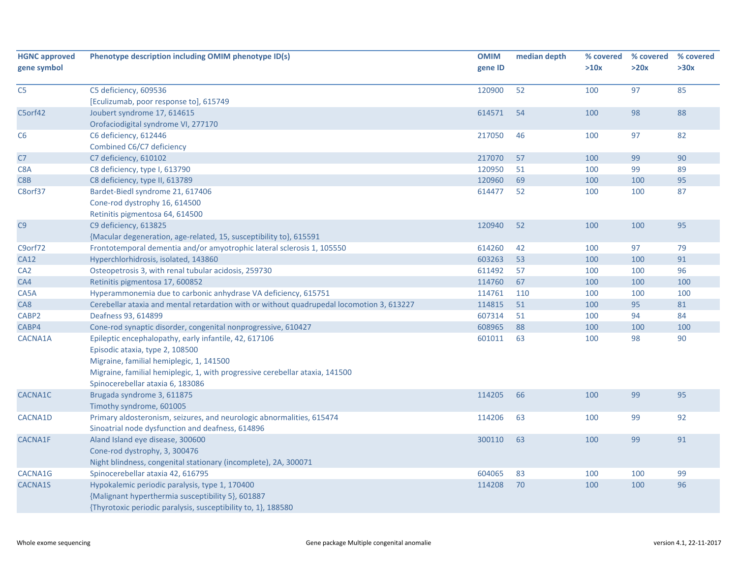| HGNC approved gene symbol | Phenotype description including OMIM phenotype ID(s) | OMIM gene ID | median depth | % covered >10x | % covered >20x | % covered >30x |
|---|---|---|---|---|---|---|
| C5 | C5 deficiency, 609536<br>[Eculizumab, poor response to], 615749 | 120900 | 52 | 100 | 97 | 85 |
| C5orf42 | Joubert syndrome 17, 614615<br>Orofaciodigital syndrome VI, 277170 | 614571 | 54 | 100 | 98 | 88 |
| C6 | C6 deficiency, 612446<br>Combined C6/C7 deficiency | 217050 | 46 | 100 | 97 | 82 |
| C7 | C7 deficiency, 610102 | 217070 | 57 | 100 | 99 | 90 |
| C8A | C8 deficiency, type I, 613790 | 120950 | 51 | 100 | 99 | 89 |
| C8B | C8 deficiency, type II, 613789 | 120960 | 69 | 100 | 100 | 95 |
| C8orf37 | Bardet-Biedl syndrome 21, 617406<br>Cone-rod dystrophy 16, 614500<br>Retinitis pigmentosa 64, 614500 | 614477 | 52 | 100 | 100 | 87 |
| C9 | C9 deficiency, 613825<br>{Macular degeneration, age-related, 15, susceptibility to}, 615591 | 120940 | 52 | 100 | 100 | 95 |
| C9orf72 | Frontotemporal dementia and/or amyotrophic lateral sclerosis 1, 105550 | 614260 | 42 | 100 | 97 | 79 |
| CA12 | Hyperchlorhidrosis, isolated, 143860 | 603263 | 53 | 100 | 100 | 91 |
| CA2 | Osteopetrosis 3, with renal tubular acidosis, 259730 | 611492 | 57 | 100 | 100 | 96 |
| CA4 | Retinitis pigmentosa 17, 600852 | 114760 | 67 | 100 | 100 | 100 |
| CA5A | Hyperammonemia due to carbonic anhydrase VA deficiency, 615751 | 114761 | 110 | 100 | 100 | 100 |
| CA8 | Cerebellar ataxia and mental retardation with or without quadrupedal locomotion 3, 613227 | 114815 | 51 | 100 | 95 | 81 |
| CABP2 | Deafness 93, 614899 | 607314 | 51 | 100 | 94 | 84 |
| CABP4 | Cone-rod synaptic disorder, congenital nonprogressive, 610427 | 608965 | 88 | 100 | 100 | 100 |
| CACNA1A | Epileptic encephalopathy, early infantile, 42, 617106<br>Episodic ataxia, type 2, 108500<br>Migraine, familial hemiplegic, 1, 141500<br>Migraine, familial hemiplegic, 1, with progressive cerebellar ataxia, 141500<br>Spinocerebellar ataxia 6, 183086 | 601011 | 63 | 100 | 98 | 90 |
| CACNA1C | Brugada syndrome 3, 611875<br>Timothy syndrome, 601005 | 114205 | 66 | 100 | 99 | 95 |
| CACNA1D | Primary aldosteronism, seizures, and neurologic abnormalities, 615474<br>Sinoatrial node dysfunction and deafness, 614896 | 114206 | 63 | 100 | 99 | 92 |
| CACNA1F | Aland Island eye disease, 300600<br>Cone-rod dystrophy, 3, 300476<br>Night blindness, congenital stationary (incomplete), 2A, 300071 | 300110 | 63 | 100 | 99 | 91 |
| CACNA1G | Spinocerebellar ataxia 42, 616795 | 604065 | 83 | 100 | 100 | 99 |
| CACNA1S | Hypokalemic periodic paralysis, type 1, 170400<br>{Malignant hyperthermia susceptibility 5}, 601887<br>{Thyrotoxic periodic paralysis, susceptibility to, 1}, 188580 | 114208 | 70 | 100 | 100 | 96 |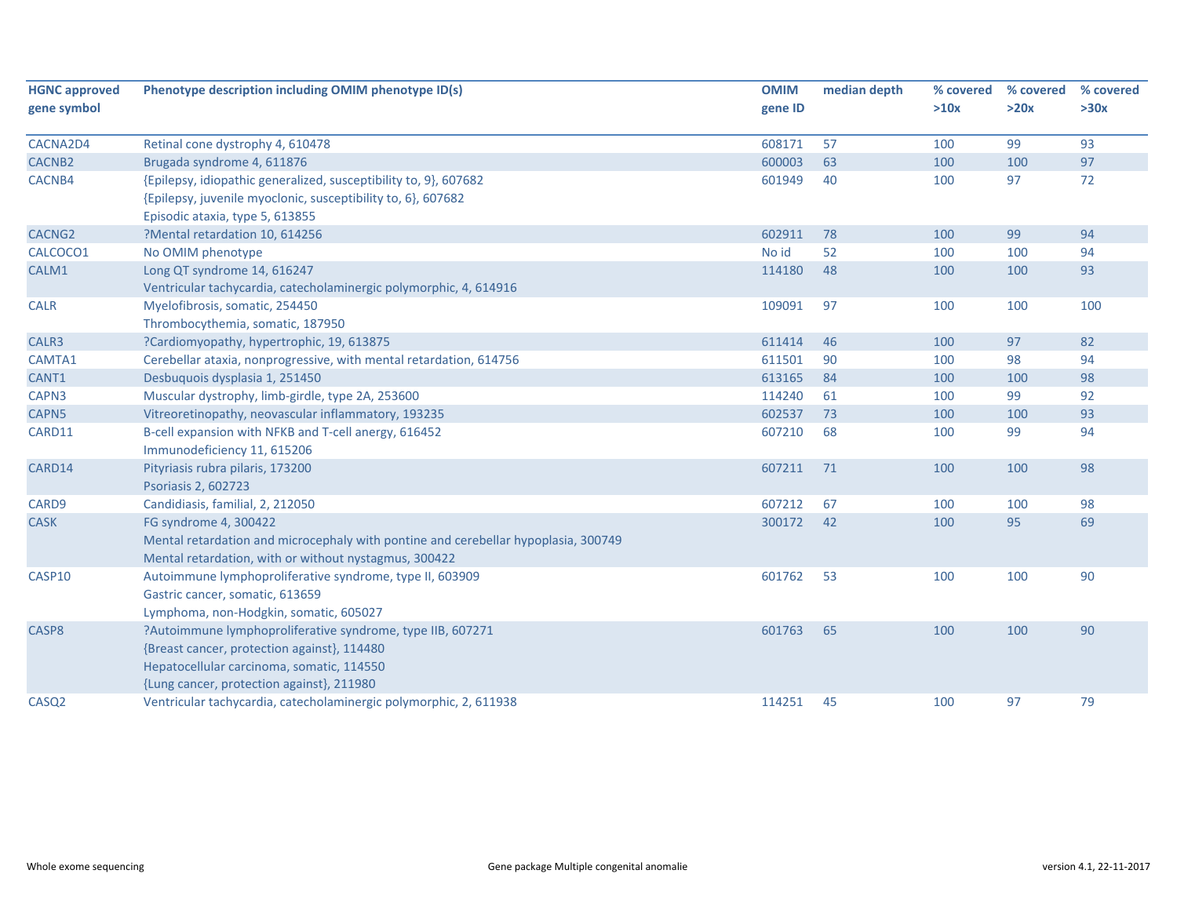| HGNC approved gene symbol | Phenotype description including OMIM phenotype ID(s) | OMIM gene ID | median depth | % covered >10x | % covered >20x | % covered >30x |
|---|---|---|---|---|---|---|
| CACNA2D4 | Retinal cone dystrophy 4, 610478 | 608171 | 57 | 100 | 99 | 93 |
| CACNB2 | Brugada syndrome 4, 611876 | 600003 | 63 | 100 | 100 | 97 |
| CACNB4 | {Epilepsy, idiopathic generalized, susceptibility to, 9}, 607682<br>{Epilepsy, juvenile myoclonic, susceptibility to, 6}, 607682<br>Episodic ataxia, type 5, 613855 | 601949 | 40 | 100 | 97 | 72 |
| CACNG2 | ?Mental retardation 10, 614256 | 602911 | 78 | 100 | 99 | 94 |
| CALCOCO1 | No OMIM phenotype | No id | 52 | 100 | 100 | 94 |
| CALM1 | Long QT syndrome 14, 616247<br>Ventricular tachycardia, catecholaminergic polymorphic, 4, 614916 | 114180 | 48 | 100 | 100 | 93 |
| CALR | Myelofibrosis, somatic, 254450<br>Thrombocythemia, somatic, 187950 | 109091 | 97 | 100 | 100 | 100 |
| CALR3 | ?Cardiomyopathy, hypertrophic, 19, 613875 | 611414 | 46 | 100 | 97 | 82 |
| CAMTA1 | Cerebellar ataxia, nonprogressive, with mental retardation, 614756 | 611501 | 90 | 100 | 98 | 94 |
| CANT1 | Desbuquois dysplasia 1, 251450 | 613165 | 84 | 100 | 100 | 98 |
| CAPN3 | Muscular dystrophy, limb-girdle, type 2A, 253600 | 114240 | 61 | 100 | 99 | 92 |
| CAPN5 | Vitreoretinopathy, neovascular inflammatory, 193235 | 602537 | 73 | 100 | 100 | 93 |
| CARD11 | B-cell expansion with NFKB and T-cell anergy, 616452<br>Immunodeficiency 11, 615206 | 607210 | 68 | 100 | 99 | 94 |
| CARD14 | Pityriasis rubra pilaris, 173200<br>Psoriasis 2, 602723 | 607211 | 71 | 100 | 100 | 98 |
| CARD9 | Candidiasis, familial, 2, 212050 | 607212 | 67 | 100 | 100 | 98 |
| CASK | FG syndrome 4, 300422<br>Mental retardation and microcephaly with pontine and cerebellar hypoplasia, 300749<br>Mental retardation, with or without nystagmus, 300422 | 300172 | 42 | 100 | 95 | 69 |
| CASP10 | Autoimmune lymphoproliferative syndrome, type II, 603909<br>Gastric cancer, somatic, 613659<br>Lymphoma, non-Hodgkin, somatic, 605027 | 601762 | 53 | 100 | 100 | 90 |
| CASP8 | ?Autoimmune lymphoproliferative syndrome, type IIB, 607271<br>{Breast cancer, protection against}, 114480<br>Hepatocellular carcinoma, somatic, 114550<br>{Lung cancer, protection against}, 211980 | 601763 | 65 | 100 | 100 | 90 |
| CASQ2 | Ventricular tachycardia, catecholaminergic polymorphic, 2, 611938 | 114251 | 45 | 100 | 97 | 79 |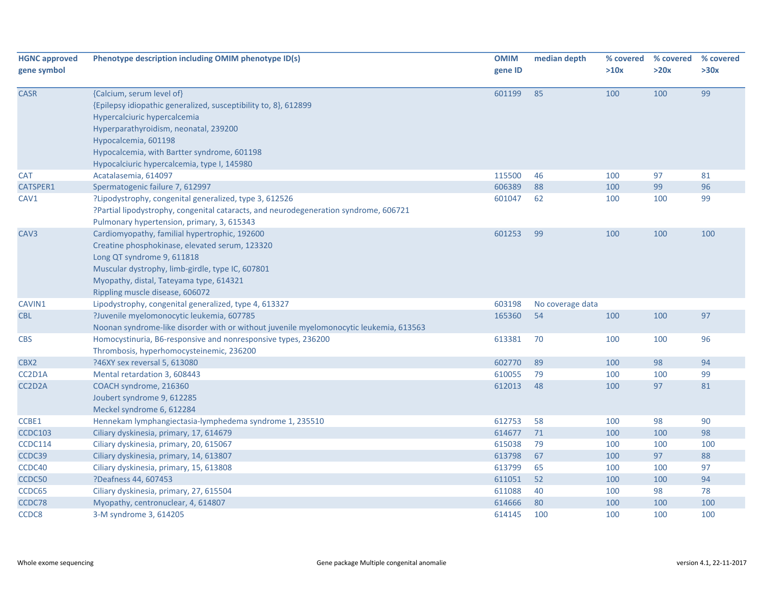| HGNC approved gene symbol | Phenotype description including OMIM phenotype ID(s) | OMIM gene ID | median depth | % covered >10x | % covered >20x | % covered >30x |
|---|---|---|---|---|---|---|
| CASR | {Calcium, serum level of}<br>{Epilepsy idiopathic generalized, susceptibility to, 8}, 612899<br>Hypercalciuric hypercalcemia<br>Hyperparathyroidism, neonatal, 239200<br>Hypocalcemia, 601198<br>Hypocalcemia, with Bartter syndrome, 601198<br>Hypocalciuric hypercalcemia, type I, 145980 | 601199 | 85 | 100 | 100 | 99 |
| CAT | Acatalasemia, 614097 | 115500 | 46 | 100 | 97 | 81 |
| CATSPER1 | Spermatogenic failure 7, 612997 | 606389 | 88 | 100 | 99 | 96 |
| CAV1 | ?Lipodystrophy, congenital generalized, type 3, 612526<br>?Partial lipodystrophy, congenital cataracts, and neurodegeneration syndrome, 606721<br>Pulmonary hypertension, primary, 3, 615343 | 601047 | 62 | 100 | 100 | 99 |
| CAV3 | Cardiomyopathy, familial hypertrophic, 192600<br>Creatine phosphokinase, elevated serum, 123320<br>Long QT syndrome 9, 611818<br>Muscular dystrophy, limb-girdle, type IC, 607801<br>Myopathy, distal, Tateyama type, 614321<br>Rippling muscle disease, 606072 | 601253 | 99 | 100 | 100 | 100 |
| CAVIN1 | Lipodystrophy, congenital generalized, type 4, 613327 | 603198 | No coverage data | | | |
| CBL | ?Juvenile myelomonocytic leukemia, 607785<br>Noonan syndrome-like disorder with or without juvenile myelomonocytic leukemia, 613563 | 165360 | 54 | 100 | 100 | 97 |
| CBS | Homocystinuria, B6-responsive and nonresponsive types, 236200<br>Thrombosis, hyperhomocysteinemic, 236200 | 613381 | 70 | 100 | 100 | 96 |
| CBX2 | ?46XY sex reversal 5, 613080 | 602770 | 89 | 100 | 98 | 94 |
| CC2D1A | Mental retardation 3, 608443 | 610055 | 79 | 100 | 100 | 99 |
| CC2D2A | COACH syndrome, 216360<br>Joubert syndrome 9, 612285<br>Meckel syndrome 6, 612284 | 612013 | 48 | 100 | 97 | 81 |
| CCBE1 | Hennekam lymphangiectasia-lymphedema syndrome 1, 235510 | 612753 | 58 | 100 | 98 | 90 |
| CCDC103 | Ciliary dyskinesia, primary, 17, 614679 | 614677 | 71 | 100 | 100 | 98 |
| CCDC114 | Ciliary dyskinesia, primary, 20, 615067 | 615038 | 79 | 100 | 100 | 100 |
| CCDC39 | Ciliary dyskinesia, primary, 14, 613807 | 613798 | 67 | 100 | 97 | 88 |
| CCDC40 | Ciliary dyskinesia, primary, 15, 613808 | 613799 | 65 | 100 | 100 | 97 |
| CCDC50 | ?Deafness 44, 607453 | 611051 | 52 | 100 | 100 | 94 |
| CCDC65 | Ciliary dyskinesia, primary, 27, 615504 | 611088 | 40 | 100 | 98 | 78 |
| CCDC78 | Myopathy, centronuclear, 4, 614807 | 614666 | 80 | 100 | 100 | 100 |
| CCDC8 | 3-M syndrome 3, 614205 | 614145 | 100 | 100 | 100 | 100 |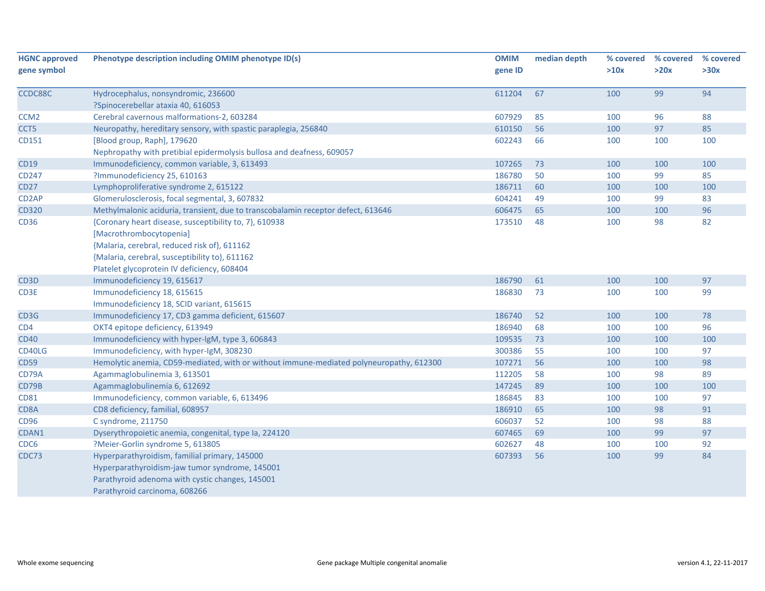| HGNC approved gene symbol | Phenotype description including OMIM phenotype ID(s) | OMIM gene ID | median depth | % covered >10x | % covered >20x | % covered >30x |
|---|---|---|---|---|---|---|
| CCDC88C | Hydrocephalus, nonsyndromic, 236600<br>?Spinocerebellar ataxia 40, 616053 | 611204 | 67 | 100 | 99 | 94 |
| CCM2 | Cerebral cavernous malformations-2, 603284 | 607929 | 85 | 100 | 96 | 88 |
| CCT5 | Neuropathy, hereditary sensory, with spastic paraplegia, 256840 | 610150 | 56 | 100 | 97 | 85 |
| CD151 | [Blood group, Raph], 179620<br>Nephropathy with pretibial epidermolysis bullosa and deafness, 609057 | 602243 | 66 | 100 | 100 | 100 |
| CD19 | Immunodeficiency, common variable, 3, 613493 | 107265 | 73 | 100 | 100 | 100 |
| CD247 | ?Immunodeficiency 25, 610163 | 186780 | 50 | 100 | 99 | 85 |
| CD27 | Lymphoproliferative syndrome 2, 615122 | 186711 | 60 | 100 | 100 | 100 |
| CD2AP | Glomerulosclerosis, focal segmental, 3, 607832 | 604241 | 49 | 100 | 99 | 83 |
| CD320 | Methylmalonic aciduria, transient, due to transcobalamin receptor defect, 613646 | 606475 | 65 | 100 | 100 | 96 |
| CD36 | {Coronary heart disease, susceptibility to, 7}, 610938<br>[Macrothrombocytopenia]<br>{Malaria, cerebral, reduced risk of}, 611162<br>{Malaria, cerebral, susceptibility to}, 611162<br>Platelet glycoprotein IV deficiency, 608404 | 173510 | 48 | 100 | 98 | 82 |
| CD3D | Immunodeficiency 19, 615617 | 186790 | 61 | 100 | 100 | 97 |
| CD3E | Immunodeficiency 18, 615615<br>Immunodeficiency 18, SCID variant, 615615 | 186830 | 73 | 100 | 100 | 99 |
| CD3G | Immunodeficiency 17, CD3 gamma deficient, 615607 | 186740 | 52 | 100 | 100 | 78 |
| CD4 | OKT4 epitope deficiency, 613949 | 186940 | 68 | 100 | 100 | 96 |
| CD40 | Immunodeficiency with hyper-IgM, type 3, 606843 | 109535 | 73 | 100 | 100 | 100 |
| CD40LG | Immunodeficiency, with hyper-IgM, 308230 | 300386 | 55 | 100 | 100 | 97 |
| CD59 | Hemolytic anemia, CD59-mediated, with or without immune-mediated polyneuropathy, 612300 | 107271 | 56 | 100 | 100 | 98 |
| CD79A | Agammaglobulinemia 3, 613501 | 112205 | 58 | 100 | 98 | 89 |
| CD79B | Agammaglobulinemia 6, 612692 | 147245 | 89 | 100 | 100 | 100 |
| CD81 | Immunodeficiency, common variable, 6, 613496 | 186845 | 83 | 100 | 100 | 97 |
| CD8A | CD8 deficiency, familial, 608957 | 186910 | 65 | 100 | 98 | 91 |
| CD96 | C syndrome, 211750 | 606037 | 52 | 100 | 98 | 88 |
| CDAN1 | Dyserythropoietic anemia, congenital, type Ia, 224120 | 607465 | 69 | 100 | 99 | 97 |
| CDC6 | ?Meier-Gorlin syndrome 5, 613805 | 602627 | 48 | 100 | 100 | 92 |
| CDC73 | Hyperparathyroidism, familial primary, 145000<br>Hyperparathyroidism-jaw tumor syndrome, 145001<br>Parathyroid adenoma with cystic changes, 145001<br>Parathyroid carcinoma, 608266 | 607393 | 56 | 100 | 99 | 84 |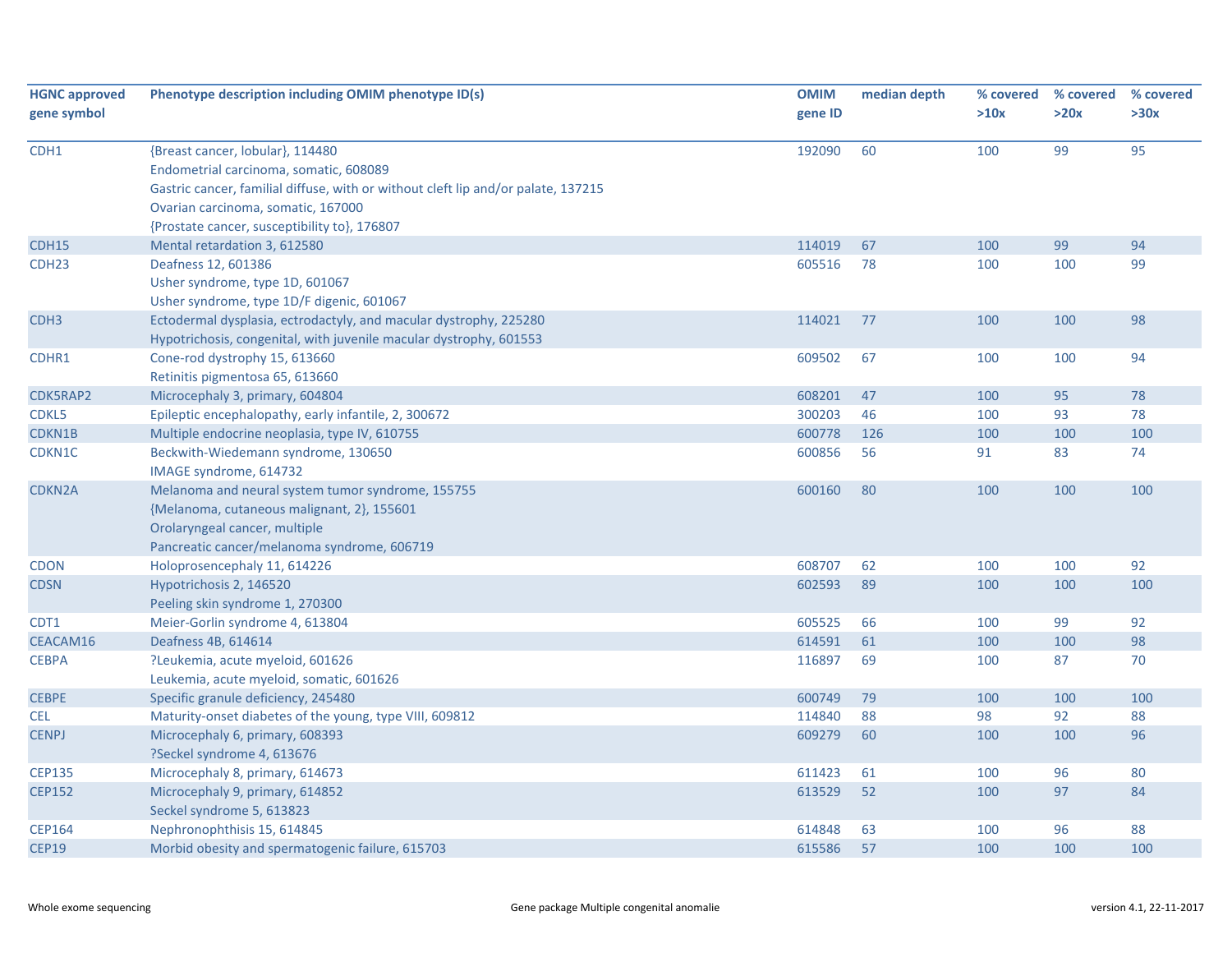| HGNC approved gene symbol | Phenotype description including OMIM phenotype ID(s) | OMIM gene ID | median depth | % covered >10x | % covered >20x | % covered >30x |
|---|---|---|---|---|---|---|
| CDH1 | {Breast cancer, lobular}, 114480<br>Endometrial carcinoma, somatic, 608089<br>Gastric cancer, familial diffuse, with or without cleft lip and/or palate, 137215<br>Ovarian carcinoma, somatic, 167000<br>{Prostate cancer, susceptibility to}, 176807 | 192090 | 60 | 100 | 99 | 95 |
| CDH15 | Mental retardation 3, 612580 | 114019 | 67 | 100 | 99 | 94 |
| CDH23 | Deafness 12, 601386<br>Usher syndrome, type 1D, 601067<br>Usher syndrome, type 1D/F digenic, 601067 | 605516 | 78 | 100 | 100 | 99 |
| CDH3 | Ectodermal dysplasia, ectrodactyly, and macular dystrophy, 225280<br>Hypotrichosis, congenital, with juvenile macular dystrophy, 601553 | 114021 | 77 | 100 | 100 | 98 |
| CDHR1 | Cone-rod dystrophy 15, 613660<br>Retinitis pigmentosa 65, 613660 | 609502 | 67 | 100 | 100 | 94 |
| CDK5RAP2 | Microcephaly 3, primary, 604804 | 608201 | 47 | 100 | 95 | 78 |
| CDKL5 | Epileptic encephalopathy, early infantile, 2, 300672 | 300203 | 46 | 100 | 93 | 78 |
| CDKN1B | Multiple endocrine neoplasia, type IV, 610755 | 600778 | 126 | 100 | 100 | 100 |
| CDKN1C | Beckwith-Wiedemann syndrome, 130650<br>IMAGE syndrome, 614732 | 600856 | 56 | 91 | 83 | 74 |
| CDKN2A | Melanoma and neural system tumor syndrome, 155755<br>{Melanoma, cutaneous malignant, 2}, 155601<br>Orolaryngeal cancer, multiple<br>Pancreatic cancer/melanoma syndrome, 606719 | 600160 | 80 | 100 | 100 | 100 |
| CDON | Holoprosencephaly 11, 614226 | 608707 | 62 | 100 | 100 | 92 |
| CDSN | Hypotrichosis 2, 146520<br>Peeling skin syndrome 1, 270300 | 602593 | 89 | 100 | 100 | 100 |
| CDT1 | Meier-Gorlin syndrome 4, 613804 | 605525 | 66 | 100 | 99 | 92 |
| CEACAM16 | Deafness 4B, 614614 | 614591 | 61 | 100 | 100 | 98 |
| CEBPA | ?Leukemia, acute myeloid, 601626<br>Leukemia, acute myeloid, somatic, 601626 | 116897 | 69 | 100 | 87 | 70 |
| CEBPE | Specific granule deficiency, 245480 | 600749 | 79 | 100 | 100 | 100 |
| CEL | Maturity-onset diabetes of the young, type VIII, 609812 | 114840 | 88 | 98 | 92 | 88 |
| CENPJ | Microcephaly 6, primary, 608393<br>?Seckel syndrome 4, 613676 | 609279 | 60 | 100 | 100 | 96 |
| CEP135 | Microcephaly 8, primary, 614673 | 611423 | 61 | 100 | 96 | 80 |
| CEP152 | Microcephaly 9, primary, 614852<br>Seckel syndrome 5, 613823 | 613529 | 52 | 100 | 97 | 84 |
| CEP164 | Nephronophthisis 15, 614845 | 614848 | 63 | 100 | 96 | 88 |
| CEP19 | Morbid obesity and spermatogenic failure, 615703 | 615586 | 57 | 100 | 100 | 100 |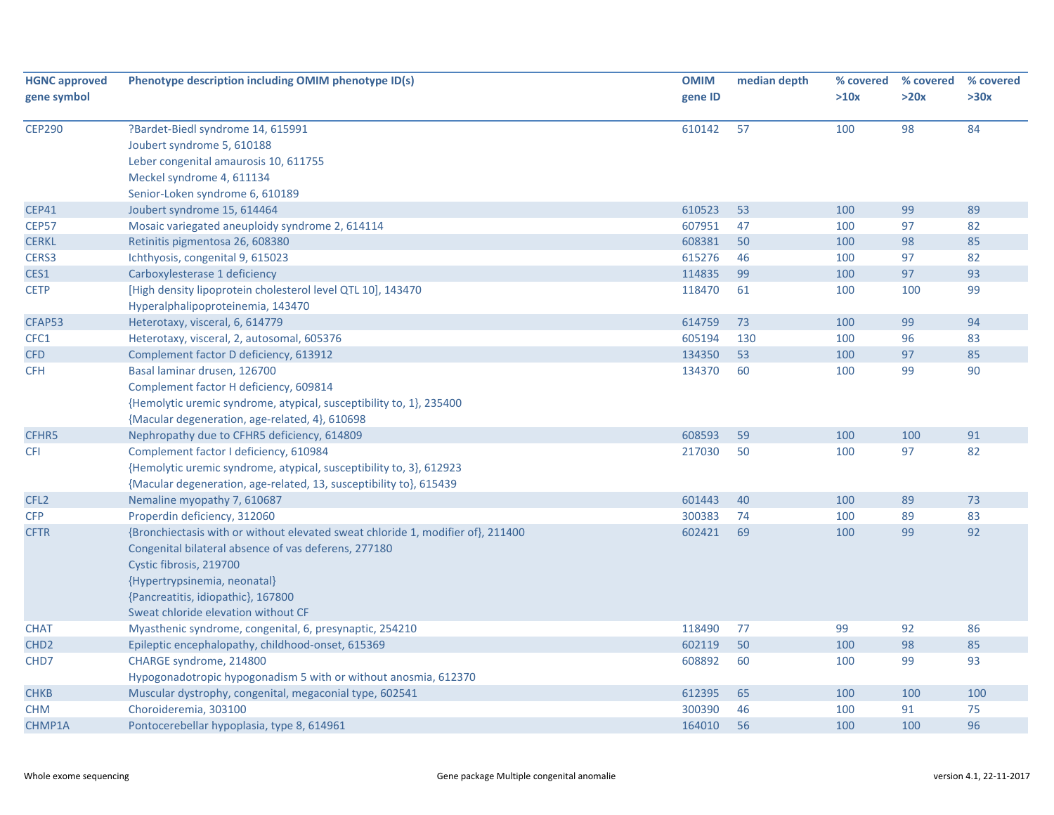| HGNC approved gene symbol | Phenotype description including OMIM phenotype ID(s) | OMIM gene ID | median depth | % covered >10x | % covered >20x | % covered >30x |
|---|---|---|---|---|---|---|
| CEP290 | ?Bardet-Biedl syndrome 14, 615991<br>Joubert syndrome 5, 610188<br>Leber congenital amaurosis 10, 611755<br>Meckel syndrome 4, 611134<br>Senior-Loken syndrome 6, 610189 | 610142 | 57 | 100 | 98 | 84 |
| CEP41 | Joubert syndrome 15, 614464 | 610523 | 53 | 100 | 99 | 89 |
| CEP57 | Mosaic variegated aneuploidy syndrome 2, 614114 | 607951 | 47 | 100 | 97 | 82 |
| CERKL | Retinitis pigmentosa 26, 608380 | 608381 | 50 | 100 | 98 | 85 |
| CERS3 | Ichthyosis, congenital 9, 615023 | 615276 | 46 | 100 | 97 | 82 |
| CES1 | Carboxylesterase 1 deficiency | 114835 | 99 | 100 | 97 | 93 |
| CETP | [High density lipoprotein cholesterol level QTL 10], 143470<br>Hyperalphalipoproteinemia, 143470 | 118470 | 61 | 100 | 100 | 99 |
| CFAP53 | Heterotaxy, visceral, 6, 614779 | 614759 | 73 | 100 | 99 | 94 |
| CFC1 | Heterotaxy, visceral, 2, autosomal, 605376 | 605194 | 130 | 100 | 96 | 83 |
| CFD | Complement factor D deficiency, 613912 | 134350 | 53 | 100 | 97 | 85 |
| CFH | Basal laminar drusen, 126700<br>Complement factor H deficiency, 609814<br>{Hemolytic uremic syndrome, atypical, susceptibility to, 1}, 235400<br>{Macular degeneration, age-related, 4}, 610698 | 134370 | 60 | 100 | 99 | 90 |
| CFHR5 | Nephropathy due to CFHR5 deficiency, 614809 | 608593 | 59 | 100 | 100 | 91 |
| CFI | Complement factor I deficiency, 610984<br>{Hemolytic uremic syndrome, atypical, susceptibility to, 3}, 612923<br>{Macular degeneration, age-related, 13, susceptibility to}, 615439 | 217030 | 50 | 100 | 97 | 82 |
| CFL2 | Nemaline myopathy 7, 610687 | 601443 | 40 | 100 | 89 | 73 |
| CFP | Properdin deficiency, 312060 | 300383 | 74 | 100 | 89 | 83 |
| CFTR | {Bronchiectasis with or without elevated sweat chloride 1, modifier of}, 211400<br>Congenital bilateral absence of vas deferens, 277180<br>Cystic fibrosis, 219700<br>{Hypertrypsinemia, neonatal}<br>{Pancreatitis, idiopathic}, 167800<br>Sweat chloride elevation without CF | 602421 | 69 | 100 | 99 | 92 |
| CHAT | Myasthenic syndrome, congenital, 6, presynaptic, 254210 | 118490 | 77 | 99 | 92 | 86 |
| CHD2 | Epileptic encephalopathy, childhood-onset, 615369 | 602119 | 50 | 100 | 98 | 85 |
| CHD7 | CHARGE syndrome, 214800<br>Hypogonadotropic hypogonadism 5 with or without anosmia, 612370 | 608892 | 60 | 100 | 99 | 93 |
| CHKB | Muscular dystrophy, congenital, megaconial type, 602541 | 612395 | 65 | 100 | 100 | 100 |
| CHM | Choroideremia, 303100 | 300390 | 46 | 100 | 91 | 75 |
| CHMP1A | Pontocerebellar hypoplasia, type 8, 614961 | 164010 | 56 | 100 | 100 | 96 |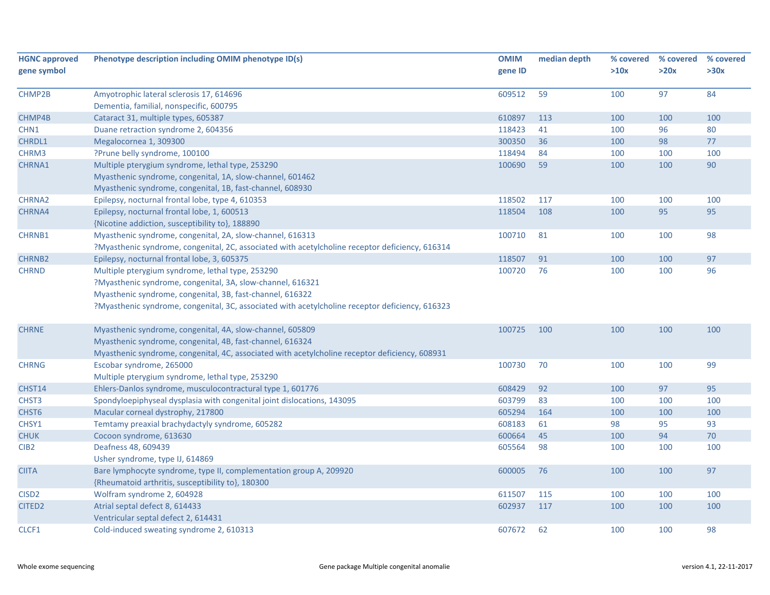| HGNC approved gene symbol | Phenotype description including OMIM phenotype ID(s) | OMIM gene ID | median depth | % covered >10x | % covered >20x | % covered >30x |
|---|---|---|---|---|---|---|
| CHMP2B | Amyotrophic lateral sclerosis 17, 614696<br>Dementia, familial, nonspecific, 600795 | 609512 | 59 | 100 | 97 | 84 |
| CHMP4B | Cataract 31, multiple types, 605387 | 610897 | 113 | 100 | 100 | 100 |
| CHN1 | Duane retraction syndrome 2, 604356 | 118423 | 41 | 100 | 96 | 80 |
| CHRDL1 | Megalocornea 1, 309300 | 300350 | 36 | 100 | 98 | 77 |
| CHRM3 | ?Prune belly syndrome, 100100 | 118494 | 84 | 100 | 100 | 100 |
| CHRNA1 | Multiple pterygium syndrome, lethal type, 253290<br>Myasthenic syndrome, congenital, 1A, slow-channel, 601462<br>Myasthenic syndrome, congenital, 1B, fast-channel, 608930 | 100690 | 59 | 100 | 100 | 90 |
| CHRNA2 | Epilepsy, nocturnal frontal lobe, type 4, 610353 | 118502 | 117 | 100 | 100 | 100 |
| CHRNA4 | Epilepsy, nocturnal frontal lobe, 1, 600513<br>{Nicotine addiction, susceptibility to}, 188890 | 118504 | 108 | 100 | 95 | 95 |
| CHRNB1 | Myasthenic syndrome, congenital, 2A, slow-channel, 616313<br>?Myasthenic syndrome, congenital, 2C, associated with acetylcholine receptor deficiency, 616314 | 100710 | 81 | 100 | 100 | 98 |
| CHRNB2 | Epilepsy, nocturnal frontal lobe, 3, 605375 | 118507 | 91 | 100 | 100 | 97 |
| CHRND | Multiple pterygium syndrome, lethal type, 253290<br>?Myasthenic syndrome, congenital, 3A, slow-channel, 616321<br>Myasthenic syndrome, congenital, 3B, fast-channel, 616322<br>?Myasthenic syndrome, congenital, 3C, associated with acetylcholine receptor deficiency, 616323 | 100720 | 76 | 100 | 100 | 96 |
| CHRNE | Myasthenic syndrome, congenital, 4A, slow-channel, 605809<br>Myasthenic syndrome, congenital, 4B, fast-channel, 616324<br>Myasthenic syndrome, congenital, 4C, associated with acetylcholine receptor deficiency, 608931 | 100725 | 100 | 100 | 100 | 100 |
| CHRNG | Escobar syndrome, 265000<br>Multiple pterygium syndrome, lethal type, 253290 | 100730 | 70 | 100 | 100 | 99 |
| CHST14 | Ehlers-Danlos syndrome, musculocontractural type 1, 601776 | 608429 | 92 | 100 | 97 | 95 |
| CHST3 | Spondyloepiphyseal dysplasia with congenital joint dislocations, 143095 | 603799 | 83 | 100 | 100 | 100 |
| CHST6 | Macular corneal dystrophy, 217800 | 605294 | 164 | 100 | 100 | 100 |
| CHSY1 | Temtamy preaxial brachydactyly syndrome, 605282 | 608183 | 61 | 98 | 95 | 93 |
| CHUK | Cocoon syndrome, 613630 | 600664 | 45 | 100 | 94 | 70 |
| CIB2 | Deafness 48, 609439<br>Usher syndrome, type IJ, 614869 | 605564 | 98 | 100 | 100 | 100 |
| CIITA | Bare lymphocyte syndrome, type II, complementation group A, 209920<br>{Rheumatoid arthritis, susceptibility to}, 180300 | 600005 | 76 | 100 | 100 | 97 |
| CISD2 | Wolfram syndrome 2, 604928 | 611507 | 115 | 100 | 100 | 100 |
| CITED2 | Atrial septal defect 8, 614433<br>Ventricular septal defect 2, 614431 | 602937 | 117 | 100 | 100 | 100 |
| CLCF1 | Cold-induced sweating syndrome 2, 610313 | 607672 | 62 | 100 | 100 | 98 |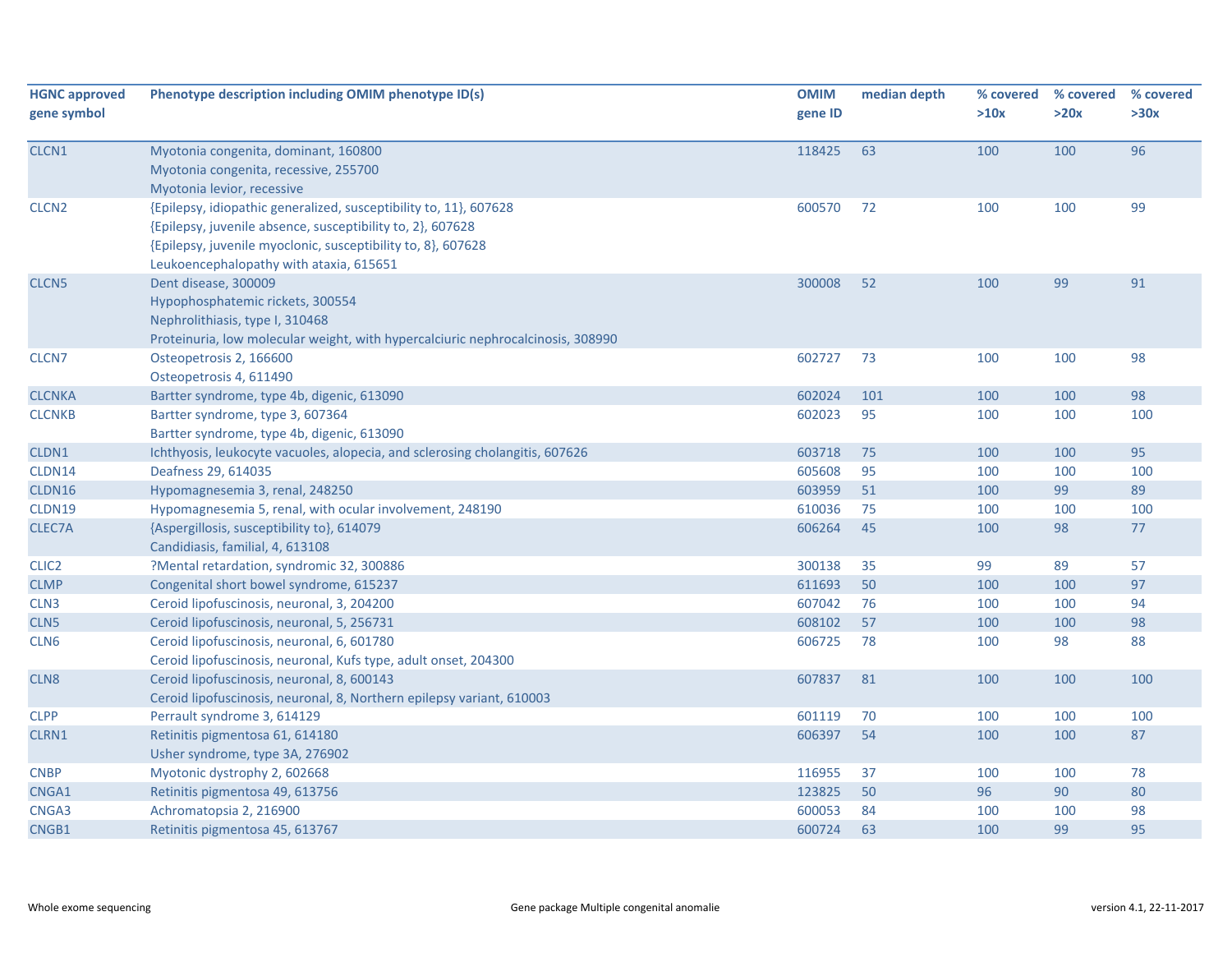| HGNC approved gene symbol | Phenotype description including OMIM phenotype ID(s) | OMIM gene ID | median depth | % covered >10x | % covered >20x | % covered >30x |
|---|---|---|---|---|---|---|
| CLCN1 | Myotonia congenita, dominant, 160800<br>Myotonia congenita, recessive, 255700<br>Myotonia levior, recessive | 118425 | 63 | 100 | 100 | 96 |
| CLCN2 | {Epilepsy, idiopathic generalized, susceptibility to, 11}, 607628<br>{Epilepsy, juvenile absence, susceptibility to, 2}, 607628<br>{Epilepsy, juvenile myoclonic, susceptibility to, 8}, 607628<br>Leukoencephalopathy with ataxia, 615651 | 600570 | 72 | 100 | 100 | 99 |
| CLCN5 | Dent disease, 300009<br>Hypophosphatemic rickets, 300554<br>Nephrolithiasis, type I, 310468<br>Proteinuria, low molecular weight, with hypercalciuric nephrocalcinosis, 308990 | 300008 | 52 | 100 | 99 | 91 |
| CLCN7 | Osteopetrosis 2, 166600<br>Osteopetrosis 4, 611490 | 602727 | 73 | 100 | 100 | 98 |
| CLCNKA | Bartter syndrome, type 4b, digenic, 613090 | 602024 | 101 | 100 | 100 | 98 |
| CLCNKB | Bartter syndrome, type 3, 607364<br>Bartter syndrome, type 4b, digenic, 613090 | 602023 | 95 | 100 | 100 | 100 |
| CLDN1 | Ichthyosis, leukocyte vacuoles, alopecia, and sclerosing cholangitis, 607626 | 603718 | 75 | 100 | 100 | 95 |
| CLDN14 | Deafness 29, 614035 | 605608 | 95 | 100 | 100 | 100 |
| CLDN16 | Hypomagnesemia 3, renal, 248250 | 603959 | 51 | 100 | 99 | 89 |
| CLDN19 | Hypomagnesemia 5, renal, with ocular involvement, 248190 | 610036 | 75 | 100 | 100 | 100 |
| CLEC7A | {Aspergillosis, susceptibility to}, 614079<br>Candidiasis, familial, 4, 613108 | 606264 | 45 | 100 | 98 | 77 |
| CLIC2 | ?Mental retardation, syndromic 32, 300886 | 300138 | 35 | 99 | 89 | 57 |
| CLMP | Congenital short bowel syndrome, 615237 | 611693 | 50 | 100 | 100 | 97 |
| CLN3 | Ceroid lipofuscinosis, neuronal, 3, 204200 | 607042 | 76 | 100 | 100 | 94 |
| CLN5 | Ceroid lipofuscinosis, neuronal, 5, 256731 | 608102 | 57 | 100 | 100 | 98 |
| CLN6 | Ceroid lipofuscinosis, neuronal, 6, 601780<br>Ceroid lipofuscinosis, neuronal, Kufs type, adult onset, 204300 | 606725 | 78 | 100 | 98 | 88 |
| CLN8 | Ceroid lipofuscinosis, neuronal, 8, 600143<br>Ceroid lipofuscinosis, neuronal, 8, Northern epilepsy variant, 610003 | 607837 | 81 | 100 | 100 | 100 |
| CLPP | Perrault syndrome 3, 614129 | 601119 | 70 | 100 | 100 | 100 |
| CLRN1 | Retinitis pigmentosa 61, 614180<br>Usher syndrome, type 3A, 276902 | 606397 | 54 | 100 | 100 | 87 |
| CNBP | Myotonic dystrophy 2, 602668 | 116955 | 37 | 100 | 100 | 78 |
| CNGA1 | Retinitis pigmentosa 49, 613756 | 123825 | 50 | 96 | 90 | 80 |
| CNGA3 | Achromatopsia 2, 216900 | 600053 | 84 | 100 | 100 | 98 |
| CNGB1 | Retinitis pigmentosa 45, 613767 | 600724 | 63 | 100 | 99 | 95 |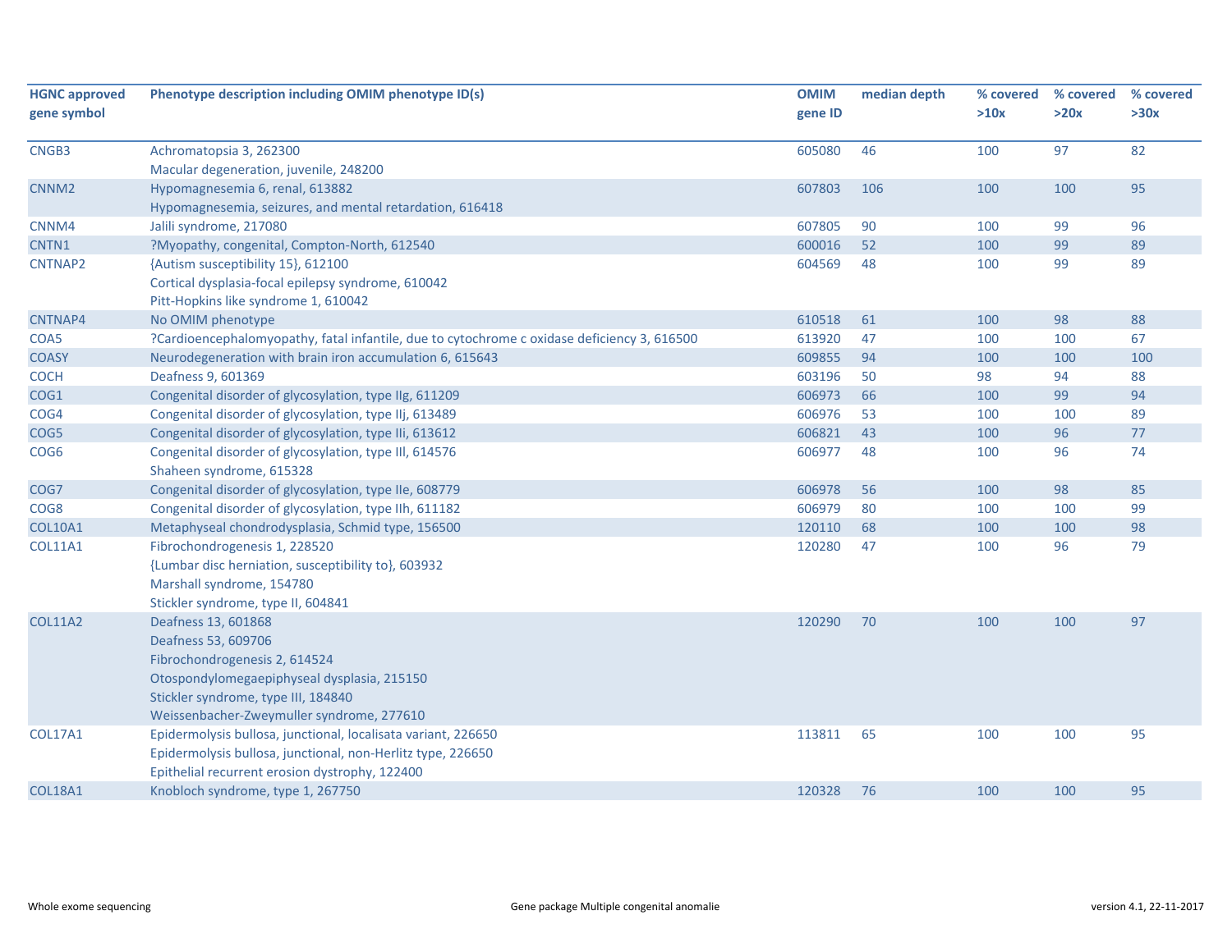| HGNC approved gene symbol | Phenotype description including OMIM phenotype ID(s) | OMIM gene ID | median depth | % covered >10x | % covered >20x | % covered >30x |
|---|---|---|---|---|---|---|
| CNGB3 | Achromatopsia 3, 262300<br>Macular degeneration, juvenile, 248200 | 605080 | 46 | 100 | 97 | 82 |
| CNNM2 | Hypomagnesemia 6, renal, 613882<br>Hypomagnesemia, seizures, and mental retardation, 616418 | 607803 | 106 | 100 | 100 | 95 |
| CNNM4 | Jalili syndrome, 217080 | 607805 | 90 | 100 | 99 | 96 |
| CNTN1 | ?Myopathy, congenital, Compton-North, 612540 | 600016 | 52 | 100 | 99 | 89 |
| CNTNAP2 | {Autism susceptibility 15}, 612100<br>Cortical dysplasia-focal epilepsy syndrome, 610042<br>Pitt-Hopkins like syndrome 1, 610042 | 604569 | 48 | 100 | 99 | 89 |
| CNTNAP4 | No OMIM phenotype | 610518 | 61 | 100 | 98 | 88 |
| COA5 | ?Cardioencephalomyopathy, fatal infantile, due to cytochrome c oxidase deficiency 3, 616500 | 613920 | 47 | 100 | 100 | 67 |
| COASY | Neurodegeneration with brain iron accumulation 6, 615643 | 609855 | 94 | 100 | 100 | 100 |
| COCH | Deafness 9, 601369 | 603196 | 50 | 98 | 94 | 88 |
| COG1 | Congenital disorder of glycosylation, type IIg, 611209 | 606973 | 66 | 100 | 99 | 94 |
| COG4 | Congenital disorder of glycosylation, type IIj, 613489 | 606976 | 53 | 100 | 100 | 89 |
| COG5 | Congenital disorder of glycosylation, type IIi, 613612 | 606821 | 43 | 100 | 96 | 77 |
| COG6 | Congenital disorder of glycosylation, type III, 614576<br>Shaheen syndrome, 615328 | 606977 | 48 | 100 | 96 | 74 |
| COG7 | Congenital disorder of glycosylation, type IIe, 608779 | 606978 | 56 | 100 | 98 | 85 |
| COG8 | Congenital disorder of glycosylation, type IIh, 611182 | 606979 | 80 | 100 | 100 | 99 |
| COL10A1 | Metaphyseal chondrodysplasia, Schmid type, 156500 | 120110 | 68 | 100 | 100 | 98 |
| COL11A1 | Fibrochondrogenesis 1, 228520<br>{Lumbar disc herniation, susceptibility to}, 603932<br>Marshall syndrome, 154780<br>Stickler syndrome, type II, 604841 | 120280 | 47 | 100 | 96 | 79 |
| COL11A2 | Deafness 13, 601868<br>Deafness 53, 609706<br>Fibrochondrogenesis 2, 614524<br>Otospondylomegaepiphyseal dysplasia, 215150<br>Stickler syndrome, type III, 184840<br>Weissenbacher-Zweymuller syndrome, 277610 | 120290 | 70 | 100 | 100 | 97 |
| COL17A1 | Epidermolysis bullosa, junctional, localisata variant, 226650<br>Epidermolysis bullosa, junctional, non-Herlitz type, 226650<br>Epithelial recurrent erosion dystrophy, 122400 | 113811 | 65 | 100 | 100 | 95 |
| COL18A1 | Knobloch syndrome, type 1, 267750 | 120328 | 76 | 100 | 100 | 95 |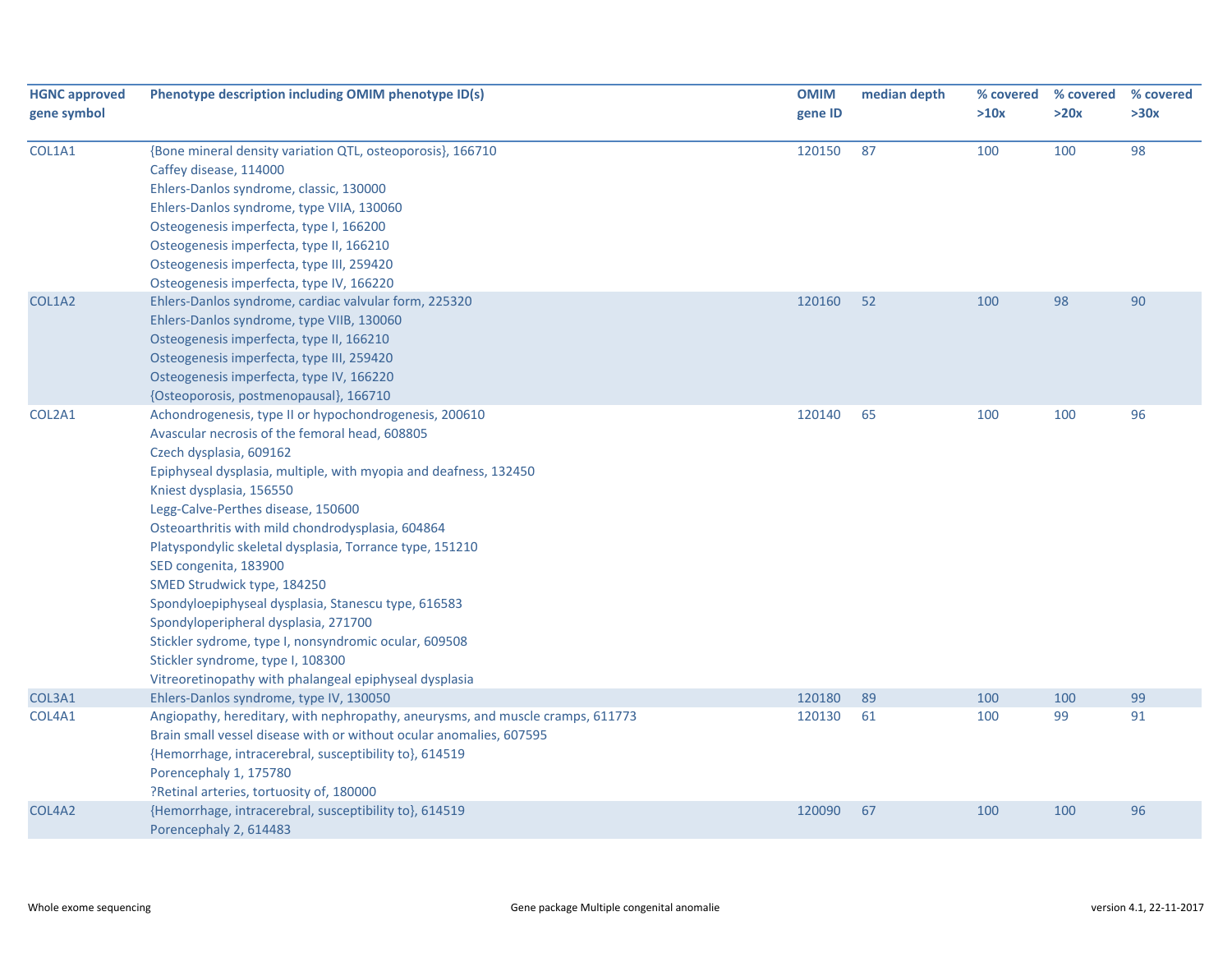| HGNC approved gene symbol | Phenotype description including OMIM phenotype ID(s) | OMIM gene ID | median depth | % covered >10x | % covered >20x | % covered >30x |
|---|---|---|---|---|---|---|
| COL1A1 | {Bone mineral density variation QTL, osteoporosis}, 166710<br>Caffey disease, 114000<br>Ehlers-Danlos syndrome, classic, 130000<br>Ehlers-Danlos syndrome, type VIIA, 130060<br>Osteogenesis imperfecta, type I, 166200<br>Osteogenesis imperfecta, type II, 166210<br>Osteogenesis imperfecta, type III, 259420<br>Osteogenesis imperfecta, type IV, 166220 | 120150 | 87 | 100 | 100 | 98 |
| COL1A2 | Ehlers-Danlos syndrome, cardiac valvular form, 225320<br>Ehlers-Danlos syndrome, type VIIB, 130060<br>Osteogenesis imperfecta, type II, 166210<br>Osteogenesis imperfecta, type III, 259420<br>Osteogenesis imperfecta, type IV, 166220<br>{Osteoporosis, postmenopausal}, 166710 | 120160 | 52 | 100 | 98 | 90 |
| COL2A1 | Achondrogenesis, type II or hypochondrogenesis, 200610<br>Avascular necrosis of the femoral head, 608805<br>Czech dysplasia, 609162<br>Epiphyseal dysplasia, multiple, with myopia and deafness, 132450<br>Kniest dysplasia, 156550<br>Legg-Calve-Perthes disease, 150600<br>Osteoarthritis with mild chondrodysplasia, 604864<br>Platyspondylic skeletal dysplasia, Torrance type, 151210<br>SED congenita, 183900<br>SMED Strudwick type, 184250<br>Spondyloepiphyseal dysplasia, Stanescu type, 616583<br>Spondyloperipheral dysplasia, 271700<br>Stickler sydrome, type I, nonsyndromic ocular, 609508<br>Stickler syndrome, type I, 108300<br>Vitreoretinopathy with phalangeal epiphyseal dysplasia | 120140 | 65 | 100 | 100 | 96 |
| COL3A1 | Ehlers-Danlos syndrome, type IV, 130050 | 120180 | 89 | 100 | 100 | 99 |
| COL4A1 | Angiopathy, hereditary, with nephropathy, aneurysms, and muscle cramps, 611773<br>Brain small vessel disease with or without ocular anomalies, 607595<br>{Hemorrhage, intracerebral, susceptibility to}, 614519<br>Porencephaly 1, 175780<br>?Retinal arteries, tortuosity of, 180000 | 120130 | 61 | 100 | 99 | 91 |
| COL4A2 | {Hemorrhage, intracerebral, susceptibility to}, 614519<br>Porencephaly 2, 614483 | 120090 | 67 | 100 | 100 | 96 |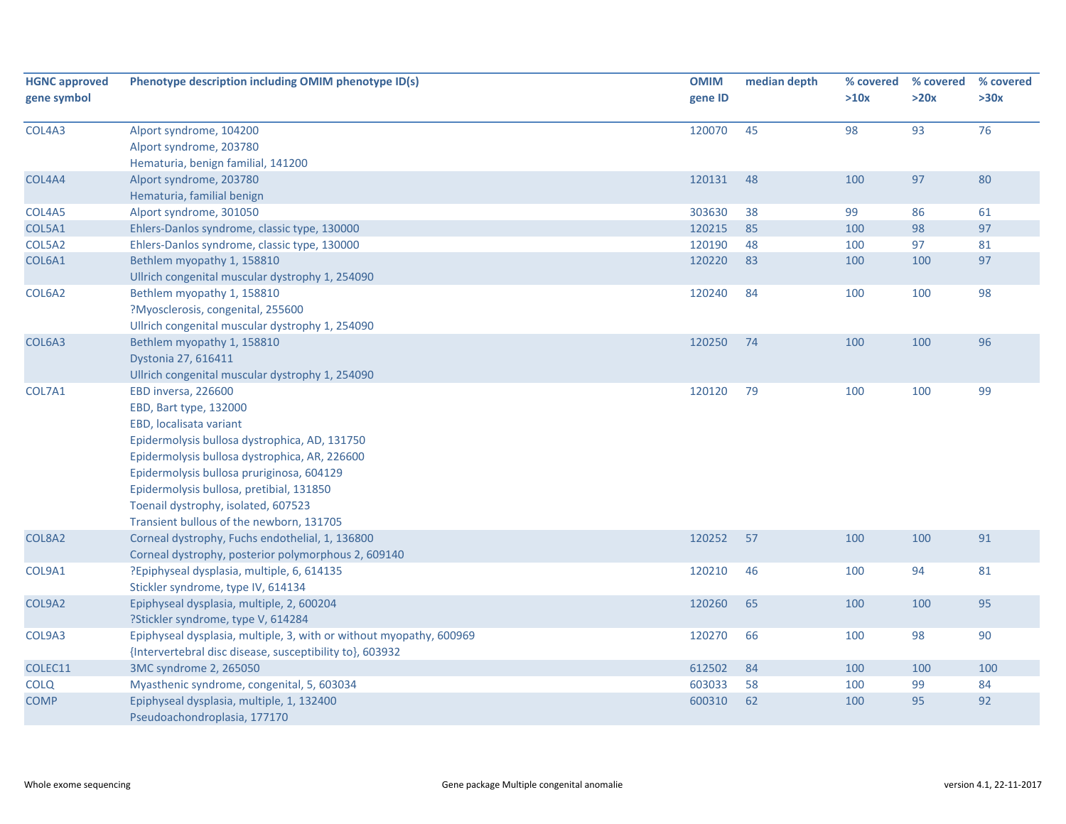| HGNC approved gene symbol | Phenotype description including OMIM phenotype ID(s) | OMIM gene ID | median depth | % covered >10x | % covered >20x | % covered >30x |
|---|---|---|---|---|---|---|
| COL4A3 | Alport syndrome, 104200<br>Alport syndrome, 203780<br>Hematuria, benign familial, 141200 | 120070 | 45 | 98 | 93 | 76 |
| COL4A4 | Alport syndrome, 203780<br>Hematuria, familial benign | 120131 | 48 | 100 | 97 | 80 |
| COL4A5 | Alport syndrome, 301050 | 303630 | 38 | 99 | 86 | 61 |
| COL5A1 | Ehlers-Danlos syndrome, classic type, 130000 | 120215 | 85 | 100 | 98 | 97 |
| COL5A2 | Ehlers-Danlos syndrome, classic type, 130000 | 120190 | 48 | 100 | 97 | 81 |
| COL6A1 | Bethlem myopathy 1, 158810<br>Ullrich congenital muscular dystrophy 1, 254090 | 120220 | 83 | 100 | 100 | 97 |
| COL6A2 | Bethlem myopathy 1, 158810<br>?Myosclerosis, congenital, 255600<br>Ullrich congenital muscular dystrophy 1, 254090 | 120240 | 84 | 100 | 100 | 98 |
| COL6A3 | Bethlem myopathy 1, 158810<br>Dystonia 27, 616411<br>Ullrich congenital muscular dystrophy 1, 254090 | 120250 | 74 | 100 | 100 | 96 |
| COL7A1 | EBD inversa, 226600<br>EBD, Bart type, 132000<br>EBD, localisata variant<br>Epidermolysis bullosa dystrophica, AD, 131750<br>Epidermolysis bullosa dystrophica, AR, 226600<br>Epidermolysis bullosa pruriginosa, 604129<br>Epidermolysis bullosa, pretibial, 131850<br>Toenail dystrophy, isolated, 607523<br>Transient bullous of the newborn, 131705 | 120120 | 79 | 100 | 100 | 99 |
| COL8A2 | Corneal dystrophy, Fuchs endothelial, 1, 136800<br>Corneal dystrophy, posterior polymorphous 2, 609140 | 120252 | 57 | 100 | 100 | 91 |
| COL9A1 | ?Epiphyseal dysplasia, multiple, 6, 614135<br>Stickler syndrome, type IV, 614134 | 120210 | 46 | 100 | 94 | 81 |
| COL9A2 | Epiphyseal dysplasia, multiple, 2, 600204<br>?Stickler syndrome, type V, 614284 | 120260 | 65 | 100 | 100 | 95 |
| COL9A3 | Epiphyseal dysplasia, multiple, 3, with or without myopathy, 600969<br>{Intervertebral disc disease, susceptibility to}, 603932 | 120270 | 66 | 100 | 98 | 90 |
| COLEC11 | 3MC syndrome 2, 265050 | 612502 | 84 | 100 | 100 | 100 |
| COLQ | Myasthenic syndrome, congenital, 5, 603034 | 603033 | 58 | 100 | 99 | 84 |
| COMP | Epiphyseal dysplasia, multiple, 1, 132400<br>Pseudoachondroplasia, 177170 | 600310 | 62 | 100 | 95 | 92 |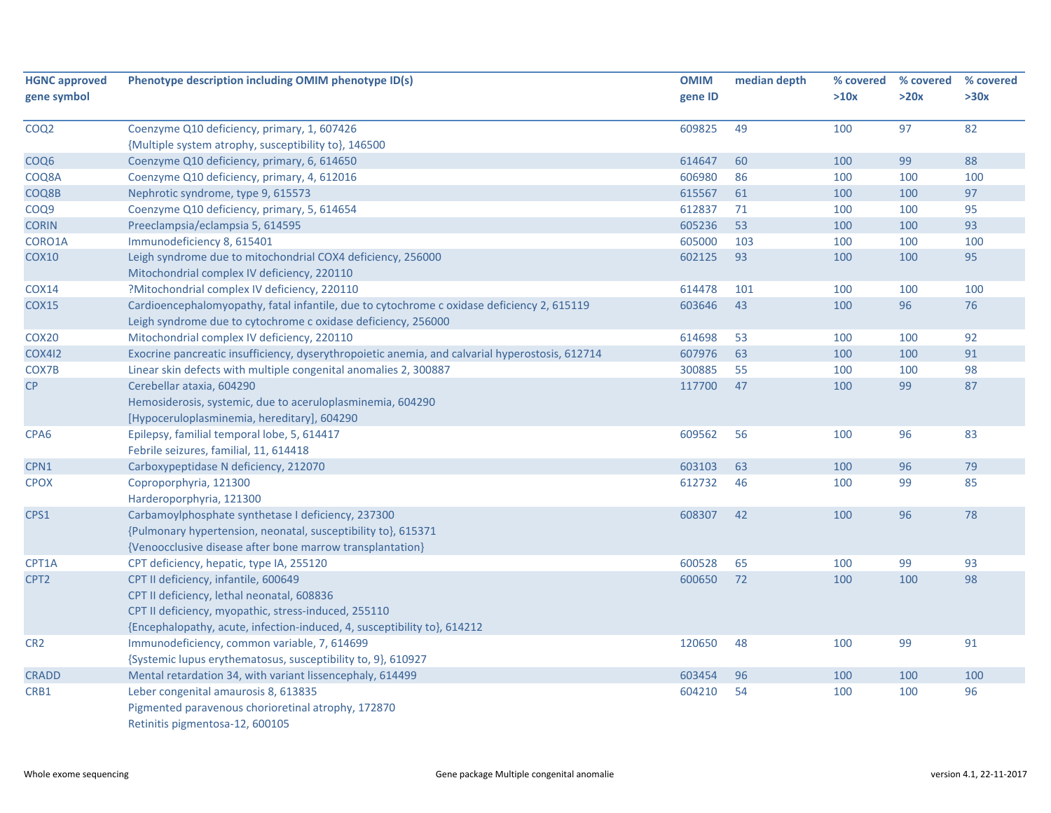| HGNC approved gene symbol | Phenotype description including OMIM phenotype ID(s) | OMIM gene ID | median depth | % covered >10x | % covered >20x | % covered >30x |
|---|---|---|---|---|---|---|
| COQ2 | Coenzyme Q10 deficiency, primary, 1, 607426<br>{Multiple system atrophy, susceptibility to}, 146500 | 609825 | 49 | 100 | 97 | 82 |
| COQ6 | Coenzyme Q10 deficiency, primary, 6, 614650 | 614647 | 60 | 100 | 99 | 88 |
| COQ8A | Coenzyme Q10 deficiency, primary, 4, 612016 | 606980 | 86 | 100 | 100 | 100 |
| COQ8B | Nephrotic syndrome, type 9, 615573 | 615567 | 61 | 100 | 100 | 97 |
| COQ9 | Coenzyme Q10 deficiency, primary, 5, 614654 | 612837 | 71 | 100 | 100 | 95 |
| CORIN | Preeclampsia/eclampsia 5, 614595 | 605236 | 53 | 100 | 100 | 93 |
| CORO1A | Immunodeficiency 8, 615401 | 605000 | 103 | 100 | 100 | 100 |
| COX10 | Leigh syndrome due to mitochondrial COX4 deficiency, 256000<br>Mitochondrial complex IV deficiency, 220110 | 602125 | 93 | 100 | 100 | 95 |
| COX14 | ?Mitochondrial complex IV deficiency, 220110 | 614478 | 101 | 100 | 100 | 100 |
| COX15 | Cardioencephalomyopathy, fatal infantile, due to cytochrome c oxidase deficiency 2, 615119<br>Leigh syndrome due to cytochrome c oxidase deficiency, 256000 | 603646 | 43 | 100 | 96 | 76 |
| COX20 | Mitochondrial complex IV deficiency, 220110 | 614698 | 53 | 100 | 100 | 92 |
| COX4I2 | Exocrine pancreatic insufficiency, dyserythropoietic anemia, and calvarial hyperostosis, 612714 | 607976 | 63 | 100 | 100 | 91 |
| COX7B | Linear skin defects with multiple congenital anomalies 2, 300887 | 300885 | 55 | 100 | 100 | 98 |
| CP | Cerebellar ataxia, 604290<br>Hemosiderosis, systemic, due to aceruloplasminemia, 604290<br>[Hypoceruloplasminemia, hereditary], 604290 | 117700 | 47 | 100 | 99 | 87 |
| CPA6 | Epilepsy, familial temporal lobe, 5, 614417<br>Febrile seizures, familial, 11, 614418 | 609562 | 56 | 100 | 96 | 83 |
| CPN1 | Carboxypeptidase N deficiency, 212070 | 603103 | 63 | 100 | 96 | 79 |
| CPOX | Coproporphyria, 121300<br>Harderoporphyria, 121300 | 612732 | 46 | 100 | 99 | 85 |
| CPS1 | Carbamoylphosphate synthetase I deficiency, 237300<br>{Pulmonary hypertension, neonatal, susceptibility to}, 615371<br>{Venoocclusive disease after bone marrow transplantation} | 608307 | 42 | 100 | 96 | 78 |
| CPT1A | CPT deficiency, hepatic, type IA, 255120 | 600528 | 65 | 100 | 99 | 93 |
| CPT2 | CPT II deficiency, infantile, 600649<br>CPT II deficiency, lethal neonatal, 608836<br>CPT II deficiency, myopathic, stress-induced, 255110<br>{Encephalopathy, acute, infection-induced, 4, susceptibility to}, 614212 | 600650 | 72 | 100 | 100 | 98 |
| CR2 | Immunodeficiency, common variable, 7, 614699<br>{Systemic lupus erythematosus, susceptibility to, 9}, 610927 | 120650 | 48 | 100 | 99 | 91 |
| CRADD | Mental retardation 34, with variant lissencephaly, 614499 | 603454 | 96 | 100 | 100 | 100 |
| CRB1 | Leber congenital amaurosis 8, 613835<br>Pigmented paravenous chorioretinal atrophy, 172870<br>Retinitis pigmentosa-12, 600105 | 604210 | 54 | 100 | 100 | 96 |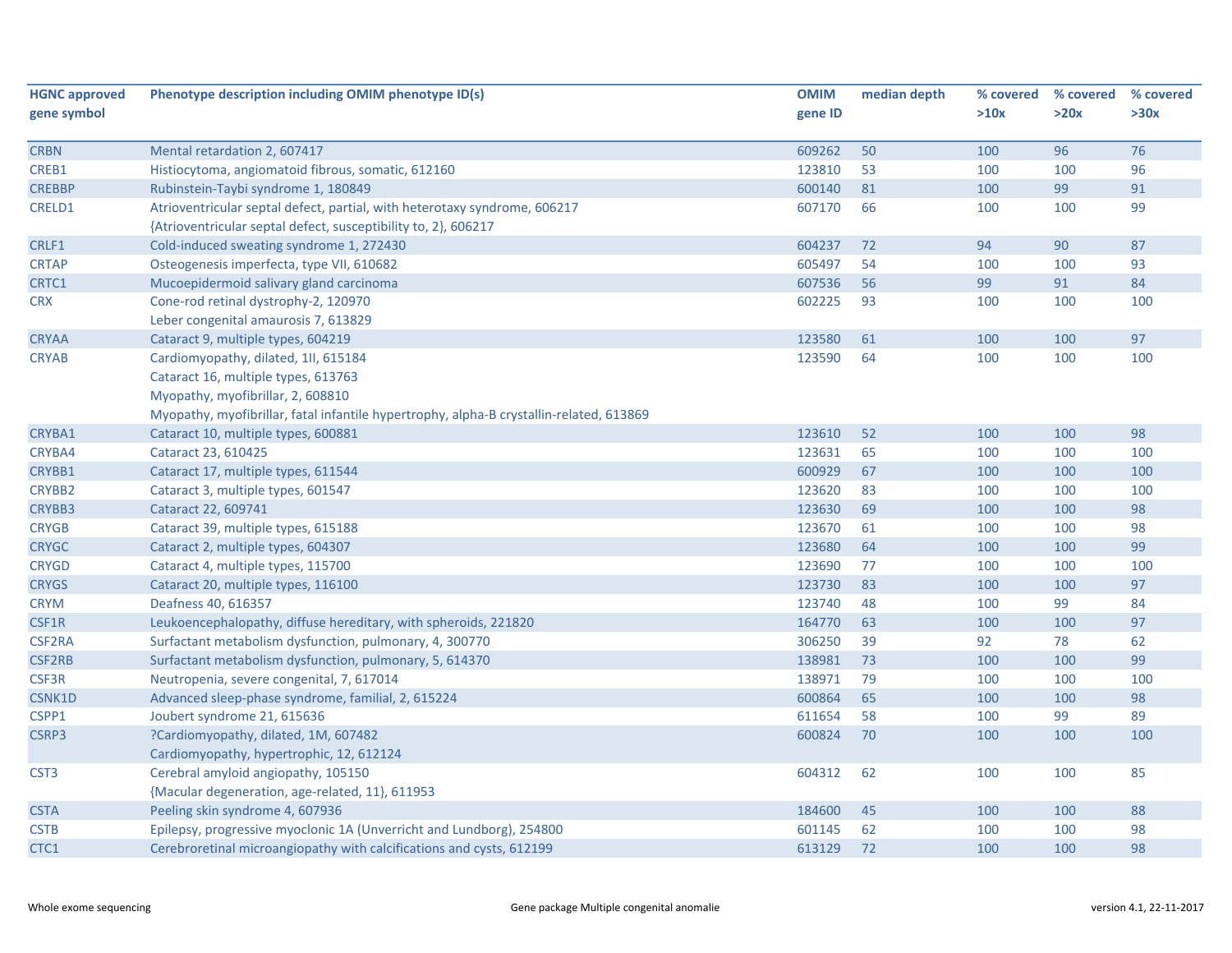| HGNC approved gene symbol | Phenotype description including OMIM phenotype ID(s) | OMIM gene ID | median depth | % covered >10x | % covered >20x | % covered >30x |
|---|---|---|---|---|---|---|
| CRBN | Mental retardation 2, 607417 | 609262 | 50 | 100 | 96 | 76 |
| CREB1 | Histiocytoma, angiomatoid fibrous, somatic, 612160 | 123810 | 53 | 100 | 100 | 96 |
| CREBBP | Rubinstein-Taybi syndrome 1, 180849 | 600140 | 81 | 100 | 99 | 91 |
| CRELD1 | Atrioventricular septal defect, partial, with heterotaxy syndrome, 606217<br>{Atrioventricular septal defect, susceptibility to, 2}, 606217 | 607170 | 66 | 100 | 100 | 99 |
| CRLF1 | Cold-induced sweating syndrome 1, 272430 | 604237 | 72 | 94 | 90 | 87 |
| CRTAP | Osteogenesis imperfecta, type VII, 610682 | 605497 | 54 | 100 | 100 | 93 |
| CRTC1 | Mucoepidermoid salivary gland carcinoma | 607536 | 56 | 99 | 91 | 84 |
| CRX | Cone-rod retinal dystrophy-2, 120970<br>Leber congenital amaurosis 7, 613829 | 602225 | 93 | 100 | 100 | 100 |
| CRYAA | Cataract 9, multiple types, 604219 | 123580 | 61 | 100 | 100 | 97 |
| CRYAB | Cardiomyopathy, dilated, 1II, 615184<br>Cataract 16, multiple types, 613763<br>Myopathy, myofibrillar, 2, 608810<br>Myopathy, myofibrillar, fatal infantile hypertrophy, alpha-B crystallin-related, 613869 | 123590 | 64 | 100 | 100 | 100 |
| CRYBA1 | Cataract 10, multiple types, 600881 | 123610 | 52 | 100 | 100 | 98 |
| CRYBA4 | Cataract 23, 610425 | 123631 | 65 | 100 | 100 | 100 |
| CRYBB1 | Cataract 17, multiple types, 611544 | 600929 | 67 | 100 | 100 | 100 |
| CRYBB2 | Cataract 3, multiple types, 601547 | 123620 | 83 | 100 | 100 | 100 |
| CRYBB3 | Cataract 22, 609741 | 123630 | 69 | 100 | 100 | 98 |
| CRYGB | Cataract 39, multiple types, 615188 | 123670 | 61 | 100 | 100 | 98 |
| CRYGC | Cataract 2, multiple types, 604307 | 123680 | 64 | 100 | 100 | 99 |
| CRYGD | Cataract 4, multiple types, 115700 | 123690 | 77 | 100 | 100 | 100 |
| CRYGS | Cataract 20, multiple types, 116100 | 123730 | 83 | 100 | 100 | 97 |
| CRYM | Deafness 40, 616357 | 123740 | 48 | 100 | 99 | 84 |
| CSF1R | Leukoencephalopathy, diffuse hereditary, with spheroids, 221820 | 164770 | 63 | 100 | 100 | 97 |
| CSF2RA | Surfactant metabolism dysfunction, pulmonary, 4, 300770 | 306250 | 39 | 92 | 78 | 62 |
| CSF2RB | Surfactant metabolism dysfunction, pulmonary, 5, 614370 | 138981 | 73 | 100 | 100 | 99 |
| CSF3R | Neutropenia, severe congenital, 7, 617014 | 138971 | 79 | 100 | 100 | 100 |
| CSNK1D | Advanced sleep-phase syndrome, familial, 2, 615224 | 600864 | 65 | 100 | 100 | 98 |
| CSPP1 | Joubert syndrome 21, 615636 | 611654 | 58 | 100 | 99 | 89 |
| CSRP3 | ?Cardiomyopathy, dilated, 1M, 607482<br>Cardiomyopathy, hypertrophic, 12, 612124 | 600824 | 70 | 100 | 100 | 100 |
| CST3 | Cerebral amyloid angiopathy, 105150<br>{Macular degeneration, age-related, 11}, 611953 | 604312 | 62 | 100 | 100 | 85 |
| CSTA | Peeling skin syndrome 4, 607936 | 184600 | 45 | 100 | 100 | 88 |
| CSTB | Epilepsy, progressive myoclonic 1A (Unverricht and Lundborg), 254800 | 601145 | 62 | 100 | 100 | 98 |
| CTC1 | Cerebroretinal microangiopathy with calcifications and cysts, 612199 | 613129 | 72 | 100 | 100 | 98 |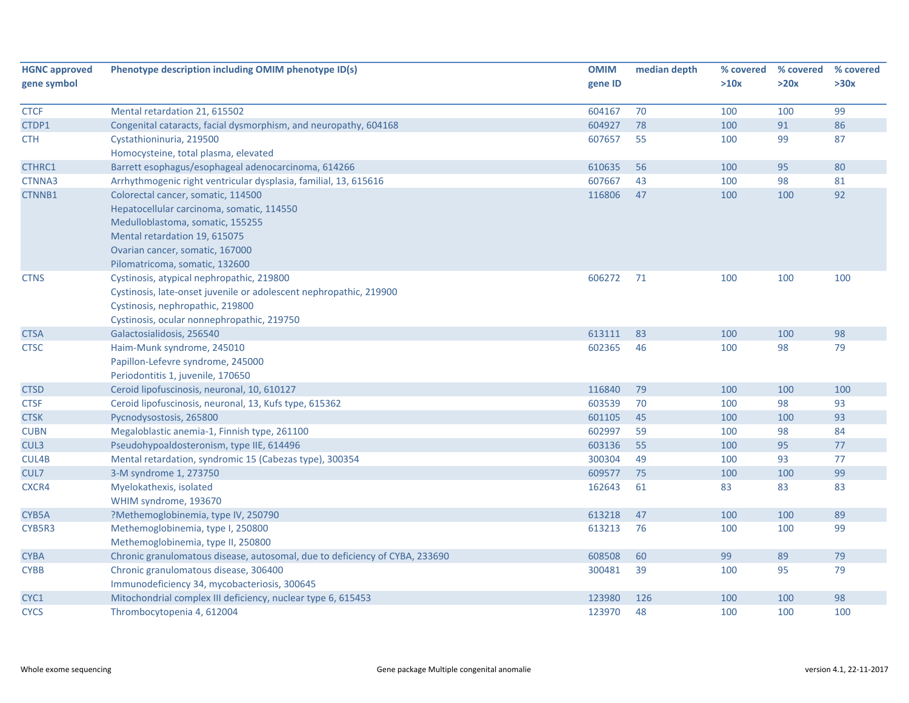| HGNC approved gene symbol | Phenotype description including OMIM phenotype ID(s) | OMIM gene ID | median depth | % covered >10x | % covered >20x | % covered >30x |
|---|---|---|---|---|---|---|
| CTCF | Mental retardation 21, 615502 | 604167 | 70 | 100 | 100 | 99 |
| CTDP1 | Congenital cataracts, facial dysmorphism, and neuropathy, 604168 | 604927 | 78 | 100 | 91 | 86 |
| CTH | Cystathioninuria, 219500<br>Homocysteine, total plasma, elevated | 607657 | 55 | 100 | 99 | 87 |
| CTHRC1 | Barrett esophagus/esophageal adenocarcinoma, 614266 | 610635 | 56 | 100 | 95 | 80 |
| CTNNA3 | Arrhythmogenic right ventricular dysplasia, familial, 13, 615616 | 607667 | 43 | 100 | 98 | 81 |
| CTNNB1 | Colorectal cancer, somatic, 114500<br>Hepatocellular carcinoma, somatic, 114550<br>Medulloblastoma, somatic, 155255<br>Mental retardation 19, 615075<br>Ovarian cancer, somatic, 167000<br>Pilomatricoma, somatic, 132600 | 116806 | 47 | 100 | 100 | 92 |
| CTNS | Cystinosis, atypical nephropathic, 219800<br>Cystinosis, late-onset juvenile or adolescent nephropathic, 219900<br>Cystinosis, nephropathic, 219800<br>Cystinosis, ocular nonnephropathic, 219750 | 606272 | 71 | 100 | 100 | 100 |
| CTSA | Galactosialidosis, 256540 | 613111 | 83 | 100 | 100 | 98 |
| CTSC | Haim-Munk syndrome, 245010<br>Papillon-Lefevre syndrome, 245000<br>Periodontitis 1, juvenile, 170650 | 602365 | 46 | 100 | 98 | 79 |
| CTSD | Ceroid lipofuscinosis, neuronal, 10, 610127 | 116840 | 79 | 100 | 100 | 100 |
| CTSF | Ceroid lipofuscinosis, neuronal, 13, Kufs type, 615362 | 603539 | 70 | 100 | 98 | 93 |
| CTSK | Pycnodysostosis, 265800 | 601105 | 45 | 100 | 100 | 93 |
| CUBN | Megaloblastic anemia-1, Finnish type, 261100 | 602997 | 59 | 100 | 98 | 84 |
| CUL3 | Pseudohypoaldosteronism, type IIE, 614496 | 603136 | 55 | 100 | 95 | 77 |
| CUL4B | Mental retardation, syndromic 15 (Cabezas type), 300354 | 300304 | 49 | 100 | 93 | 77 |
| CUL7 | 3-M syndrome 1, 273750 | 609577 | 75 | 100 | 100 | 99 |
| CXCR4 | Myelokathexis, isolated<br>WHIM syndrome, 193670 | 162643 | 61 | 83 | 83 | 83 |
| CYB5A | ?Methemoglobinemia, type IV, 250790 | 613218 | 47 | 100 | 100 | 89 |
| CYB5R3 | Methemoglobinemia, type I, 250800<br>Methemoglobinemia, type II, 250800 | 613213 | 76 | 100 | 100 | 99 |
| CYBA | Chronic granulomatous disease, autosomal, due to deficiency of CYBA, 233690 | 608508 | 60 | 99 | 89 | 79 |
| CYBB | Chronic granulomatous disease, 306400<br>Immunodeficiency 34, mycobacteriosis, 300645 | 300481 | 39 | 100 | 95 | 79 |
| CYC1 | Mitochondrial complex III deficiency, nuclear type 6, 615453 | 123980 | 126 | 100 | 100 | 98 |
| CYCS | Thrombocytopenia 4, 612004 | 123970 | 48 | 100 | 100 | 100 |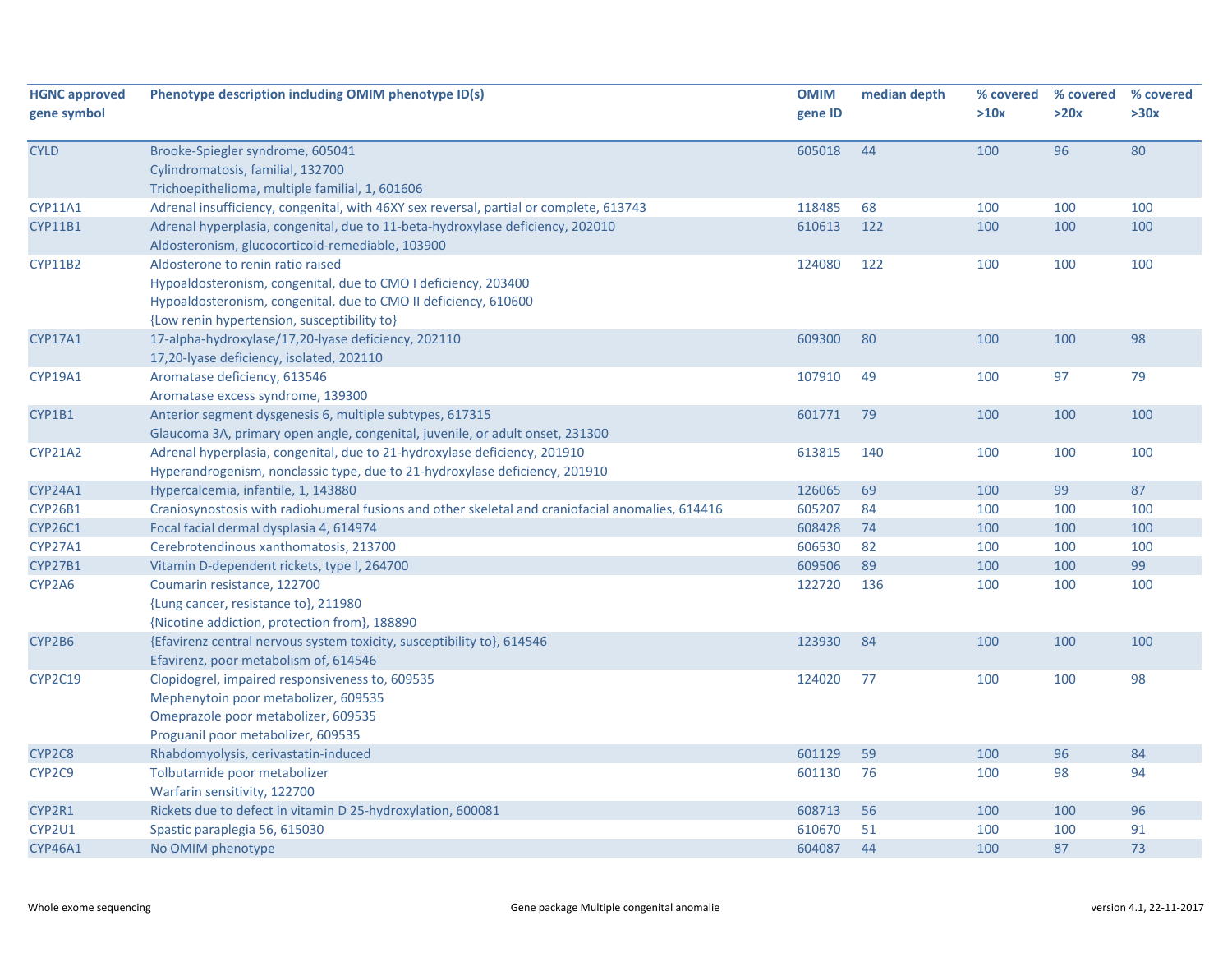| HGNC approved gene symbol | Phenotype description including OMIM phenotype ID(s) | OMIM gene ID | median depth | % covered >10x | % covered >20x | % covered >30x |
|---|---|---|---|---|---|---|
| CYLD | Brooke-Spiegler syndrome, 605041<br>Cylindromatosis, familial, 132700<br>Trichoepithelioma, multiple familial, 1, 601606 | 605018 | 44 | 100 | 96 | 80 |
| CYP11A1 | Adrenal insufficiency, congenital, with 46XY sex reversal, partial or complete, 613743 | 118485 | 68 | 100 | 100 | 100 |
| CYP11B1 | Adrenal hyperplasia, congenital, due to 11-beta-hydroxylase deficiency, 202010<br>Aldosteronism, glucocorticoid-remediable, 103900 | 610613 | 122 | 100 | 100 | 100 |
| CYP11B2 | Aldosterone to renin ratio raised<br>Hypoaldosteronism, congenital, due to CMO I deficiency, 203400<br>Hypoaldosteronism, congenital, due to CMO II deficiency, 610600<br>{Low renin hypertension, susceptibility to} | 124080 | 122 | 100 | 100 | 100 |
| CYP17A1 | 17-alpha-hydroxylase/17,20-lyase deficiency, 202110<br>17,20-lyase deficiency, isolated, 202110 | 609300 | 80 | 100 | 100 | 98 |
| CYP19A1 | Aromatase deficiency, 613546<br>Aromatase excess syndrome, 139300 | 107910 | 49 | 100 | 97 | 79 |
| CYP1B1 | Anterior segment dysgenesis 6, multiple subtypes, 617315<br>Glaucoma 3A, primary open angle, congenital, juvenile, or adult onset, 231300 | 601771 | 79 | 100 | 100 | 100 |
| CYP21A2 | Adrenal hyperplasia, congenital, due to 21-hydroxylase deficiency, 201910<br>Hyperandrogenism, nonclassic type, due to 21-hydroxylase deficiency, 201910 | 613815 | 140 | 100 | 100 | 100 |
| CYP24A1 | Hypercalcemia, infantile, 1, 143880 | 126065 | 69 | 100 | 99 | 87 |
| CYP26B1 | Craniosynostosis with radiohumeral fusions and other skeletal and craniofacial anomalies, 614416 | 605207 | 84 | 100 | 100 | 100 |
| CYP26C1 | Focal facial dermal dysplasia 4, 614974 | 608428 | 74 | 100 | 100 | 100 |
| CYP27A1 | Cerebrotendinous xanthomatosis, 213700 | 606530 | 82 | 100 | 100 | 100 |
| CYP27B1 | Vitamin D-dependent rickets, type I, 264700 | 609506 | 89 | 100 | 100 | 99 |
| CYP2A6 | Coumarin resistance, 122700<br>{Lung cancer, resistance to}, 211980<br>{Nicotine addiction, protection from}, 188890 | 122720 | 136 | 100 | 100 | 100 |
| CYP2B6 | {Efavirenz central nervous system toxicity, susceptibility to}, 614546<br>Efavirenz, poor metabolism of, 614546 | 123930 | 84 | 100 | 100 | 100 |
| CYP2C19 | Clopidogrel, impaired responsiveness to, 609535<br>Mephenytoin poor metabolizer, 609535<br>Omeprazole poor metabolizer, 609535<br>Proguanil poor metabolizer, 609535 | 124020 | 77 | 100 | 100 | 98 |
| CYP2C8 | Rhabdomyolysis, cerivastatin-induced | 601129 | 59 | 100 | 96 | 84 |
| CYP2C9 | Tolbutamide poor metabolizer<br>Warfarin sensitivity, 122700 | 601130 | 76 | 100 | 98 | 94 |
| CYP2R1 | Rickets due to defect in vitamin D 25-hydroxylation, 600081 | 608713 | 56 | 100 | 100 | 96 |
| CYP2U1 | Spastic paraplegia 56, 615030 | 610670 | 51 | 100 | 100 | 91 |
| CYP46A1 | No OMIM phenotype | 604087 | 44 | 100 | 87 | 73 |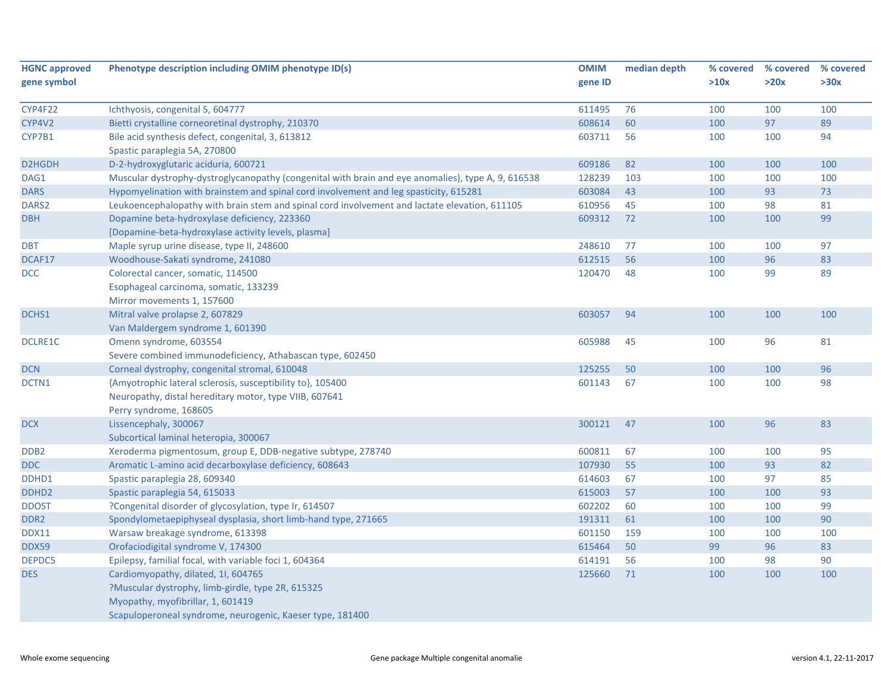| HGNC approved gene symbol | Phenotype description including OMIM phenotype ID(s) | OMIM gene ID | median depth | % covered >10x | % covered >20x | % covered >30x |
|---|---|---|---|---|---|---|
| CYP4F22 | Ichthyosis, congenital 5, 604777 | 611495 | 76 | 100 | 100 | 100 |
| CYP4V2 | Bietti crystalline corneoretinal dystrophy, 210370 | 608614 | 60 | 100 | 97 | 89 |
| CYP7B1 | Bile acid synthesis defect, congenital, 3, 613812<br>Spastic paraplegia 5A, 270800 | 603711 | 56 | 100 | 100 | 94 |
| D2HGDH | D-2-hydroxyglutaric aciduria, 600721 | 609186 | 82 | 100 | 100 | 100 |
| DAG1 | Muscular dystrophy-dystroglycanopathy (congenital with brain and eye anomalies), type A, 9, 616538 | 128239 | 103 | 100 | 100 | 100 |
| DARS | Hypomyelination with brainstem and spinal cord involvement and leg spasticity, 615281 | 603084 | 43 | 100 | 93 | 73 |
| DARS2 | Leukoencephalopathy with brain stem and spinal cord involvement and lactate elevation, 611105 | 610956 | 45 | 100 | 98 | 81 |
| DBH | Dopamine beta-hydroxylase deficiency, 223360<br>[Dopamine-beta-hydroxylase activity levels, plasma] | 609312 | 72 | 100 | 100 | 99 |
| DBT | Maple syrup urine disease, type II, 248600 | 248610 | 77 | 100 | 100 | 97 |
| DCAF17 | Woodhouse-Sakati syndrome, 241080 | 612515 | 56 | 100 | 96 | 83 |
| DCC | Colorectal cancer, somatic, 114500<br>Esophageal carcinoma, somatic, 133239<br>Mirror movements 1, 157600 | 120470 | 48 | 100 | 99 | 89 |
| DCHS1 | Mitral valve prolapse 2, 607829<br>Van Maldergem syndrome 1, 601390 | 603057 | 94 | 100 | 100 | 100 |
| DCLRE1C | Omenn syndrome, 603554<br>Severe combined immunodeficiency, Athabascan type, 602450 | 605988 | 45 | 100 | 96 | 81 |
| DCN | Corneal dystrophy, congenital stromal, 610048 | 125255 | 50 | 100 | 100 | 96 |
| DCTN1 | {Amyotrophic lateral sclerosis, susceptibility to}, 105400<br>Neuropathy, distal hereditary motor, type VIIB, 607641<br>Perry syndrome, 168605 | 601143 | 67 | 100 | 100 | 98 |
| DCX | Lissencephaly, 300067<br>Subcortical laminal heteropia, 300067 | 300121 | 47 | 100 | 96 | 83 |
| DDB2 | Xeroderma pigmentosum, group E, DDB-negative subtype, 278740 | 600811 | 67 | 100 | 100 | 95 |
| DDC | Aromatic L-amino acid decarboxylase deficiency, 608643 | 107930 | 55 | 100 | 93 | 82 |
| DDHD1 | Spastic paraplegia 28, 609340 | 614603 | 67 | 100 | 97 | 85 |
| DDHD2 | Spastic paraplegia 54, 615033 | 615003 | 57 | 100 | 100 | 93 |
| DDOST | ?Congenital disorder of glycosylation, type Ir, 614507 | 602202 | 60 | 100 | 100 | 99 |
| DDR2 | Spondylometaepiphyseal dysplasia, short limb-hand type, 271665 | 191311 | 61 | 100 | 100 | 90 |
| DDX11 | Warsaw breakage syndrome, 613398 | 601150 | 159 | 100 | 100 | 100 |
| DDX59 | Orofaciodigital syndrome V, 174300 | 615464 | 50 | 99 | 96 | 83 |
| DEPDC5 | Epilepsy, familial focal, with variable foci 1, 604364 | 614191 | 56 | 100 | 98 | 90 |
| DES | Cardiomyopathy, dilated, 1I, 604765<br>?Muscular dystrophy, limb-girdle, type 2R, 615325<br>Myopathy, myofibrillar, 1, 601419<br>Scapuloperoneal syndrome, neurogenic, Kaeser type, 181400 | 125660 | 71 | 100 | 100 | 100 |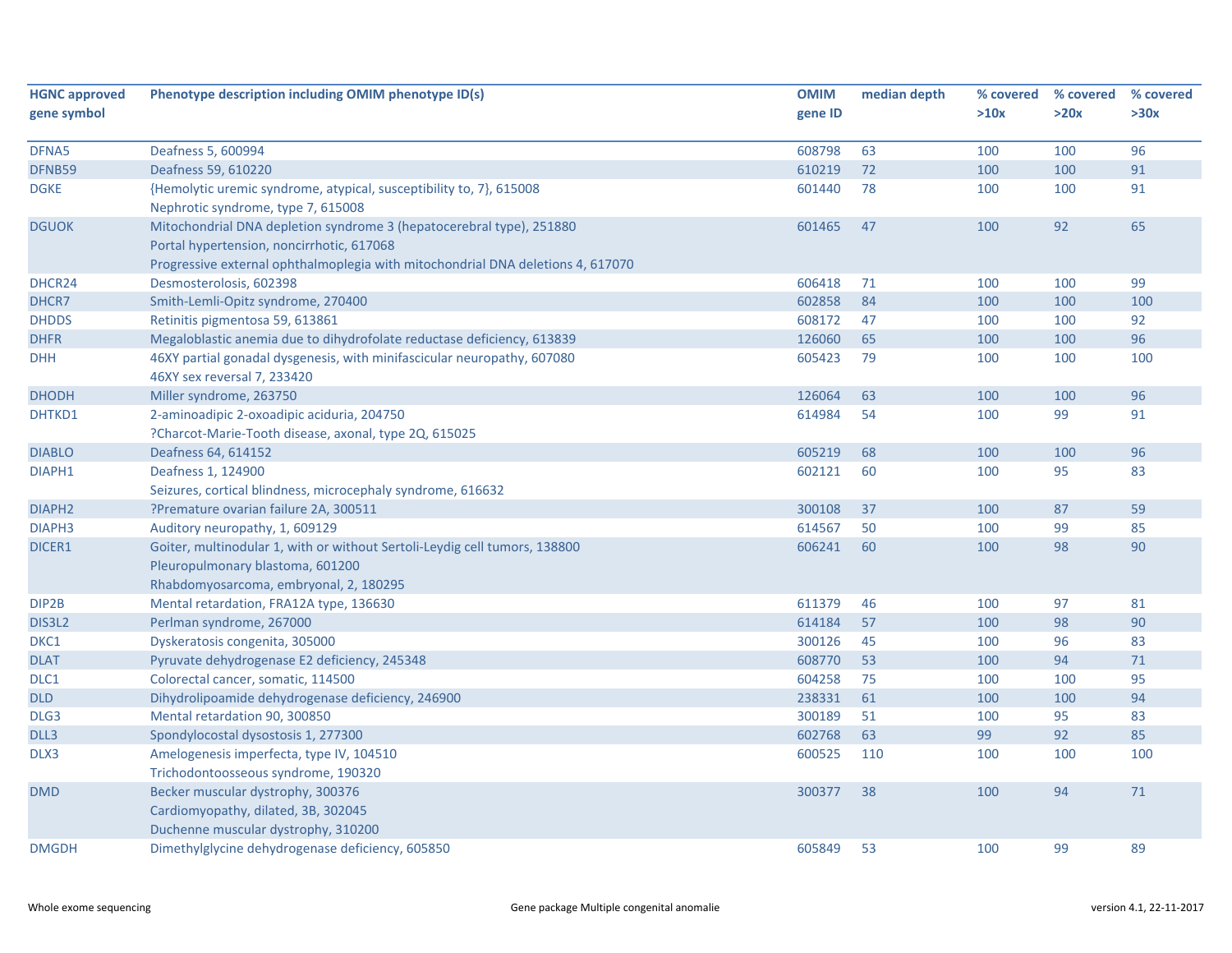| HGNC approved gene symbol | Phenotype description including OMIM phenotype ID(s) | OMIM gene ID | median depth | % covered >10x | % covered >20x | % covered >30x |
|---|---|---|---|---|---|---|
| DFNA5 | Deafness 5, 600994 | 608798 | 63 | 100 | 100 | 96 |
| DFNB59 | Deafness 59, 610220 | 610219 | 72 | 100 | 100 | 91 |
| DGKE | {Hemolytic uremic syndrome, atypical, susceptibility to, 7}, 615008<br>Nephrotic syndrome, type 7, 615008 | 601440 | 78 | 100 | 100 | 91 |
| DGUOK | Mitochondrial DNA depletion syndrome 3 (hepatocerebral type), 251880<br>Portal hypertension, noncirrhotic, 617068<br>Progressive external ophthalmoplegia with mitochondrial DNA deletions 4, 617070 | 601465 | 47 | 100 | 92 | 65 |
| DHCR24 | Desmosterolosis, 602398 | 606418 | 71 | 100 | 100 | 99 |
| DHCR7 | Smith-Lemli-Opitz syndrome, 270400 | 602858 | 84 | 100 | 100 | 100 |
| DHDDS | Retinitis pigmentosa 59, 613861 | 608172 | 47 | 100 | 100 | 92 |
| DHFR | Megaloblastic anemia due to dihydrofolate reductase deficiency, 613839 | 126060 | 65 | 100 | 100 | 96 |
| DHH | 46XY partial gonadal dysgenesis, with minifascicular neuropathy, 607080<br>46XY sex reversal 7, 233420 | 605423 | 79 | 100 | 100 | 100 |
| DHODH | Miller syndrome, 263750 | 126064 | 63 | 100 | 100 | 96 |
| DHTKD1 | 2-aminoadipic 2-oxoadipic aciduria, 204750<br>?Charcot-Marie-Tooth disease, axonal, type 2Q, 615025 | 614984 | 54 | 100 | 99 | 91 |
| DIABLO | Deafness 64, 614152 | 605219 | 68 | 100 | 100 | 96 |
| DIAPH1 | Deafness 1, 124900<br>Seizures, cortical blindness, microcephaly syndrome, 616632 | 602121 | 60 | 100 | 95 | 83 |
| DIAPH2 | ?Premature ovarian failure 2A, 300511 | 300108 | 37 | 100 | 87 | 59 |
| DIAPH3 | Auditory neuropathy, 1, 609129 | 614567 | 50 | 100 | 99 | 85 |
| DICER1 | Goiter, multinodular 1, with or without Sertoli-Leydig cell tumors, 138800<br>Pleuropulmonary blastoma, 601200<br>Rhabdomyosarcoma, embryonal, 2, 180295 | 606241 | 60 | 100 | 98 | 90 |
| DIP2B | Mental retardation, FRA12A type, 136630 | 611379 | 46 | 100 | 97 | 81 |
| DIS3L2 | Perlman syndrome, 267000 | 614184 | 57 | 100 | 98 | 90 |
| DKC1 | Dyskeratosis congenita, 305000 | 300126 | 45 | 100 | 96 | 83 |
| DLAT | Pyruvate dehydrogenase E2 deficiency, 245348 | 608770 | 53 | 100 | 94 | 71 |
| DLC1 | Colorectal cancer, somatic, 114500 | 604258 | 75 | 100 | 100 | 95 |
| DLD | Dihydrolipoamide dehydrogenase deficiency, 246900 | 238331 | 61 | 100 | 100 | 94 |
| DLG3 | Mental retardation 90, 300850 | 300189 | 51 | 100 | 95 | 83 |
| DLL3 | Spondylocostal dysostosis 1, 277300 | 602768 | 63 | 99 | 92 | 85 |
| DLX3 | Amelogenesis imperfecta, type IV, 104510<br>Trichodontoosseous syndrome, 190320 | 600525 | 110 | 100 | 100 | 100 |
| DMD | Becker muscular dystrophy, 300376<br>Cardiomyopathy, dilated, 3B, 302045<br>Duchenne muscular dystrophy, 310200 | 300377 | 38 | 100 | 94 | 71 |
| DMGDH | Dimethylglycine dehydrogenase deficiency, 605850 | 605849 | 53 | 100 | 99 | 89 |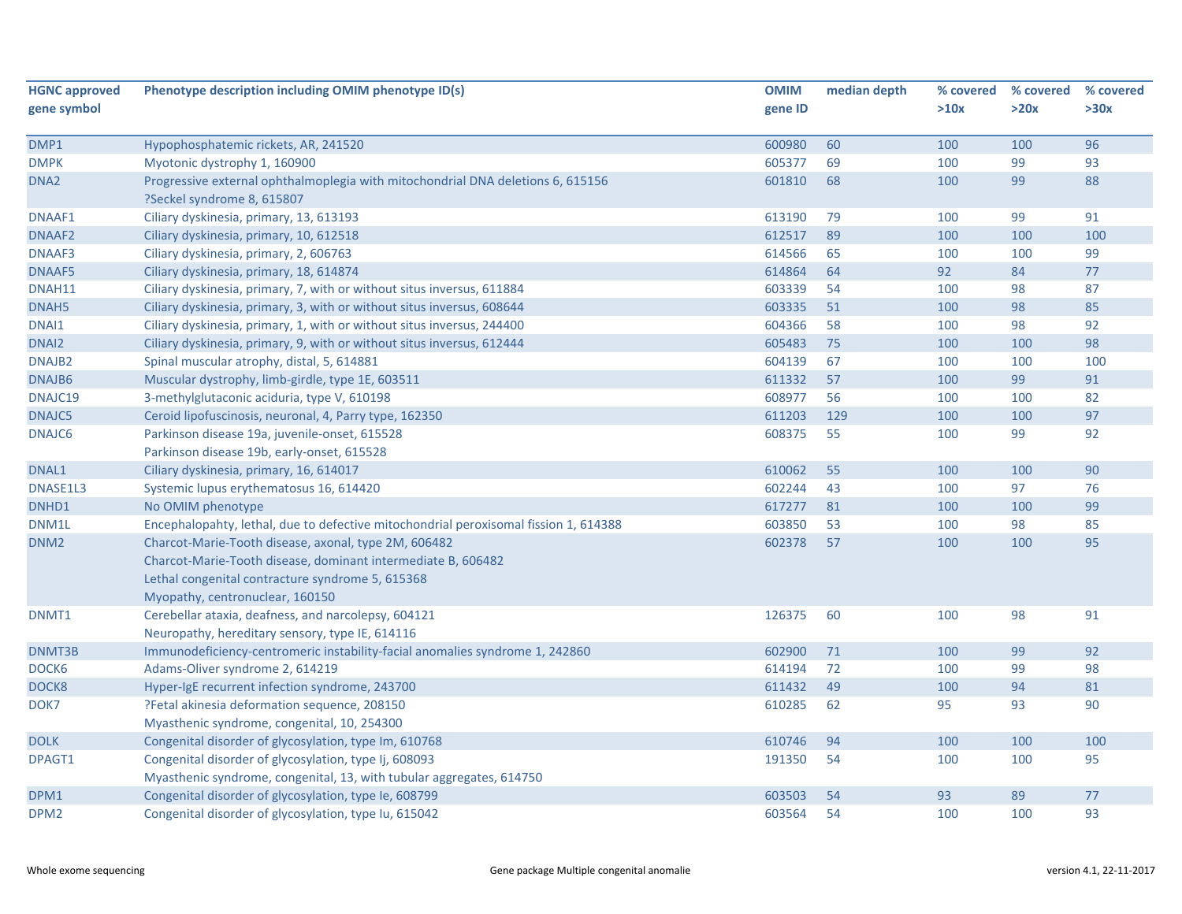| HGNC approved gene symbol | Phenotype description including OMIM phenotype ID(s) | OMIM gene ID | median depth | % covered >10x | % covered >20x | % covered >30x |
|---|---|---|---|---|---|---|
| DMP1 | Hypophosphatemic rickets, AR, 241520 | 600980 | 60 | 100 | 100 | 96 |
| DMPK | Myotonic dystrophy 1, 160900 | 605377 | 69 | 100 | 99 | 93 |
| DNA2 | Progressive external ophthalmoplegia with mitochondrial DNA deletions 6, 615156<br>?Seckel syndrome 8, 615807 | 601810 | 68 | 100 | 99 | 88 |
| DNAAF1 | Ciliary dyskinesia, primary, 13, 613193 | 613190 | 79 | 100 | 99 | 91 |
| DNAAF2 | Ciliary dyskinesia, primary, 10, 612518 | 612517 | 89 | 100 | 100 | 100 |
| DNAAF3 | Ciliary dyskinesia, primary, 2, 606763 | 614566 | 65 | 100 | 100 | 99 |
| DNAAF5 | Ciliary dyskinesia, primary, 18, 614874 | 614864 | 64 | 92 | 84 | 77 |
| DNAH11 | Ciliary dyskinesia, primary, 7, with or without situs inversus, 611884 | 603339 | 54 | 100 | 98 | 87 |
| DNAH5 | Ciliary dyskinesia, primary, 3, with or without situs inversus, 608644 | 603335 | 51 | 100 | 98 | 85 |
| DNAI1 | Ciliary dyskinesia, primary, 1, with or without situs inversus, 244400 | 604366 | 58 | 100 | 98 | 92 |
| DNAI2 | Ciliary dyskinesia, primary, 9, with or without situs inversus, 612444 | 605483 | 75 | 100 | 100 | 98 |
| DNAJB2 | Spinal muscular atrophy, distal, 5, 614881 | 604139 | 67 | 100 | 100 | 100 |
| DNAJB6 | Muscular dystrophy, limb-girdle, type 1E, 603511 | 611332 | 57 | 100 | 99 | 91 |
| DNAJC19 | 3-methylglutaconic aciduria, type V, 610198 | 608977 | 56 | 100 | 100 | 82 |
| DNAJC5 | Ceroid lipofuscinosis, neuronal, 4, Parry type, 162350 | 611203 | 129 | 100 | 100 | 97 |
| DNAJC6 | Parkinson disease 19a, juvenile-onset, 615528<br>Parkinson disease 19b, early-onset, 615528 | 608375 | 55 | 100 | 99 | 92 |
| DNAL1 | Ciliary dyskinesia, primary, 16, 614017 | 610062 | 55 | 100 | 100 | 90 |
| DNASE1L3 | Systemic lupus erythematosus 16, 614420 | 602244 | 43 | 100 | 97 | 76 |
| DNHD1 | No OMIM phenotype | 617277 | 81 | 100 | 100 | 99 |
| DNM1L | Encephalopahty, lethal, due to defective mitochondrial peroxisomal fission 1, 614388 | 603850 | 53 | 100 | 98 | 85 |
| DNM2 | Charcot-Marie-Tooth disease, axonal, type 2M, 606482<br>Charcot-Marie-Tooth disease, dominant intermediate B, 606482<br>Lethal congenital contracture syndrome 5, 615368<br>Myopathy, centronuclear, 160150 | 602378 | 57 | 100 | 100 | 95 |
| DNMT1 | Cerebellar ataxia, deafness, and narcolepsy, 604121<br>Neuropathy, hereditary sensory, type IE, 614116 | 126375 | 60 | 100 | 98 | 91 |
| DNMT3B | Immunodeficiency-centromeric instability-facial anomalies syndrome 1, 242860 | 602900 | 71 | 100 | 99 | 92 |
| DOCK6 | Adams-Oliver syndrome 2, 614219 | 614194 | 72 | 100 | 99 | 98 |
| DOCK8 | Hyper-IgE recurrent infection syndrome, 243700 | 611432 | 49 | 100 | 94 | 81 |
| DOK7 | ?Fetal akinesia deformation sequence, 208150<br>Myasthenic syndrome, congenital, 10, 254300 | 610285 | 62 | 95 | 93 | 90 |
| DOLK | Congenital disorder of glycosylation, type Im, 610768 | 610746 | 94 | 100 | 100 | 100 |
| DPAGT1 | Congenital disorder of glycosylation, type Ij, 608093<br>Myasthenic syndrome, congenital, 13, with tubular aggregates, 614750 | 191350 | 54 | 100 | 100 | 95 |
| DPM1 | Congenital disorder of glycosylation, type Ie, 608799 | 603503 | 54 | 93 | 89 | 77 |
| DPM2 | Congenital disorder of glycosylation, type Iu, 615042 | 603564 | 54 | 100 | 100 | 93 |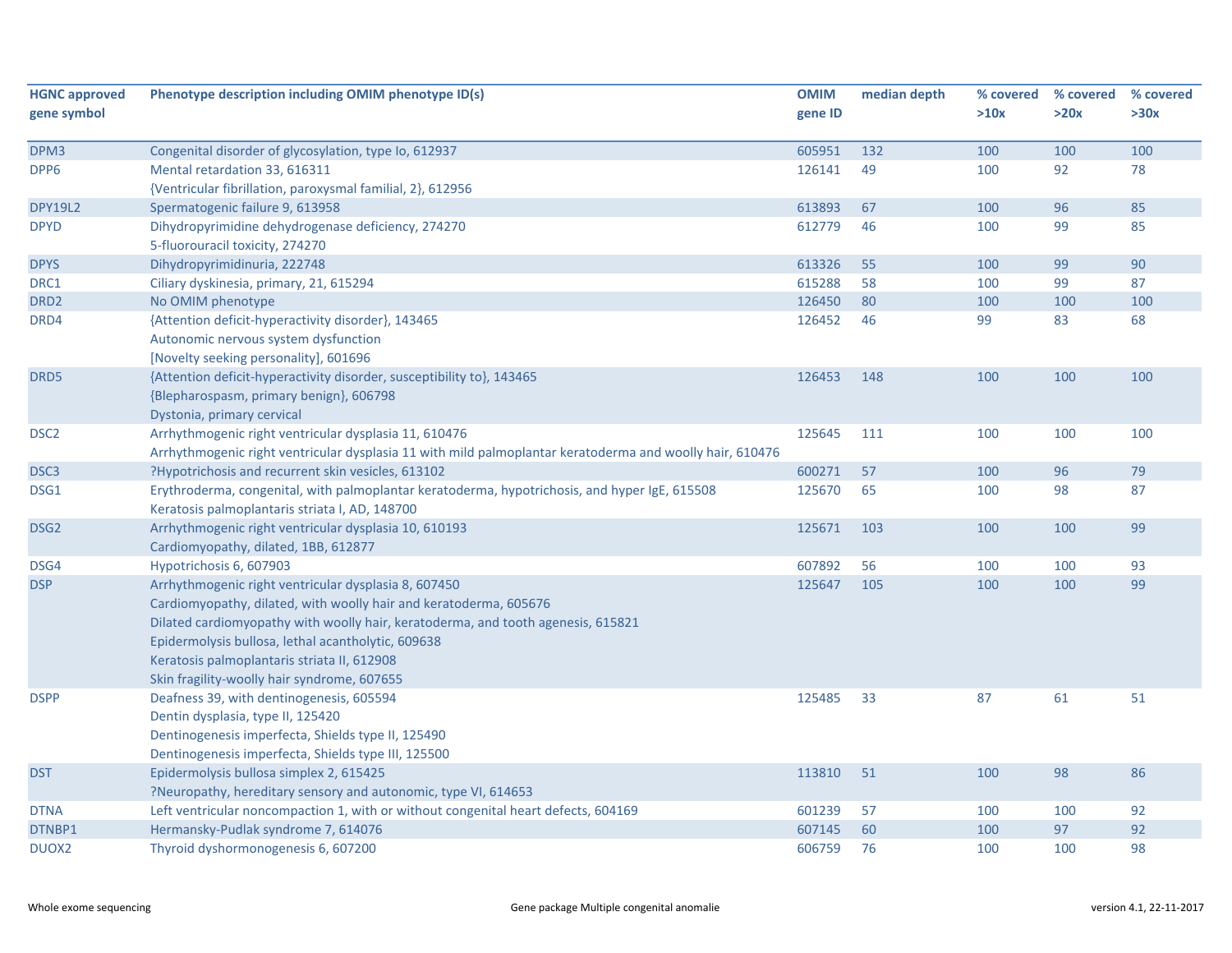| HGNC approved gene symbol | Phenotype description including OMIM phenotype ID(s) | OMIM gene ID | median depth | % covered >10x | % covered >20x | % covered >30x |
|---|---|---|---|---|---|---|
| DPM3 | Congenital disorder of glycosylation, type Io, 612937 | 605951 | 132 | 100 | 100 | 100 |
| DPP6 | Mental retardation 33, 616311<br>{Ventricular fibrillation, paroxysmal familial, 2}, 612956 | 126141 | 49 | 100 | 92 | 78 |
| DPY19L2 | Spermatogenic failure 9, 613958 | 613893 | 67 | 100 | 96 | 85 |
| DPYD | Dihydropyrimidine dehydrogenase deficiency, 274270<br>5-fluorouracil toxicity, 274270 | 612779 | 46 | 100 | 99 | 85 |
| DPYS | Dihydropyrimidinuria, 222748 | 613326 | 55 | 100 | 99 | 90 |
| DRC1 | Ciliary dyskinesia, primary, 21, 615294 | 615288 | 58 | 100 | 99 | 87 |
| DRD2 | No OMIM phenotype | 126450 | 80 | 100 | 100 | 100 |
| DRD4 | {Attention deficit-hyperactivity disorder}, 143465<br>Autonomic nervous system dysfunction<br>[Novelty seeking personality], 601696 | 126452 | 46 | 99 | 83 | 68 |
| DRD5 | {Attention deficit-hyperactivity disorder, susceptibility to}, 143465<br>{Blepharospasm, primary benign}, 606798<br>Dystonia, primary cervical | 126453 | 148 | 100 | 100 | 100 |
| DSC2 | Arrhythmogenic right ventricular dysplasia 11, 610476<br>Arrhythmogenic right ventricular dysplasia 11 with mild palmoplantar keratoderma and woolly hair, 610476 | 125645 | 111 | 100 | 100 | 100 |
| DSC3 | ?Hypotrichosis and recurrent skin vesicles, 613102 | 600271 | 57 | 100 | 96 | 79 |
| DSG1 | Erythroderma, congenital, with palmoplantar keratoderma, hypotrichosis, and hyper IgE, 615508<br>Keratosis palmoplantaris striata I, AD, 148700 | 125670 | 65 | 100 | 98 | 87 |
| DSG2 | Arrhythmogenic right ventricular dysplasia 10, 610193<br>Cardiomyopathy, dilated, 1BB, 612877 | 125671 | 103 | 100 | 100 | 99 |
| DSG4 | Hypotrichosis 6, 607903 | 607892 | 56 | 100 | 100 | 93 |
| DSP | Arrhythmogenic right ventricular dysplasia 8, 607450<br>Cardiomyopathy, dilated, with woolly hair and keratoderma, 605676<br>Dilated cardiomyopathy with woolly hair, keratoderma, and tooth agenesis, 615821<br>Epidermolysis bullosa, lethal acantholytic, 609638<br>Keratosis palmoplantaris striata II, 612908<br>Skin fragility-woolly hair syndrome, 607655 | 125647 | 105 | 100 | 100 | 99 |
| DSPP | Deafness 39, with dentinogenesis, 605594<br>Dentin dysplasia, type II, 125420<br>Dentinogenesis imperfecta, Shields type II, 125490<br>Dentinogenesis imperfecta, Shields type III, 125500 | 125485 | 33 | 87 | 61 | 51 |
| DST | Epidermolysis bullosa simplex 2, 615425<br>?Neuropathy, hereditary sensory and autonomic, type VI, 614653 | 113810 | 51 | 100 | 98 | 86 |
| DTNA | Left ventricular noncompaction 1, with or without congenital heart defects, 604169 | 601239 | 57 | 100 | 100 | 92 |
| DTNBP1 | Hermansky-Pudlak syndrome 7, 614076 | 607145 | 60 | 100 | 97 | 92 |
| DUOX2 | Thyroid dyshormonogenesis 6, 607200 | 606759 | 76 | 100 | 100 | 98 |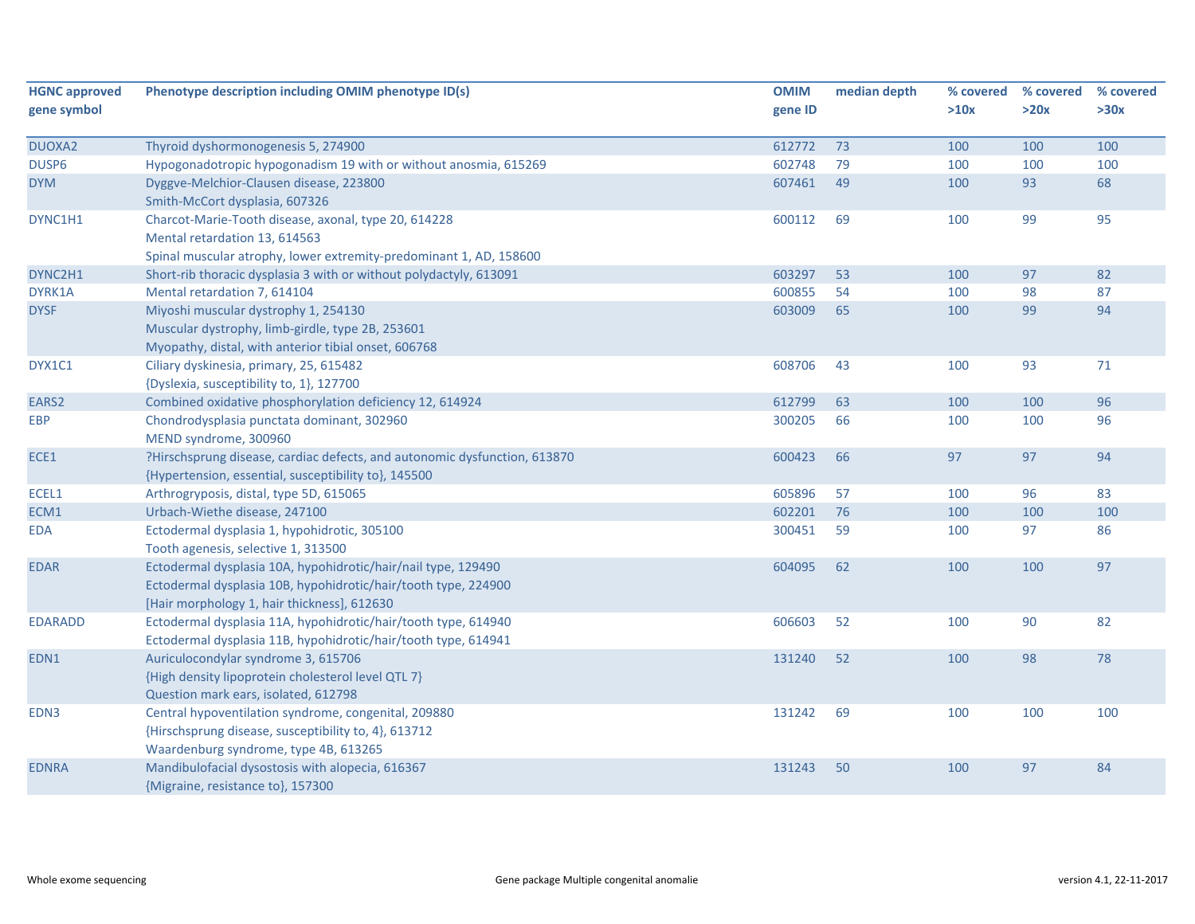| HGNC approved gene symbol | Phenotype description including OMIM phenotype ID(s) | OMIM gene ID | median depth | % covered >10x | % covered >20x | % covered >30x |
|---|---|---|---|---|---|---|
| DUOXA2 | Thyroid dyshormonogenesis 5, 274900 | 612772 | 73 | 100 | 100 | 100 |
| DUSP6 | Hypogonadotropic hypogonadism 19 with or without anosmia, 615269 | 602748 | 79 | 100 | 100 | 100 |
| DYM | Dyggve-Melchior-Clausen disease, 223800<br>Smith-McCort dysplasia, 607326 | 607461 | 49 | 100 | 93 | 68 |
| DYNC1H1 | Charcot-Marie-Tooth disease, axonal, type 20, 614228<br>Mental retardation 13, 614563<br>Spinal muscular atrophy, lower extremity-predominant 1, AD, 158600 | 600112 | 69 | 100 | 99 | 95 |
| DYNC2H1 | Short-rib thoracic dysplasia 3 with or without polydactyly, 613091 | 603297 | 53 | 100 | 97 | 82 |
| DYRK1A | Mental retardation 7, 614104 | 600855 | 54 | 100 | 98 | 87 |
| DYSF | Miyoshi muscular dystrophy 1, 254130<br>Muscular dystrophy, limb-girdle, type 2B, 253601<br>Myopathy, distal, with anterior tibial onset, 606768 | 603009 | 65 | 100 | 99 | 94 |
| DYX1C1 | Ciliary dyskinesia, primary, 25, 615482<br>{Dyslexia, susceptibility to, 1}, 127700 | 608706 | 43 | 100 | 93 | 71 |
| EARS2 | Combined oxidative phosphorylation deficiency 12, 614924 | 612799 | 63 | 100 | 100 | 96 |
| EBP | Chondrodysplasia punctata dominant, 302960<br>MEND syndrome, 300960 | 300205 | 66 | 100 | 100 | 96 |
| ECE1 | ?Hirschsprung disease, cardiac defects, and autonomic dysfunction, 613870<br>{Hypertension, essential, susceptibility to}, 145500 | 600423 | 66 | 97 | 97 | 94 |
| ECEL1 | Arthrogryposis, distal, type 5D, 615065 | 605896 | 57 | 100 | 96 | 83 |
| ECM1 | Urbach-Wiethe disease, 247100 | 602201 | 76 | 100 | 100 | 100 |
| EDA | Ectodermal dysplasia 1, hypohidrotic, 305100<br>Tooth agenesis, selective 1, 313500 | 300451 | 59 | 100 | 97 | 86 |
| EDAR | Ectodermal dysplasia 10A, hypohidrotic/hair/nail type, 129490<br>Ectodermal dysplasia 10B, hypohidrotic/hair/tooth type, 224900<br>[Hair morphology 1, hair thickness], 612630 | 604095 | 62 | 100 | 100 | 97 |
| EDARADD | Ectodermal dysplasia 11A, hypohidrotic/hair/tooth type, 614940<br>Ectodermal dysplasia 11B, hypohidrotic/hair/tooth type, 614941 | 606603 | 52 | 100 | 90 | 82 |
| EDN1 | Auriculocondylar syndrome 3, 615706<br>{High density lipoprotein cholesterol level QTL 7}<br>Question mark ears, isolated, 612798 | 131240 | 52 | 100 | 98 | 78 |
| EDN3 | Central hypoventilation syndrome, congenital, 209880<br>{Hirschsprung disease, susceptibility to, 4}, 613712<br>Waardenburg syndrome, type 4B, 613265 | 131242 | 69 | 100 | 100 | 100 |
| EDNRA | Mandibulofacial dysostosis with alopecia, 616367<br>{Migraine, resistance to}, 157300 | 131243 | 50 | 100 | 97 | 84 |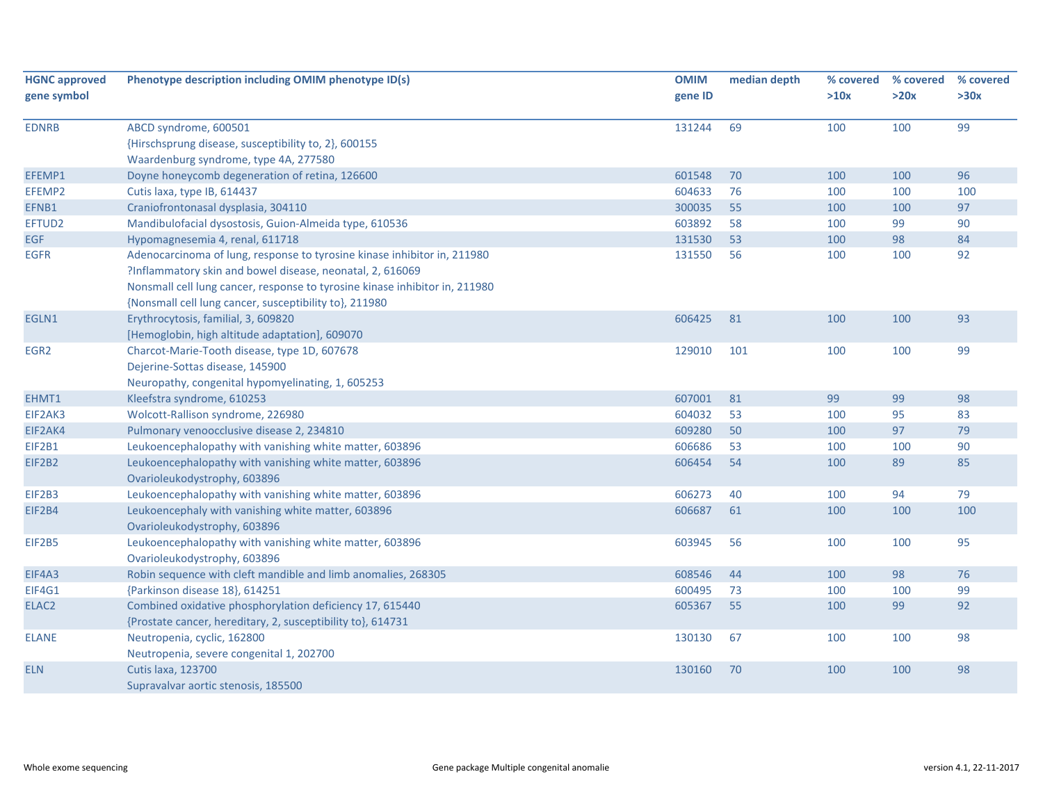| HGNC approved gene symbol | Phenotype description including OMIM phenotype ID(s) | OMIM gene ID | median depth | % covered >10x | % covered >20x | % covered >30x |
|---|---|---|---|---|---|---|
| EDNRB | ABCD syndrome, 600501<br>{Hirschsprung disease, susceptibility to, 2}, 600155<br>Waardenburg syndrome, type 4A, 277580 | 131244 | 69 | 100 | 100 | 99 |
| EFEMP1 | Doyne honeycomb degeneration of retina, 126600 | 601548 | 70 | 100 | 100 | 96 |
| EFEMP2 | Cutis laxa, type IB, 614437 | 604633 | 76 | 100 | 100 | 100 |
| EFNB1 | Craniofrontonasal dysplasia, 304110 | 300035 | 55 | 100 | 100 | 97 |
| EFTUD2 | Mandibulofacial dysostosis, Guion-Almeida type, 610536 | 603892 | 58 | 100 | 99 | 90 |
| EGF | Hypomagnesemia 4, renal, 611718 | 131530 | 53 | 100 | 98 | 84 |
| EGFR | Adenocarcinoma of lung, response to tyrosine kinase inhibitor in, 211980<br>?Inflammatory skin and bowel disease, neonatal, 2, 616069<br>Nonsmall cell lung cancer, response to tyrosine kinase inhibitor in, 211980<br>{Nonsmall cell lung cancer, susceptibility to}, 211980 | 131550 | 56 | 100 | 100 | 92 |
| EGLN1 | Erythrocytosis, familial, 3, 609820<br>[Hemoglobin, high altitude adaptation], 609070 | 606425 | 81 | 100 | 100 | 93 |
| EGR2 | Charcot-Marie-Tooth disease, type 1D, 607678<br>Dejerine-Sottas disease, 145900<br>Neuropathy, congenital hypomyelinating, 1, 605253 | 129010 | 101 | 100 | 100 | 99 |
| EHMT1 | Kleefstra syndrome, 610253 | 607001 | 81 | 99 | 99 | 98 |
| EIF2AK3 | Wolcott-Rallison syndrome, 226980 | 604032 | 53 | 100 | 95 | 83 |
| EIF2AK4 | Pulmonary venoocclusive disease 2, 234810 | 609280 | 50 | 100 | 97 | 79 |
| EIF2B1 | Leukoencephalopathy with vanishing white matter, 603896 | 606686 | 53 | 100 | 100 | 90 |
| EIF2B2 | Leukoencephalopathy with vanishing white matter, 603896<br>Ovarioleukodystrophy, 603896 | 606454 | 54 | 100 | 89 | 85 |
| EIF2B3 | Leukoencephalopathy with vanishing white matter, 603896 | 606273 | 40 | 100 | 94 | 79 |
| EIF2B4 | Leukoencephaly with vanishing white matter, 603896<br>Ovarioleukodystrophy, 603896 | 606687 | 61 | 100 | 100 | 100 |
| EIF2B5 | Leukoencephalopathy with vanishing white matter, 603896<br>Ovarioleukodystrophy, 603896 | 603945 | 56 | 100 | 100 | 95 |
| EIF4A3 | Robin sequence with cleft mandible and limb anomalies, 268305 | 608546 | 44 | 100 | 98 | 76 |
| EIF4G1 | {Parkinson disease 18}, 614251 | 600495 | 73 | 100 | 100 | 99 |
| ELAC2 | Combined oxidative phosphorylation deficiency 17, 615440<br>{Prostate cancer, hereditary, 2, susceptibility to}, 614731 | 605367 | 55 | 100 | 99 | 92 |
| ELANE | Neutropenia, cyclic, 162800<br>Neutropenia, severe congenital 1, 202700 | 130130 | 67 | 100 | 100 | 98 |
| ELN | Cutis laxa, 123700<br>Supravalvar aortic stenosis, 185500 | 130160 | 70 | 100 | 100 | 98 |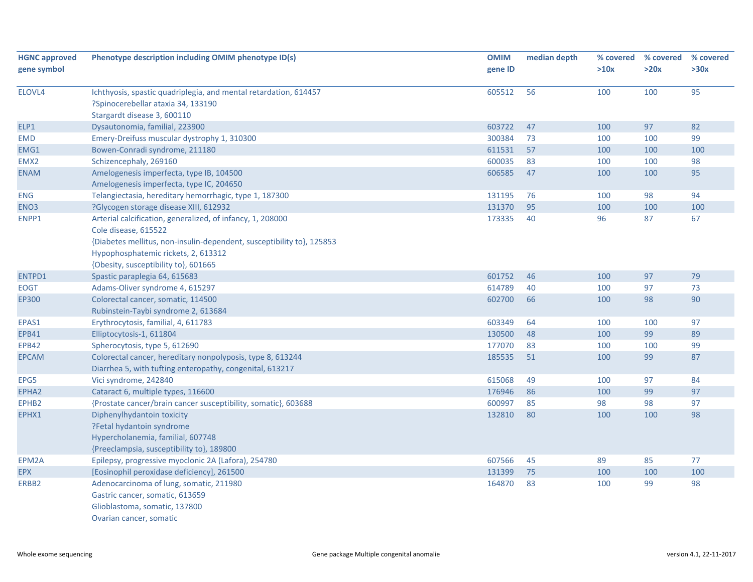| HGNC approved gene symbol | Phenotype description including OMIM phenotype ID(s) | OMIM gene ID | median depth | % covered >10x | % covered >20x | % covered >30x |
|---|---|---|---|---|---|---|
| ELOVL4 | Ichthyosis, spastic quadriplegia, and mental retardation, 614457<br>?Spinocerebellar ataxia 34, 133190<br>Stargardt disease 3, 600110 | 605512 | 56 | 100 | 100 | 95 |
| ELP1 | Dysautonomia, familial, 223900 | 603722 | 47 | 100 | 97 | 82 |
| EMD | Emery-Dreifuss muscular dystrophy 1, 310300 | 300384 | 73 | 100 | 100 | 99 |
| EMG1 | Bowen-Conradi syndrome, 211180 | 611531 | 57 | 100 | 100 | 100 |
| EMX2 | Schizencephaly, 269160 | 600035 | 83 | 100 | 100 | 98 |
| ENAM | Amelogenesis imperfecta, type IB, 104500<br>Amelogenesis imperfecta, type IC, 204650 | 606585 | 47 | 100 | 100 | 95 |
| ENG | Telangiectasia, hereditary hemorrhagic, type 1, 187300 | 131195 | 76 | 100 | 98 | 94 |
| ENO3 | ?Glycogen storage disease XIII, 612932 | 131370 | 95 | 100 | 100 | 100 |
| ENPP1 | Arterial calcification, generalized, of infancy, 1, 208000<br>Cole disease, 615522<br>{Diabetes mellitus, non-insulin-dependent, susceptibility to}, 125853<br>Hypophosphatemic rickets, 2, 613312<br>{Obesity, susceptibility to}, 601665 | 173335 | 40 | 96 | 87 | 67 |
| ENTPD1 | Spastic paraplegia 64, 615683 | 601752 | 46 | 100 | 97 | 79 |
| EOGT | Adams-Oliver syndrome 4, 615297 | 614789 | 40 | 100 | 97 | 73 |
| EP300 | Colorectal cancer, somatic, 114500<br>Rubinstein-Taybi syndrome 2, 613684 | 602700 | 66 | 100 | 98 | 90 |
| EPAS1 | Erythrocytosis, familial, 4, 611783 | 603349 | 64 | 100 | 100 | 97 |
| EPB41 | Elliptocytosis-1, 611804 | 130500 | 48 | 100 | 99 | 89 |
| EPB42 | Spherocytosis, type 5, 612690 | 177070 | 83 | 100 | 100 | 99 |
| EPCAM | Colorectal cancer, hereditary nonpolyposis, type 8, 613244<br>Diarrhea 5, with tufting enteropathy, congenital, 613217 | 185535 | 51 | 100 | 99 | 87 |
| EPG5 | Vici syndrome, 242840 | 615068 | 49 | 100 | 97 | 84 |
| EPHA2 | Cataract 6, multiple types, 116600 | 176946 | 86 | 100 | 99 | 97 |
| EPHB2 | {Prostate cancer/brain cancer susceptibility, somatic}, 603688 | 600997 | 85 | 98 | 98 | 97 |
| EPHX1 | Diphenylhydantoin toxicity<br>?Fetal hydantoin syndrome<br>Hypercholanemia, familial, 607748<br>{Preeclampsia, susceptibility to}, 189800 | 132810 | 80 | 100 | 100 | 98 |
| EPM2A | Epilepsy, progressive myoclonic 2A (Lafora), 254780 | 607566 | 45 | 89 | 85 | 77 |
| EPX | [Eosinophil peroxidase deficiency], 261500 | 131399 | 75 | 100 | 100 | 100 |
| ERBB2 | Adenocarcinoma of lung, somatic, 211980<br>Gastric cancer, somatic, 613659<br>Glioblastoma, somatic, 137800<br>Ovarian cancer, somatic | 164870 | 83 | 100 | 99 | 98 |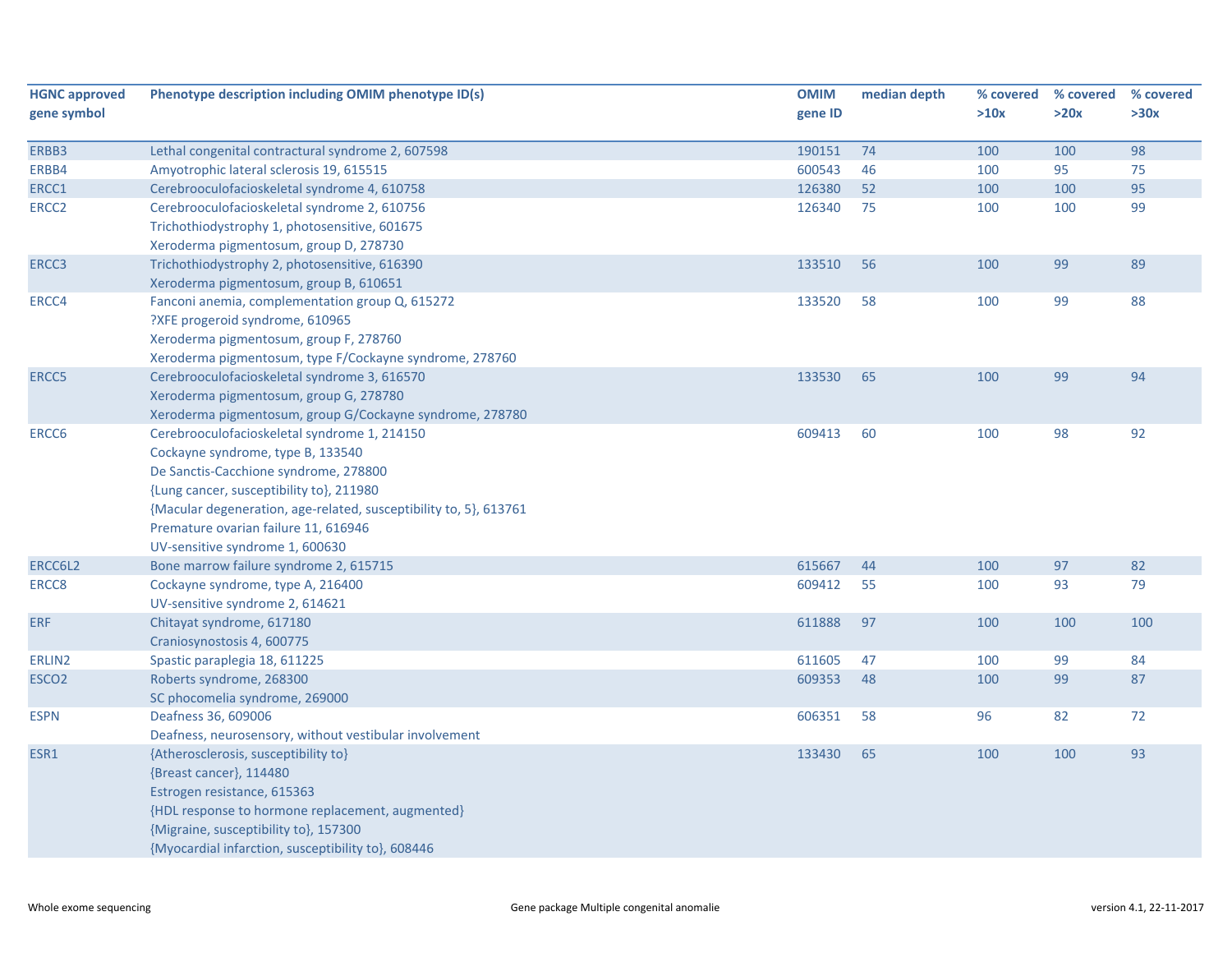| HGNC approved gene symbol | Phenotype description including OMIM phenotype ID(s) | OMIM gene ID | median depth | % covered >10x | % covered >20x | % covered >30x |
|---|---|---|---|---|---|---|
| ERBB3 | Lethal congenital contractural syndrome 2, 607598 | 190151 | 74 | 100 | 100 | 98 |
| ERBB4 | Amyotrophic lateral sclerosis 19, 615515 | 600543 | 46 | 100 | 95 | 75 |
| ERCC1 | Cerebrooculofacioskeletal syndrome 4, 610758 | 126380 | 52 | 100 | 100 | 95 |
| ERCC2 | Cerebrooculofacioskeletal syndrome 2, 610756<br>Trichothiodystrophy 1, photosensitive, 601675<br>Xeroderma pigmentosum, group D, 278730 | 126340 | 75 | 100 | 100 | 99 |
| ERCC3 | Trichothiodystrophy 2, photosensitive, 616390<br>Xeroderma pigmentosum, group B, 610651 | 133510 | 56 | 100 | 99 | 89 |
| ERCC4 | Fanconi anemia, complementation group Q, 615272<br>?XFE progeroid syndrome, 610965<br>Xeroderma pigmentosum, group F, 278760<br>Xeroderma pigmentosum, type F/Cockayne syndrome, 278760 | 133520 | 58 | 100 | 99 | 88 |
| ERCC5 | Cerebrooculofacioskeletal syndrome 3, 616570<br>Xeroderma pigmentosum, group G, 278780<br>Xeroderma pigmentosum, group G/Cockayne syndrome, 278780 | 133530 | 65 | 100 | 99 | 94 |
| ERCC6 | Cerebrooculofacioskeletal syndrome 1, 214150<br>Cockayne syndrome, type B, 133540<br>De Sanctis-Cacchione syndrome, 278800<br>{Lung cancer, susceptibility to}, 211980<br>{Macular degeneration, age-related, susceptibility to, 5}, 613761<br>Premature ovarian failure 11, 616946<br>UV-sensitive syndrome 1, 600630 | 609413 | 60 | 100 | 98 | 92 |
| ERCC6L2 | Bone marrow failure syndrome 2, 615715 | 615667 | 44 | 100 | 97 | 82 |
| ERCC8 | Cockayne syndrome, type A, 216400<br>UV-sensitive syndrome 2, 614621 | 609412 | 55 | 100 | 93 | 79 |
| ERF | Chitayat syndrome, 617180<br>Craniosynostosis 4, 600775 | 611888 | 97 | 100 | 100 | 100 |
| ERLIN2 | Spastic paraplegia 18, 611225 | 611605 | 47 | 100 | 99 | 84 |
| ESCO2 | Roberts syndrome, 268300<br>SC phocomelia syndrome, 269000 | 609353 | 48 | 100 | 99 | 87 |
| ESPN | Deafness 36, 609006<br>Deafness, neurosensory, without vestibular involvement | 606351 | 58 | 96 | 82 | 72 |
| ESR1 | {Atherosclerosis, susceptibility to}<br>{Breast cancer}, 114480<br>Estrogen resistance, 615363<br>{HDL response to hormone replacement, augmented}<br>{Migraine, susceptibility to}, 157300<br>{Myocardial infarction, susceptibility to}, 608446 | 133430 | 65 | 100 | 100 | 93 |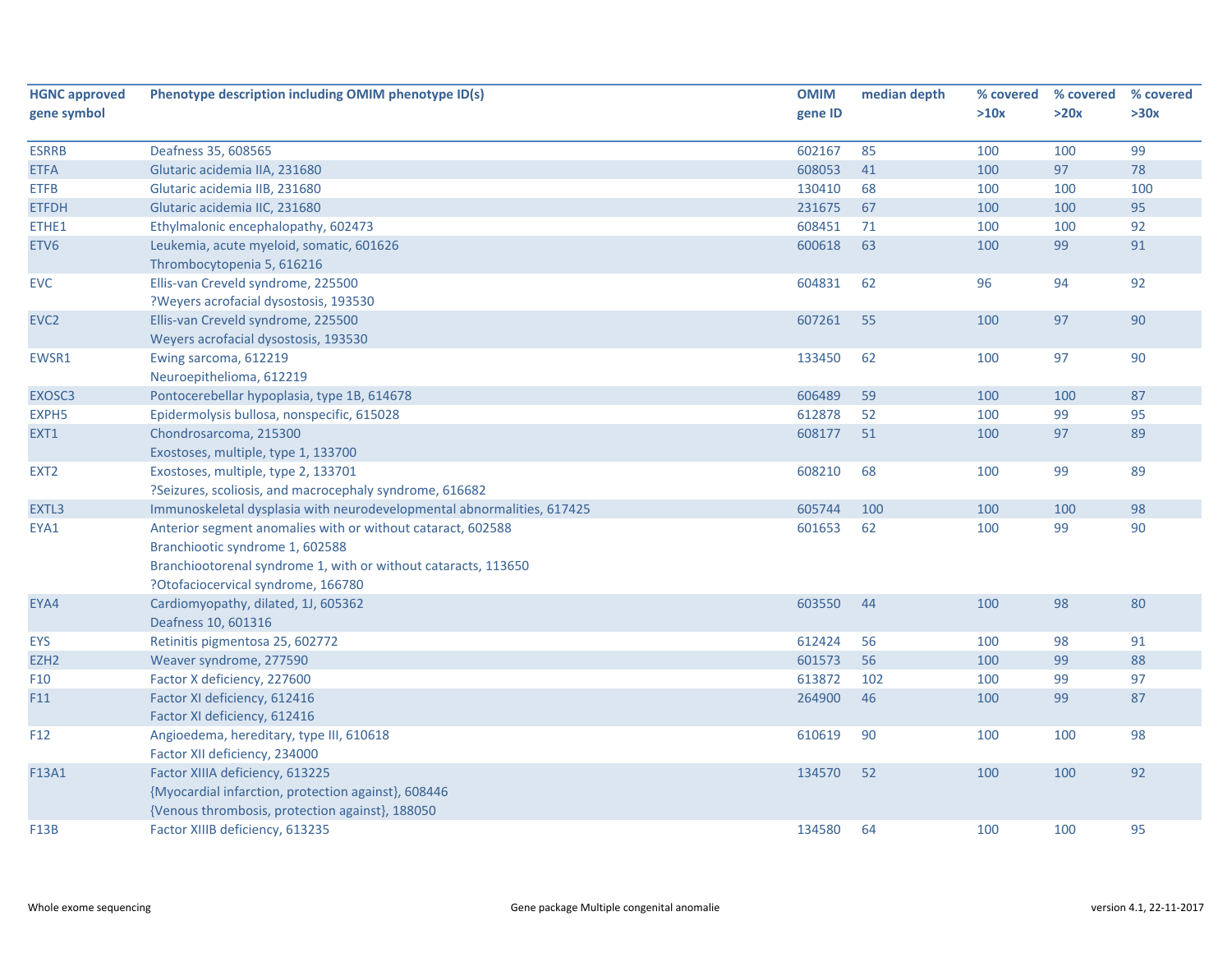| HGNC approved gene symbol | Phenotype description including OMIM phenotype ID(s) | OMIM gene ID | median depth | % covered >10x | % covered >20x | % covered >30x |
|---|---|---|---|---|---|---|
| ESRRB | Deafness 35, 608565 | 602167 | 85 | 100 | 100 | 99 |
| ETFA | Glutaric acidemia IIA, 231680 | 608053 | 41 | 100 | 97 | 78 |
| ETFB | Glutaric acidemia IIB, 231680 | 130410 | 68 | 100 | 100 | 100 |
| ETFDH | Glutaric acidemia IIC, 231680 | 231675 | 67 | 100 | 100 | 95 |
| ETHE1 | Ethylmalonic encephalopathy, 602473 | 608451 | 71 | 100 | 100 | 92 |
| ETV6 | Leukemia, acute myeloid, somatic, 601626<br>Thrombocytopenia 5, 616216 | 600618 | 63 | 100 | 99 | 91 |
| EVC | Ellis-van Creveld syndrome, 225500<br>?Weyers acrofacial dysostosis, 193530 | 604831 | 62 | 96 | 94 | 92 |
| EVC2 | Ellis-van Creveld syndrome, 225500<br>Weyers acrofacial dysostosis, 193530 | 607261 | 55 | 100 | 97 | 90 |
| EWSR1 | Ewing sarcoma, 612219<br>Neuroepithelioma, 612219 | 133450 | 62 | 100 | 97 | 90 |
| EXOSC3 | Pontocerebellar hypoplasia, type 1B, 614678 | 606489 | 59 | 100 | 100 | 87 |
| EXPH5 | Epidermolysis bullosa, nonspecific, 615028 | 612878 | 52 | 100 | 99 | 95 |
| EXT1 | Chondrosarcoma, 215300<br>Exostoses, multiple, type 1, 133700 | 608177 | 51 | 100 | 97 | 89 |
| EXT2 | Exostoses, multiple, type 2, 133701<br>?Seizures, scoliosis, and macrocephaly syndrome, 616682 | 608210 | 68 | 100 | 99 | 89 |
| EXTL3 | Immunoskeletal dysplasia with neurodevelopmental abnormalities, 617425 | 605744 | 100 | 100 | 100 | 98 |
| EYA1 | Anterior segment anomalies with or without cataract, 602588<br>Branchiootic syndrome 1, 602588<br>Branchiootorenal syndrome 1, with or without cataracts, 113650<br>?Otofaciocervical syndrome, 166780 | 601653 | 62 | 100 | 99 | 90 |
| EYA4 | Cardiomyopathy, dilated, 1J, 605362<br>Deafness 10, 601316 | 603550 | 44 | 100 | 98 | 80 |
| EYS | Retinitis pigmentosa 25, 602772 | 612424 | 56 | 100 | 98 | 91 |
| EZH2 | Weaver syndrome, 277590 | 601573 | 56 | 100 | 99 | 88 |
| F10 | Factor X deficiency, 227600 | 613872 | 102 | 100 | 99 | 97 |
| F11 | Factor XI deficiency, 612416<br>Factor XI deficiency, 612416 | 264900 | 46 | 100 | 99 | 87 |
| F12 | Angioedema, hereditary, type III, 610618<br>Factor XII deficiency, 234000 | 610619 | 90 | 100 | 100 | 98 |
| F13A1 | Factor XIIIA deficiency, 613225<br>{Myocardial infarction, protection against}, 608446<br>{Venous thrombosis, protection against}, 188050 | 134570 | 52 | 100 | 100 | 92 |
| F13B | Factor XIIIB deficiency, 613235 | 134580 | 64 | 100 | 100 | 95 |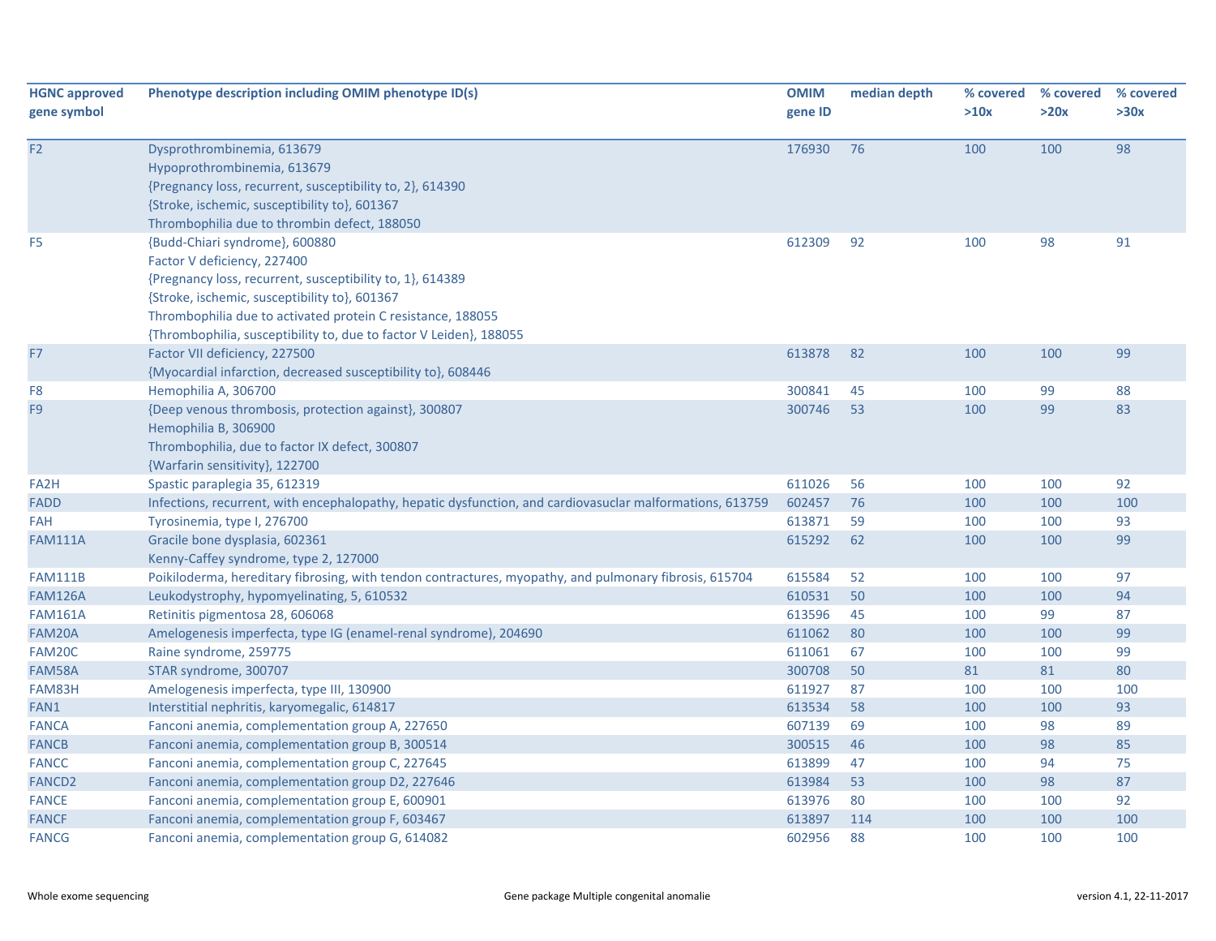| HGNC approved gene symbol | Phenotype description including OMIM phenotype ID(s) | OMIM gene ID | median depth | % covered >10x | % covered >20x | % covered >30x |
|---|---|---|---|---|---|---|
| F2 | Dysprothrombinemia, 613679<br>Hypoprothrombinemia, 613679<br>{Pregnancy loss, recurrent, susceptibility to, 2}, 614390<br>{Stroke, ischemic, susceptibility to}, 601367<br>Thrombophilia due to thrombin defect, 188050 | 176930 | 76 | 100 | 100 | 98 |
| F5 | {Budd-Chiari syndrome}, 600880<br>Factor V deficiency, 227400<br>{Pregnancy loss, recurrent, susceptibility to, 1}, 614389<br>{Stroke, ischemic, susceptibility to}, 601367<br>Thrombophilia due to activated protein C resistance, 188055<br>{Thrombophilia, susceptibility to, due to factor V Leiden}, 188055 | 612309 | 92 | 100 | 98 | 91 |
| F7 | Factor VII deficiency, 227500<br>{Myocardial infarction, decreased susceptibility to}, 608446 | 613878 | 82 | 100 | 100 | 99 |
| F8 | Hemophilia A, 306700 | 300841 | 45 | 100 | 99 | 88 |
| F9 | {Deep venous thrombosis, protection against}, 300807<br>Hemophilia B, 306900<br>Thrombophilia, due to factor IX defect, 300807<br>{Warfarin sensitivity}, 122700 | 300746 | 53 | 100 | 99 | 83 |
| FA2H | Spastic paraplegia 35, 612319 | 611026 | 56 | 100 | 100 | 92 |
| FADD | Infections, recurrent, with encephalopathy, hepatic dysfunction, and cardiovasuclar malformations, 613759 | 602457 | 76 | 100 | 100 | 100 |
| FAH | Tyrosinemia, type I, 276700 | 613871 | 59 | 100 | 100 | 93 |
| FAM111A | Gracile bone dysplasia, 602361<br>Kenny-Caffey syndrome, type 2, 127000 | 615292 | 62 | 100 | 100 | 99 |
| FAM111B | Poikiloderma, hereditary fibrosing, with tendon contractures, myopathy, and pulmonary fibrosis, 615704 | 615584 | 52 | 100 | 100 | 97 |
| FAM126A | Leukodystrophy, hypomyelinating, 5, 610532 | 610531 | 50 | 100 | 100 | 94 |
| FAM161A | Retinitis pigmentosa 28, 606068 | 613596 | 45 | 100 | 99 | 87 |
| FAM20A | Amelogenesis imperfecta, type IG (enamel-renal syndrome), 204690 | 611062 | 80 | 100 | 100 | 99 |
| FAM20C | Raine syndrome, 259775 | 611061 | 67 | 100 | 100 | 99 |
| FAM58A | STAR syndrome, 300707 | 300708 | 50 | 81 | 81 | 80 |
| FAM83H | Amelogenesis imperfecta, type III, 130900 | 611927 | 87 | 100 | 100 | 100 |
| FAN1 | Interstitial nephritis, karyomegalic, 614817 | 613534 | 58 | 100 | 100 | 93 |
| FANCA | Fanconi anemia, complementation group A, 227650 | 607139 | 69 | 100 | 98 | 89 |
| FANCB | Fanconi anemia, complementation group B, 300514 | 300515 | 46 | 100 | 98 | 85 |
| FANCC | Fanconi anemia, complementation group C, 227645 | 613899 | 47 | 100 | 94 | 75 |
| FANCD2 | Fanconi anemia, complementation group D2, 227646 | 613984 | 53 | 100 | 98 | 87 |
| FANCE | Fanconi anemia, complementation group E, 600901 | 613976 | 80 | 100 | 100 | 92 |
| FANCF | Fanconi anemia, complementation group F, 603467 | 613897 | 114 | 100 | 100 | 100 |
| FANCG | Fanconi anemia, complementation group G, 614082 | 602956 | 88 | 100 | 100 | 100 |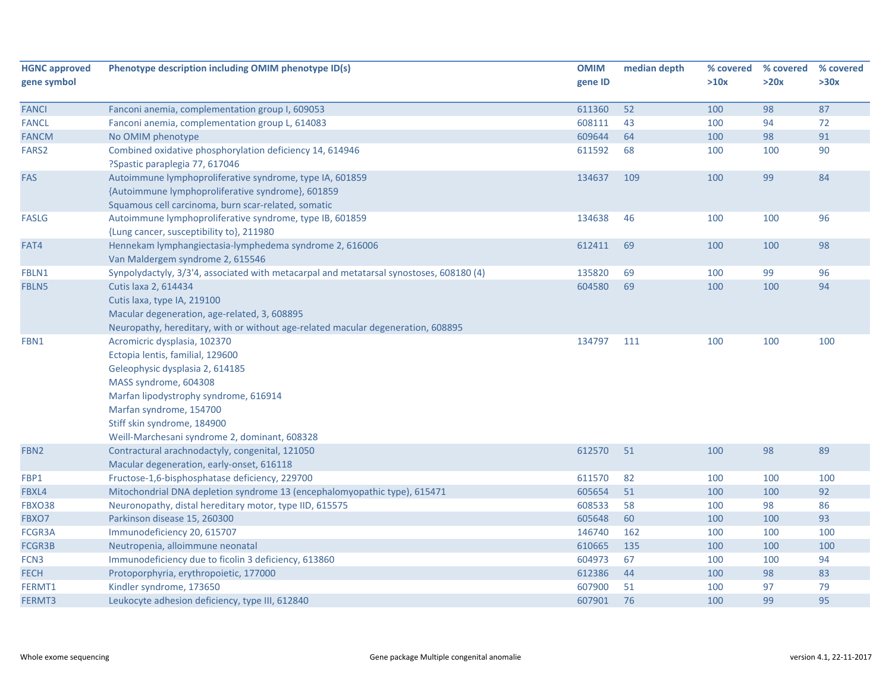| HGNC approved gene symbol | Phenotype description including OMIM phenotype ID(s) | OMIM gene ID | median depth | % covered >10x | % covered >20x | % covered >30x |
|---|---|---|---|---|---|---|
| FANCI | Fanconi anemia, complementation group I, 609053 | 611360 | 52 | 100 | 98 | 87 |
| FANCL | Fanconi anemia, complementation group L, 614083 | 608111 | 43 | 100 | 94 | 72 |
| FANCM | No OMIM phenotype | 609644 | 64 | 100 | 98 | 91 |
| FARS2 | Combined oxidative phosphorylation deficiency 14, 614946<br>?Spastic paraplegia 77, 617046 | 611592 | 68 | 100 | 100 | 90 |
| FAS | Autoimmune lymphoproliferative syndrome, type IA, 601859<br>{Autoimmune lymphoproliferative syndrome}, 601859<br>Squamous cell carcinoma, burn scar-related, somatic | 134637 | 109 | 100 | 99 | 84 |
| FASLG | Autoimmune lymphoproliferative syndrome, type IB, 601859<br>{Lung cancer, susceptibility to}, 211980 | 134638 | 46 | 100 | 100 | 96 |
| FAT4 | Hennekam lymphangiectasia-lymphedema syndrome 2, 616006<br>Van Maldergem syndrome 2, 615546 | 612411 | 69 | 100 | 100 | 98 |
| FBLN1 | Synpolydactyly, 3/3'4, associated with metacarpal and metatarsal synostoses, 608180 (4) | 135820 | 69 | 100 | 99 | 96 |
| FBLN5 | Cutis laxa 2, 614434<br>Cutis laxa, type IA, 219100<br>Macular degeneration, age-related, 3, 608895<br>Neuropathy, hereditary, with or without age-related macular degeneration, 608895 | 604580 | 69 | 100 | 100 | 94 |
| FBN1 | Acromicric dysplasia, 102370<br>Ectopia lentis, familial, 129600<br>Geleophysic dysplasia 2, 614185<br>MASS syndrome, 604308<br>Marfan lipodystrophy syndrome, 616914<br>Marfan syndrome, 154700<br>Stiff skin syndrome, 184900<br>Weill-Marchesani syndrome 2, dominant, 608328 | 134797 | 111 | 100 | 100 | 100 |
| FBN2 | Contractural arachnodactyly, congenital, 121050<br>Macular degeneration, early-onset, 616118 | 612570 | 51 | 100 | 98 | 89 |
| FBP1 | Fructose-1,6-bisphosphatase deficiency, 229700 | 611570 | 82 | 100 | 100 | 100 |
| FBXL4 | Mitochondrial DNA depletion syndrome 13 (encephalomyopathic type), 615471 | 605654 | 51 | 100 | 100 | 92 |
| FBXO38 | Neuronopathy, distal hereditary motor, type IID, 615575 | 608533 | 58 | 100 | 98 | 86 |
| FBXO7 | Parkinson disease 15, 260300 | 605648 | 60 | 100 | 100 | 93 |
| FCGR3A | Immunodeficiency 20, 615707 | 146740 | 162 | 100 | 100 | 100 |
| FCGR3B | Neutropenia, alloimmune neonatal | 610665 | 135 | 100 | 100 | 100 |
| FCN3 | Immunodeficiency due to ficolin 3 deficiency, 613860 | 604973 | 67 | 100 | 100 | 94 |
| FECH | Protoporphyria, erythropoietic, 177000 | 612386 | 44 | 100 | 98 | 83 |
| FERMT1 | Kindler syndrome, 173650 | 607900 | 51 | 100 | 97 | 79 |
| FERMT3 | Leukocyte adhesion deficiency, type III, 612840 | 607901 | 76 | 100 | 99 | 95 |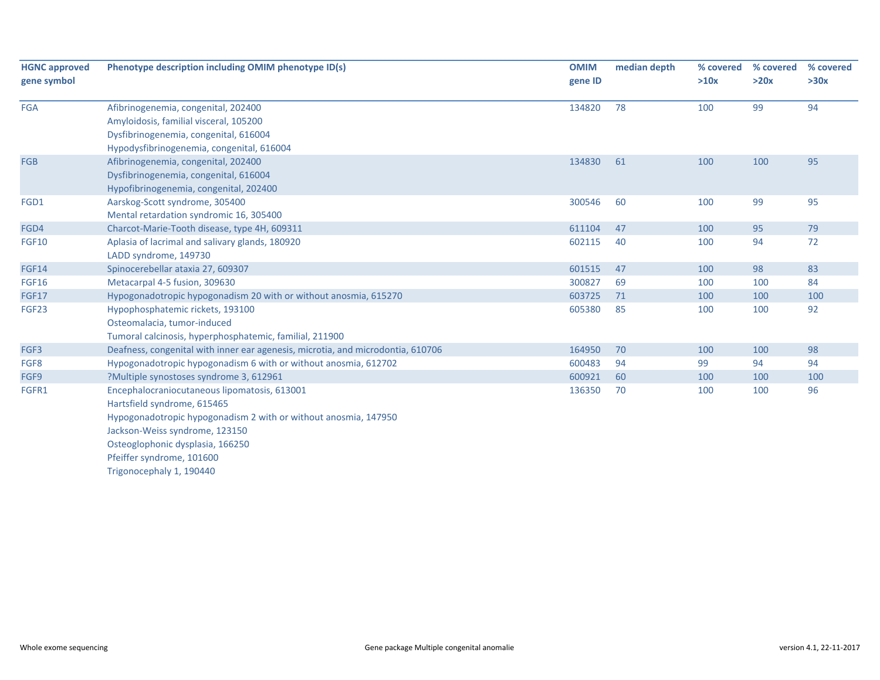| HGNC approved gene symbol | Phenotype description including OMIM phenotype ID(s) | OMIM gene ID | median depth | % covered >10x | % covered >20x | % covered >30x |
|---|---|---|---|---|---|---|
| FGA | Afibrinogenemia, congenital, 202400<br>Amyloidosis, familial visceral, 105200<br>Dysfibrinogenemia, congenital, 616004<br>Hypodysfibrinogenemia, congenital, 616004 | 134820 | 78 | 100 | 99 | 94 |
| FGB | Afibrinogenemia, congenital, 202400<br>Dysfibrinogenemia, congenital, 616004<br>Hypofibrinogenemia, congenital, 202400 | 134830 | 61 | 100 | 100 | 95 |
| FGD1 | Aarskog-Scott syndrome, 305400<br>Mental retardation syndromic 16, 305400 | 300546 | 60 | 100 | 99 | 95 |
| FGD4 | Charcot-Marie-Tooth disease, type 4H, 609311 | 611104 | 47 | 100 | 95 | 79 |
| FGF10 | Aplasia of lacrimal and salivary glands, 180920<br>LADD syndrome, 149730 | 602115 | 40 | 100 | 94 | 72 |
| FGF14 | Spinocerebellar ataxia 27, 609307 | 601515 | 47 | 100 | 98 | 83 |
| FGF16 | Metacarpal 4-5 fusion, 309630 | 300827 | 69 | 100 | 100 | 84 |
| FGF17 | Hypogonadotropic hypogonadism 20 with or without anosmia, 615270 | 603725 | 71 | 100 | 100 | 100 |
| FGF23 | Hypophosphatemic rickets, 193100<br>Osteomalacia, tumor-induced<br>Tumoral calcinosis, hyperphosphatemic, familial, 211900 | 605380 | 85 | 100 | 100 | 92 |
| FGF3 | Deafness, congenital with inner ear agenesis, microtia, and microdontia, 610706 | 164950 | 70 | 100 | 100 | 98 |
| FGF8 | Hypogonadotropic hypogonadism 6 with or without anosmia, 612702 | 600483 | 94 | 99 | 94 | 94 |
| FGF9 | ?Multiple synostoses syndrome 3, 612961 | 600921 | 60 | 100 | 100 | 100 |
| FGFR1 | Encephalocraniocutaneous lipomatosis, 613001<br>Hartsfield syndrome, 615465<br>Hypogonadotropic hypogonadism 2 with or without anosmia, 147950<br>Jackson-Weiss syndrome, 123150<br>Osteoglophonic dysplasia, 166250<br>Pfeiffer syndrome, 101600<br>Trigonocephaly 1, 190440 | 136350 | 70 | 100 | 100 | 96 |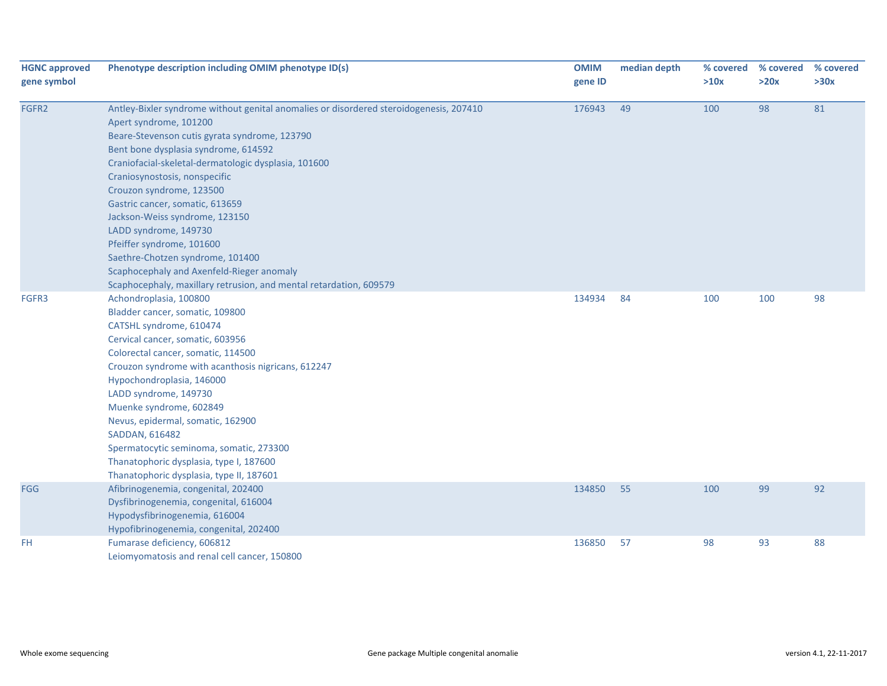| HGNC approved gene symbol | Phenotype description including OMIM phenotype ID(s) | OMIM gene ID | median depth | % covered >10x | % covered >20x | % covered >30x |
|---|---|---|---|---|---|---|
| FGFR2 | Antley-Bixler syndrome without genital anomalies or disordered steroidogenesis, 207410<br>Apert syndrome, 101200<br>Beare-Stevenson cutis gyrata syndrome, 123790<br>Bent bone dysplasia syndrome, 614592<br>Craniofacial-skeletal-dermatologic dysplasia, 101600<br>Craniosynostosis, nonspecific<br>Crouzon syndrome, 123500<br>Gastric cancer, somatic, 613659<br>Jackson-Weiss syndrome, 123150<br>LADD syndrome, 149730<br>Pfeiffer syndrome, 101600<br>Saethre-Chotzen syndrome, 101400<br>Scaphocephaly and Axenfeld-Rieger anomaly<br>Scaphocephaly, maxillary retrusion, and mental retardation, 609579 | 176943 | 49 | 100 | 98 | 81 |
| FGFR3 | Achondroplasia, 100800<br>Bladder cancer, somatic, 109800<br>CATSHL syndrome, 610474<br>Cervical cancer, somatic, 603956<br>Colorectal cancer, somatic, 114500<br>Crouzon syndrome with acanthosis nigricans, 612247<br>Hypochondroplasia, 146000<br>LADD syndrome, 149730<br>Muenke syndrome, 602849<br>Nevus, epidermal, somatic, 162900<br>SADDAN, 616482<br>Spermatocytic seminoma, somatic, 273300<br>Thanatophoric dysplasia, type I, 187600<br>Thanatophoric dysplasia, type II, 187601 | 134934 | 84 | 100 | 100 | 98 |
| FGG | Afibrinogenemia, congenital, 202400<br>Dysfibrinogenemia, congenital, 616004<br>Hypodysfibrinogenemia, 616004<br>Hypofibrinogenemia, congenital, 202400 | 134850 | 55 | 100 | 99 | 92 |
| FH | Fumarase deficiency, 606812<br>Leiomyomatosis and renal cell cancer, 150800 | 136850 | 57 | 98 | 93 | 88 |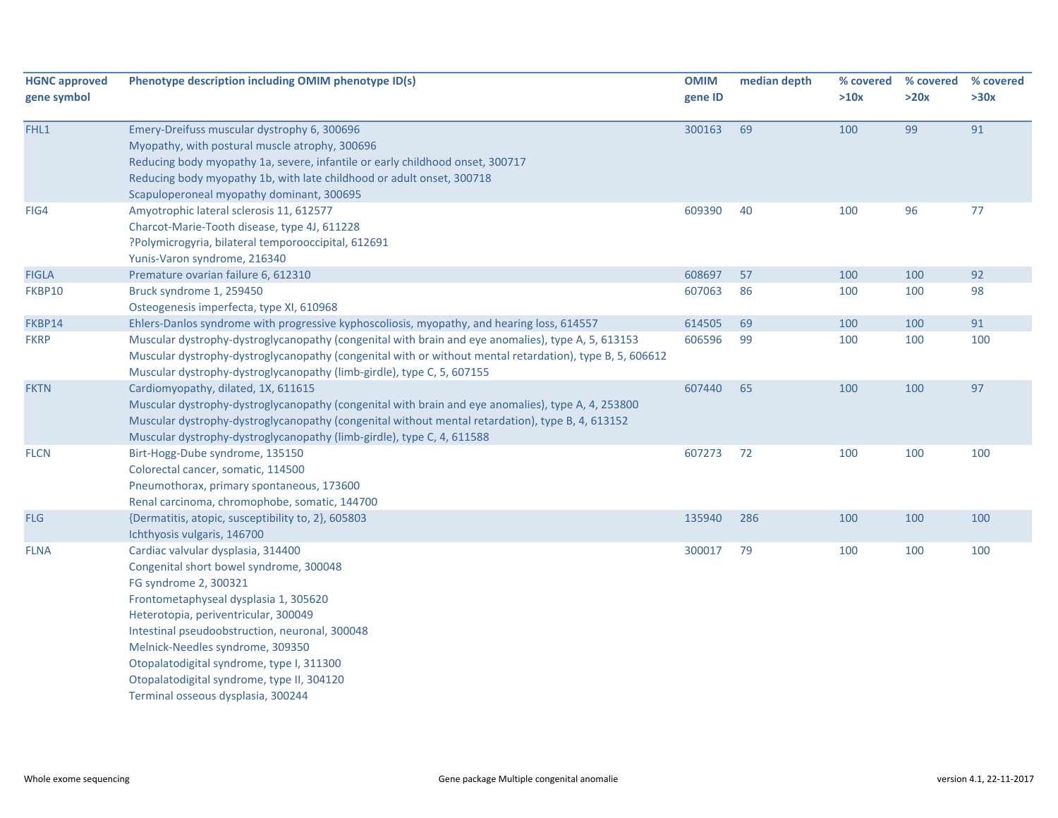| HGNC approved gene symbol | Phenotype description including OMIM phenotype ID(s) | OMIM gene ID | median depth | % covered >10x | % covered >20x | % covered >30x |
|---|---|---|---|---|---|---|
| FHL1 | Emery-Dreifuss muscular dystrophy 6, 300696<br>Myopathy, with postural muscle atrophy, 300696<br>Reducing body myopathy 1a, severe, infantile or early childhood onset, 300717<br>Reducing body myopathy 1b, with late childhood or adult onset, 300718<br>Scapuloperoneal myopathy dominant, 300695 | 300163 | 69 | 100 | 99 | 91 |
| FIG4 | Amyotrophic lateral sclerosis 11, 612577<br>Charcot-Marie-Tooth disease, type 4J, 611228<br>?Polymicrogyria, bilateral temporooccipital, 612691<br>Yunis-Varon syndrome, 216340 | 609390 | 40 | 100 | 96 | 77 |
| FIGLA | Premature ovarian failure 6, 612310 | 608697 | 57 | 100 | 100 | 92 |
| FKBP10 | Bruck syndrome 1, 259450<br>Osteogenesis imperfecta, type XI, 610968 | 607063 | 86 | 100 | 100 | 98 |
| FKBP14 | Ehlers-Danlos syndrome with progressive kyphoscoliosis, myopathy, and hearing loss, 614557 | 614505 | 69 | 100 | 100 | 91 |
| FKRP | Muscular dystrophy-dystroglycanopathy (congenital with brain and eye anomalies), type A, 5, 613153<br>Muscular dystrophy-dystroglycanopathy (congenital with or without mental retardation), type B, 5, 606612<br>Muscular dystrophy-dystroglycanopathy (limb-girdle), type C, 5, 607155 | 606596 | 99 | 100 | 100 | 100 |
| FKTN | Cardiomyopathy, dilated, 1X, 611615<br>Muscular dystrophy-dystroglycanopathy (congenital with brain and eye anomalies), type A, 4, 253800<br>Muscular dystrophy-dystroglycanopathy (congenital without mental retardation), type B, 4, 613152<br>Muscular dystrophy-dystroglycanopathy (limb-girdle), type C, 4, 611588 | 607440 | 65 | 100 | 100 | 97 |
| FLCN | Birt-Hogg-Dube syndrome, 135150<br>Colorectal cancer, somatic, 114500<br>Pneumothorax, primary spontaneous, 173600<br>Renal carcinoma, chromophobe, somatic, 144700 | 607273 | 72 | 100 | 100 | 100 |
| FLG | {Dermatitis, atopic, susceptibility to, 2}, 605803<br>Ichthyosis vulgaris, 146700 | 135940 | 286 | 100 | 100 | 100 |
| FLNA | Cardiac valvular dysplasia, 314400<br>Congenital short bowel syndrome, 300048<br>FG syndrome 2, 300321<br>Frontometaphyseal dysplasia 1, 305620<br>Heterotopia, periventricular, 300049<br>Intestinal pseudoobstruction, neuronal, 300048<br>Melnick-Needles syndrome, 309350<br>Otopalatodigital syndrome, type I, 311300<br>Otopalatodigital syndrome, type II, 304120<br>Terminal osseous dysplasia, 300244 | 300017 | 79 | 100 | 100 | 100 |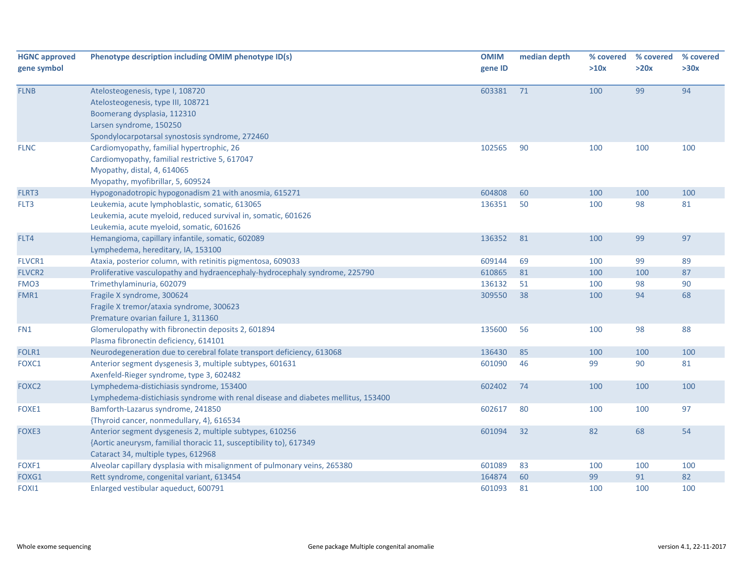| HGNC approved gene symbol | Phenotype description including OMIM phenotype ID(s) | OMIM gene ID | median depth | % covered >10x | % covered >20x | % covered >30x |
|---|---|---|---|---|---|---|
| FLNB | Atelosteogenesis, type I, 108720<br>Atelosteogenesis, type III, 108721<br>Boomerang dysplasia, 112310<br>Larsen syndrome, 150250<br>Spondylocarpotarsal synostosis syndrome, 272460 | 603381 | 71 | 100 | 99 | 94 |
| FLNC | Cardiomyopathy, familial hypertrophic, 26<br>Cardiomyopathy, familial restrictive 5, 617047<br>Myopathy, distal, 4, 614065<br>Myopathy, myofibrillar, 5, 609524 | 102565 | 90 | 100 | 100 | 100 |
| FLRT3 | Hypogonadotropic hypogonadism 21 with anosmia, 615271 | 604808 | 60 | 100 | 100 | 100 |
| FLT3 | Leukemia, acute lymphoblastic, somatic, 613065<br>Leukemia, acute myeloid, reduced survival in, somatic, 601626<br>Leukemia, acute myeloid, somatic, 601626 | 136351 | 50 | 100 | 98 | 81 |
| FLT4 | Hemangioma, capillary infantile, somatic, 602089<br>Lymphedema, hereditary, IA, 153100 | 136352 | 81 | 100 | 99 | 97 |
| FLVCR1 | Ataxia, posterior column, with retinitis pigmentosa, 609033 | 609144 | 69 | 100 | 99 | 89 |
| FLVCR2 | Proliferative vasculopathy and hydraencephaly-hydrocephaly syndrome, 225790 | 610865 | 81 | 100 | 100 | 87 |
| FMO3 | Trimethylaminuria, 602079 | 136132 | 51 | 100 | 98 | 90 |
| FMR1 | Fragile X syndrome, 300624<br>Fragile X tremor/ataxia syndrome, 300623<br>Premature ovarian failure 1, 311360 | 309550 | 38 | 100 | 94 | 68 |
| FN1 | Glomerulopathy with fibronectin deposits 2, 601894<br>Plasma fibronectin deficiency, 614101 | 135600 | 56 | 100 | 98 | 88 |
| FOLR1 | Neurodegeneration due to cerebral folate transport deficiency, 613068 | 136430 | 85 | 100 | 100 | 100 |
| FOXC1 | Anterior segment dysgenesis 3, multiple subtypes, 601631<br>Axenfeld-Rieger syndrome, type 3, 602482 | 601090 | 46 | 99 | 90 | 81 |
| FOXC2 | Lymphedema-distichiasis syndrome, 153400<br>Lymphedema-distichiasis syndrome with renal disease and diabetes mellitus, 153400 | 602402 | 74 | 100 | 100 | 100 |
| FOXE1 | Bamforth-Lazarus syndrome, 241850<br>{Thyroid cancer, nonmedullary, 4}, 616534 | 602617 | 80 | 100 | 100 | 97 |
| FOXE3 | Anterior segment dysgenesis 2, multiple subtypes, 610256<br>{Aortic aneurysm, familial thoracic 11, susceptibility to}, 617349<br>Cataract 34, multiple types, 612968 | 601094 | 32 | 82 | 68 | 54 |
| FOXF1 | Alveolar capillary dysplasia with misalignment of pulmonary veins, 265380 | 601089 | 83 | 100 | 100 | 100 |
| FOXG1 | Rett syndrome, congenital variant, 613454 | 164874 | 60 | 99 | 91 | 82 |
| FOXI1 | Enlarged vestibular aqueduct, 600791 | 601093 | 81 | 100 | 100 | 100 |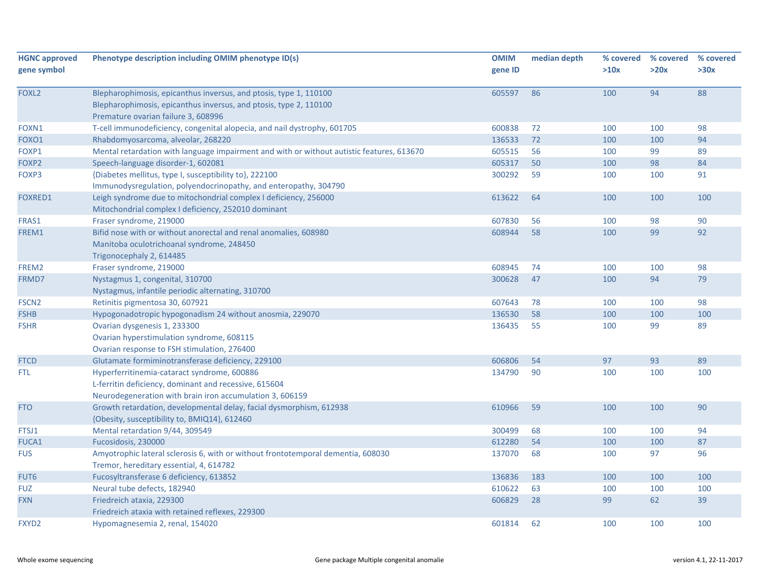| HGNC approved gene symbol | Phenotype description including OMIM phenotype ID(s) | OMIM gene ID | median depth | % covered >10x | % covered >20x | % covered >30x |
|---|---|---|---|---|---|---|
| FOXL2 | Blepharophimosis, epicanthus inversus, and ptosis, type 1, 110100<br>Blepharophimosis, epicanthus inversus, and ptosis, type 2, 110100<br>Premature ovarian failure 3, 608996 | 605597 | 86 | 100 | 94 | 88 |
| FOXN1 | T-cell immunodeficiency, congenital alopecia, and nail dystrophy, 601705 | 600838 | 72 | 100 | 100 | 98 |
| FOXO1 | Rhabdomyosarcoma, alveolar, 268220 | 136533 | 72 | 100 | 100 | 94 |
| FOXP1 | Mental retardation with language impairment and with or without autistic features, 613670 | 605515 | 56 | 100 | 99 | 89 |
| FOXP2 | Speech-language disorder-1, 602081 | 605317 | 50 | 100 | 98 | 84 |
| FOXP3 | {Diabetes mellitus, type I, susceptibility to}, 222100<br>Immunodysregulation, polyendocrinopathy, and enteropathy, 304790 | 300292 | 59 | 100 | 100 | 91 |
| FOXRED1 | Leigh syndrome due to mitochondrial complex I deficiency, 256000<br>Mitochondrial complex I deficiency, 252010 dominant | 613622 | 64 | 100 | 100 | 100 |
| FRAS1 | Fraser syndrome, 219000 | 607830 | 56 | 100 | 98 | 90 |
| FREM1 | Bifid nose with or without anorectal and renal anomalies, 608980<br>Manitoba oculotrichoanal syndrome, 248450<br>Trigonocephaly 2, 614485 | 608944 | 58 | 100 | 99 | 92 |
| FREM2 | Fraser syndrome, 219000 | 608945 | 74 | 100 | 100 | 98 |
| FRMD7 | Nystagmus 1, congenital, 310700<br>Nystagmus, infantile periodic alternating, 310700 | 300628 | 47 | 100 | 94 | 79 |
| FSCN2 | Retinitis pigmentosa 30, 607921 | 607643 | 78 | 100 | 100 | 98 |
| FSHB | Hypogonadotropic hypogonadism 24 without anosmia, 229070 | 136530 | 58 | 100 | 100 | 100 |
| FSHR | Ovarian dysgenesis 1, 233300<br>Ovarian hyperstimulation syndrome, 608115<br>Ovarian response to FSH stimulation, 276400 | 136435 | 55 | 100 | 99 | 89 |
| FTCD | Glutamate formiminotransferase deficiency, 229100 | 606806 | 54 | 97 | 93 | 89 |
| FTL | Hyperferritinemia-cataract syndrome, 600886<br>L-ferritin deficiency, dominant and recessive, 615604<br>Neurodegeneration with brain iron accumulation 3, 606159 | 134790 | 90 | 100 | 100 | 100 |
| FTO | Growth retardation, developmental delay, facial dysmorphism, 612938<br>{Obesity, susceptibility to, BMIQ14}, 612460 | 610966 | 59 | 100 | 100 | 90 |
| FTSJ1 | Mental retardation 9/44, 309549 | 300499 | 68 | 100 | 100 | 94 |
| FUCA1 | Fucosidosis, 230000 | 612280 | 54 | 100 | 100 | 87 |
| FUS | Amyotrophic lateral sclerosis 6, with or without frontotemporal dementia, 608030<br>Tremor, hereditary essential, 4, 614782 | 137070 | 68 | 100 | 97 | 96 |
| FUT6 | Fucosyltransferase 6 deficiency, 613852 | 136836 | 183 | 100 | 100 | 100 |
| FUZ | Neural tube defects, 182940 | 610622 | 63 | 100 | 100 | 100 |
| FXN | Friedreich ataxia, 229300<br>Friedreich ataxia with retained reflexes, 229300 | 606829 | 28 | 99 | 62 | 39 |
| FXYD2 | Hypomagnesemia 2, renal, 154020 | 601814 | 62 | 100 | 100 | 100 |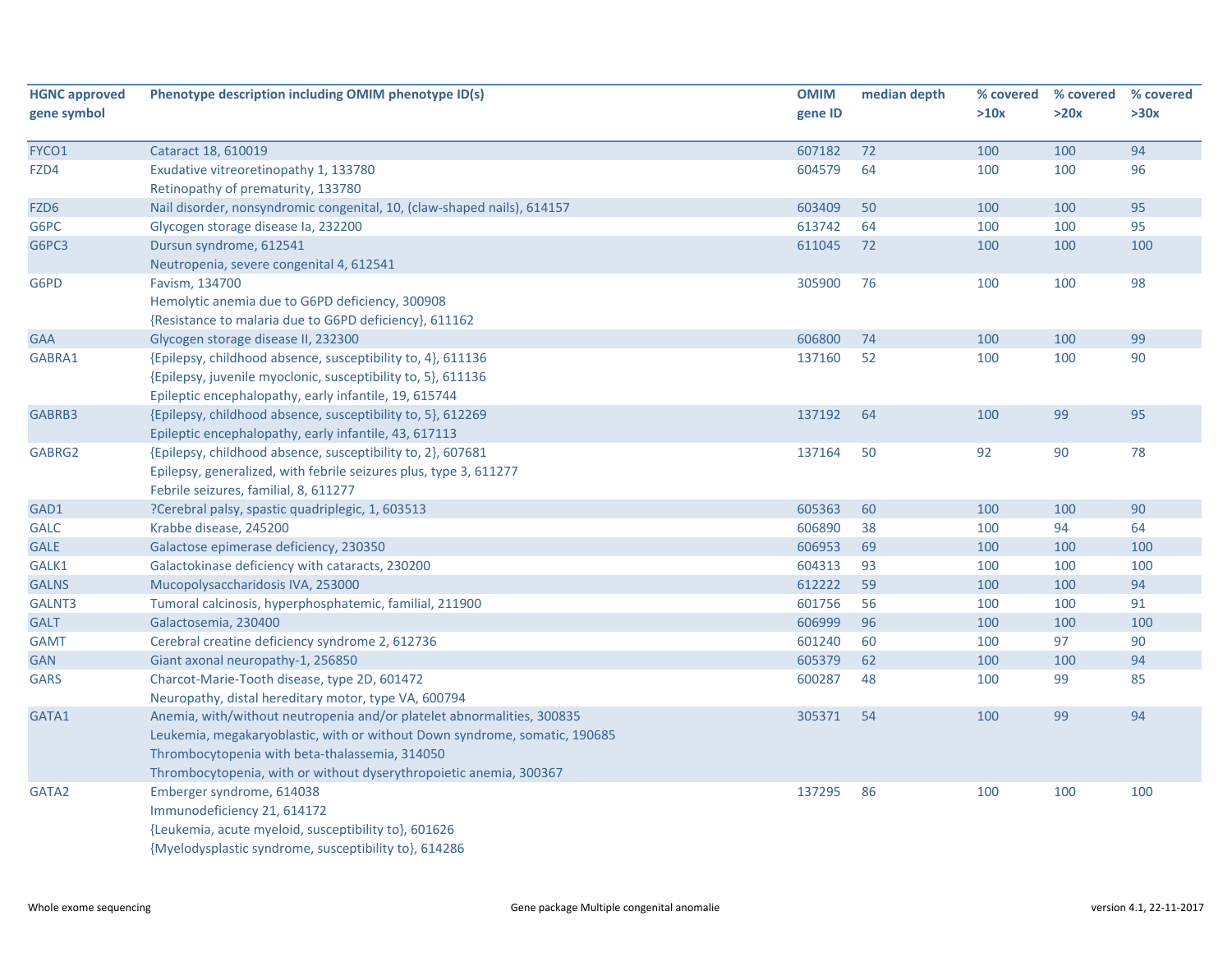| HGNC approved gene symbol | Phenotype description including OMIM phenotype ID(s) | OMIM gene ID | median depth | % covered >10x | % covered >20x | % covered >30x |
|---|---|---|---|---|---|---|
| FYCO1 | Cataract 18, 610019 | 607182 | 72 | 100 | 100 | 94 |
| FZD4 | Exudative vitreoretinopathy 1, 133780<br>Retinopathy of prematurity, 133780 | 604579 | 64 | 100 | 100 | 96 |
| FZD6 | Nail disorder, nonsyndromic congenital, 10, (claw-shaped nails), 614157 | 603409 | 50 | 100 | 100 | 95 |
| G6PC | Glycogen storage disease Ia, 232200 | 613742 | 64 | 100 | 100 | 95 |
| G6PC3 | Dursun syndrome, 612541<br>Neutropenia, severe congenital 4, 612541 | 611045 | 72 | 100 | 100 | 100 |
| G6PD | Favism, 134700<br>Hemolytic anemia due to G6PD deficiency, 300908<br>{Resistance to malaria due to G6PD deficiency}, 611162 | 305900 | 76 | 100 | 100 | 98 |
| GAA | Glycogen storage disease II, 232300 | 606800 | 74 | 100 | 100 | 99 |
| GABRA1 | {Epilepsy, childhood absence, susceptibility to, 4}, 611136<br>{Epilepsy, juvenile myoclonic, susceptibility to, 5}, 611136<br>Epileptic encephalopathy, early infantile, 19, 615744 | 137160 | 52 | 100 | 100 | 90 |
| GABRB3 | {Epilepsy, childhood absence, susceptibility to, 5}, 612269<br>Epileptic encephalopathy, early infantile, 43, 617113 | 137192 | 64 | 100 | 99 | 95 |
| GABRG2 | {Epilepsy, childhood absence, susceptibility to, 2}, 607681<br>Epilepsy, generalized, with febrile seizures plus, type 3, 611277<br>Febrile seizures, familial, 8, 611277 | 137164 | 50 | 92 | 90 | 78 |
| GAD1 | ?Cerebral palsy, spastic quadriplegic, 1, 603513 | 605363 | 60 | 100 | 100 | 90 |
| GALC | Krabbe disease, 245200 | 606890 | 38 | 100 | 94 | 64 |
| GALE | Galactose epimerase deficiency, 230350 | 606953 | 69 | 100 | 100 | 100 |
| GALK1 | Galactokinase deficiency with cataracts, 230200 | 604313 | 93 | 100 | 100 | 100 |
| GALNS | Mucopolysaccharidosis IVA, 253000 | 612222 | 59 | 100 | 100 | 94 |
| GALNT3 | Tumoral calcinosis, hyperphosphatemic, familial, 211900 | 601756 | 56 | 100 | 100 | 91 |
| GALT | Galactosemia, 230400 | 606999 | 96 | 100 | 100 | 100 |
| GAMT | Cerebral creatine deficiency syndrome 2, 612736 | 601240 | 60 | 100 | 97 | 90 |
| GAN | Giant axonal neuropathy-1, 256850 | 605379 | 62 | 100 | 100 | 94 |
| GARS | Charcot-Marie-Tooth disease, type 2D, 601472<br>Neuropathy, distal hereditary motor, type VA, 600794 | 600287 | 48 | 100 | 99 | 85 |
| GATA1 | Anemia, with/without neutropenia and/or platelet abnormalities, 300835<br>Leukemia, megakaryoblastic, with or without Down syndrome, somatic, 190685<br>Thrombocytopenia with beta-thalassemia, 314050<br>Thrombocytopenia, with or without dyserythropoietic anemia, 300367 | 305371 | 54 | 100 | 99 | 94 |
| GATA2 | Emberger syndrome, 614038<br>Immunodeficiency 21, 614172<br>{Leukemia, acute myeloid, susceptibility to}, 601626<br>{Myelodysplastic syndrome, susceptibility to}, 614286 | 137295 | 86 | 100 | 100 | 100 |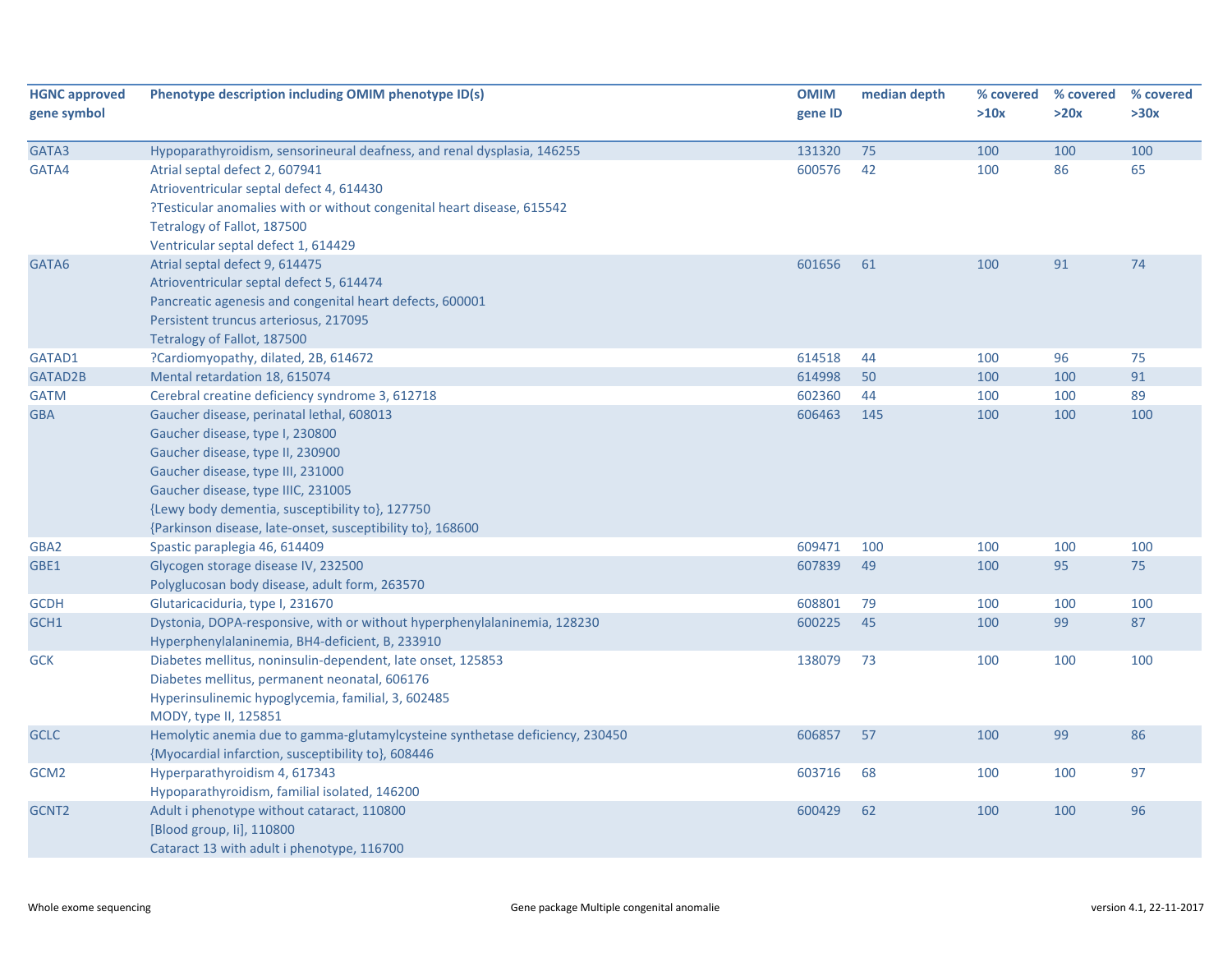| HGNC approved gene symbol | Phenotype description including OMIM phenotype ID(s) | OMIM gene ID | median depth | % covered >10x | % covered >20x | % covered >30x |
|---|---|---|---|---|---|---|
| GATA3 | Hypoparathyroidism, sensorineural deafness, and renal dysplasia, 146255 | 131320 | 75 | 100 | 100 | 100 |
| GATA4 | Atrial septal defect 2, 607941<br>Atrioventricular septal defect 4, 614430<br>?Testicular anomalies with or without congenital heart disease, 615542<br>Tetralogy of Fallot, 187500<br>Ventricular septal defect 1, 614429 | 600576 | 42 | 100 | 86 | 65 |
| GATA6 | Atrial septal defect 9, 614475<br>Atrioventricular septal defect 5, 614474<br>Pancreatic agenesis and congenital heart defects, 600001<br>Persistent truncus arteriosus, 217095<br>Tetralogy of Fallot, 187500 | 601656 | 61 | 100 | 91 | 74 |
| GATAD1 | ?Cardiomyopathy, dilated, 2B, 614672 | 614518 | 44 | 100 | 96 | 75 |
| GATAD2B | Mental retardation 18, 615074 | 614998 | 50 | 100 | 100 | 91 |
| GATM | Cerebral creatine deficiency syndrome 3, 612718 | 602360 | 44 | 100 | 100 | 89 |
| GBA | Gaucher disease, perinatal lethal, 608013<br>Gaucher disease, type I, 230800<br>Gaucher disease, type II, 230900<br>Gaucher disease, type III, 231000<br>Gaucher disease, type IIIC, 231005<br>{Lewy body dementia, susceptibility to}, 127750<br>{Parkinson disease, late-onset, susceptibility to}, 168600 | 606463 | 145 | 100 | 100 | 100 |
| GBA2 | Spastic paraplegia 46, 614409 | 609471 | 100 | 100 | 100 | 100 |
| GBE1 | Glycogen storage disease IV, 232500<br>Polyglucosan body disease, adult form, 263570 | 607839 | 49 | 100 | 95 | 75 |
| GCDH | Glutaricaciduria, type I, 231670 | 608801 | 79 | 100 | 100 | 100 |
| GCH1 | Dystonia, DOPA-responsive, with or without hyperphenylalaninemia, 128230<br>Hyperphenylalaninemia, BH4-deficient, B, 233910 | 600225 | 45 | 100 | 99 | 87 |
| GCK | Diabetes mellitus, noninsulin-dependent, late onset, 125853<br>Diabetes mellitus, permanent neonatal, 606176<br>Hyperinsulinemic hypoglycemia, familial, 3, 602485<br>MODY, type II, 125851 | 138079 | 73 | 100 | 100 | 100 |
| GCLC | Hemolytic anemia due to gamma-glutamylcysteine synthetase deficiency, 230450<br>{Myocardial infarction, susceptibility to}, 608446 | 606857 | 57 | 100 | 99 | 86 |
| GCM2 | Hyperparathyroidism 4, 617343<br>Hypoparathyroidism, familial isolated, 146200 | 603716 | 68 | 100 | 100 | 97 |
| GCNT2 | Adult i phenotype without cataract, 110800<br>[Blood group, Ii], 110800<br>Cataract 13 with adult i phenotype, 116700 | 600429 | 62 | 100 | 100 | 96 |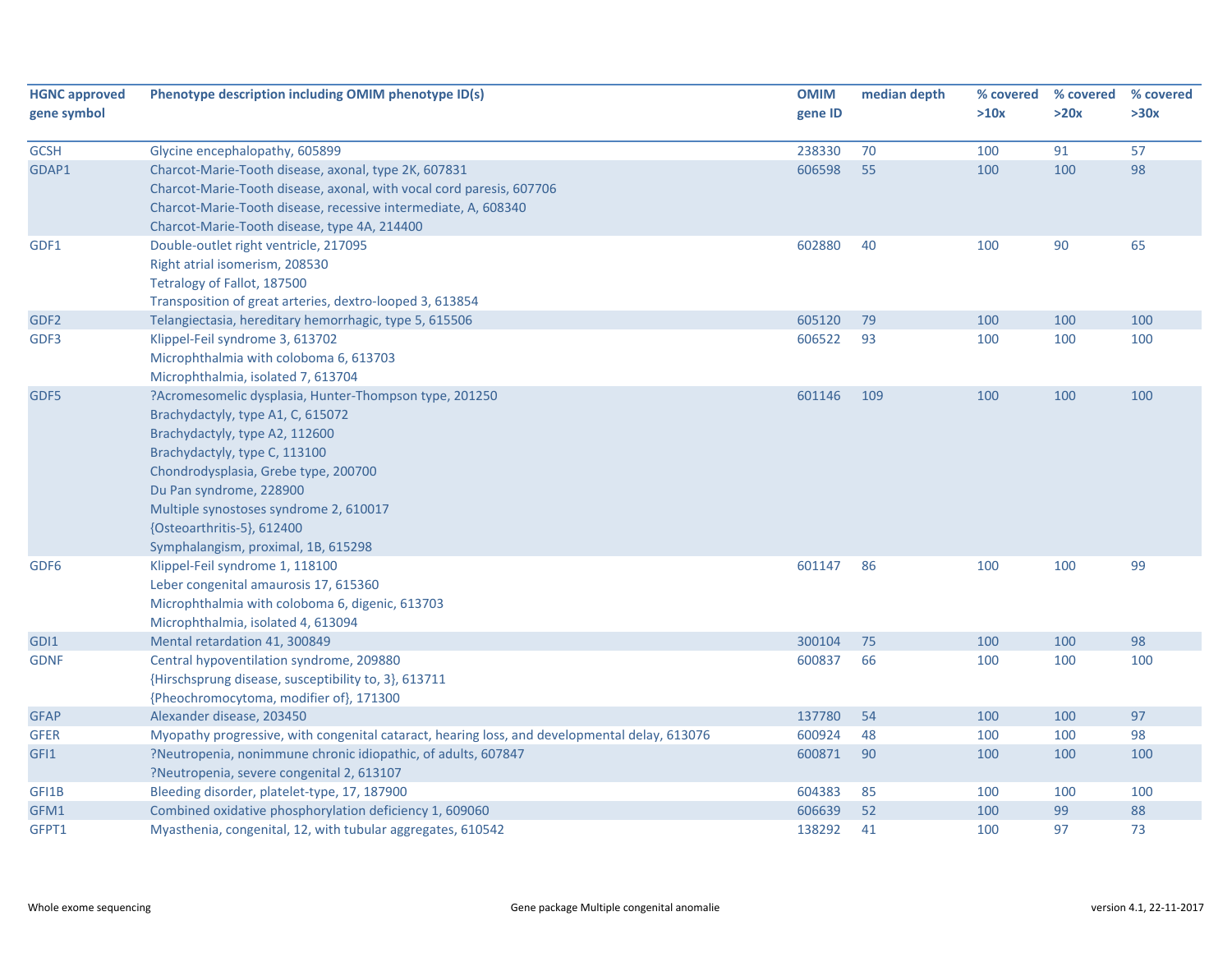| HGNC approved gene symbol | Phenotype description including OMIM phenotype ID(s) | OMIM gene ID | median depth | % covered >10x | % covered >20x | % covered >30x |
|---|---|---|---|---|---|---|
| GCSH | Glycine encephalopathy, 605899 | 238330 | 70 | 100 | 91 | 57 |
| GDAP1 | Charcot-Marie-Tooth disease, axonal, type 2K, 607831<br>Charcot-Marie-Tooth disease, axonal, with vocal cord paresis, 607706<br>Charcot-Marie-Tooth disease, recessive intermediate, A, 608340<br>Charcot-Marie-Tooth disease, type 4A, 214400 | 606598 | 55 | 100 | 100 | 98 |
| GDF1 | Double-outlet right ventricle, 217095<br>Right atrial isomerism, 208530<br>Tetralogy of Fallot, 187500<br>Transposition of great arteries, dextro-looped 3, 613854 | 602880 | 40 | 100 | 90 | 65 |
| GDF2 | Telangiectasia, hereditary hemorrhagic, type 5, 615506 | 605120 | 79 | 100 | 100 | 100 |
| GDF3 | Klippel-Feil syndrome 3, 613702<br>Microphthalmia with coloboma 6, 613703<br>Microphthalmia, isolated 7, 613704 | 606522 | 93 | 100 | 100 | 100 |
| GDF5 | ?Acromesomelic dysplasia, Hunter-Thompson type, 201250<br>Brachydactyly, type A1, C, 615072<br>Brachydactyly, type A2, 112600<br>Brachydactyly, type C, 113100<br>Chondrodysplasia, Grebe type, 200700<br>Du Pan syndrome, 228900<br>Multiple synostoses syndrome 2, 610017<br>{Osteoarthritis-5}, 612400<br>Symphalangism, proximal, 1B, 615298 | 601146 | 109 | 100 | 100 | 100 |
| GDF6 | Klippel-Feil syndrome 1, 118100<br>Leber congenital amaurosis 17, 615360<br>Microphthalmia with coloboma 6, digenic, 613703<br>Microphthalmia, isolated 4, 613094 | 601147 | 86 | 100 | 100 | 99 |
| GDI1 | Mental retardation 41, 300849 | 300104 | 75 | 100 | 100 | 98 |
| GDNF | Central hypoventilation syndrome, 209880<br>{Hirschsprung disease, susceptibility to, 3}, 613711<br>{Pheochromocytoma, modifier of}, 171300 | 600837 | 66 | 100 | 100 | 100 |
| GFAP | Alexander disease, 203450 | 137780 | 54 | 100 | 100 | 97 |
| GFER | Myopathy progressive, with congenital cataract, hearing loss, and developmental delay, 613076 | 600924 | 48 | 100 | 100 | 98 |
| GFI1 | ?Neutropenia, nonimmune chronic idiopathic, of adults, 607847<br>?Neutropenia, severe congenital 2, 613107 | 600871 | 90 | 100 | 100 | 100 |
| GFI1B | Bleeding disorder, platelet-type, 17, 187900 | 604383 | 85 | 100 | 100 | 100 |
| GFM1 | Combined oxidative phosphorylation deficiency 1, 609060 | 606639 | 52 | 100 | 99 | 88 |
| GFPT1 | Myasthenia, congenital, 12, with tubular aggregates, 610542 | 138292 | 41 | 100 | 97 | 73 |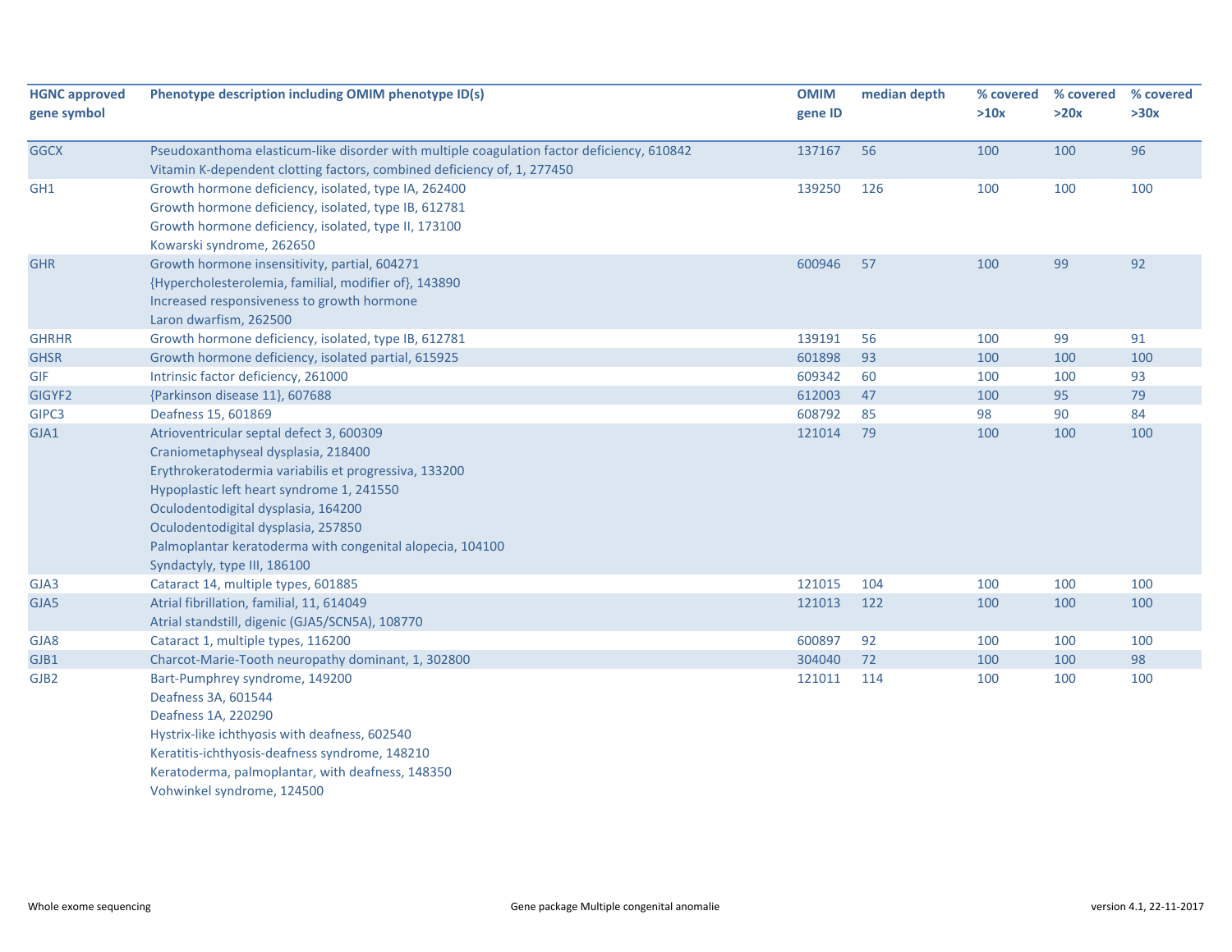| HGNC approved gene symbol | Phenotype description including OMIM phenotype ID(s) | OMIM gene ID | median depth | % covered >10x | % covered >20x | % covered >30x |
|---|---|---|---|---|---|---|
| GGCX | Pseudoxanthoma elasticum-like disorder with multiple coagulation factor deficiency, 610842<br>Vitamin K-dependent clotting factors, combined deficiency of, 1, 277450 | 137167 | 56 | 100 | 100 | 96 |
| GH1 | Growth hormone deficiency, isolated, type IA, 262400<br>Growth hormone deficiency, isolated, type IB, 612781<br>Growth hormone deficiency, isolated, type II, 173100<br>Kowarski syndrome, 262650 | 139250 | 126 | 100 | 100 | 100 |
| GHR | Growth hormone insensitivity, partial, 604271<br>{Hypercholesterolemia, familial, modifier of}, 143890<br>Increased responsiveness to growth hormone<br>Laron dwarfism, 262500 | 600946 | 57 | 100 | 99 | 92 |
| GHRHR | Growth hormone deficiency, isolated, type IB, 612781 | 139191 | 56 | 100 | 99 | 91 |
| GHSR | Growth hormone deficiency, isolated partial, 615925 | 601898 | 93 | 100 | 100 | 100 |
| GIF | Intrinsic factor deficiency, 261000 | 609342 | 60 | 100 | 100 | 93 |
| GIGYF2 | {Parkinson disease 11}, 607688 | 612003 | 47 | 100 | 95 | 79 |
| GIPC3 | Deafness 15, 601869 | 608792 | 85 | 98 | 90 | 84 |
| GJA1 | Atrioventricular septal defect 3, 600309<br>Craniometaphyseal dysplasia, 218400<br>Erythrokeratodermia variabilis et progressiva, 133200<br>Hypoplastic left heart syndrome 1, 241550<br>Oculodentodigital dysplasia, 164200<br>Oculodentodigital dysplasia, 257850<br>Palmoplantar keratoderma with congenital alopecia, 104100<br>Syndactyly, type III, 186100 | 121014 | 79 | 100 | 100 | 100 |
| GJA3 | Cataract 14, multiple types, 601885 | 121015 | 104 | 100 | 100 | 100 |
| GJA5 | Atrial fibrillation, familial, 11, 614049<br>Atrial standstill, digenic (GJA5/SCN5A), 108770 | 121013 | 122 | 100 | 100 | 100 |
| GJA8 | Cataract 1, multiple types, 116200 | 600897 | 92 | 100 | 100 | 100 |
| GJB1 | Charcot-Marie-Tooth neuropathy dominant, 1, 302800 | 304040 | 72 | 100 | 100 | 98 |
| GJB2 | Bart-Pumphrey syndrome, 149200<br>Deafness 3A, 601544<br>Deafness 1A, 220290<br>Hystrix-like ichthyosis with deafness, 602540<br>Keratitis-ichthyosis-deafness syndrome, 148210<br>Keratoderma, palmoplantar, with deafness, 148350<br>Vohwinkel syndrome, 124500 | 121011 | 114 | 100 | 100 | 100 |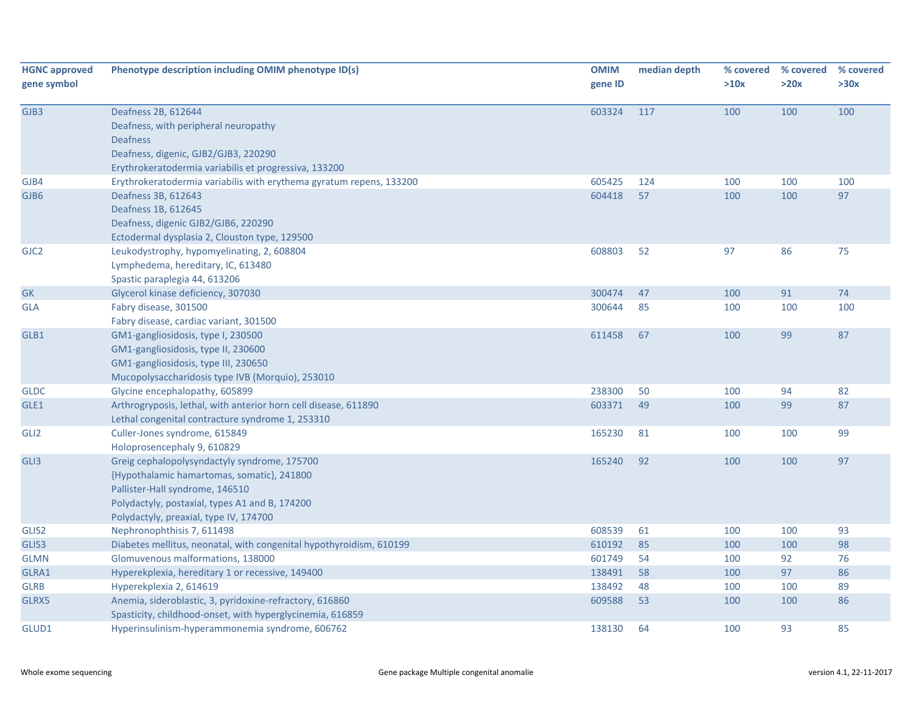| HGNC approved gene symbol | Phenotype description including OMIM phenotype ID(s) | OMIM gene ID | median depth | % covered >10x | % covered >20x | % covered >30x |
|---|---|---|---|---|---|---|
| GJB3 | Deafness 2B, 612644<br>Deafness, with peripheral neuropathy<br>Deafness<br>Deafness, digenic, GJB2/GJB3, 220290<br>Erythrokeratodermia variabilis et progressiva, 133200 | 603324 | 117 | 100 | 100 | 100 |
| GJB4 | Erythrokeratodermia variabilis with erythema gyratum repens, 133200 | 605425 | 124 | 100 | 100 | 100 |
| GJB6 | Deafness 3B, 612643<br>Deafness 1B, 612645<br>Deafness, digenic GJB2/GJB6, 220290<br>Ectodermal dysplasia 2, Clouston type, 129500 | 604418 | 57 | 100 | 100 | 97 |
| GJC2 | Leukodystrophy, hypomyelinating, 2, 608804<br>Lymphedema, hereditary, IC, 613480<br>Spastic paraplegia 44, 613206 | 608803 | 52 | 97 | 86 | 75 |
| GK | Glycerol kinase deficiency, 307030 | 300474 | 47 | 100 | 91 | 74 |
| GLA | Fabry disease, 301500<br>Fabry disease, cardiac variant, 301500 | 300644 | 85 | 100 | 100 | 100 |
| GLB1 | GM1-gangliosidosis, type I, 230500<br>GM1-gangliosidosis, type II, 230600<br>GM1-gangliosidosis, type III, 230650<br>Mucopolysaccharidosis type IVB (Morquio), 253010 | 611458 | 67 | 100 | 99 | 87 |
| GLDC | Glycine encephalopathy, 605899 | 238300 | 50 | 100 | 94 | 82 |
| GLE1 | Arthrogryposis, lethal, with anterior horn cell disease, 611890<br>Lethal congenital contracture syndrome 1, 253310 | 603371 | 49 | 100 | 99 | 87 |
| GLI2 | Culler-Jones syndrome, 615849<br>Holoprosencephaly 9, 610829 | 165230 | 81 | 100 | 100 | 99 |
| GLI3 | Greig cephalopolysyndactyly syndrome, 175700<br>{Hypothalamic hamartomas, somatic}, 241800<br>Pallister-Hall syndrome, 146510<br>Polydactyly, postaxial, types A1 and B, 174200<br>Polydactyly, preaxial, type IV, 174700 | 165240 | 92 | 100 | 100 | 97 |
| GLIS2 | Nephronophthisis 7, 611498 | 608539 | 61 | 100 | 100 | 93 |
| GLIS3 | Diabetes mellitus, neonatal, with congenital hypothyroidism, 610199 | 610192 | 85 | 100 | 100 | 98 |
| GLMN | Glomuvenous malformations, 138000 | 601749 | 54 | 100 | 92 | 76 |
| GLRA1 | Hyperekplexia, hereditary 1 or recessive, 149400 | 138491 | 58 | 100 | 97 | 86 |
| GLRB | Hyperekplexia 2, 614619 | 138492 | 48 | 100 | 100 | 89 |
| GLRX5 | Anemia, sideroblastic, 3, pyridoxine-refractory, 616860<br>Spasticity, childhood-onset, with hyperglycinemia, 616859 | 609588 | 53 | 100 | 100 | 86 |
| GLUD1 | Hyperinsulinism-hyperammonemia syndrome, 606762 | 138130 | 64 | 100 | 93 | 85 |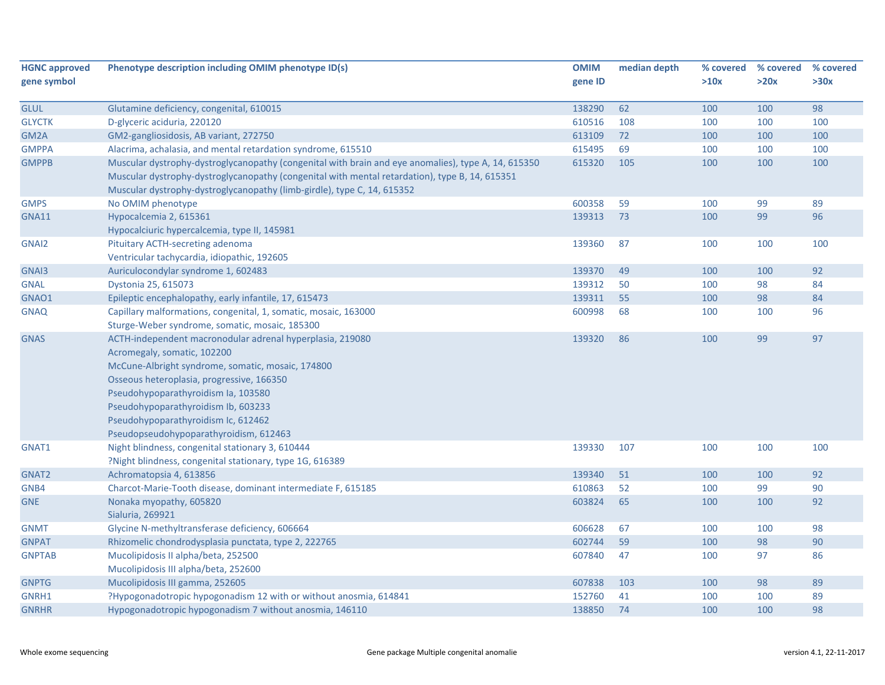| HGNC approved gene symbol | Phenotype description including OMIM phenotype ID(s) | OMIM gene ID | median depth | % covered >10x | % covered >20x | % covered >30x |
|---|---|---|---|---|---|---|
| GLUL | Glutamine deficiency, congenital, 610015 | 138290 | 62 | 100 | 100 | 98 |
| GLYCTK | D-glyceric aciduria, 220120 | 610516 | 108 | 100 | 100 | 100 |
| GM2A | GM2-gangliosidosis, AB variant, 272750 | 613109 | 72 | 100 | 100 | 100 |
| GMPPA | Alacrima, achalasia, and mental retardation syndrome, 615510 | 615495 | 69 | 100 | 100 | 100 |
| GMPPB | Muscular dystrophy-dystroglycanopathy (congenital with brain and eye anomalies), type A, 14, 615350<br>Muscular dystrophy-dystroglycanopathy (congenital with mental retardation), type B, 14, 615351<br>Muscular dystrophy-dystroglycanopathy (limb-girdle), type C, 14, 615352 | 615320 | 105 | 100 | 100 | 100 |
| GMPS | No OMIM phenotype | 600358 | 59 | 100 | 99 | 89 |
| GNA11 | Hypocalcemia 2, 615361<br>Hypocalciuric hypercalcemia, type II, 145981 | 139313 | 73 | 100 | 99 | 96 |
| GNAI2 | Pituitary ACTH-secreting adenoma<br>Ventricular tachycardia, idiopathic, 192605 | 139360 | 87 | 100 | 100 | 100 |
| GNAI3 | Auriculocondylar syndrome 1, 602483 | 139370 | 49 | 100 | 100 | 92 |
| GNAL | Dystonia 25, 615073 | 139312 | 50 | 100 | 98 | 84 |
| GNAO1 | Epileptic encephalopathy, early infantile, 17, 615473 | 139311 | 55 | 100 | 98 | 84 |
| GNAQ | Capillary malformations, congenital, 1, somatic, mosaic, 163000<br>Sturge-Weber syndrome, somatic, mosaic, 185300 | 600998 | 68 | 100 | 100 | 96 |
| GNAS | ACTH-independent macronodular adrenal hyperplasia, 219080<br>Acromegaly, somatic, 102200<br>McCune-Albright syndrome, somatic, mosaic, 174800<br>Osseous heteroplasia, progressive, 166350<br>Pseudohypoparathyroidism Ia, 103580<br>Pseudohypoparathyroidism Ib, 603233<br>Pseudohypoparathyroidism Ic, 612462<br>Pseudopseudohypoparathyroidism, 612463 | 139320 | 86 | 100 | 99 | 97 |
| GNAT1 | Night blindness, congenital stationary 3, 610444<br>?Night blindness, congenital stationary, type 1G, 616389 | 139330 | 107 | 100 | 100 | 100 |
| GNAT2 | Achromatopsia 4, 613856 | 139340 | 51 | 100 | 100 | 92 |
| GNB4 | Charcot-Marie-Tooth disease, dominant intermediate F, 615185 | 610863 | 52 | 100 | 99 | 90 |
| GNE | Nonaka myopathy, 605820<br>Sialuria, 269921 | 603824 | 65 | 100 | 100 | 92 |
| GNMT | Glycine N-methyltransferase deficiency, 606664 | 606628 | 67 | 100 | 100 | 98 |
| GNPAT | Rhizomelic chondrodysplasia punctata, type 2, 222765 | 602744 | 59 | 100 | 98 | 90 |
| GNPTAB | Mucolipidosis II alpha/beta, 252500<br>Mucolipidosis III alpha/beta, 252600 | 607840 | 47 | 100 | 97 | 86 |
| GNPTG | Mucolipidosis III gamma, 252605 | 607838 | 103 | 100 | 98 | 89 |
| GNRH1 | ?Hypogonadotropic hypogonadism 12 with or without anosmia, 614841 | 152760 | 41 | 100 | 100 | 89 |
| GNRHR | Hypogonadotropic hypogonadism 7 without anosmia, 146110 | 138850 | 74 | 100 | 100 | 98 |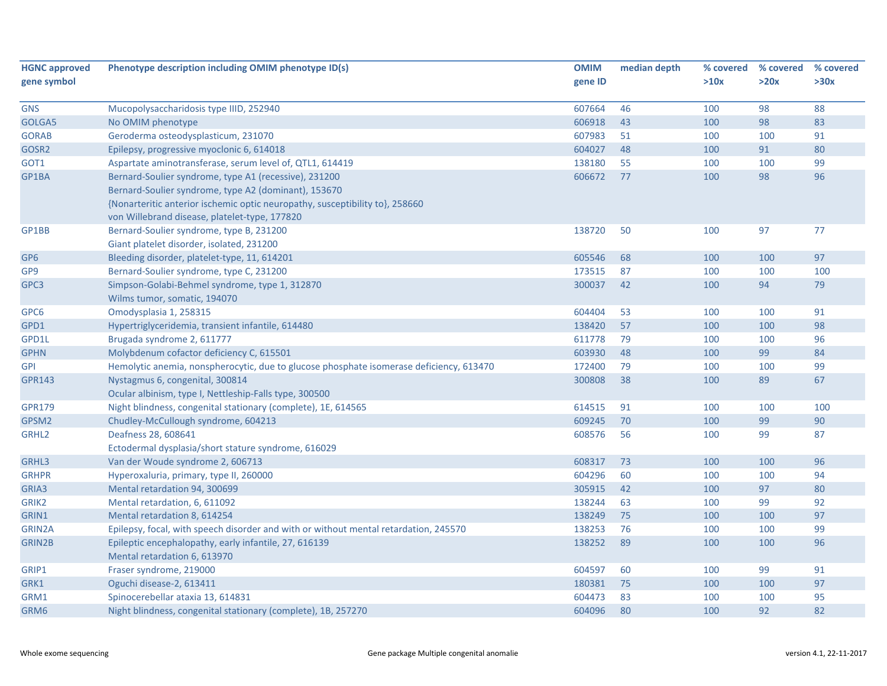| HGNC approved gene symbol | Phenotype description including OMIM phenotype ID(s) | OMIM gene ID | median depth | % covered >10x | % covered >20x | % covered >30x |
|---|---|---|---|---|---|---|
| GNS | Mucopolysaccharidosis type IIID, 252940 | 607664 | 46 | 100 | 98 | 88 |
| GOLGA5 | No OMIM phenotype | 606918 | 43 | 100 | 98 | 83 |
| GORAB | Geroderma osteodysplasticum, 231070 | 607983 | 51 | 100 | 100 | 91 |
| GOSR2 | Epilepsy, progressive myoclonic 6, 614018 | 604027 | 48 | 100 | 91 | 80 |
| GOT1 | Aspartate aminotransferase, serum level of, QTL1, 614419 | 138180 | 55 | 100 | 100 | 99 |
| GP1BA | Bernard-Soulier syndrome, type A1 (recessive), 231200<br>Bernard-Soulier syndrome, type A2 (dominant), 153670<br>{Nonarteritic anterior ischemic optic neuropathy, susceptibility to}, 258660<br>von Willebrand disease, platelet-type, 177820 | 606672 | 77 | 100 | 98 | 96 |
| GP1BB | Bernard-Soulier syndrome, type B, 231200<br>Giant platelet disorder, isolated, 231200 | 138720 | 50 | 100 | 97 | 77 |
| GP6 | Bleeding disorder, platelet-type, 11, 614201 | 605546 | 68 | 100 | 100 | 97 |
| GP9 | Bernard-Soulier syndrome, type C, 231200 | 173515 | 87 | 100 | 100 | 100 |
| GPC3 | Simpson-Golabi-Behmel syndrome, type 1, 312870<br>Wilms tumor, somatic, 194070 | 300037 | 42 | 100 | 94 | 79 |
| GPC6 | Omodysplasia 1, 258315 | 604404 | 53 | 100 | 100 | 91 |
| GPD1 | Hypertriglyceridemia, transient infantile, 614480 | 138420 | 57 | 100 | 100 | 98 |
| GPD1L | Brugada syndrome 2, 611777 | 611778 | 79 | 100 | 100 | 96 |
| GPHN | Molybdenum cofactor deficiency C, 615501 | 603930 | 48 | 100 | 99 | 84 |
| GPI | Hemolytic anemia, nonspherocytic, due to glucose phosphate isomerase deficiency, 613470 | 172400 | 79 | 100 | 100 | 99 |
| GPR143 | Nystagmus 6, congenital, 300814<br>Ocular albinism, type I, Nettleship-Falls type, 300500 | 300808 | 38 | 100 | 89 | 67 |
| GPR179 | Night blindness, congenital stationary (complete), 1E, 614565 | 614515 | 91 | 100 | 100 | 100 |
| GPSM2 | Chudley-McCullough syndrome, 604213 | 609245 | 70 | 100 | 99 | 90 |
| GRHL2 | Deafness 28, 608641<br>Ectodermal dysplasia/short stature syndrome, 616029 | 608576 | 56 | 100 | 99 | 87 |
| GRHL3 | Van der Woude syndrome 2, 606713 | 608317 | 73 | 100 | 100 | 96 |
| GRHPR | Hyperoxaluria, primary, type II, 260000 | 604296 | 60 | 100 | 100 | 94 |
| GRIA3 | Mental retardation 94, 300699 | 305915 | 42 | 100 | 97 | 80 |
| GRIK2 | Mental retardation, 6, 611092 | 138244 | 63 | 100 | 99 | 92 |
| GRIN1 | Mental retardation 8, 614254 | 138249 | 75 | 100 | 100 | 97 |
| GRIN2A | Epilepsy, focal, with speech disorder and with or without mental retardation, 245570 | 138253 | 76 | 100 | 100 | 99 |
| GRIN2B | Epileptic encephalopathy, early infantile, 27, 616139<br>Mental retardation 6, 613970 | 138252 | 89 | 100 | 100 | 96 |
| GRIP1 | Fraser syndrome, 219000 | 604597 | 60 | 100 | 99 | 91 |
| GRK1 | Oguchi disease-2, 613411 | 180381 | 75 | 100 | 100 | 97 |
| GRM1 | Spinocerebellar ataxia 13, 614831 | 604473 | 83 | 100 | 100 | 95 |
| GRM6 | Night blindness, congenital stationary (complete), 1B, 257270 | 604096 | 80 | 100 | 92 | 82 |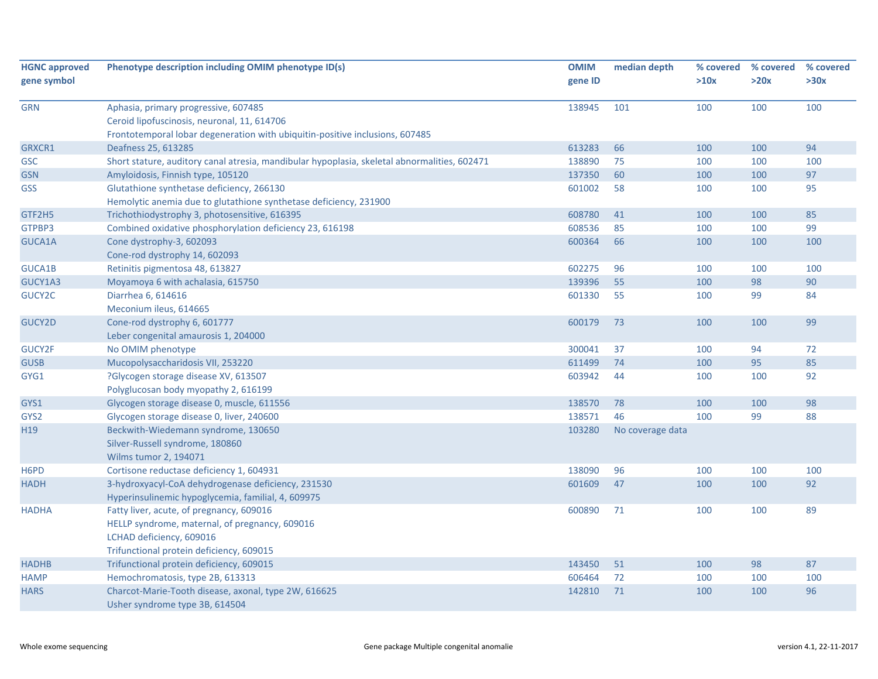| HGNC approved gene symbol | Phenotype description including OMIM phenotype ID(s) | OMIM gene ID | median depth | % covered >10x | % covered >20x | % covered >30x |
|---|---|---|---|---|---|---|
| GRN | Aphasia, primary progressive, 607485<br>Ceroid lipofuscinosis, neuronal, 11, 614706<br>Frontotemporal lobar degeneration with ubiquitin-positive inclusions, 607485 | 138945 | 101 | 100 | 100 | 100 |
| GRXCR1 | Deafness 25, 613285 | 613283 | 66 | 100 | 100 | 94 |
| GSC | Short stature, auditory canal atresia, mandibular hypoplasia, skeletal abnormalities, 602471 | 138890 | 75 | 100 | 100 | 100 |
| GSN | Amyloidosis, Finnish type, 105120 | 137350 | 60 | 100 | 100 | 97 |
| GSS | Glutathione synthetase deficiency, 266130<br>Hemolytic anemia due to glutathione synthetase deficiency, 231900 | 601002 | 58 | 100 | 100 | 95 |
| GTF2H5 | Trichothiodystrophy 3, photosensitive, 616395 | 608780 | 41 | 100 | 100 | 85 |
| GTPBP3 | Combined oxidative phosphorylation deficiency 23, 616198 | 608536 | 85 | 100 | 100 | 99 |
| GUCA1A | Cone dystrophy-3, 602093<br>Cone-rod dystrophy 14, 602093 | 600364 | 66 | 100 | 100 | 100 |
| GUCA1B | Retinitis pigmentosa 48, 613827 | 602275 | 96 | 100 | 100 | 100 |
| GUCY1A3 | Moyamoya 6 with achalasia, 615750 | 139396 | 55 | 100 | 98 | 90 |
| GUCY2C | Diarrhea 6, 614616<br>Meconium ileus, 614665 | 601330 | 55 | 100 | 99 | 84 |
| GUCY2D | Cone-rod dystrophy 6, 601777<br>Leber congenital amaurosis 1, 204000 | 600179 | 73 | 100 | 100 | 99 |
| GUCY2F | No OMIM phenotype | 300041 | 37 | 100 | 94 | 72 |
| GUSB | Mucopolysaccharidosis VII, 253220 | 611499 | 74 | 100 | 95 | 85 |
| GYG1 | ?Glycogen storage disease XV, 613507<br>Polyglucosan body myopathy 2, 616199 | 603942 | 44 | 100 | 100 | 92 |
| GYS1 | Glycogen storage disease 0, muscle, 611556 | 138570 | 78 | 100 | 100 | 98 |
| GYS2 | Glycogen storage disease 0, liver, 240600 | 138571 | 46 | 100 | 99 | 88 |
| H19 | Beckwith-Wiedemann syndrome, 130650<br>Silver-Russell syndrome, 180860<br>Wilms tumor 2, 194071 | 103280 | No coverage data | | | |
| H6PD | Cortisone reductase deficiency 1, 604931 | 138090 | 96 | 100 | 100 | 100 |
| HADH | 3-hydroxyacyl-CoA dehydrogenase deficiency, 231530<br>Hyperinsulinemic hypoglycemia, familial, 4, 609975 | 601609 | 47 | 100 | 100 | 92 |
| HADHA | Fatty liver, acute, of pregnancy, 609016<br>HELLP syndrome, maternal, of pregnancy, 609016<br>LCHAD deficiency, 609016<br>Trifunctional protein deficiency, 609015 | 600890 | 71 | 100 | 100 | 89 |
| HADHB | Trifunctional protein deficiency, 609015 | 143450 | 51 | 100 | 98 | 87 |
| HAMP | Hemochromatosis, type 2B, 613313 | 606464 | 72 | 100 | 100 | 100 |
| HARS | Charcot-Marie-Tooth disease, axonal, type 2W, 616625<br>Usher syndrome type 3B, 614504 | 142810 | 71 | 100 | 100 | 96 |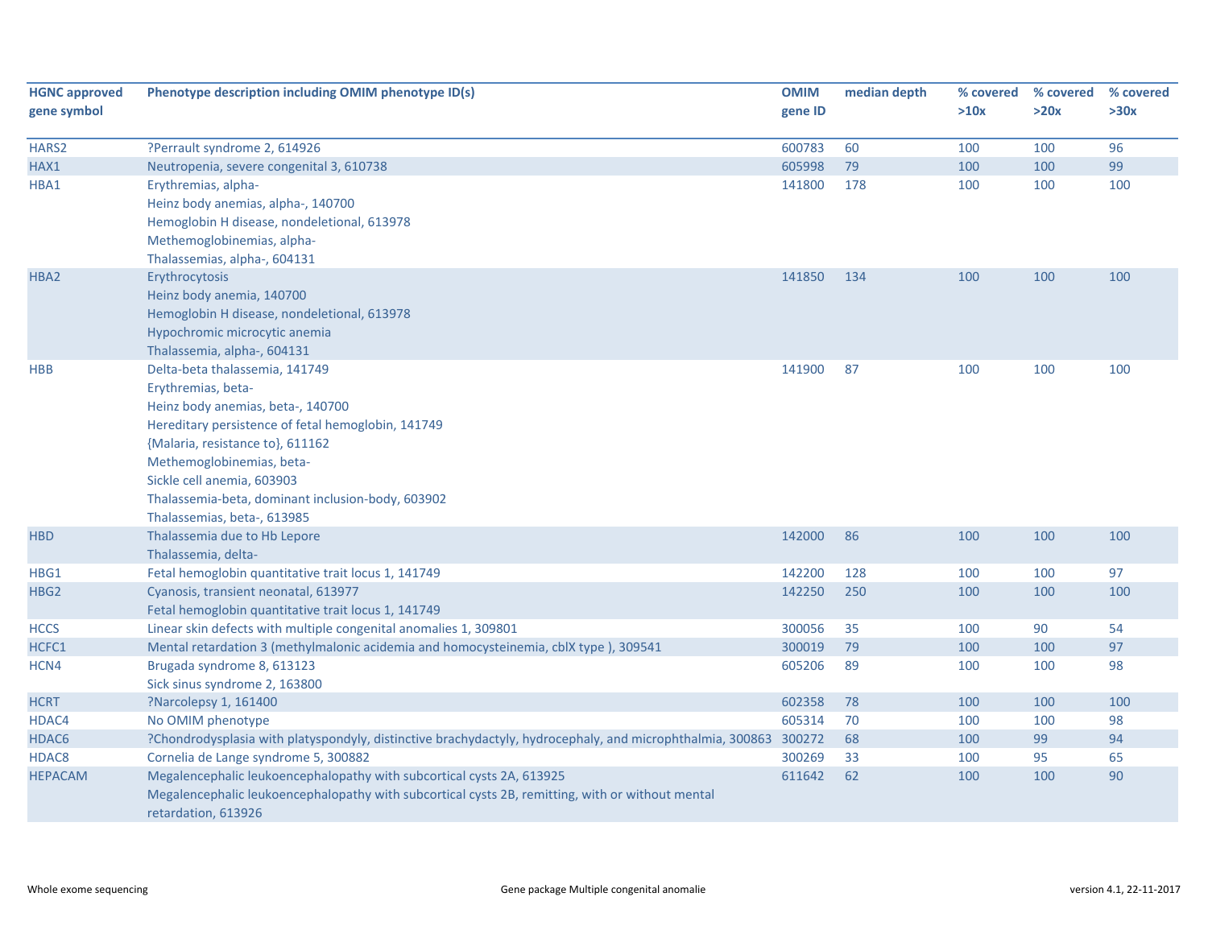| HGNC approved gene symbol | Phenotype description including OMIM phenotype ID(s) | OMIM gene ID | median depth | % covered >10x | % covered >20x | % covered >30x |
|---|---|---|---|---|---|---|
| HARS2 | ?Perrault syndrome 2, 614926 | 600783 | 60 | 100 | 100 | 96 |
| HAX1 | Neutropenia, severe congenital 3, 610738 | 605998 | 79 | 100 | 100 | 99 |
| HBA1 | Erythremias, alpha-<br>Heinz body anemias, alpha-, 140700<br>Hemoglobin H disease, nondeletional, 613978<br>Methemoglobinemias, alpha-<br>Thalassemias, alpha-, 604131 | 141800 | 178 | 100 | 100 | 100 |
| HBA2 | Erythrocytosis<br>Heinz body anemia, 140700<br>Hemoglobin H disease, nondeletional, 613978<br>Hypochromic microcytic anemia<br>Thalassemia, alpha-, 604131 | 141850 | 134 | 100 | 100 | 100 |
| HBB | Delta-beta thalassemia, 141749<br>Erythremias, beta-<br>Heinz body anemias, beta-, 140700<br>Hereditary persistence of fetal hemoglobin, 141749<br>{Malaria, resistance to}, 611162<br>Methemoglobinemias, beta-<br>Sickle cell anemia, 603903<br>Thalassemia-beta, dominant inclusion-body, 603902<br>Thalassemias, beta-, 613985 | 141900 | 87 | 100 | 100 | 100 |
| HBD | Thalassemia due to Hb Lepore<br>Thalassemia, delta- | 142000 | 86 | 100 | 100 | 100 |
| HBG1 | Fetal hemoglobin quantitative trait locus 1, 141749 | 142200 | 128 | 100 | 100 | 97 |
| HBG2 | Cyanosis, transient neonatal, 613977<br>Fetal hemoglobin quantitative trait locus 1, 141749 | 142250 | 250 | 100 | 100 | 100 |
| HCCS | Linear skin defects with multiple congenital anomalies 1, 309801 | 300056 | 35 | 100 | 90 | 54 |
| HCFC1 | Mental retardation 3 (methylmalonic acidemia and homocysteinemia, cblX type ), 309541 | 300019 | 79 | 100 | 100 | 97 |
| HCN4 | Brugada syndrome 8, 613123<br>Sick sinus syndrome 2, 163800 | 605206 | 89 | 100 | 100 | 98 |
| HCRT | ?Narcolepsy 1, 161400 | 602358 | 78 | 100 | 100 | 100 |
| HDAC4 | No OMIM phenotype | 605314 | 70 | 100 | 100 | 98 |
| HDAC6 | ?Chondrodysplasia with platyspondyly, distinctive brachydactyly, hydrocephaly, and microphthalmia, 300863 | 300272 | 68 | 100 | 99 | 94 |
| HDAC8 | Cornelia de Lange syndrome 5, 300882 | 300269 | 33 | 100 | 95 | 65 |
| HEPACAM | Megalencephalic leukoencephalopathy with subcortical cysts 2A, 613925<br>Megalencephalic leukoencephalopathy with subcortical cysts 2B, remitting, with or without mental retardation, 613926 | 611642 | 62 | 100 | 100 | 90 |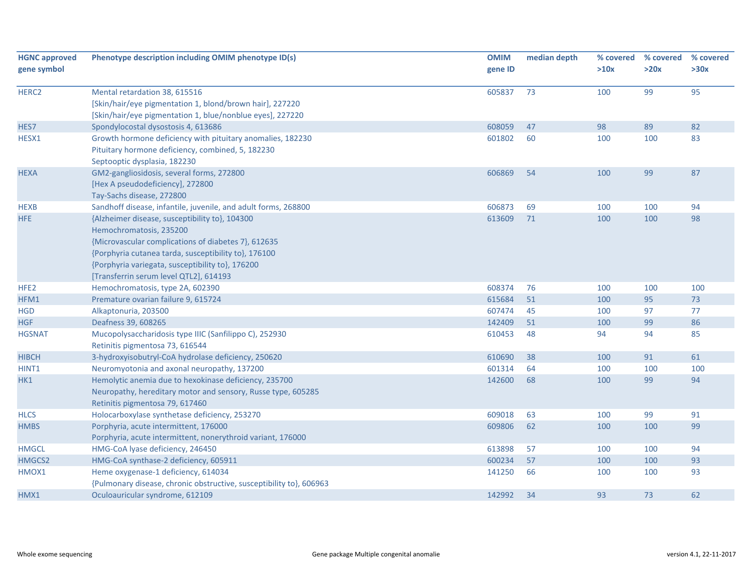| HGNC approved gene symbol | Phenotype description including OMIM phenotype ID(s) | OMIM gene ID | median depth | % covered >10x | % covered >20x | % covered >30x |
|---|---|---|---|---|---|---|
| HERC2 | Mental retardation 38, 615516<br>[Skin/hair/eye pigmentation 1, blond/brown hair], 227220<br>[Skin/hair/eye pigmentation 1, blue/nonblue eyes], 227220 | 605837 | 73 | 100 | 99 | 95 |
| HES7 | Spondylocostal dysostosis 4, 613686 | 608059 | 47 | 98 | 89 | 82 |
| HESX1 | Growth hormone deficiency with pituitary anomalies, 182230<br>Pituitary hormone deficiency, combined, 5, 182230<br>Septooptic dysplasia, 182230 | 601802 | 60 | 100 | 100 | 83 |
| HEXA | GM2-gangliosidosis, several forms, 272800<br>[Hex A pseudodeficiency], 272800<br>Tay-Sachs disease, 272800 | 606869 | 54 | 100 | 99 | 87 |
| HEXB | Sandhoff disease, infantile, juvenile, and adult forms, 268800 | 606873 | 69 | 100 | 100 | 94 |
| HFE | {Alzheimer disease, susceptibility to}, 104300<br>Hemochromatosis, 235200<br>{Microvascular complications of diabetes 7}, 612635<br>{Porphyria cutanea tarda, susceptibility to}, 176100<br>{Porphyria variegata, susceptibility to}, 176200<br>[Transferrin serum level QTL2], 614193 | 613609 | 71 | 100 | 100 | 98 |
| HFE2 | Hemochromatosis, type 2A, 602390 | 608374 | 76 | 100 | 100 | 100 |
| HFM1 | Premature ovarian failure 9, 615724 | 615684 | 51 | 100 | 95 | 73 |
| HGD | Alkaptonuria, 203500 | 607474 | 45 | 100 | 97 | 77 |
| HGF | Deafness 39, 608265 | 142409 | 51 | 100 | 99 | 86 |
| HGSNAT | Mucopolysaccharidosis type IIIC (Sanfilippo C), 252930<br>Retinitis pigmentosa 73, 616544 | 610453 | 48 | 94 | 94 | 85 |
| HIBCH | 3-hydroxyisobutyryl-CoA hydrolase deficiency, 250620 | 610690 | 38 | 100 | 91 | 61 |
| HINT1 | Neuromyotonia and axonal neuropathy, 137200 | 601314 | 64 | 100 | 100 | 100 |
| HK1 | Hemolytic anemia due to hexokinase deficiency, 235700<br>Neuropathy, hereditary motor and sensory, Russe type, 605285<br>Retinitis pigmentosa 79, 617460 | 142600 | 68 | 100 | 99 | 94 |
| HLCS | Holocarboxylase synthetase deficiency, 253270 | 609018 | 63 | 100 | 99 | 91 |
| HMBS | Porphyria, acute intermittent, 176000<br>Porphyria, acute intermittent, nonerythroid variant, 176000 | 609806 | 62 | 100 | 100 | 99 |
| HMGCL | HMG-CoA lyase deficiency, 246450 | 613898 | 57 | 100 | 100 | 94 |
| HMGCS2 | HMG-CoA synthase-2 deficiency, 605911 | 600234 | 57 | 100 | 100 | 93 |
| HMOX1 | Heme oxygenase-1 deficiency, 614034<br>{Pulmonary disease, chronic obstructive, susceptibility to}, 606963 | 141250 | 66 | 100 | 100 | 93 |
| HMX1 | Oculoauricular syndrome, 612109 | 142992 | 34 | 93 | 73 | 62 |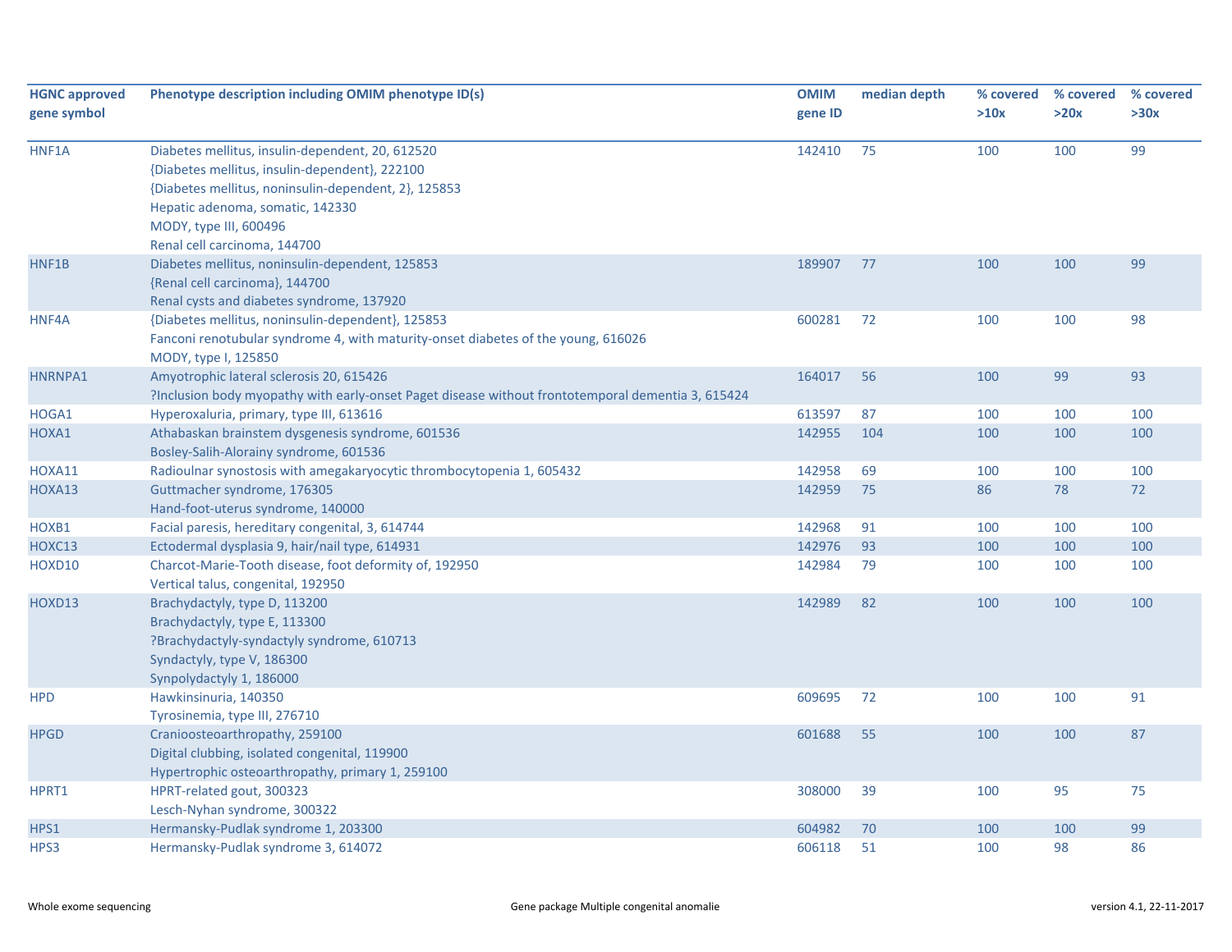| HGNC approved gene symbol | Phenotype description including OMIM phenotype ID(s) | OMIM gene ID | median depth | % covered >10x | % covered >20x | % covered >30x |
|---|---|---|---|---|---|---|
| HNF1A | Diabetes mellitus, insulin-dependent, 20, 612520<br>{Diabetes mellitus, insulin-dependent}, 222100<br>{Diabetes mellitus, noninsulin-dependent, 2}, 125853<br>Hepatic adenoma, somatic, 142330<br>MODY, type III, 600496<br>Renal cell carcinoma, 144700 | 142410 | 75 | 100 | 100 | 99 |
| HNF1B | Diabetes mellitus, noninsulin-dependent, 125853<br>{Renal cell carcinoma}, 144700<br>Renal cysts and diabetes syndrome, 137920 | 189907 | 77 | 100 | 100 | 99 |
| HNF4A | {Diabetes mellitus, noninsulin-dependent}, 125853<br>Fanconi renotubular syndrome 4, with maturity-onset diabetes of the young, 616026<br>MODY, type I, 125850 | 600281 | 72 | 100 | 100 | 98 |
| HNRNPA1 | Amyotrophic lateral sclerosis 20, 615426<br>?Inclusion body myopathy with early-onset Paget disease without frontotemporal dementia 3, 615424 | 164017 | 56 | 100 | 99 | 93 |
| HOGA1 | Hyperoxaluria, primary, type III, 613616 | 613597 | 87 | 100 | 100 | 100 |
| HOXA1 | Athabaskan brainstem dysgenesis syndrome, 601536<br>Bosley-Salih-Alorainy syndrome, 601536 | 142955 | 104 | 100 | 100 | 100 |
| HOXA11 | Radioulnar synostosis with amegakaryocytic thrombocytopenia 1, 605432 | 142958 | 69 | 100 | 100 | 100 |
| HOXA13 | Guttmacher syndrome, 176305<br>Hand-foot-uterus syndrome, 140000 | 142959 | 75 | 86 | 78 | 72 |
| HOXB1 | Facial paresis, hereditary congenital, 3, 614744 | 142968 | 91 | 100 | 100 | 100 |
| HOXC13 | Ectodermal dysplasia 9, hair/nail type, 614931 | 142976 | 93 | 100 | 100 | 100 |
| HOXD10 | Charcot-Marie-Tooth disease, foot deformity of, 192950<br>Vertical talus, congenital, 192950 | 142984 | 79 | 100 | 100 | 100 |
| HOXD13 | Brachydactyly, type D, 113200<br>Brachydactyly, type E, 113300<br>?Brachydactyly-syndactyly syndrome, 610713<br>Syndactyly, type V, 186300<br>Synpolydactyly 1, 186000 | 142989 | 82 | 100 | 100 | 100 |
| HPD | Hawkinsinuria, 140350<br>Tyrosinemia, type III, 276710 | 609695 | 72 | 100 | 100 | 91 |
| HPGD | Cranioosteoarthropathy, 259100<br>Digital clubbing, isolated congenital, 119900<br>Hypertrophic osteoarthropathy, primary 1, 259100 | 601688 | 55 | 100 | 100 | 87 |
| HPRT1 | HPRT-related gout, 300323<br>Lesch-Nyhan syndrome, 300322 | 308000 | 39 | 100 | 95 | 75 |
| HPS1 | Hermansky-Pudlak syndrome 1, 203300 | 604982 | 70 | 100 | 100 | 99 |
| HPS3 | Hermansky-Pudlak syndrome 3, 614072 | 606118 | 51 | 100 | 98 | 86 |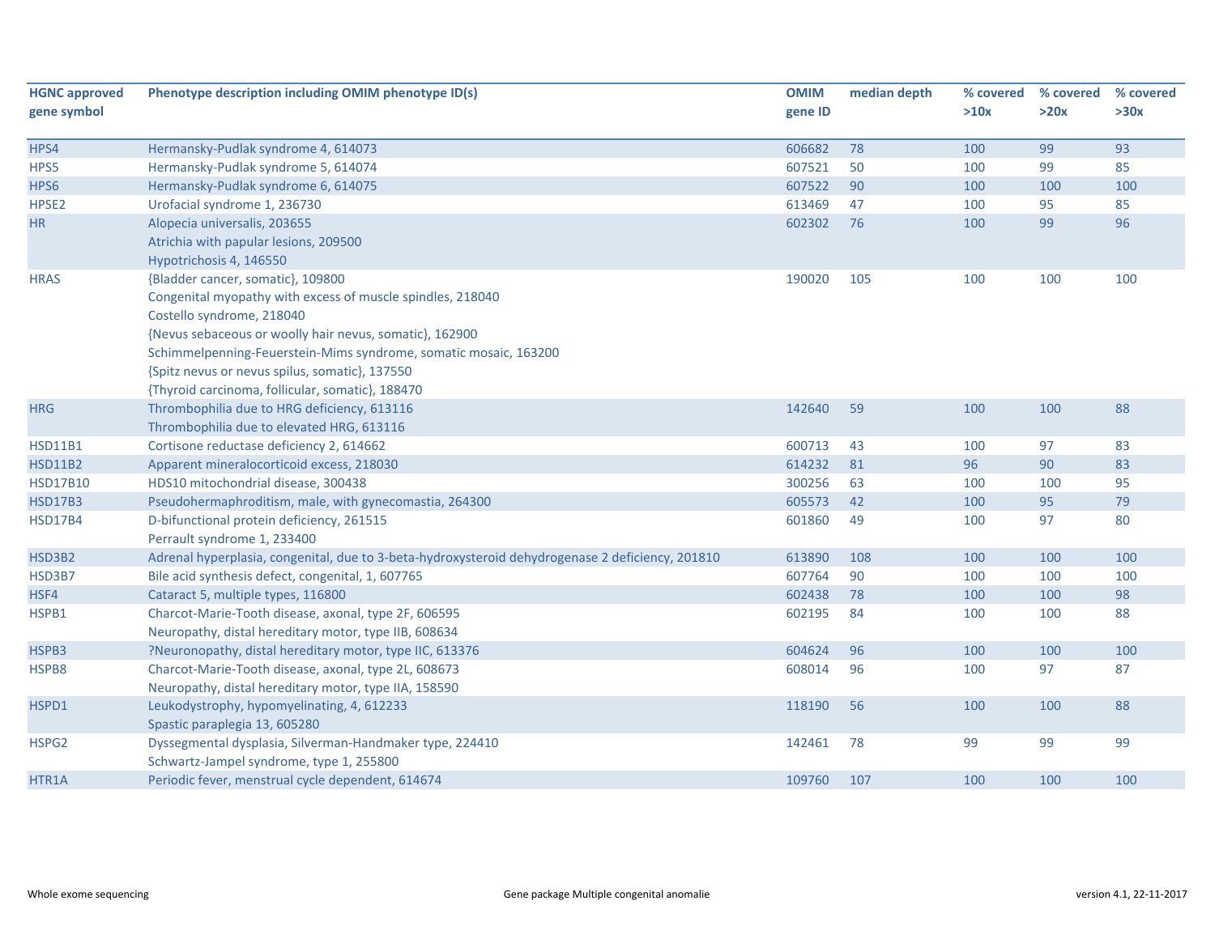| HGNC approved gene symbol | Phenotype description including OMIM phenotype ID(s) | OMIM gene ID | median depth | % covered >10x | % covered >20x | % covered >30x |
|---|---|---|---|---|---|---|
| HPS4 | Hermansky-Pudlak syndrome 4, 614073 | 606682 | 78 | 100 | 99 | 93 |
| HPS5 | Hermansky-Pudlak syndrome 5, 614074 | 607521 | 50 | 100 | 99 | 85 |
| HPS6 | Hermansky-Pudlak syndrome 6, 614075 | 607522 | 90 | 100 | 100 | 100 |
| HPSE2 | Urofacial syndrome 1, 236730 | 613469 | 47 | 100 | 95 | 85 |
| HR | Alopecia universalis, 203655<br>Atrichia with papular lesions, 209500<br>Hypotrichosis 4, 146550 | 602302 | 76 | 100 | 99 | 96 |
| HRAS | {Bladder cancer, somatic}, 109800<br>Congenital myopathy with excess of muscle spindles, 218040<br>Costello syndrome, 218040<br>{Nevus sebaceous or woolly hair nevus, somatic}, 162900<br>Schimmelpenning-Feuerstein-Mims syndrome, somatic mosaic, 163200<br>{Spitz nevus or nevus spilus, somatic}, 137550<br>{Thyroid carcinoma, follicular, somatic}, 188470 | 190020 | 105 | 100 | 100 | 100 |
| HRG | Thrombophilia due to HRG deficiency, 613116<br>Thrombophilia due to elevated HRG, 613116 | 142640 | 59 | 100 | 100 | 88 |
| HSD11B1 | Cortisone reductase deficiency 2, 614662 | 600713 | 43 | 100 | 97 | 83 |
| HSD11B2 | Apparent mineralocorticoid excess, 218030 | 614232 | 81 | 96 | 90 | 83 |
| HSD17B10 | HDS10 mitochondrial disease, 300438 | 300256 | 63 | 100 | 100 | 95 |
| HSD17B3 | Pseudohermaphroditism, male, with gynecomastia, 264300 | 605573 | 42 | 100 | 95 | 79 |
| HSD17B4 | D-bifunctional protein deficiency, 261515<br>Perrault syndrome 1, 233400 | 601860 | 49 | 100 | 97 | 80 |
| HSD3B2 | Adrenal hyperplasia, congenital, due to 3-beta-hydroxysteroid dehydrogenase 2 deficiency, 201810 | 613890 | 108 | 100 | 100 | 100 |
| HSD3B7 | Bile acid synthesis defect, congenital, 1, 607765 | 607764 | 90 | 100 | 100 | 100 |
| HSF4 | Cataract 5, multiple types, 116800 | 602438 | 78 | 100 | 100 | 98 |
| HSPB1 | Charcot-Marie-Tooth disease, axonal, type 2F, 606595<br>Neuropathy, distal hereditary motor, type IIB, 608634 | 602195 | 84 | 100 | 100 | 88 |
| HSPB3 | ?Neuronopathy, distal hereditary motor, type IIC, 613376 | 604624 | 96 | 100 | 100 | 100 |
| HSPB8 | Charcot-Marie-Tooth disease, axonal, type 2L, 608673<br>Neuropathy, distal hereditary motor, type IIA, 158590 | 608014 | 96 | 100 | 97 | 87 |
| HSPD1 | Leukodystrophy, hypomyelinating, 4, 612233<br>Spastic paraplegia 13, 605280 | 118190 | 56 | 100 | 100 | 88 |
| HSPG2 | Dyssegmental dysplasia, Silverman-Handmaker type, 224410<br>Schwartz-Jampel syndrome, type 1, 255800 | 142461 | 78 | 99 | 99 | 99 |
| HTR1A | Periodic fever, menstrual cycle dependent, 614674 | 109760 | 107 | 100 | 100 | 100 |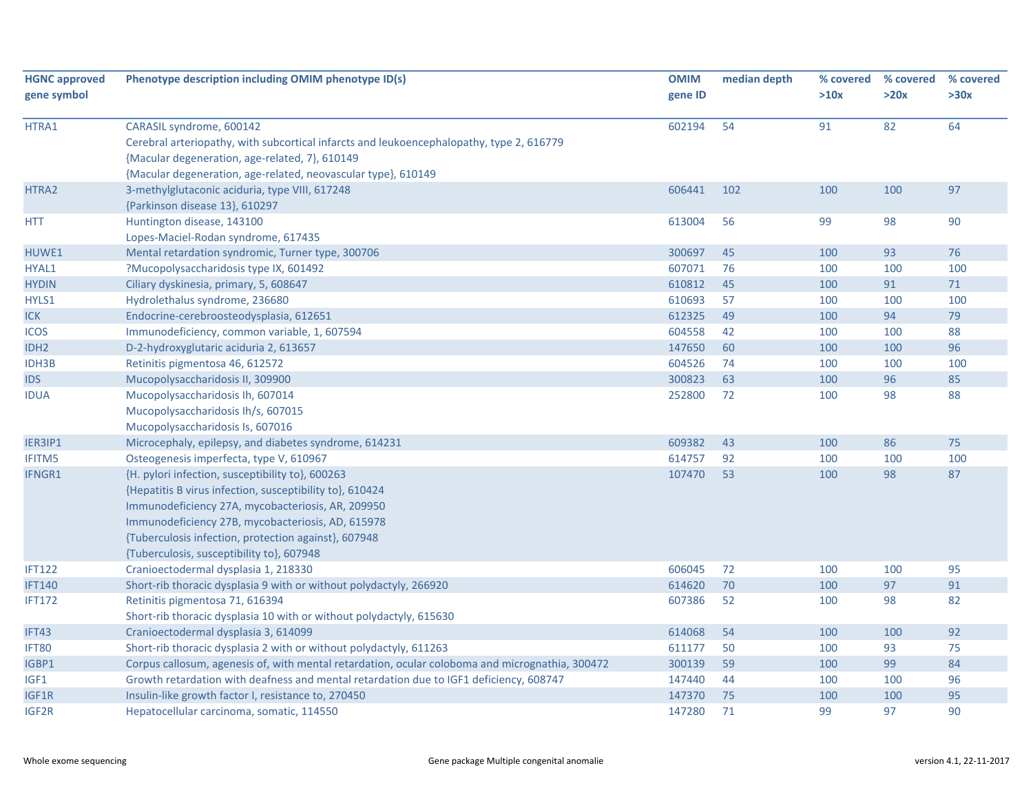| HGNC approved gene symbol | Phenotype description including OMIM phenotype ID(s) | OMIM gene ID | median depth | % covered >10x | % covered >20x | % covered >30x |
|---|---|---|---|---|---|---|
| HTRA1 | CARASIL syndrome, 600142<br>Cerebral arteriopathy, with subcortical infarcts and leukoencephalopathy, type 2, 616779<br>{Macular degeneration, age-related, 7}, 610149<br>{Macular degeneration, age-related, neovascular type}, 610149 | 602194 | 54 | 91 | 82 | 64 |
| HTRA2 | 3-methylglutaconic aciduria, type VIII, 617248<br>{Parkinson disease 13}, 610297 | 606441 | 102 | 100 | 100 | 97 |
| HTT | Huntington disease, 143100<br>Lopes-Maciel-Rodan syndrome, 617435 | 613004 | 56 | 99 | 98 | 90 |
| HUWE1 | Mental retardation syndromic, Turner type, 300706 | 300697 | 45 | 100 | 93 | 76 |
| HYAL1 | ?Mucopolysaccharidosis type IX, 601492 | 607071 | 76 | 100 | 100 | 100 |
| HYDIN | Ciliary dyskinesia, primary, 5, 608647 | 610812 | 45 | 100 | 91 | 71 |
| HYLS1 | Hydrolethalus syndrome, 236680 | 610693 | 57 | 100 | 100 | 100 |
| ICK | Endocrine-cerebroosteodysplasia, 612651 | 612325 | 49 | 100 | 94 | 79 |
| ICOS | Immunodeficiency, common variable, 1, 607594 | 604558 | 42 | 100 | 100 | 88 |
| IDH2 | D-2-hydroxyglutaric aciduria 2, 613657 | 147650 | 60 | 100 | 100 | 96 |
| IDH3B | Retinitis pigmentosa 46, 612572 | 604526 | 74 | 100 | 100 | 100 |
| IDS | Mucopolysaccharidosis II, 309900 | 300823 | 63 | 100 | 96 | 85 |
| IDUA | Mucopolysaccharidosis Ih, 607014<br>Mucopolysaccharidosis Ih/s, 607015<br>Mucopolysaccharidosis Is, 607016 | 252800 | 72 | 100 | 98 | 88 |
| IER3IP1 | Microcephaly, epilepsy, and diabetes syndrome, 614231 | 609382 | 43 | 100 | 86 | 75 |
| IFITM5 | Osteogenesis imperfecta, type V, 610967 | 614757 | 92 | 100 | 100 | 100 |
| IFNGR1 | {H. pylori infection, susceptibility to}, 600263<br>{Hepatitis B virus infection, susceptibility to}, 610424<br>Immunodeficiency 27A, mycobacteriosis, AR, 209950<br>Immunodeficiency 27B, mycobacteriosis, AD, 615978<br>{Tuberculosis infection, protection against}, 607948<br>{Tuberculosis, susceptibility to}, 607948 | 107470 | 53 | 100 | 98 | 87 |
| IFT122 | Cranioectodermal dysplasia 1, 218330 | 606045 | 72 | 100 | 100 | 95 |
| IFT140 | Short-rib thoracic dysplasia 9 with or without polydactyly, 266920 | 614620 | 70 | 100 | 97 | 91 |
| IFT172 | Retinitis pigmentosa 71, 616394<br>Short-rib thoracic dysplasia 10 with or without polydactyly, 615630 | 607386 | 52 | 100 | 98 | 82 |
| IFT43 | Cranioectodermal dysplasia 3, 614099 | 614068 | 54 | 100 | 100 | 92 |
| IFT80 | Short-rib thoracic dysplasia 2 with or without polydactyly, 611263 | 611177 | 50 | 100 | 93 | 75 |
| IGBP1 | Corpus callosum, agenesis of, with mental retardation, ocular coloboma and micrognathia, 300472 | 300139 | 59 | 100 | 99 | 84 |
| IGF1 | Growth retardation with deafness and mental retardation due to IGF1 deficiency, 608747 | 147440 | 44 | 100 | 100 | 96 |
| IGF1R | Insulin-like growth factor I, resistance to, 270450 | 147370 | 75 | 100 | 100 | 95 |
| IGF2R | Hepatocellular carcinoma, somatic, 114550 | 147280 | 71 | 99 | 97 | 90 |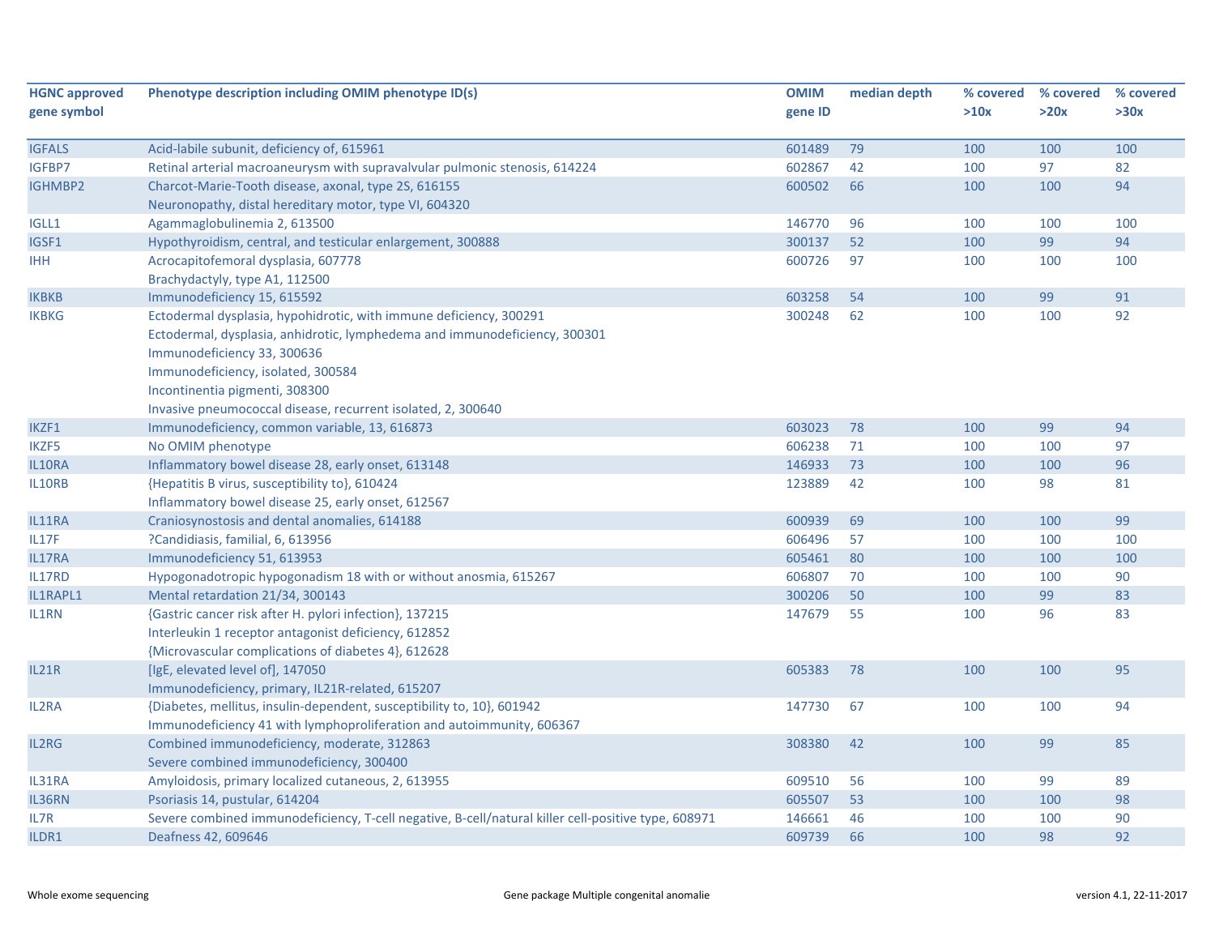| HGNC approved gene symbol | Phenotype description including OMIM phenotype ID(s) | OMIM gene ID | median depth | % covered >10x | % covered >20x | % covered >30x |
|---|---|---|---|---|---|---|
| IGFALS | Acid-labile subunit, deficiency of, 615961 | 601489 | 79 | 100 | 100 | 100 |
| IGFBP7 | Retinal arterial macroaneurysm with supravalvular pulmonic stenosis, 614224 | 602867 | 42 | 100 | 97 | 82 |
| IGHMBP2 | Charcot-Marie-Tooth disease, axonal, type 2S, 616155<br>Neuronopathy, distal hereditary motor, type VI, 604320 | 600502 | 66 | 100 | 100 | 94 |
| IGLL1 | Agammaglobulinemia 2, 613500 | 146770 | 96 | 100 | 100 | 100 |
| IGSF1 | Hypothyroidism, central, and testicular enlargement, 300888 | 300137 | 52 | 100 | 99 | 94 |
| IHH | Acrocapitofemoral dysplasia, 607778<br>Brachydactyly, type A1, 112500 | 600726 | 97 | 100 | 100 | 100 |
| IKBKB | Immunodeficiency 15, 615592 | 603258 | 54 | 100 | 99 | 91 |
| IKBKG | Ectodermal dysplasia, hypohidrotic, with immune deficiency, 300291<br>Ectodermal, dysplasia, anhidrotic, lymphedema and immunodeficiency, 300301<br>Immunodeficiency 33, 300636<br>Immunodeficiency, isolated, 300584<br>Incontinentia pigmenti, 308300<br>Invasive pneumococcal disease, recurrent isolated, 2, 300640 | 300248 | 62 | 100 | 100 | 92 |
| IKZF1 | Immunodeficiency, common variable, 13, 616873 | 603023 | 78 | 100 | 99 | 94 |
| IKZF5 | No OMIM phenotype | 606238 | 71 | 100 | 100 | 97 |
| IL10RA | Inflammatory bowel disease 28, early onset, 613148 | 146933 | 73 | 100 | 100 | 96 |
| IL10RB | {Hepatitis B virus, susceptibility to}, 610424<br>Inflammatory bowel disease 25, early onset, 612567 | 123889 | 42 | 100 | 98 | 81 |
| IL11RA | Craniosynostosis and dental anomalies, 614188 | 600939 | 69 | 100 | 100 | 99 |
| IL17F | ?Candidiasis, familial, 6, 613956 | 606496 | 57 | 100 | 100 | 100 |
| IL17RA | Immunodeficiency 51, 613953 | 605461 | 80 | 100 | 100 | 100 |
| IL17RD | Hypogonadotropic hypogonadism 18 with or without anosmia, 615267 | 606807 | 70 | 100 | 100 | 90 |
| IL1RAPL1 | Mental retardation 21/34, 300143 | 300206 | 50 | 100 | 99 | 83 |
| IL1RN | {Gastric cancer risk after H. pylori infection}, 137215<br>Interleukin 1 receptor antagonist deficiency, 612852<br>{Microvascular complications of diabetes 4}, 612628 | 147679 | 55 | 100 | 96 | 83 |
| IL21R | [IgE, elevated level of], 147050<br>Immunodeficiency, primary, IL21R-related, 615207 | 605383 | 78 | 100 | 100 | 95 |
| IL2RA | {Diabetes, mellitus, insulin-dependent, susceptibility to, 10}, 601942<br>Immunodeficiency 41 with lymphoproliferation and autoimmunity, 606367 | 147730 | 67 | 100 | 100 | 94 |
| IL2RG | Combined immunodeficiency, moderate, 312863<br>Severe combined immunodeficiency, 300400 | 308380 | 42 | 100 | 99 | 85 |
| IL31RA | Amyloidosis, primary localized cutaneous, 2, 613955 | 609510 | 56 | 100 | 99 | 89 |
| IL36RN | Psoriasis 14, pustular, 614204 | 605507 | 53 | 100 | 100 | 98 |
| IL7R | Severe combined immunodeficiency, T-cell negative, B-cell/natural killer cell-positive type, 608971 | 146661 | 46 | 100 | 100 | 90 |
| ILDR1 | Deafness 42, 609646 | 609739 | 66 | 100 | 98 | 92 |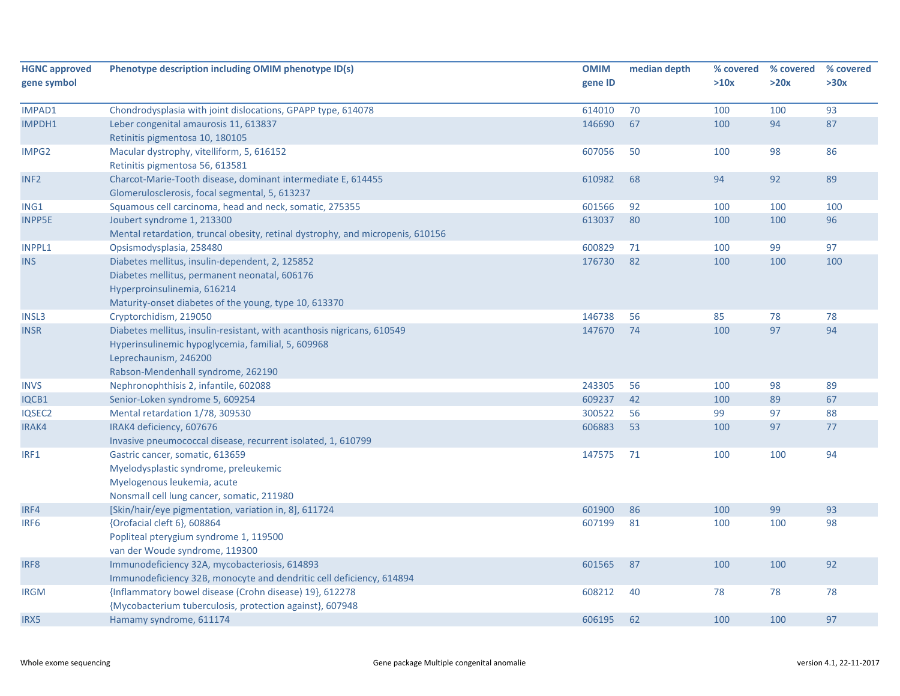| HGNC approved gene symbol | Phenotype description including OMIM phenotype ID(s) | OMIM gene ID | median depth | % covered >10x | % covered >20x | % covered >30x |
|---|---|---|---|---|---|---|
| IMPAD1 | Chondrodysplasia with joint dislocations, GPAPP type, 614078 | 614010 | 70 | 100 | 100 | 93 |
| IMPDH1 | Leber congenital amaurosis 11, 613837<br>Retinitis pigmentosa 10, 180105 | 146690 | 67 | 100 | 94 | 87 |
| IMPG2 | Macular dystrophy, vitelliform, 5, 616152<br>Retinitis pigmentosa 56, 613581 | 607056 | 50 | 100 | 98 | 86 |
| INF2 | Charcot-Marie-Tooth disease, dominant intermediate E, 614455<br>Glomerulosclerosis, focal segmental, 5, 613237 | 610982 | 68 | 94 | 92 | 89 |
| ING1 | Squamous cell carcinoma, head and neck, somatic, 275355 | 601566 | 92 | 100 | 100 | 100 |
| INPP5E | Joubert syndrome 1, 213300<br>Mental retardation, truncal obesity, retinal dystrophy, and micropenis, 610156 | 613037 | 80 | 100 | 100 | 96 |
| INPPL1 | Opsismodysplasia, 258480 | 600829 | 71 | 100 | 99 | 97 |
| INS | Diabetes mellitus, insulin-dependent, 2, 125852<br>Diabetes mellitus, permanent neonatal, 606176<br>Hyperproinsulinemia, 616214<br>Maturity-onset diabetes of the young, type 10, 613370 | 176730 | 82 | 100 | 100 | 100 |
| INSL3 | Cryptorchidism, 219050 | 146738 | 56 | 85 | 78 | 78 |
| INSR | Diabetes mellitus, insulin-resistant, with acanthosis nigricans, 610549<br>Hyperinsulinemic hypoglycemia, familial, 5, 609968<br>Leprechaunism, 246200<br>Rabson-Mendenhall syndrome, 262190 | 147670 | 74 | 100 | 97 | 94 |
| INVS | Nephronophthisis 2, infantile, 602088 | 243305 | 56 | 100 | 98 | 89 |
| IQCB1 | Senior-Loken syndrome 5, 609254 | 609237 | 42 | 100 | 89 | 67 |
| IQSEC2 | Mental retardation 1/78, 309530 | 300522 | 56 | 99 | 97 | 88 |
| IRAK4 | IRAK4 deficiency, 607676<br>Invasive pneumococcal disease, recurrent isolated, 1, 610799 | 606883 | 53 | 100 | 97 | 77 |
| IRF1 | Gastric cancer, somatic, 613659<br>Myelodysplastic syndrome, preleukemic<br>Myelogenous leukemia, acute<br>Nonsmall cell lung cancer, somatic, 211980 | 147575 | 71 | 100 | 100 | 94 |
| IRF4 | [Skin/hair/eye pigmentation, variation in, 8], 611724 | 601900 | 86 | 100 | 99 | 93 |
| IRF6 | {Orofacial cleft 6}, 608864<br>Popliteal pterygium syndrome 1, 119500<br>van der Woude syndrome, 119300 | 607199 | 81 | 100 | 100 | 98 |
| IRF8 | Immunodeficiency 32A, mycobacteriosis, 614893<br>Immunodeficiency 32B, monocyte and dendritic cell deficiency, 614894 | 601565 | 87 | 100 | 100 | 92 |
| IRGM | {Inflammatory bowel disease (Crohn disease) 19}, 612278<br>{Mycobacterium tuberculosis, protection against}, 607948 | 608212 | 40 | 78 | 78 | 78 |
| IRX5 | Hamamy syndrome, 611174 | 606195 | 62 | 100 | 100 | 97 |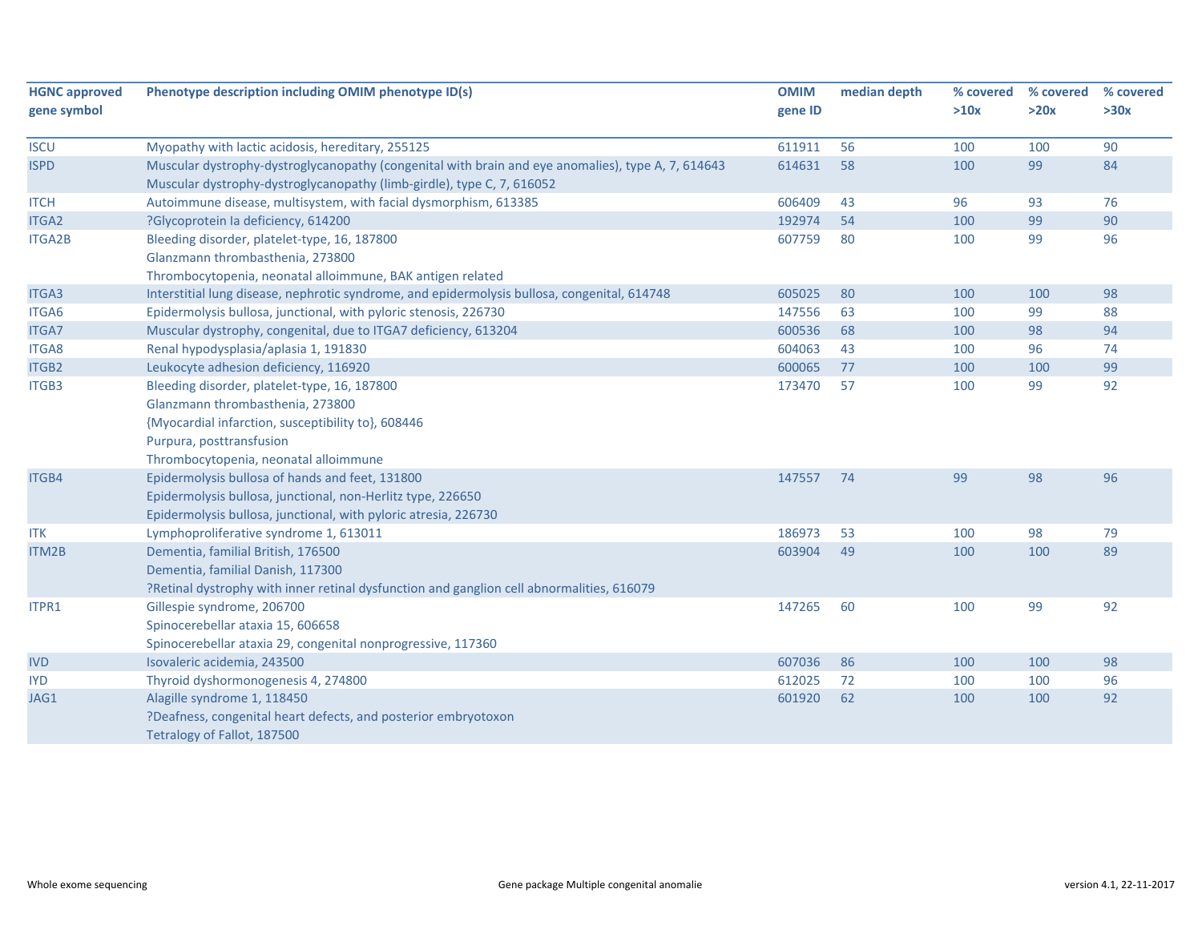| HGNC approved gene symbol | Phenotype description including OMIM phenotype ID(s) | OMIM gene ID | median depth | % covered >10x | % covered >20x | % covered >30x |
|---|---|---|---|---|---|---|
| ISCU | Myopathy with lactic acidosis, hereditary, 255125 | 611911 | 56 | 100 | 100 | 90 |
| ISPD | Muscular dystrophy-dystroglycanopathy (congenital with brain and eye anomalies), type A, 7, 614643<br>Muscular dystrophy-dystroglycanopathy (limb-girdle), type C, 7, 616052 | 614631 | 58 | 100 | 99 | 84 |
| ITCH | Autoimmune disease, multisystem, with facial dysmorphism, 613385 | 606409 | 43 | 96 | 93 | 76 |
| ITGA2 | ?Glycoprotein Ia deficiency, 614200 | 192974 | 54 | 100 | 99 | 90 |
| ITGA2B | Bleeding disorder, platelet-type, 16, 187800<br>Glanzmann thrombasthenia, 273800<br>Thrombocytopenia, neonatal alloimmune, BAK antigen related | 607759 | 80 | 100 | 99 | 96 |
| ITGA3 | Interstitial lung disease, nephrotic syndrome, and epidermolysis bullosa, congenital, 614748 | 605025 | 80 | 100 | 100 | 98 |
| ITGA6 | Epidermolysis bullosa, junctional, with pyloric stenosis, 226730 | 147556 | 63 | 100 | 99 | 88 |
| ITGA7 | Muscular dystrophy, congenital, due to ITGA7 deficiency, 613204 | 600536 | 68 | 100 | 98 | 94 |
| ITGA8 | Renal hypodysplasia/aplasia 1, 191830 | 604063 | 43 | 100 | 96 | 74 |
| ITGB2 | Leukocyte adhesion deficiency, 116920 | 600065 | 77 | 100 | 100 | 99 |
| ITGB3 | Bleeding disorder, platelet-type, 16, 187800<br>Glanzmann thrombasthenia, 273800<br>{Myocardial infarction, susceptibility to}, 608446<br>Purpura, posttransfusion<br>Thrombocytopenia, neonatal alloimmune | 173470 | 57 | 100 | 99 | 92 |
| ITGB4 | Epidermolysis bullosa of hands and feet, 131800<br>Epidermolysis bullosa, junctional, non-Herlitz type, 226650<br>Epidermolysis bullosa, junctional, with pyloric atresia, 226730 | 147557 | 74 | 99 | 98 | 96 |
| ITK | Lymphoproliferative syndrome 1, 613011 | 186973 | 53 | 100 | 98 | 79 |
| ITM2B | Dementia, familial British, 176500<br>Dementia, familial Danish, 117300<br>?Retinal dystrophy with inner retinal dysfunction and ganglion cell abnormalities, 616079 | 603904 | 49 | 100 | 100 | 89 |
| ITPR1 | Gillespie syndrome, 206700<br>Spinocerebellar ataxia 15, 606658<br>Spinocerebellar ataxia 29, congenital nonprogressive, 117360 | 147265 | 60 | 100 | 99 | 92 |
| IVD | Isovaleric acidemia, 243500 | 607036 | 86 | 100 | 100 | 98 |
| IYD | Thyroid dyshormonogenesis 4, 274800 | 612025 | 72 | 100 | 100 | 96 |
| JAG1 | Alagille syndrome 1, 118450<br>?Deafness, congenital heart defects, and posterior embryotoxon<br>Tetralogy of Fallot, 187500 | 601920 | 62 | 100 | 100 | 92 |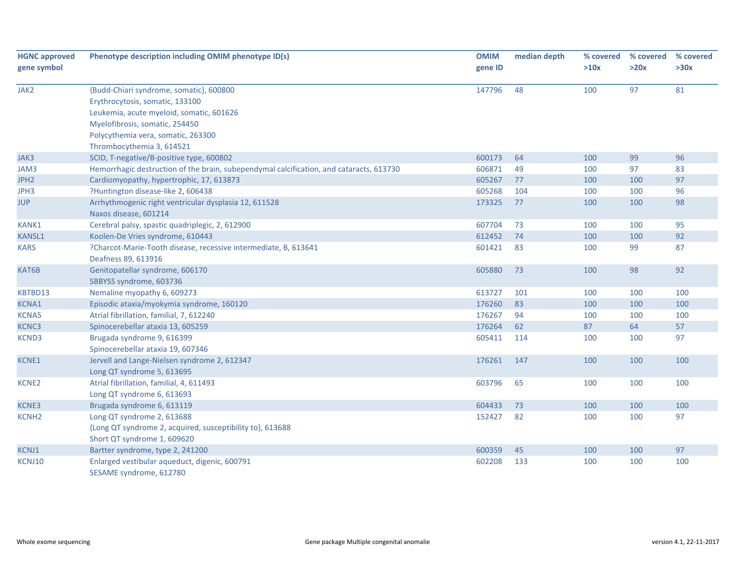| HGNC approved gene symbol | Phenotype description including OMIM phenotype ID(s) | OMIM gene ID | median depth | % covered >10x | % covered >20x | % covered >30x |
|---|---|---|---|---|---|---|
| JAK2 | {Budd-Chiari syndrome, somatic}, 600800<br>Erythrocytosis, somatic, 133100<br>Leukemia, acute myeloid, somatic, 601626<br>Myelofibrosis, somatic, 254450<br>Polycythemia vera, somatic, 263300<br>Thrombocythemia 3, 614521 | 147796 | 48 | 100 | 97 | 81 |
| JAK3 | SCID, T-negative/B-positive type, 600802 | 600173 | 64 | 100 | 99 | 96 |
| JAM3 | Hemorrhagic destruction of the brain, subependymal calcification, and cataracts, 613730 | 606871 | 49 | 100 | 97 | 83 |
| JPH2 | Cardiomyopathy, hypertrophic, 17, 613873 | 605267 | 77 | 100 | 100 | 97 |
| JPH3 | ?Huntington disease-like 2, 606438 | 605268 | 104 | 100 | 100 | 96 |
| JUP | Arrhythmogenic right ventricular dysplasia 12, 611528<br>Naxos disease, 601214 | 173325 | 77 | 100 | 100 | 98 |
| KANK1 | Cerebral palsy, spastic quadriplegic, 2, 612900 | 607704 | 73 | 100 | 100 | 95 |
| KANSL1 | Koolen-De Vries syndrome, 610443 | 612452 | 74 | 100 | 100 | 92 |
| KARS | ?Charcot-Marie-Tooth disease, recessive intermediate, B, 613641<br>Deafness 89, 613916 | 601421 | 83 | 100 | 99 | 87 |
| KAT6B | Genitopatellar syndrome, 606170<br>SBBYSS syndrome, 603736 | 605880 | 73 | 100 | 98 | 92 |
| KBTBD13 | Nemaline myopathy 6, 609273 | 613727 | 101 | 100 | 100 | 100 |
| KCNA1 | Episodic ataxia/myokymia syndrome, 160120 | 176260 | 83 | 100 | 100 | 100 |
| KCNA5 | Atrial fibrillation, familial, 7, 612240 | 176267 | 94 | 100 | 100 | 100 |
| KCNC3 | Spinocerebellar ataxia 13, 605259 | 176264 | 62 | 87 | 64 | 57 |
| KCND3 | Brugada syndrome 9, 616399<br>Spinocerebellar ataxia 19, 607346 | 605411 | 114 | 100 | 100 | 97 |
| KCNE1 | Jervell and Lange-Nielsen syndrome 2, 612347<br>Long QT syndrome 5, 613695 | 176261 | 147 | 100 | 100 | 100 |
| KCNE2 | Atrial fibrillation, familial, 4, 611493<br>Long QT syndrome 6, 613693 | 603796 | 65 | 100 | 100 | 100 |
| KCNE3 | Brugada syndrome 6, 613119 | 604433 | 73 | 100 | 100 | 100 |
| KCNH2 | Long QT syndrome 2, 613688<br>{Long QT syndrome 2, acquired, susceptibility to}, 613688<br>Short QT syndrome 1, 609620 | 152427 | 82 | 100 | 100 | 97 |
| KCNJ1 | Bartter syndrome, type 2, 241200 | 600359 | 45 | 100 | 100 | 97 |
| KCNJ10 | Enlarged vestibular aqueduct, digenic, 600791<br>SESAME syndrome, 612780 | 602208 | 133 | 100 | 100 | 100 |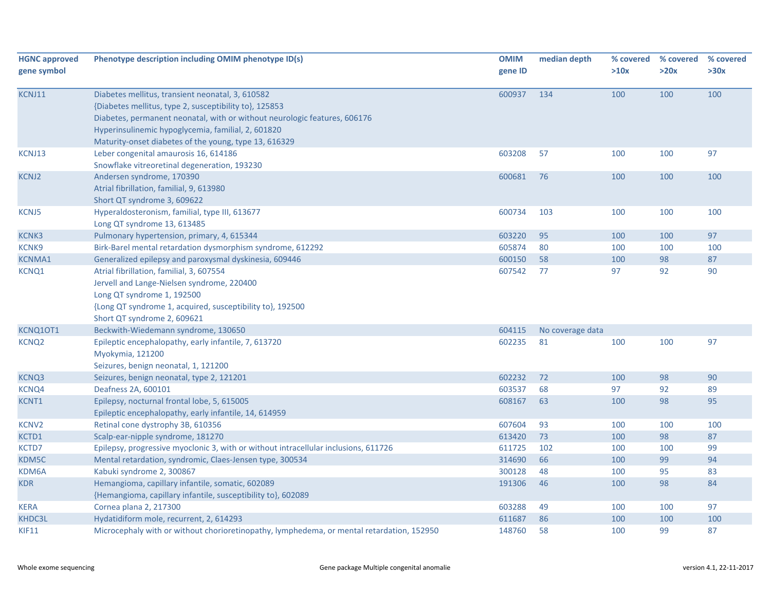| HGNC approved gene symbol | Phenotype description including OMIM phenotype ID(s) | OMIM gene ID | median depth | % covered >10x | % covered >20x | % covered >30x |
|---|---|---|---|---|---|---|
| KCNJ11 | Diabetes mellitus, transient neonatal, 3, 610582<br>{Diabetes mellitus, type 2, susceptibility to}, 125853<br>Diabetes, permanent neonatal, with or without neurologic features, 606176<br>Hyperinsulinemic hypoglycemia, familial, 2, 601820<br>Maturity-onset diabetes of the young, type 13, 616329 | 600937 | 134 | 100 | 100 | 100 |
| KCNJ13 | Leber congenital amaurosis 16, 614186<br>Snowflake vitreoretinal degeneration, 193230 | 603208 | 57 | 100 | 100 | 97 |
| KCNJ2 | Andersen syndrome, 170390<br>Atrial fibrillation, familial, 9, 613980<br>Short QT syndrome 3, 609622 | 600681 | 76 | 100 | 100 | 100 |
| KCNJ5 | Hyperaldosteronism, familial, type III, 613677<br>Long QT syndrome 13, 613485 | 600734 | 103 | 100 | 100 | 100 |
| KCNK3 | Pulmonary hypertension, primary, 4, 615344 | 603220 | 95 | 100 | 100 | 97 |
| KCNK9 | Birk-Barel mental retardation dysmorphism syndrome, 612292 | 605874 | 80 | 100 | 100 | 100 |
| KCNMA1 | Generalized epilepsy and paroxysmal dyskinesia, 609446 | 600150 | 58 | 100 | 98 | 87 |
| KCNQ1 | Atrial fibrillation, familial, 3, 607554<br>Jervell and Lange-Nielsen syndrome, 220400<br>Long QT syndrome 1, 192500<br>{Long QT syndrome 1, acquired, susceptibility to}, 192500<br>Short QT syndrome 2, 609621 | 607542 | 77 | 97 | 92 | 90 |
| KCNQ1OT1 | Beckwith-Wiedemann syndrome, 130650 | 604115 | No coverage data | | | |
| KCNQ2 | Epileptic encephalopathy, early infantile, 7, 613720<br>Myokymia, 121200<br>Seizures, benign neonatal, 1, 121200 | 602235 | 81 | 100 | 100 | 97 |
| KCNQ3 | Seizures, benign neonatal, type 2, 121201 | 602232 | 72 | 100 | 98 | 90 |
| KCNQ4 | Deafness 2A, 600101 | 603537 | 68 | 97 | 92 | 89 |
| KCNT1 | Epilepsy, nocturnal frontal lobe, 5, 615005<br>Epileptic encephalopathy, early infantile, 14, 614959 | 608167 | 63 | 100 | 98 | 95 |
| KCNV2 | Retinal cone dystrophy 3B, 610356 | 607604 | 93 | 100 | 100 | 100 |
| KCTD1 | Scalp-ear-nipple syndrome, 181270 | 613420 | 73 | 100 | 98 | 87 |
| KCTD7 | Epilepsy, progressive myoclonic 3, with or without intracellular inclusions, 611726 | 611725 | 102 | 100 | 100 | 99 |
| KDM5C | Mental retardation, syndromic, Claes-Jensen type, 300534 | 314690 | 66 | 100 | 99 | 94 |
| KDM6A | Kabuki syndrome 2, 300867 | 300128 | 48 | 100 | 95 | 83 |
| KDR | Hemangioma, capillary infantile, somatic, 602089<br>{Hemangioma, capillary infantile, susceptibility to}, 602089 | 191306 | 46 | 100 | 98 | 84 |
| KERA | Cornea plana 2, 217300 | 603288 | 49 | 100 | 100 | 97 |
| KHDC3L | Hydatidiform mole, recurrent, 2, 614293 | 611687 | 86 | 100 | 100 | 100 |
| KIF11 | Microcephaly with or without chorioretinopathy, lymphedema, or mental retardation, 152950 | 148760 | 58 | 100 | 99 | 87 |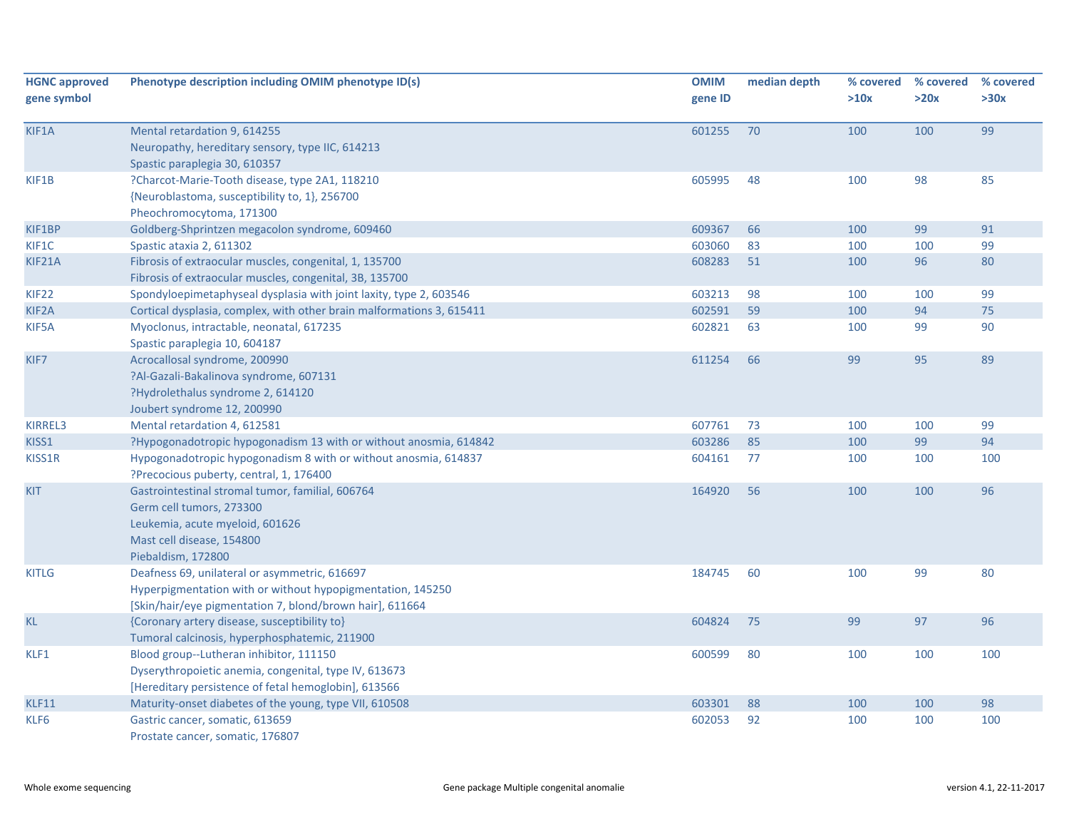| HGNC approved gene symbol | Phenotype description including OMIM phenotype ID(s) | OMIM gene ID | median depth | % covered >10x | % covered >20x | % covered >30x |
|---|---|---|---|---|---|---|
| KIF1A | Mental retardation 9, 614255<br>Neuropathy, hereditary sensory, type IIC, 614213<br>Spastic paraplegia 30, 610357 | 601255 | 70 | 100 | 100 | 99 |
| KIF1B | ?Charcot-Marie-Tooth disease, type 2A1, 118210<br>{Neuroblastoma, susceptibility to, 1}, 256700<br>Pheochromocytoma, 171300 | 605995 | 48 | 100 | 98 | 85 |
| KIF1BP | Goldberg-Shprintzen megacolon syndrome, 609460 | 609367 | 66 | 100 | 99 | 91 |
| KIF1C | Spastic ataxia 2, 611302 | 603060 | 83 | 100 | 100 | 99 |
| KIF21A | Fibrosis of extraocular muscles, congenital, 1, 135700<br>Fibrosis of extraocular muscles, congenital, 3B, 135700 | 608283 | 51 | 100 | 96 | 80 |
| KIF22 | Spondyloepimetaphyseal dysplasia with joint laxity, type 2, 603546 | 603213 | 98 | 100 | 100 | 99 |
| KIF2A | Cortical dysplasia, complex, with other brain malformations 3, 615411 | 602591 | 59 | 100 | 94 | 75 |
| KIF5A | Myoclonus, intractable, neonatal, 617235<br>Spastic paraplegia 10, 604187 | 602821 | 63 | 100 | 99 | 90 |
| KIF7 | Acrocallosal syndrome, 200990<br>?Al-Gazali-Bakalinova syndrome, 607131<br>?Hydrolethalus syndrome 2, 614120<br>Joubert syndrome 12, 200990 | 611254 | 66 | 99 | 95 | 89 |
| KIRREL3 | Mental retardation 4, 612581 | 607761 | 73 | 100 | 100 | 99 |
| KISS1 | ?Hypogonadotropic hypogonadism 13 with or without anosmia, 614842 | 603286 | 85 | 100 | 99 | 94 |
| KISS1R | Hypogonadotropic hypogonadism 8 with or without anosmia, 614837<br>?Precocious puberty, central, 1, 176400 | 604161 | 77 | 100 | 100 | 100 |
| KIT | Gastrointestinal stromal tumor, familial, 606764<br>Germ cell tumors, 273300<br>Leukemia, acute myeloid, 601626<br>Mast cell disease, 154800<br>Piebaldism, 172800 | 164920 | 56 | 100 | 100 | 96 |
| KITLG | Deafness 69, unilateral or asymmetric, 616697<br>Hyperpigmentation with or without hypopigmentation, 145250<br>[Skin/hair/eye pigmentation 7, blond/brown hair], 611664 | 184745 | 60 | 100 | 99 | 80 |
| KL | {Coronary artery disease, susceptibility to}<br>Tumoral calcinosis, hyperphosphatemic, 211900 | 604824 | 75 | 99 | 97 | 96 |
| KLF1 | Blood group--Lutheran inhibitor, 111150<br>Dyserythropoietic anemia, congenital, type IV, 613673<br>[Hereditary persistence of fetal hemoglobin], 613566 | 600599 | 80 | 100 | 100 | 100 |
| KLF11 | Maturity-onset diabetes of the young, type VII, 610508 | 603301 | 88 | 100 | 100 | 98 |
| KLF6 | Gastric cancer, somatic, 613659<br>Prostate cancer, somatic, 176807 | 602053 | 92 | 100 | 100 | 100 |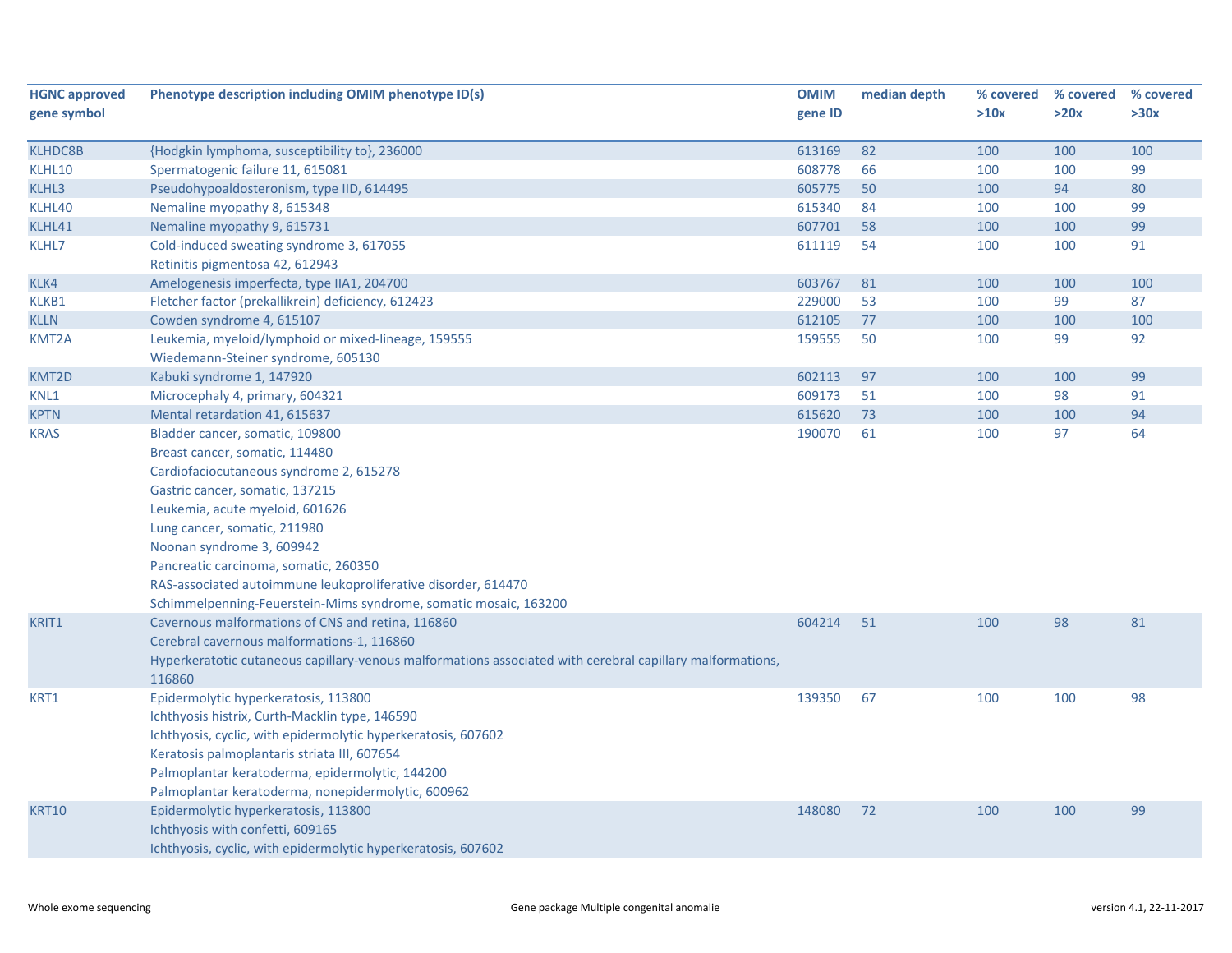| HGNC approved gene symbol | Phenotype description including OMIM phenotype ID(s) | OMIM gene ID | median depth | % covered >10x | % covered >20x | % covered >30x |
|---|---|---|---|---|---|---|
| KLHDC8B | {Hodgkin lymphoma, susceptibility to}, 236000 | 613169 | 82 | 100 | 100 | 100 |
| KLHL10 | Spermatogenic failure 11, 615081 | 608778 | 66 | 100 | 100 | 99 |
| KLHL3 | Pseudohypoaldosteronism, type IID, 614495 | 605775 | 50 | 100 | 94 | 80 |
| KLHL40 | Nemaline myopathy 8, 615348 | 615340 | 84 | 100 | 100 | 99 |
| KLHL41 | Nemaline myopathy 9, 615731 | 607701 | 58 | 100 | 100 | 99 |
| KLHL7 | Cold-induced sweating syndrome 3, 617055<br>Retinitis pigmentosa 42, 612943 | 611119 | 54 | 100 | 100 | 91 |
| KLK4 | Amelogenesis imperfecta, type IIA1, 204700 | 603767 | 81 | 100 | 100 | 100 |
| KLKB1 | Fletcher factor (prekallikrein) deficiency, 612423 | 229000 | 53 | 100 | 99 | 87 |
| KLLN | Cowden syndrome 4, 615107 | 612105 | 77 | 100 | 100 | 100 |
| KMT2A | Leukemia, myeloid/lymphoid or mixed-lineage, 159555<br>Wiedemann-Steiner syndrome, 605130 | 159555 | 50 | 100 | 99 | 92 |
| KMT2D | Kabuki syndrome 1, 147920 | 602113 | 97 | 100 | 100 | 99 |
| KNL1 | Microcephaly 4, primary, 604321 | 609173 | 51 | 100 | 98 | 91 |
| KPTN | Mental retardation 41, 615637 | 615620 | 73 | 100 | 100 | 94 |
| KRAS | Bladder cancer, somatic, 109800<br>Breast cancer, somatic, 114480<br>Cardiofaciocutaneous syndrome 2, 615278<br>Gastric cancer, somatic, 137215<br>Leukemia, acute myeloid, 601626<br>Lung cancer, somatic, 211980<br>Noonan syndrome 3, 609942<br>Pancreatic carcinoma, somatic, 260350<br>RAS-associated autoimmune leukoproliferative disorder, 614470<br>Schimmelpenning-Feuerstein-Mims syndrome, somatic mosaic, 163200 | 190070 | 61 | 100 | 97 | 64 |
| KRIT1 | Cavernous malformations of CNS and retina, 116860<br>Cerebral cavernous malformations-1, 116860<br>Hyperkeratotic cutaneous capillary-venous malformations associated with cerebral capillary malformations, 116860 | 604214 | 51 | 100 | 98 | 81 |
| KRT1 | Epidermolytic hyperkeratosis, 113800<br>Ichthyosis histrix, Curth-Macklin type, 146590<br>Ichthyosis, cyclic, with epidermolytic hyperkeratosis, 607602<br>Keratosis palmoplantaris striata III, 607654<br>Palmoplantar keratoderma, epidermolytic, 144200<br>Palmoplantar keratoderma, nonepidermolytic, 600962 | 139350 | 67 | 100 | 100 | 98 |
| KRT10 | Epidermolytic hyperkeratosis, 113800<br>Ichthyosis with confetti, 609165<br>Ichthyosis, cyclic, with epidermolytic hyperkeratosis, 607602 | 148080 | 72 | 100 | 100 | 99 |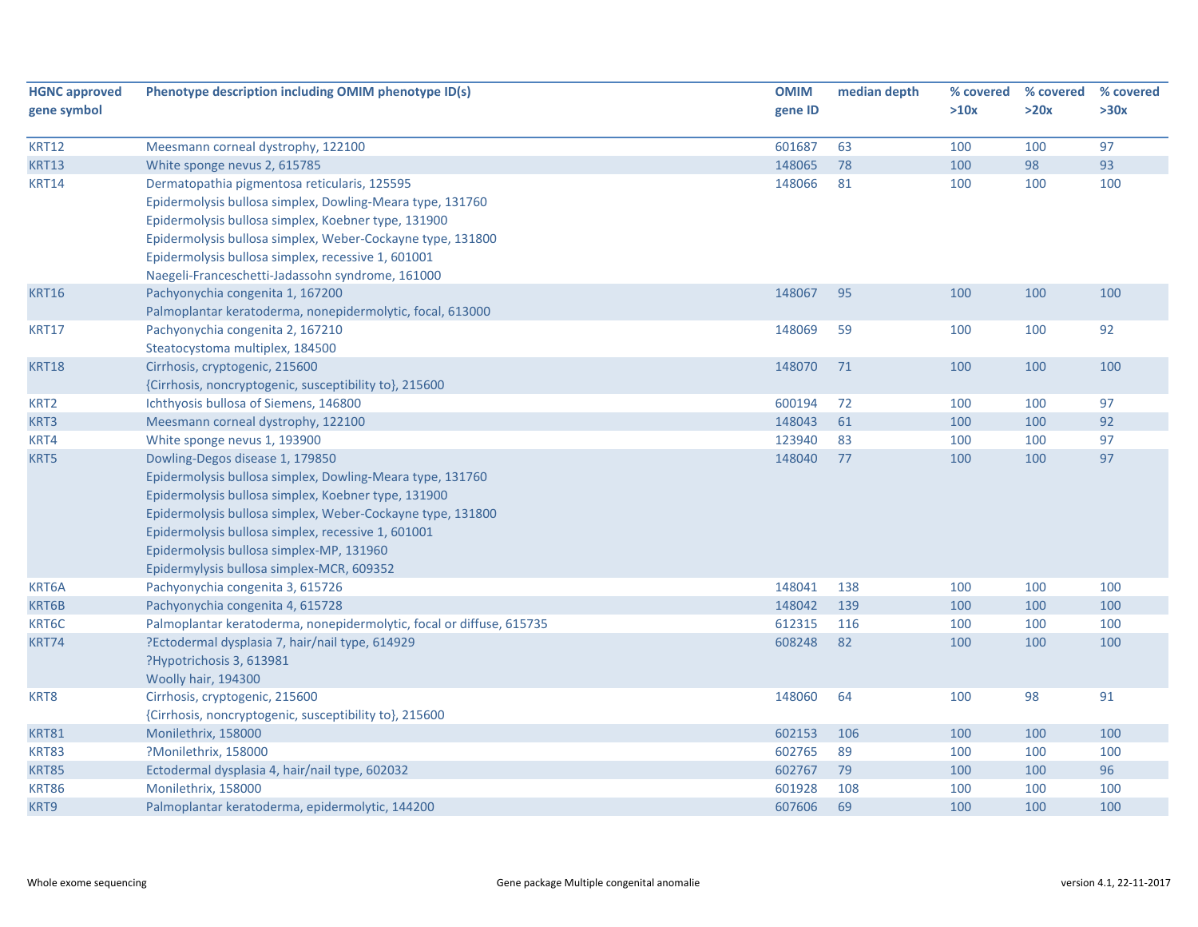| HGNC approved gene symbol | Phenotype description including OMIM phenotype ID(s) | OMIM gene ID | median depth | % covered >10x | % covered >20x | % covered >30x |
|---|---|---|---|---|---|---|
| KRT12 | Meesmann corneal dystrophy, 122100 | 601687 | 63 | 100 | 100 | 97 |
| KRT13 | White sponge nevus 2, 615785 | 148065 | 78 | 100 | 98 | 93 |
| KRT14 | Dermatopathia pigmentosa reticularis, 125595<br>Epidermolysis bullosa simplex, Dowling-Meara type, 131760<br>Epidermolysis bullosa simplex, Koebner type, 131900<br>Epidermolysis bullosa simplex, Weber-Cockayne type, 131800<br>Epidermolysis bullosa simplex, recessive 1, 601001<br>Naegeli-Franceschetti-Jadassohn syndrome, 161000 | 148066 | 81 | 100 | 100 | 100 |
| KRT16 | Pachyonychia congenita 1, 167200<br>Palmoplantar keratoderma, nonepidermolytic, focal, 613000 | 148067 | 95 | 100 | 100 | 100 |
| KRT17 | Pachyonychia congenita 2, 167210<br>Steatocystoma multiplex, 184500 | 148069 | 59 | 100 | 100 | 92 |
| KRT18 | Cirrhosis, cryptogenic, 215600<br>{Cirrhosis, noncryptogenic, susceptibility to}, 215600 | 148070 | 71 | 100 | 100 | 100 |
| KRT2 | Ichthyosis bullosa of Siemens, 146800 | 600194 | 72 | 100 | 100 | 97 |
| KRT3 | Meesmann corneal dystrophy, 122100 | 148043 | 61 | 100 | 100 | 92 |
| KRT4 | White sponge nevus 1, 193900 | 123940 | 83 | 100 | 100 | 97 |
| KRT5 | Dowling-Degos disease 1, 179850<br>Epidermolysis bullosa simplex, Dowling-Meara type, 131760<br>Epidermolysis bullosa simplex, Koebner type, 131900<br>Epidermolysis bullosa simplex, Weber-Cockayne type, 131800<br>Epidermolysis bullosa simplex, recessive 1, 601001<br>Epidermolysis bullosa simplex-MP, 131960<br>Epidermylysis bullosa simplex-MCR, 609352 | 148040 | 77 | 100 | 100 | 97 |
| KRT6A | Pachyonychia congenita 3, 615726 | 148041 | 138 | 100 | 100 | 100 |
| KRT6B | Pachyonychia congenita 4, 615728 | 148042 | 139 | 100 | 100 | 100 |
| KRT6C | Palmoplantar keratoderma, nonepidermolytic, focal or diffuse, 615735 | 612315 | 116 | 100 | 100 | 100 |
| KRT74 | ?Ectodermal dysplasia 7, hair/nail type, 614929<br>?Hypotrichosis 3, 613981<br>Woolly hair, 194300 | 608248 | 82 | 100 | 100 | 100 |
| KRT8 | Cirrhosis, cryptogenic, 215600<br>{Cirrhosis, noncryptogenic, susceptibility to}, 215600 | 148060 | 64 | 100 | 98 | 91 |
| KRT81 | Monilethrix, 158000 | 602153 | 106 | 100 | 100 | 100 |
| KRT83 | ?Monilethrix, 158000 | 602765 | 89 | 100 | 100 | 100 |
| KRT85 | Ectodermal dysplasia 4, hair/nail type, 602032 | 602767 | 79 | 100 | 100 | 96 |
| KRT86 | Monilethrix, 158000 | 601928 | 108 | 100 | 100 | 100 |
| KRT9 | Palmoplantar keratoderma, epidermolytic, 144200 | 607606 | 69 | 100 | 100 | 100 |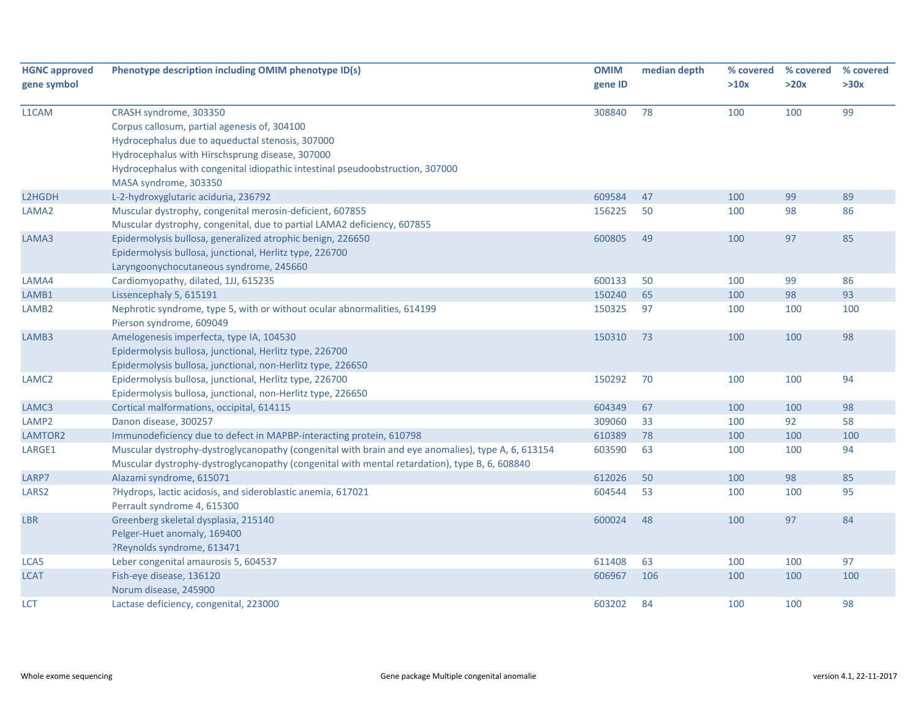| HGNC approved gene symbol | Phenotype description including OMIM phenotype ID(s) | OMIM gene ID | median depth | % covered >10x | % covered >20x | % covered >30x |
|---|---|---|---|---|---|---|
| L1CAM | CRASH syndrome, 303350<br>Corpus callosum, partial agenesis of, 304100<br>Hydrocephalus due to aqueductal stenosis, 307000<br>Hydrocephalus with Hirschsprung disease, 307000<br>Hydrocephalus with congenital idiopathic intestinal pseudoobstruction, 307000<br>MASA syndrome, 303350 | 308840 | 78 | 100 | 100 | 99 |
| L2HGDH | L-2-hydroxyglutaric aciduria, 236792 | 609584 | 47 | 100 | 99 | 89 |
| LAMA2 | Muscular dystrophy, congenital merosin-deficient, 607855<br>Muscular dystrophy, congenital, due to partial LAMA2 deficiency, 607855 | 156225 | 50 | 100 | 98 | 86 |
| LAMA3 | Epidermolysis bullosa, generalized atrophic benign, 226650<br>Epidermolysis bullosa, junctional, Herlitz type, 226700<br>Laryngoonychocutaneous syndrome, 245660 | 600805 | 49 | 100 | 97 | 85 |
| LAMA4 | Cardiomyopathy, dilated, 1JJ, 615235 | 600133 | 50 | 100 | 99 | 86 |
| LAMB1 | Lissencephaly 5, 615191 | 150240 | 65 | 100 | 98 | 93 |
| LAMB2 | Nephrotic syndrome, type 5, with or without ocular abnormalities, 614199<br>Pierson syndrome, 609049 | 150325 | 97 | 100 | 100 | 100 |
| LAMB3 | Amelogenesis imperfecta, type IA, 104530<br>Epidermolysis bullosa, junctional, Herlitz type, 226700<br>Epidermolysis bullosa, junctional, non-Herlitz type, 226650 | 150310 | 73 | 100 | 100 | 98 |
| LAMC2 | Epidermolysis bullosa, junctional, Herlitz type, 226700<br>Epidermolysis bullosa, junctional, non-Herlitz type, 226650 | 150292 | 70 | 100 | 100 | 94 |
| LAMC3 | Cortical malformations, occipital, 614115 | 604349 | 67 | 100 | 100 | 98 |
| LAMP2 | Danon disease, 300257 | 309060 | 33 | 100 | 92 | 58 |
| LAMTOR2 | Immunodeficiency due to defect in MAPBP-interacting protein, 610798 | 610389 | 78 | 100 | 100 | 100 |
| LARGE1 | Muscular dystrophy-dystroglycanopathy (congenital with brain and eye anomalies), type A, 6, 613154<br>Muscular dystrophy-dystroglycanopathy (congenital with mental retardation), type B, 6, 608840 | 603590 | 63 | 100 | 100 | 94 |
| LARP7 | Alazami syndrome, 615071 | 612026 | 50 | 100 | 98 | 85 |
| LARS2 | ?Hydrops, lactic acidosis, and sideroblastic anemia, 617021<br>Perrault syndrome 4, 615300 | 604544 | 53 | 100 | 100 | 95 |
| LBR | Greenberg skeletal dysplasia, 215140<br>Pelger-Huet anomaly, 169400<br>?Reynolds syndrome, 613471 | 600024 | 48 | 100 | 97 | 84 |
| LCA5 | Leber congenital amaurosis 5, 604537 | 611408 | 63 | 100 | 100 | 97 |
| LCAT | Fish-eye disease, 136120<br>Norum disease, 245900 | 606967 | 106 | 100 | 100 | 100 |
| LCT | Lactase deficiency, congenital, 223000 | 603202 | 84 | 100 | 100 | 98 |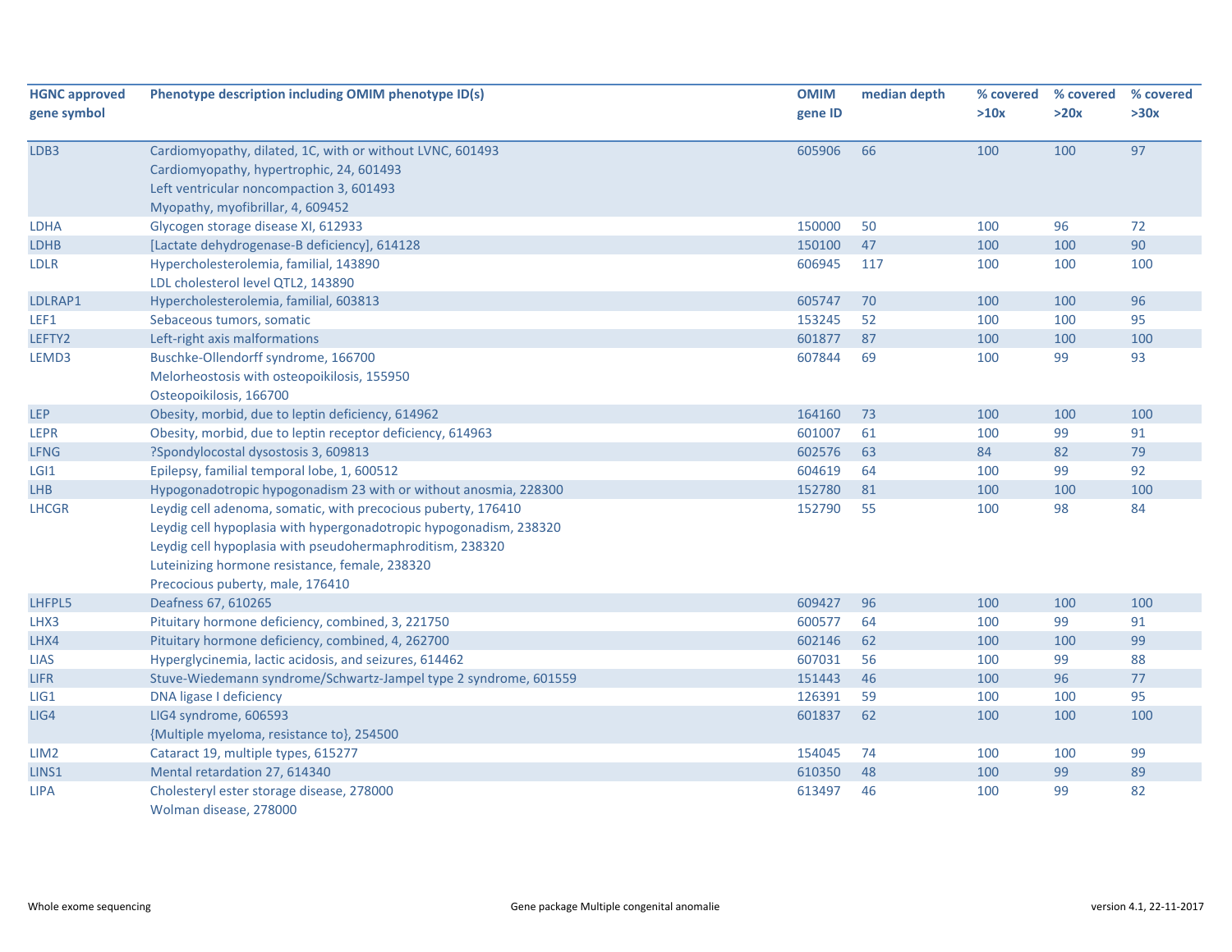| HGNC approved gene symbol | Phenotype description including OMIM phenotype ID(s) | OMIM gene ID | median depth | % covered >10x | % covered >20x | % covered >30x |
|---|---|---|---|---|---|---|
| LDB3 | Cardiomyopathy, dilated, 1C, with or without LVNC, 601493<br>Cardiomyopathy, hypertrophic, 24, 601493<br>Left ventricular noncompaction 3, 601493<br>Myopathy, myofibrillar, 4, 609452 | 605906 | 66 | 100 | 100 | 97 |
| LDHA | Glycogen storage disease XI, 612933 | 150000 | 50 | 100 | 96 | 72 |
| LDHB | [Lactate dehydrogenase-B deficiency], 614128 | 150100 | 47 | 100 | 100 | 90 |
| LDLR | Hypercholesterolemia, familial, 143890<br>LDL cholesterol level QTL2, 143890 | 606945 | 117 | 100 | 100 | 100 |
| LDLRAP1 | Hypercholesterolemia, familial, 603813 | 605747 | 70 | 100 | 100 | 96 |
| LEF1 | Sebaceous tumors, somatic | 153245 | 52 | 100 | 100 | 95 |
| LEFTY2 | Left-right axis malformations | 601877 | 87 | 100 | 100 | 100 |
| LEMD3 | Buschke-Ollendorff syndrome, 166700<br>Melorheostosis with osteopoikilosis, 155950<br>Osteopoikilosis, 166700 | 607844 | 69 | 100 | 99 | 93 |
| LEP | Obesity, morbid, due to leptin deficiency, 614962 | 164160 | 73 | 100 | 100 | 100 |
| LEPR | Obesity, morbid, due to leptin receptor deficiency, 614963 | 601007 | 61 | 100 | 99 | 91 |
| LFNG | ?Spondylocostal dysostosis 3, 609813 | 602576 | 63 | 84 | 82 | 79 |
| LGI1 | Epilepsy, familial temporal lobe, 1, 600512 | 604619 | 64 | 100 | 99 | 92 |
| LHB | Hypogonadotropic hypogonadism 23 with or without anosmia, 228300 | 152780 | 81 | 100 | 100 | 100 |
| LHCGR | Leydig cell adenoma, somatic, with precocious puberty, 176410<br>Leydig cell hypoplasia with hypergonadotropic hypogonadism, 238320<br>Leydig cell hypoplasia with pseudohermaphroditism, 238320<br>Luteinizing hormone resistance, female, 238320<br>Precocious puberty, male, 176410 | 152790 | 55 | 100 | 98 | 84 |
| LHFPL5 | Deafness 67, 610265 | 609427 | 96 | 100 | 100 | 100 |
| LHX3 | Pituitary hormone deficiency, combined, 3, 221750 | 600577 | 64 | 100 | 99 | 91 |
| LHX4 | Pituitary hormone deficiency, combined, 4, 262700 | 602146 | 62 | 100 | 100 | 99 |
| LIAS | Hyperglycinemia, lactic acidosis, and seizures, 614462 | 607031 | 56 | 100 | 99 | 88 |
| LIFR | Stuve-Wiedemann syndrome/Schwartz-Jampel type 2 syndrome, 601559 | 151443 | 46 | 100 | 96 | 77 |
| LIG1 | DNA ligase I deficiency | 126391 | 59 | 100 | 100 | 95 |
| LIG4 | LIG4 syndrome, 606593<br>{Multiple myeloma, resistance to}, 254500 | 601837 | 62 | 100 | 100 | 100 |
| LIM2 | Cataract 19, multiple types, 615277 | 154045 | 74 | 100 | 100 | 99 |
| LINS1 | Mental retardation 27, 614340 | 610350 | 48 | 100 | 99 | 89 |
| LIPA | Cholesteryl ester storage disease, 278000<br>Wolman disease, 278000 | 613497 | 46 | 100 | 99 | 82 |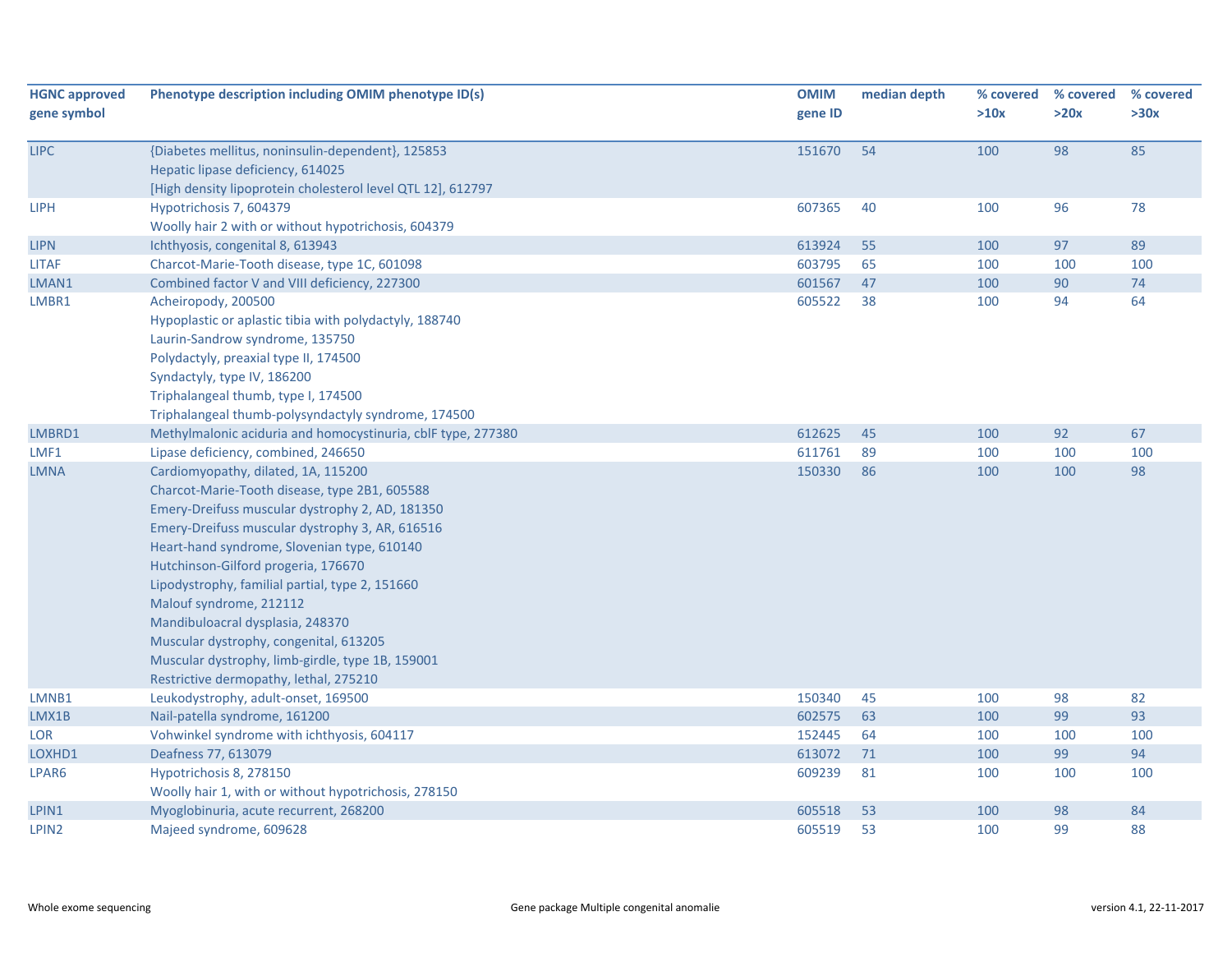| HGNC approved gene symbol | Phenotype description including OMIM phenotype ID(s) | OMIM gene ID | median depth | % covered >10x | % covered >20x | % covered >30x |
|---|---|---|---|---|---|---|
| LIPC | {Diabetes mellitus, noninsulin-dependent}, 125853<br>Hepatic lipase deficiency, 614025<br>[High density lipoprotein cholesterol level QTL 12], 612797 | 151670 | 54 | 100 | 98 | 85 |
| LIPH | Hypotrichosis 7, 604379<br>Woolly hair 2 with or without hypotrichosis, 604379 | 607365 | 40 | 100 | 96 | 78 |
| LIPN | Ichthyosis, congenital 8, 613943 | 613924 | 55 | 100 | 97 | 89 |
| LITAF | Charcot-Marie-Tooth disease, type 1C, 601098 | 603795 | 65 | 100 | 100 | 100 |
| LMAN1 | Combined factor V and VIII deficiency, 227300 | 601567 | 47 | 100 | 90 | 74 |
| LMBR1 | Acheiropody, 200500<br>Hypoplastic or aplastic tibia with polydactyly, 188740<br>Laurin-Sandrow syndrome, 135750<br>Polydactyly, preaxial type II, 174500<br>Syndactyly, type IV, 186200<br>Triphalangeal thumb, type I, 174500<br>Triphalangeal thumb-polysyndactyly syndrome, 174500 | 605522 | 38 | 100 | 94 | 64 |
| LMBRD1 | Methylmalonic aciduria and homocystinuria, cblF type, 277380 | 612625 | 45 | 100 | 92 | 67 |
| LMF1 | Lipase deficiency, combined, 246650 | 611761 | 89 | 100 | 100 | 100 |
| LMNA | Cardiomyopathy, dilated, 1A, 115200<br>Charcot-Marie-Tooth disease, type 2B1, 605588<br>Emery-Dreifuss muscular dystrophy 2, AD, 181350<br>Emery-Dreifuss muscular dystrophy 3, AR, 616516<br>Heart-hand syndrome, Slovenian type, 610140<br>Hutchinson-Gilford progeria, 176670<br>Lipodystrophy, familial partial, type 2, 151660<br>Malouf syndrome, 212112<br>Mandibuloacral dysplasia, 248370<br>Muscular dystrophy, congenital, 613205<br>Muscular dystrophy, limb-girdle, type 1B, 159001<br>Restrictive dermopathy, lethal, 275210 | 150330 | 86 | 100 | 100 | 98 |
| LMNB1 | Leukodystrophy, adult-onset, 169500 | 150340 | 45 | 100 | 98 | 82 |
| LMX1B | Nail-patella syndrome, 161200 | 602575 | 63 | 100 | 99 | 93 |
| LOR | Vohwinkel syndrome with ichthyosis, 604117 | 152445 | 64 | 100 | 100 | 100 |
| LOXHD1 | Deafness 77, 613079 | 613072 | 71 | 100 | 99 | 94 |
| LPAR6 | Hypotrichosis 8, 278150<br>Woolly hair 1, with or without hypotrichosis, 278150 | 609239 | 81 | 100 | 100 | 100 |
| LPIN1 | Myoglobinuria, acute recurrent, 268200 | 605518 | 53 | 100 | 98 | 84 |
| LPIN2 | Majeed syndrome, 609628 | 605519 | 53 | 100 | 99 | 88 |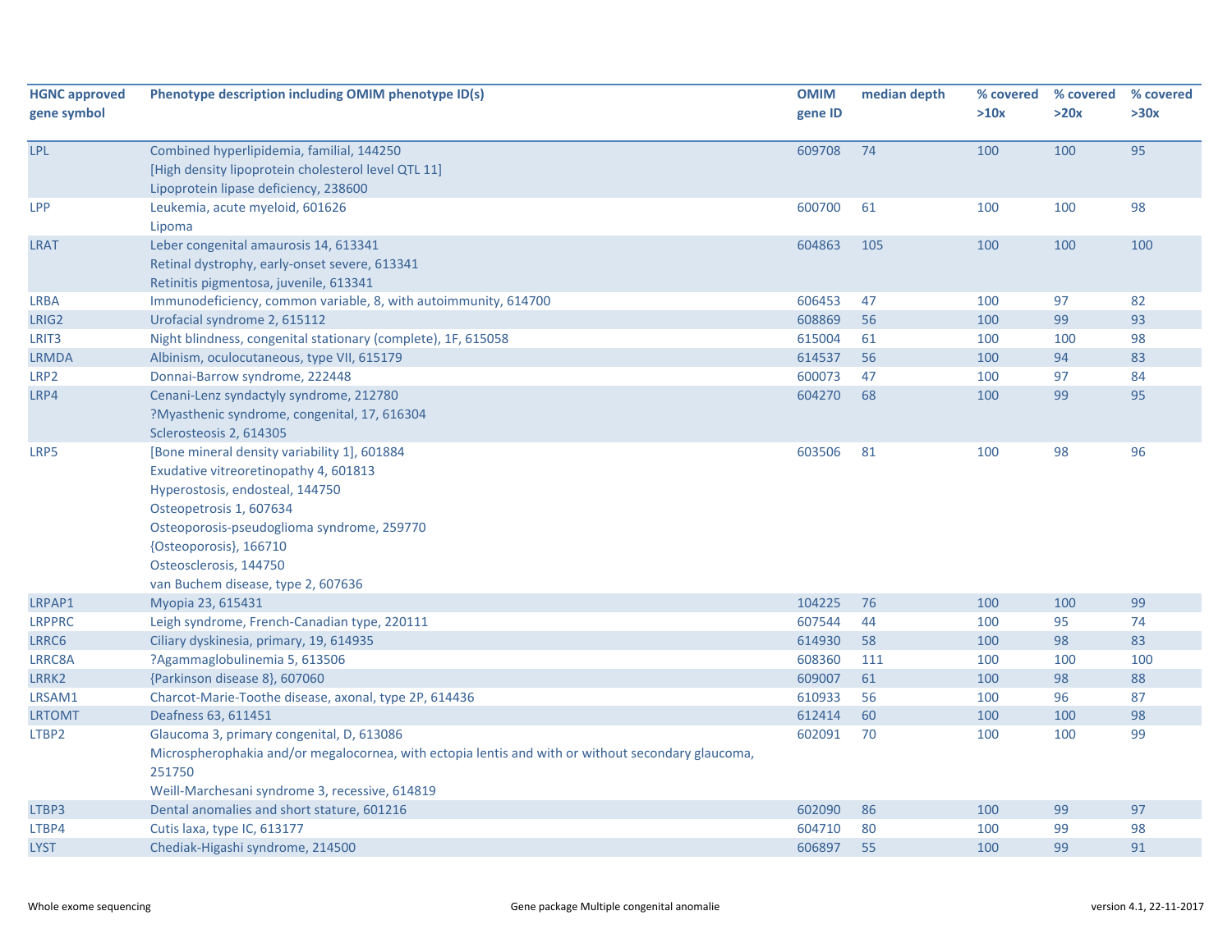| HGNC approved gene symbol | Phenotype description including OMIM phenotype ID(s) | OMIM gene ID | median depth | % covered >10x | % covered >20x | % covered >30x |
|---|---|---|---|---|---|---|
| LPL | Combined hyperlipidemia, familial, 144250<br>[High density lipoprotein cholesterol level QTL 11]<br>Lipoprotein lipase deficiency, 238600 | 609708 | 74 | 100 | 100 | 95 |
| LPP | Leukemia, acute myeloid, 601626<br>Lipoma | 600700 | 61 | 100 | 100 | 98 |
| LRAT | Leber congenital amaurosis 14, 613341<br>Retinal dystrophy, early-onset severe, 613341<br>Retinitis pigmentosa, juvenile, 613341 | 604863 | 105 | 100 | 100 | 100 |
| LRBA | Immunodeficiency, common variable, 8, with autoimmunity, 614700 | 606453 | 47 | 100 | 97 | 82 |
| LRIG2 | Urofacial syndrome 2, 615112 | 608869 | 56 | 100 | 99 | 93 |
| LRIT3 | Night blindness, congenital stationary (complete), 1F, 615058 | 615004 | 61 | 100 | 100 | 98 |
| LRMDA | Albinism, oculocutaneous, type VII, 615179 | 614537 | 56 | 100 | 94 | 83 |
| LRP2 | Donnai-Barrow syndrome, 222448 | 600073 | 47 | 100 | 97 | 84 |
| LRP4 | Cenani-Lenz syndactyly syndrome, 212780<br>?Myasthenic syndrome, congenital, 17, 616304<br>Sclerosteosis 2, 614305 | 604270 | 68 | 100 | 99 | 95 |
| LRP5 | [Bone mineral density variability 1], 601884<br>Exudative vitreoretinopathy 4, 601813<br>Hyperostosis, endosteal, 144750<br>Osteopetrosis 1, 607634<br>Osteoporosis-pseudoglioma syndrome, 259770<br>{Osteoporosis}, 166710<br>Osteosclerosis, 144750<br>van Buchem disease, type 2, 607636 | 603506 | 81 | 100 | 98 | 96 |
| LRPAP1 | Myopia 23, 615431 | 104225 | 76 | 100 | 100 | 99 |
| LRPPRC | Leigh syndrome, French-Canadian type, 220111 | 607544 | 44 | 100 | 95 | 74 |
| LRRC6 | Ciliary dyskinesia, primary, 19, 614935 | 614930 | 58 | 100 | 98 | 83 |
| LRRC8A | ?Agammaglobulinemia 5, 613506 | 608360 | 111 | 100 | 100 | 100 |
| LRRK2 | {Parkinson disease 8}, 607060 | 609007 | 61 | 100 | 98 | 88 |
| LRSAM1 | Charcot-Marie-Toothe disease, axonal, type 2P, 614436 | 610933 | 56 | 100 | 96 | 87 |
| LRTOMT | Deafness 63, 611451 | 612414 | 60 | 100 | 100 | 98 |
| LTBP2 | Glaucoma 3, primary congenital, D, 613086<br>Microspherophakia and/or megalocornea, with ectopia lentis and with or without secondary glaucoma, 251750<br>Weill-Marchesani syndrome 3, recessive, 614819 | 602091 | 70 | 100 | 100 | 99 |
| LTBP3 | Dental anomalies and short stature, 601216 | 602090 | 86 | 100 | 99 | 97 |
| LTBP4 | Cutis laxa, type IC, 613177 | 604710 | 80 | 100 | 99 | 98 |
| LYST | Chediak-Higashi syndrome, 214500 | 606897 | 55 | 100 | 99 | 91 |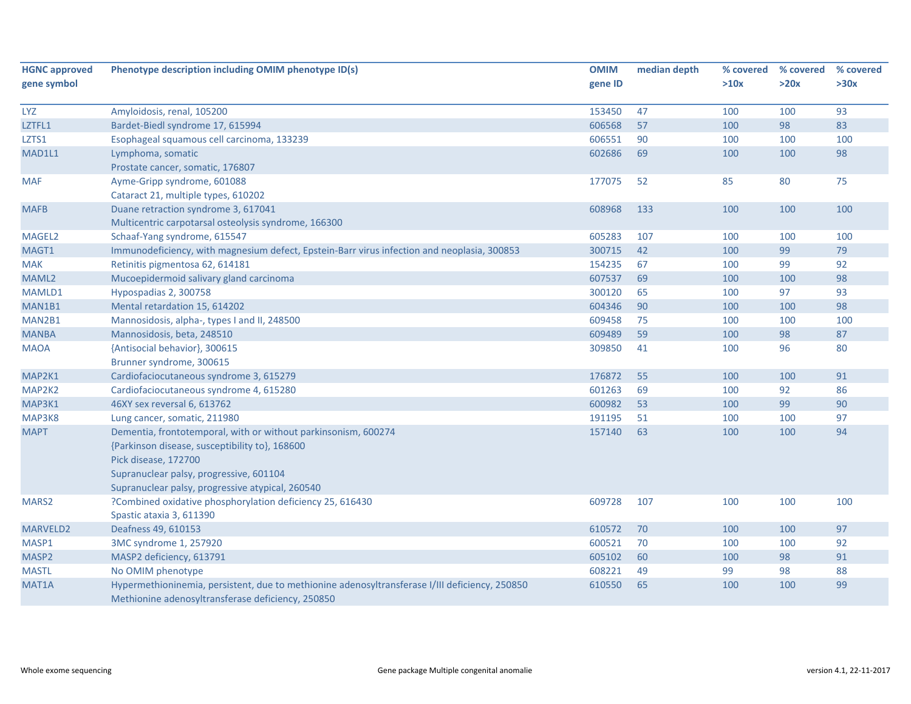| HGNC approved gene symbol | Phenotype description including OMIM phenotype ID(s) | OMIM gene ID | median depth | % covered >10x | % covered >20x | % covered >30x |
|---|---|---|---|---|---|---|
| LYZ | Amyloidosis, renal, 105200 | 153450 | 47 | 100 | 100 | 93 |
| LZTFL1 | Bardet-Biedl syndrome 17, 615994 | 606568 | 57 | 100 | 98 | 83 |
| LZTS1 | Esophageal squamous cell carcinoma, 133239 | 606551 | 90 | 100 | 100 | 100 |
| MAD1L1 | Lymphoma, somatic<br>Prostate cancer, somatic, 176807 | 602686 | 69 | 100 | 100 | 98 |
| MAF | Ayme-Gripp syndrome, 601088<br>Cataract 21, multiple types, 610202 | 177075 | 52 | 85 | 80 | 75 |
| MAFB | Duane retraction syndrome 3, 617041<br>Multicentric carpotarsal osteolysis syndrome, 166300 | 608968 | 133 | 100 | 100 | 100 |
| MAGEL2 | Schaaf-Yang syndrome, 615547 | 605283 | 107 | 100 | 100 | 100 |
| MAGT1 | Immunodeficiency, with magnesium defect, Epstein-Barr virus infection and neoplasia, 300853 | 300715 | 42 | 100 | 99 | 79 |
| MAK | Retinitis pigmentosa 62, 614181 | 154235 | 67 | 100 | 99 | 92 |
| MAML2 | Mucoepidermoid salivary gland carcinoma | 607537 | 69 | 100 | 100 | 98 |
| MAMLD1 | Hypospadias 2, 300758 | 300120 | 65 | 100 | 97 | 93 |
| MAN1B1 | Mental retardation 15, 614202 | 604346 | 90 | 100 | 100 | 98 |
| MAN2B1 | Mannosidosis, alpha-, types I and II, 248500 | 609458 | 75 | 100 | 100 | 100 |
| MANBA | Mannosidosis, beta, 248510 | 609489 | 59 | 100 | 98 | 87 |
| MAOA | {Antisocial behavior}, 300615<br>Brunner syndrome, 300615 | 309850 | 41 | 100 | 96 | 80 |
| MAP2K1 | Cardiofaciocutaneous syndrome 3, 615279 | 176872 | 55 | 100 | 100 | 91 |
| MAP2K2 | Cardiofaciocutaneous syndrome 4, 615280 | 601263 | 69 | 100 | 92 | 86 |
| MAP3K1 | 46XY sex reversal 6, 613762 | 600982 | 53 | 100 | 99 | 90 |
| MAP3K8 | Lung cancer, somatic, 211980 | 191195 | 51 | 100 | 100 | 97 |
| MAPT | Dementia, frontotemporal, with or without parkinsonism, 600274<br>{Parkinson disease, susceptibility to}, 168600<br>Pick disease, 172700<br>Supranuclear palsy, progressive, 601104<br>Supranuclear palsy, progressive atypical, 260540 | 157140 | 63 | 100 | 100 | 94 |
| MARS2 | ?Combined oxidative phosphorylation deficiency 25, 616430<br>Spastic ataxia 3, 611390 | 609728 | 107 | 100 | 100 | 100 |
| MARVELD2 | Deafness 49, 610153 | 610572 | 70 | 100 | 100 | 97 |
| MASP1 | 3MC syndrome 1, 257920 | 600521 | 70 | 100 | 100 | 92 |
| MASP2 | MASP2 deficiency, 613791 | 605102 | 60 | 100 | 98 | 91 |
| MASTL | No OMIM phenotype | 608221 | 49 | 99 | 98 | 88 |
| MAT1A | Hypermethioninemia, persistent, due to methionine adenosyltransferase I/III deficiency, 250850<br>Methionine adenosyltransferase deficiency, 250850 | 610550 | 65 | 100 | 100 | 99 |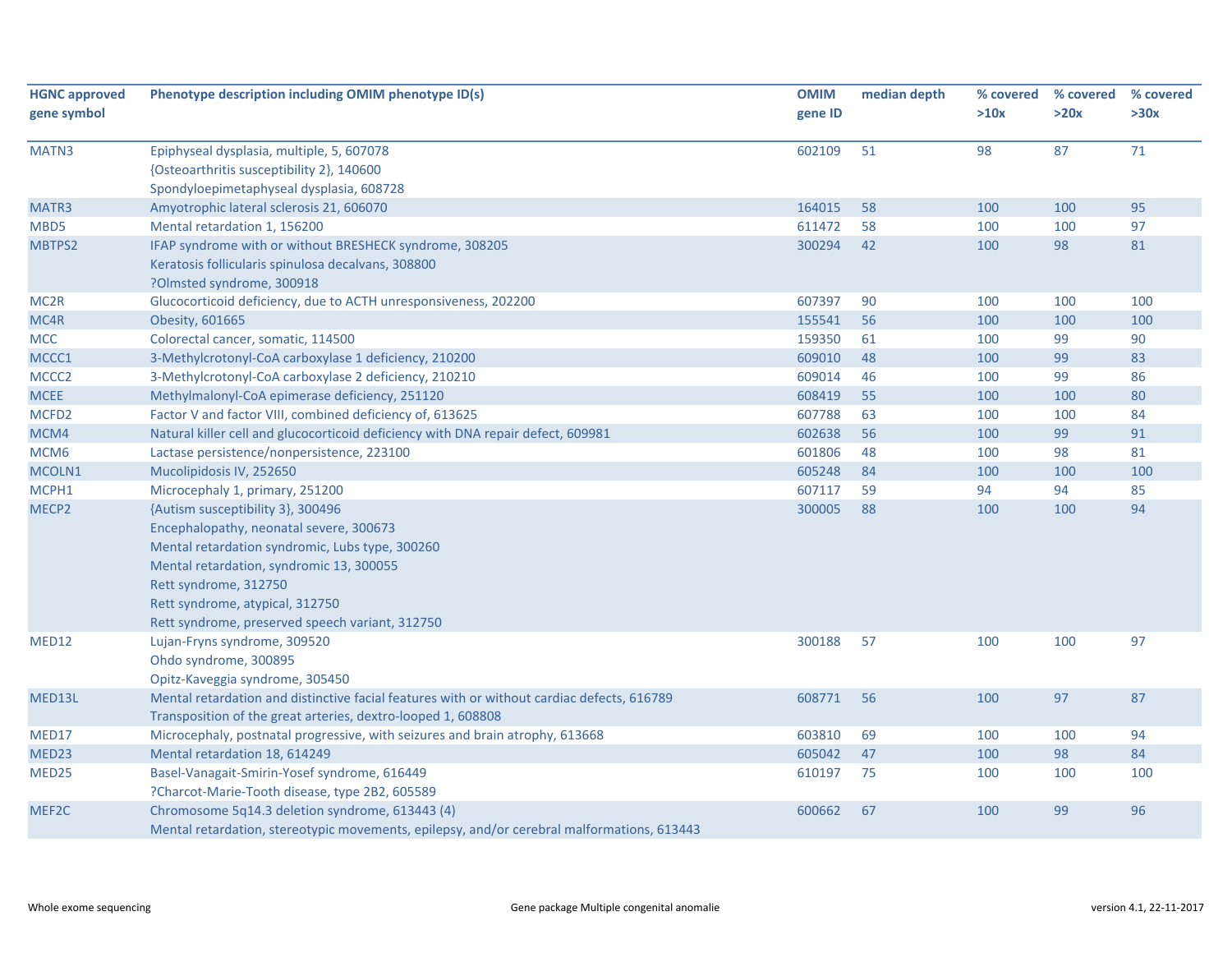| HGNC approved gene symbol | Phenotype description including OMIM phenotype ID(s) | OMIM gene ID | median depth | % covered >10x | % covered >20x | % covered >30x |
|---|---|---|---|---|---|---|
| MATN3 | Epiphyseal dysplasia, multiple, 5, 607078<br>{Osteoarthritis susceptibility 2}, 140600<br>Spondyloepimetaphyseal dysplasia, 608728 | 602109 | 51 | 98 | 87 | 71 |
| MATR3 | Amyotrophic lateral sclerosis 21, 606070 | 164015 | 58 | 100 | 100 | 95 |
| MBD5 | Mental retardation 1, 156200 | 611472 | 58 | 100 | 100 | 97 |
| MBTPS2 | IFAP syndrome with or without BRESHECK syndrome, 308205<br>Keratosis follicularis spinulosa decalvans, 308800<br>?Olmsted syndrome, 300918 | 300294 | 42 | 100 | 98 | 81 |
| MC2R | Glucocorticoid deficiency, due to ACTH unresponsiveness, 202200 | 607397 | 90 | 100 | 100 | 100 |
| MC4R | Obesity, 601665 | 155541 | 56 | 100 | 100 | 100 |
| MCC | Colorectal cancer, somatic, 114500 | 159350 | 61 | 100 | 99 | 90 |
| MCCC1 | 3-Methylcrotonyl-CoA carboxylase 1 deficiency, 210200 | 609010 | 48 | 100 | 99 | 83 |
| MCCC2 | 3-Methylcrotonyl-CoA carboxylase 2 deficiency, 210210 | 609014 | 46 | 100 | 99 | 86 |
| MCEE | Methylmalonyl-CoA epimerase deficiency, 251120 | 608419 | 55 | 100 | 100 | 80 |
| MCFD2 | Factor V and factor VIII, combined deficiency of, 613625 | 607788 | 63 | 100 | 100 | 84 |
| MCM4 | Natural killer cell and glucocorticoid deficiency with DNA repair defect, 609981 | 602638 | 56 | 100 | 99 | 91 |
| MCM6 | Lactase persistence/nonpersistence, 223100 | 601806 | 48 | 100 | 98 | 81 |
| MCOLN1 | Mucolipidosis IV, 252650 | 605248 | 84 | 100 | 100 | 100 |
| MCPH1 | Microcephaly 1, primary, 251200 | 607117 | 59 | 94 | 94 | 85 |
| MECP2 | {Autism susceptibility 3}, 300496<br>Encephalopathy, neonatal severe, 300673<br>Mental retardation syndromic, Lubs type, 300260<br>Mental retardation, syndromic 13, 300055<br>Rett syndrome, 312750<br>Rett syndrome, atypical, 312750<br>Rett syndrome, preserved speech variant, 312750 | 300005 | 88 | 100 | 100 | 94 |
| MED12 | Lujan-Fryns syndrome, 309520<br>Ohdo syndrome, 300895<br>Opitz-Kaveggia syndrome, 305450 | 300188 | 57 | 100 | 100 | 97 |
| MED13L | Mental retardation and distinctive facial features with or without cardiac defects, 616789<br>Transposition of the great arteries, dextro-looped 1, 608808 | 608771 | 56 | 100 | 97 | 87 |
| MED17 | Microcephaly, postnatal progressive, with seizures and brain atrophy, 613668 | 603810 | 69 | 100 | 100 | 94 |
| MED23 | Mental retardation 18, 614249 | 605042 | 47 | 100 | 98 | 84 |
| MED25 | Basel-Vanagait-Smirin-Yosef syndrome, 616449<br>?Charcot-Marie-Tooth disease, type 2B2, 605589 | 610197 | 75 | 100 | 100 | 100 |
| MEF2C | Chromosome 5q14.3 deletion syndrome, 613443 (4)<br>Mental retardation, stereotypic movements, epilepsy, and/or cerebral malformations, 613443 | 600662 | 67 | 100 | 99 | 96 |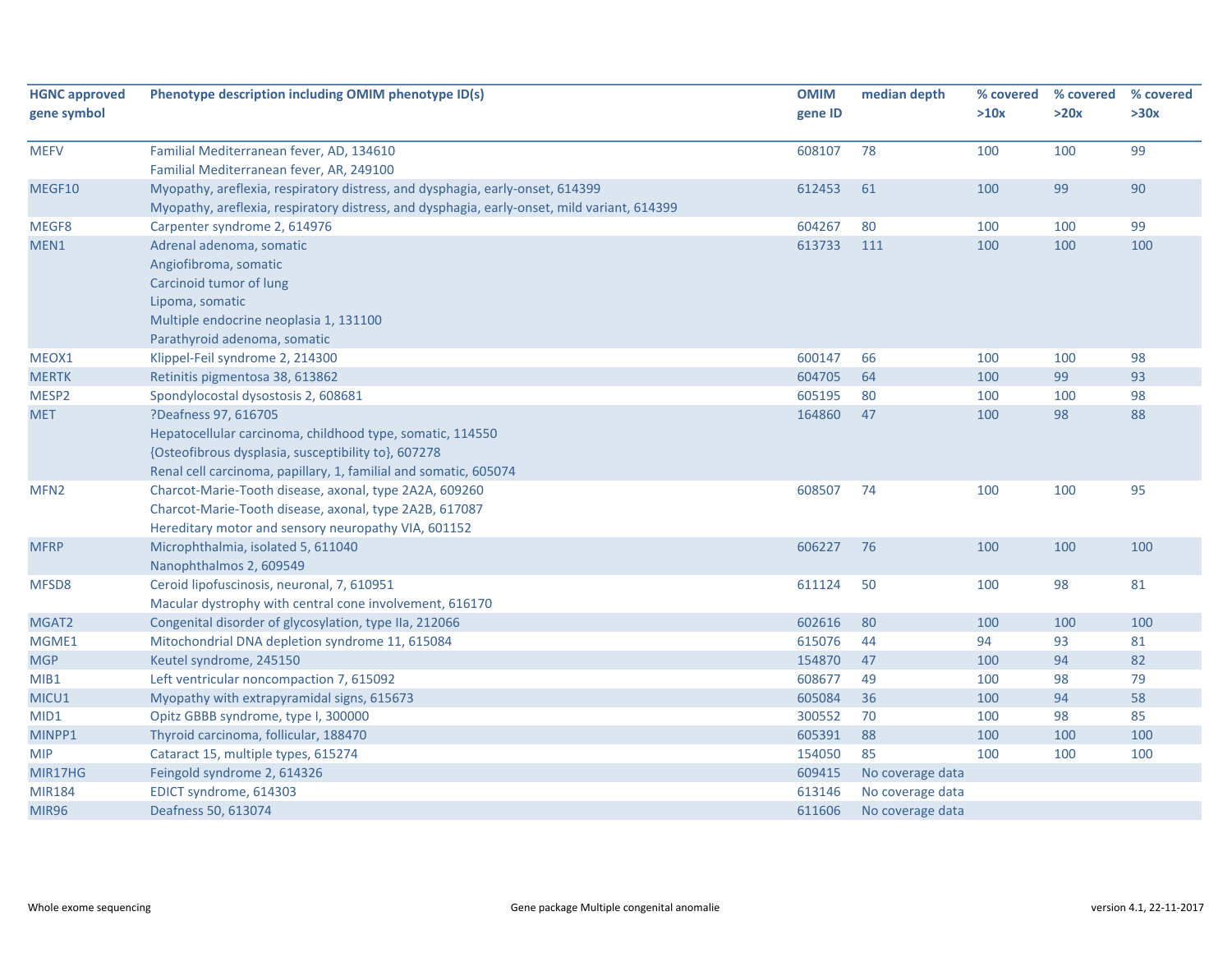| HGNC approved gene symbol | Phenotype description including OMIM phenotype ID(s) | OMIM gene ID | median depth | % covered >10x | % covered >20x | % covered >30x |
|---|---|---|---|---|---|---|
| MEFV | Familial Mediterranean fever, AD, 134610<br>Familial Mediterranean fever, AR, 249100 | 608107 | 78 | 100 | 100 | 99 |
| MEGF10 | Myopathy, areflexia, respiratory distress, and dysphagia, early-onset, 614399<br>Myopathy, areflexia, respiratory distress, and dysphagia, early-onset, mild variant, 614399 | 612453 | 61 | 100 | 99 | 90 |
| MEGF8 | Carpenter syndrome 2, 614976 | 604267 | 80 | 100 | 100 | 99 |
| MEN1 | Adrenal adenoma, somatic<br>Angiofibroma, somatic<br>Carcinoid tumor of lung<br>Lipoma, somatic<br>Multiple endocrine neoplasia 1, 131100<br>Parathyroid adenoma, somatic | 613733 | 111 | 100 | 100 | 100 |
| MEOX1 | Klippel-Feil syndrome 2, 214300 | 600147 | 66 | 100 | 100 | 98 |
| MERTK | Retinitis pigmentosa 38, 613862 | 604705 | 64 | 100 | 99 | 93 |
| MESP2 | Spondylocostal dysostosis 2, 608681 | 605195 | 80 | 100 | 100 | 98 |
| MET | ?Deafness 97, 616705<br>Hepatocellular carcinoma, childhood type, somatic, 114550<br>{Osteofibrous dysplasia, susceptibility to}, 607278<br>Renal cell carcinoma, papillary, 1, familial and somatic, 605074 | 164860 | 47 | 100 | 98 | 88 |
| MFN2 | Charcot-Marie-Tooth disease, axonal, type 2A2A, 609260<br>Charcot-Marie-Tooth disease, axonal, type 2A2B, 617087<br>Hereditary motor and sensory neuropathy VIA, 601152 | 608507 | 74 | 100 | 100 | 95 |
| MFRP | Microphthalmia, isolated 5, 611040<br>Nanophthalmos 2, 609549 | 606227 | 76 | 100 | 100 | 100 |
| MFSD8 | Ceroid lipofuscinosis, neuronal, 7, 610951<br>Macular dystrophy with central cone involvement, 616170 | 611124 | 50 | 100 | 98 | 81 |
| MGAT2 | Congenital disorder of glycosylation, type IIa, 212066 | 602616 | 80 | 100 | 100 | 100 |
| MGME1 | Mitochondrial DNA depletion syndrome 11, 615084 | 615076 | 44 | 94 | 93 | 81 |
| MGP | Keutel syndrome, 245150 | 154870 | 47 | 100 | 94 | 82 |
| MIB1 | Left ventricular noncompaction 7, 615092 | 608677 | 49 | 100 | 98 | 79 |
| MICU1 | Myopathy with extrapyramidal signs, 615673 | 605084 | 36 | 100 | 94 | 58 |
| MID1 | Opitz GBBB syndrome, type I, 300000 | 300552 | 70 | 100 | 98 | 85 |
| MINPP1 | Thyroid carcinoma, follicular, 188470 | 605391 | 88 | 100 | 100 | 100 |
| MIP | Cataract 15, multiple types, 615274 | 154050 | 85 | 100 | 100 | 100 |
| MIR17HG | Feingold syndrome 2, 614326 | 609415 | No coverage data | | | |
| MIR184 | EDICT syndrome, 614303 | 613146 | No coverage data | | | |
| MIR96 | Deafness 50, 613074 | 611606 | No coverage data | | | |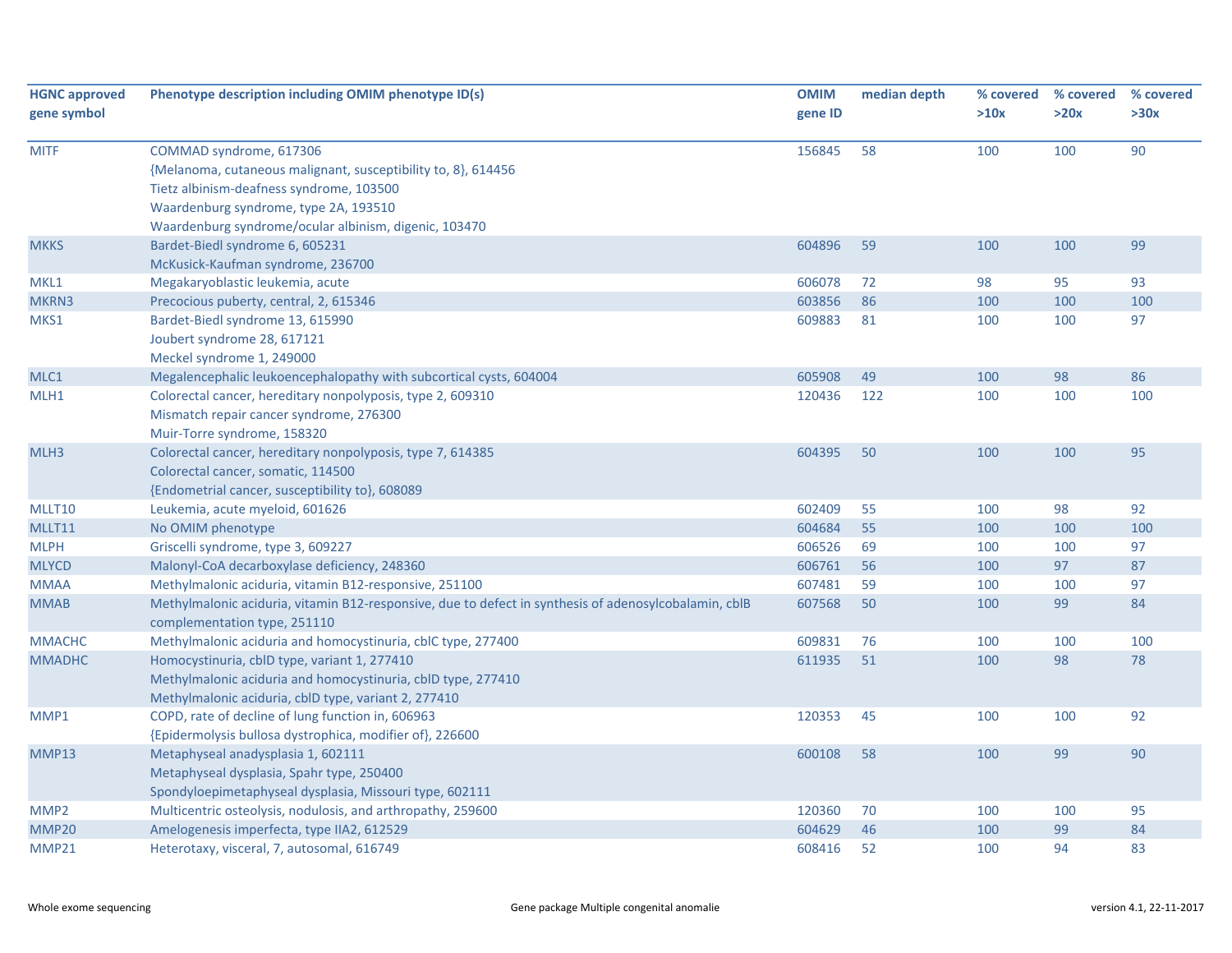| HGNC approved gene symbol | Phenotype description including OMIM phenotype ID(s) | OMIM gene ID | median depth | % covered >10x | % covered >20x | % covered >30x |
|---|---|---|---|---|---|---|
| MITF | COMMAD syndrome, 617306<br>{Melanoma, cutaneous malignant, susceptibility to, 8}, 614456<br>Tietz albinism-deafness syndrome, 103500<br>Waardenburg syndrome, type 2A, 193510<br>Waardenburg syndrome/ocular albinism, digenic, 103470 | 156845 | 58 | 100 | 100 | 90 |
| MKKS | Bardet-Biedl syndrome 6, 605231<br>McKusick-Kaufman syndrome, 236700 | 604896 | 59 | 100 | 100 | 99 |
| MKL1 | Megakaryoblastic leukemia, acute | 606078 | 72 | 98 | 95 | 93 |
| MKRN3 | Precocious puberty, central, 2, 615346 | 603856 | 86 | 100 | 100 | 100 |
| MKS1 | Bardet-Biedl syndrome 13, 615990<br>Joubert syndrome 28, 617121<br>Meckel syndrome 1, 249000 | 609883 | 81 | 100 | 100 | 97 |
| MLC1 | Megalencephalic leukoencephalopathy with subcortical cysts, 604004 | 605908 | 49 | 100 | 98 | 86 |
| MLH1 | Colorectal cancer, hereditary nonpolyposis, type 2, 609310<br>Mismatch repair cancer syndrome, 276300<br>Muir-Torre syndrome, 158320 | 120436 | 122 | 100 | 100 | 100 |
| MLH3 | Colorectal cancer, hereditary nonpolyposis, type 7, 614385<br>Colorectal cancer, somatic, 114500<br>{Endometrial cancer, susceptibility to}, 608089 | 604395 | 50 | 100 | 100 | 95 |
| MLLT10 | Leukemia, acute myeloid, 601626 | 602409 | 55 | 100 | 98 | 92 |
| MLLT11 | No OMIM phenotype | 604684 | 55 | 100 | 100 | 100 |
| MLPH | Griscelli syndrome, type 3, 609227 | 606526 | 69 | 100 | 100 | 97 |
| MLYCD | Malonyl-CoA decarboxylase deficiency, 248360 | 606761 | 56 | 100 | 97 | 87 |
| MMAA | Methylmalonic aciduria, vitamin B12-responsive, 251100 | 607481 | 59 | 100 | 100 | 97 |
| MMAB | Methylmalonic aciduria, vitamin B12-responsive, due to defect in synthesis of adenosylcobalamin, cblB complementation type, 251110 | 607568 | 50 | 100 | 99 | 84 |
| MMACHC | Methylmalonic aciduria and homocystinuria, cblC type, 277400 | 609831 | 76 | 100 | 100 | 100 |
| MMADHC | Homocystinuria, cblD type, variant 1, 277410<br>Methylmalonic aciduria and homocystinuria, cblD type, 277410<br>Methylmalonic aciduria, cblD type, variant 2, 277410 | 611935 | 51 | 100 | 98 | 78 |
| MMP1 | COPD, rate of decline of lung function in, 606963<br>{Epidermolysis bullosa dystrophica, modifier of}, 226600 | 120353 | 45 | 100 | 100 | 92 |
| MMP13 | Metaphyseal anadysplasia 1, 602111<br>Metaphyseal dysplasia, Spahr type, 250400<br>Spondyloepimetaphyseal dysplasia, Missouri type, 602111 | 600108 | 58 | 100 | 99 | 90 |
| MMP2 | Multicentric osteolysis, nodulosis, and arthropathy, 259600 | 120360 | 70 | 100 | 100 | 95 |
| MMP20 | Amelogenesis imperfecta, type IIA2, 612529 | 604629 | 46 | 100 | 99 | 84 |
| MMP21 | Heterotaxy, visceral, 7, autosomal, 616749 | 608416 | 52 | 100 | 94 | 83 |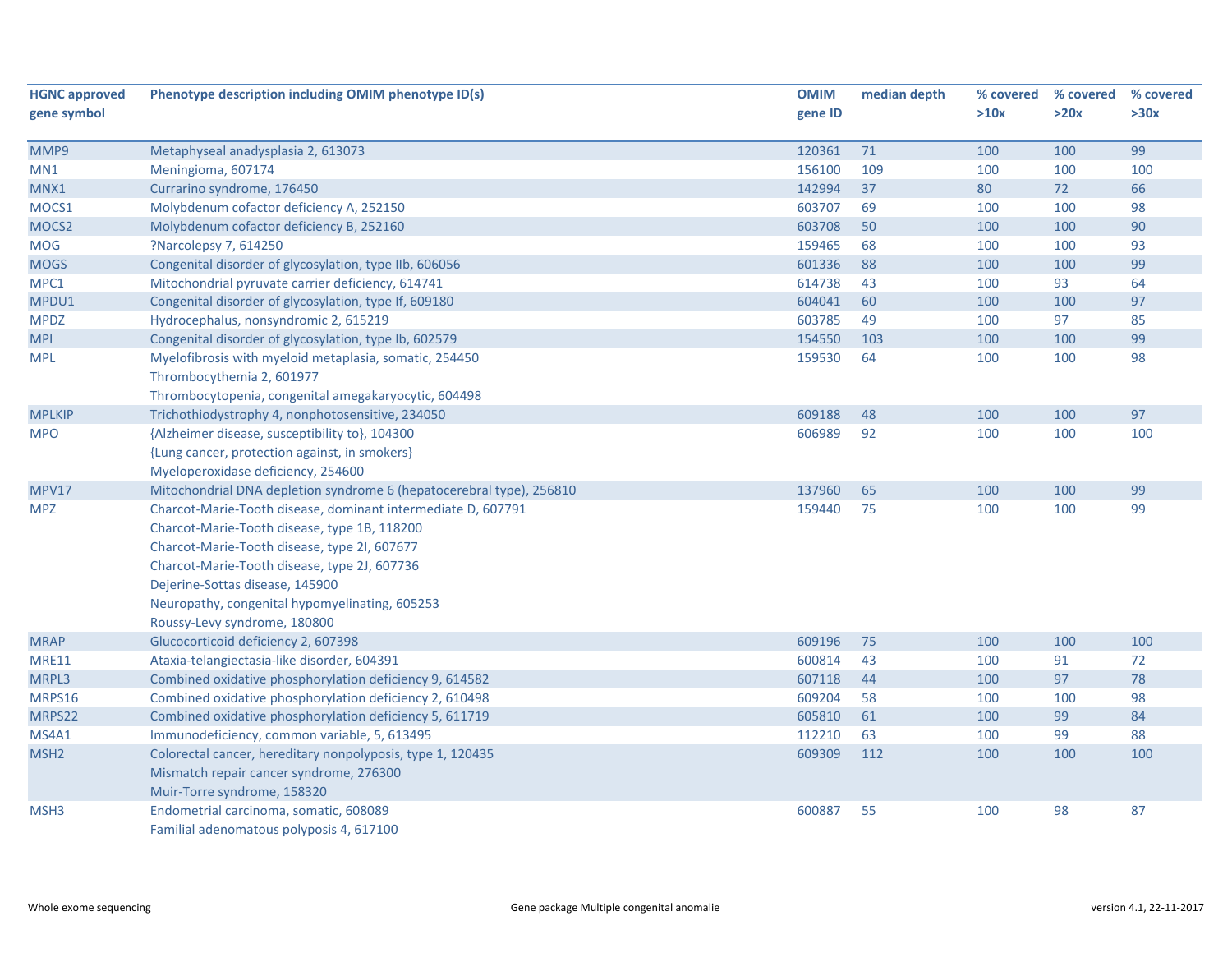| HGNC approved gene symbol | Phenotype description including OMIM phenotype ID(s) | OMIM gene ID | median depth | % covered >10x | % covered >20x | % covered >30x |
|---|---|---|---|---|---|---|
| MMP9 | Metaphyseal anadysplasia 2, 613073 | 120361 | 71 | 100 | 100 | 99 |
| MN1 | Meningioma, 607174 | 156100 | 109 | 100 | 100 | 100 |
| MNX1 | Currarino syndrome, 176450 | 142994 | 37 | 80 | 72 | 66 |
| MOCS1 | Molybdenum cofactor deficiency A, 252150 | 603707 | 69 | 100 | 100 | 98 |
| MOCS2 | Molybdenum cofactor deficiency B, 252160 | 603708 | 50 | 100 | 100 | 90 |
| MOG | ?Narcolepsy 7, 614250 | 159465 | 68 | 100 | 100 | 93 |
| MOGS | Congenital disorder of glycosylation, type IIb, 606056 | 601336 | 88 | 100 | 100 | 99 |
| MPC1 | Mitochondrial pyruvate carrier deficiency, 614741 | 614738 | 43 | 100 | 93 | 64 |
| MPDU1 | Congenital disorder of glycosylation, type If, 609180 | 604041 | 60 | 100 | 100 | 97 |
| MPDZ | Hydrocephalus, nonsyndromic 2, 615219 | 603785 | 49 | 100 | 97 | 85 |
| MPI | Congenital disorder of glycosylation, type Ib, 602579 | 154550 | 103 | 100 | 100 | 99 |
| MPL | Myelofibrosis with myeloid metaplasia, somatic, 254450<br>Thrombocythemia 2, 601977<br>Thrombocytopenia, congenital amegakaryocytic, 604498 | 159530 | 64 | 100 | 100 | 98 |
| MPLKIP | Trichothiodystrophy 4, nonphotosensitive, 234050 | 609188 | 48 | 100 | 100 | 97 |
| MPO | {Alzheimer disease, susceptibility to}, 104300<br>{Lung cancer, protection against, in smokers}<br>Myeloperoxidase deficiency, 254600 | 606989 | 92 | 100 | 100 | 100 |
| MPV17 | Mitochondrial DNA depletion syndrome 6 (hepatocerebral type), 256810 | 137960 | 65 | 100 | 100 | 99 |
| MPZ | Charcot-Marie-Tooth disease, dominant intermediate D, 607791<br>Charcot-Marie-Tooth disease, type 1B, 118200<br>Charcot-Marie-Tooth disease, type 2I, 607677<br>Charcot-Marie-Tooth disease, type 2J, 607736<br>Dejerine-Sottas disease, 145900<br>Neuropathy, congenital hypomyelinating, 605253<br>Roussy-Levy syndrome, 180800 | 159440 | 75 | 100 | 100 | 99 |
| MRAP | Glucocorticoid deficiency 2, 607398 | 609196 | 75 | 100 | 100 | 100 |
| MRE11 | Ataxia-telangiectasia-like disorder, 604391 | 600814 | 43 | 100 | 91 | 72 |
| MRPL3 | Combined oxidative phosphorylation deficiency 9, 614582 | 607118 | 44 | 100 | 97 | 78 |
| MRPS16 | Combined oxidative phosphorylation deficiency 2, 610498 | 609204 | 58 | 100 | 100 | 98 |
| MRPS22 | Combined oxidative phosphorylation deficiency 5, 611719 | 605810 | 61 | 100 | 99 | 84 |
| MS4A1 | Immunodeficiency, common variable, 5, 613495 | 112210 | 63 | 100 | 99 | 88 |
| MSH2 | Colorectal cancer, hereditary nonpolyposis, type 1, 120435<br>Mismatch repair cancer syndrome, 276300<br>Muir-Torre syndrome, 158320 | 609309 | 112 | 100 | 100 | 100 |
| MSH3 | Endometrial carcinoma, somatic, 608089<br>Familial adenomatous polyposis 4, 617100 | 600887 | 55 | 100 | 98 | 87 |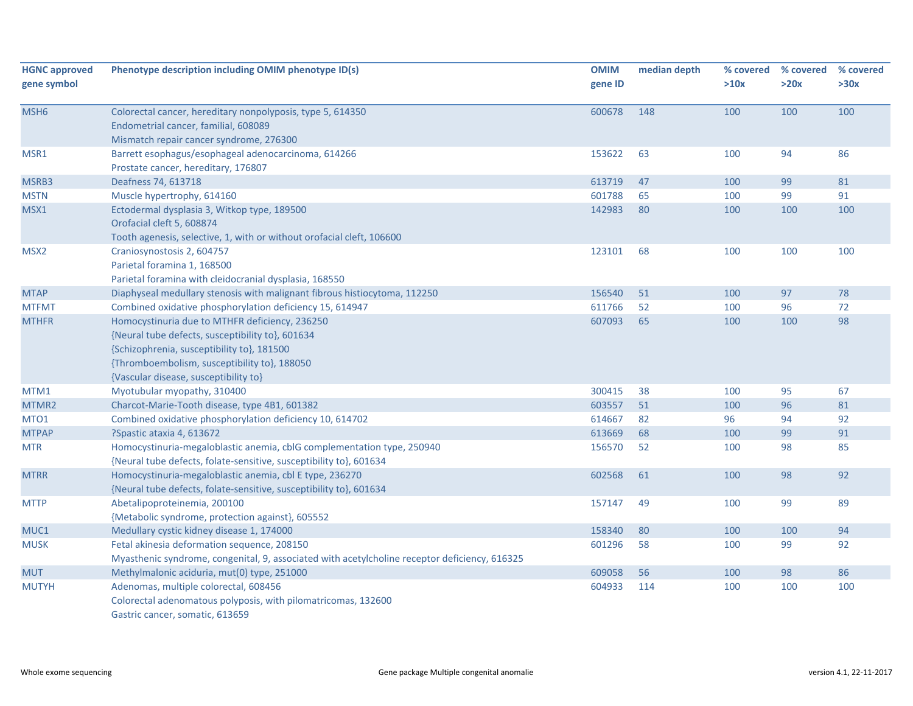| HGNC approved gene symbol | Phenotype description including OMIM phenotype ID(s) | OMIM gene ID | median depth | % covered >10x | % covered >20x | % covered >30x |
|---|---|---|---|---|---|---|
| MSH6 | Colorectal cancer, hereditary nonpolyposis, type 5, 614350<br>Endometrial cancer, familial, 608089<br>Mismatch repair cancer syndrome, 276300 | 600678 | 148 | 100 | 100 | 100 |
| MSR1 | Barrett esophagus/esophageal adenocarcinoma, 614266<br>Prostate cancer, hereditary, 176807 | 153622 | 63 | 100 | 94 | 86 |
| MSRB3 | Deafness 74, 613718 | 613719 | 47 | 100 | 99 | 81 |
| MSTN | Muscle hypertrophy, 614160 | 601788 | 65 | 100 | 99 | 91 |
| MSX1 | Ectodermal dysplasia 3, Witkop type, 189500<br>Orofacial cleft 5, 608874<br>Tooth agenesis, selective, 1, with or without orofacial cleft, 106600 | 142983 | 80 | 100 | 100 | 100 |
| MSX2 | Craniosynostosis 2, 604757<br>Parietal foramina 1, 168500<br>Parietal foramina with cleidocranial dysplasia, 168550 | 123101 | 68 | 100 | 100 | 100 |
| MTAP | Diaphyseal medullary stenosis with malignant fibrous histiocytoma, 112250 | 156540 | 51 | 100 | 97 | 78 |
| MTFMT | Combined oxidative phosphorylation deficiency 15, 614947 | 611766 | 52 | 100 | 96 | 72 |
| MTHFR | Homocystinuria due to MTHFR deficiency, 236250<br>{Neural tube defects, susceptibility to}, 601634<br>{Schizophrenia, susceptibility to}, 181500<br>{Thromboembolism, susceptibility to}, 188050<br>{Vascular disease, susceptibility to} | 607093 | 65 | 100 | 100 | 98 |
| MTM1 | Myotubular myopathy, 310400 | 300415 | 38 | 100 | 95 | 67 |
| MTMR2 | Charcot-Marie-Tooth disease, type 4B1, 601382 | 603557 | 51 | 100 | 96 | 81 |
| MTO1 | Combined oxidative phosphorylation deficiency 10, 614702 | 614667 | 82 | 96 | 94 | 92 |
| MTPAP | ?Spastic ataxia 4, 613672 | 613669 | 68 | 100 | 99 | 91 |
| MTR | Homocystinuria-megaloblastic anemia, cblG complementation type, 250940<br>{Neural tube defects, folate-sensitive, susceptibility to}, 601634 | 156570 | 52 | 100 | 98 | 85 |
| MTRR | Homocystinuria-megaloblastic anemia, cbl E type, 236270<br>{Neural tube defects, folate-sensitive, susceptibility to}, 601634 | 602568 | 61 | 100 | 98 | 92 |
| MTTP | Abetalipoproteinemia, 200100<br>{Metabolic syndrome, protection against}, 605552 | 157147 | 49 | 100 | 99 | 89 |
| MUC1 | Medullary cystic kidney disease 1, 174000 | 158340 | 80 | 100 | 100 | 94 |
| MUSK | Fetal akinesia deformation sequence, 208150<br>Myasthenic syndrome, congenital, 9, associated with acetylcholine receptor deficiency, 616325 | 601296 | 58 | 100 | 99 | 92 |
| MUT | Methylmalonic aciduria, mut(0) type, 251000 | 609058 | 56 | 100 | 98 | 86 |
| MUTYH | Adenomas, multiple colorectal, 608456<br>Colorectal adenomatous polyposis, with pilomatricomas, 132600<br>Gastric cancer, somatic, 613659 | 604933 | 114 | 100 | 100 | 100 |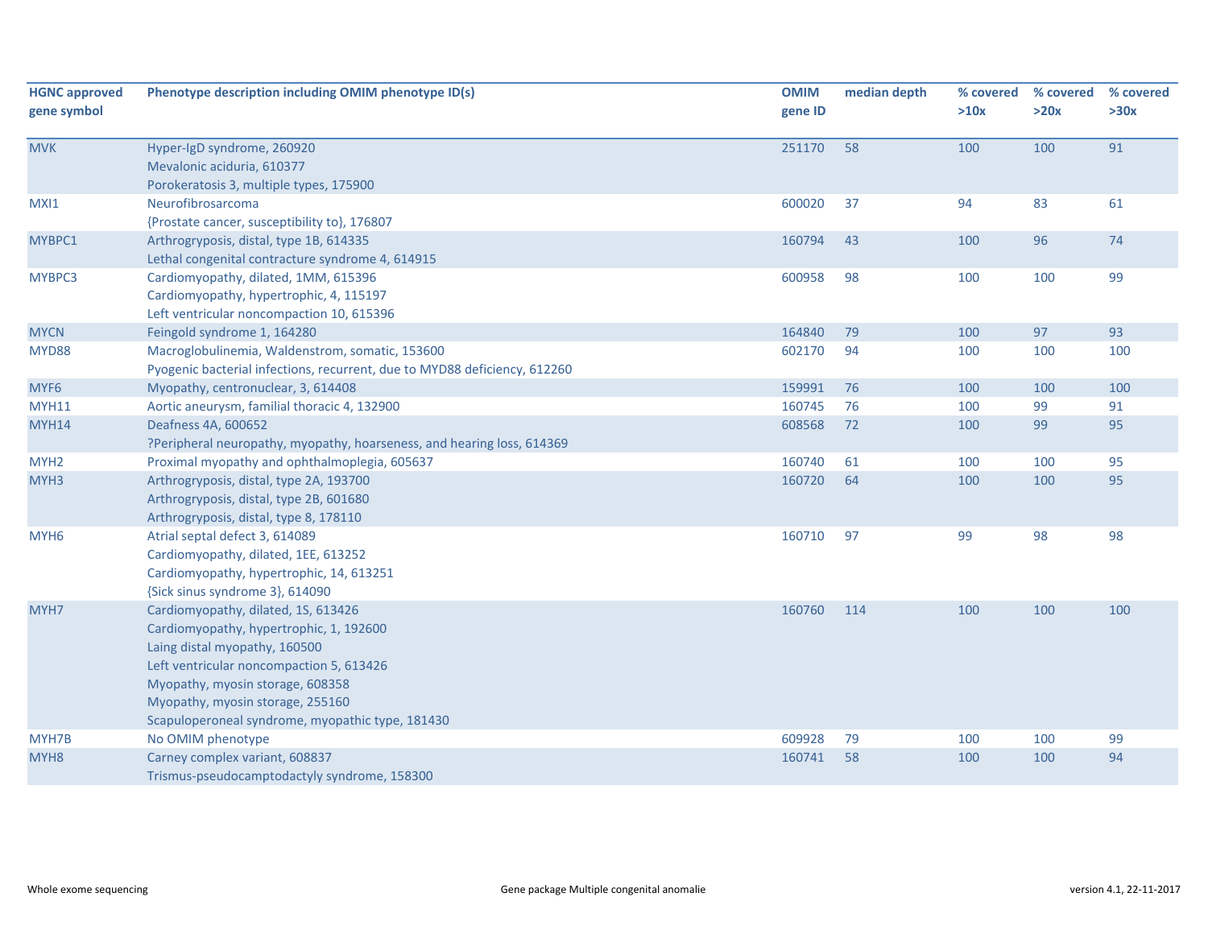| HGNC approved gene symbol | Phenotype description including OMIM phenotype ID(s) | OMIM gene ID | median depth | % covered >10x | % covered >20x | % covered >30x |
|---|---|---|---|---|---|---|
| MVK | Hyper-IgD syndrome, 260920<br>Mevalonic aciduria, 610377<br>Porokeratosis 3, multiple types, 175900 | 251170 | 58 | 100 | 100 | 91 |
| MXI1 | Neurofibrosarcoma<br>{Prostate cancer, susceptibility to}, 176807 | 600020 | 37 | 94 | 83 | 61 |
| MYBPC1 | Arthrogryposis, distal, type 1B, 614335<br>Lethal congenital contracture syndrome 4, 614915 | 160794 | 43 | 100 | 96 | 74 |
| MYBPC3 | Cardiomyopathy, dilated, 1MM, 615396<br>Cardiomyopathy, hypertrophic, 4, 115197<br>Left ventricular noncompaction 10, 615396 | 600958 | 98 | 100 | 100 | 99 |
| MYCN | Feingold syndrome 1, 164280 | 164840 | 79 | 100 | 97 | 93 |
| MYD88 | Macroglobulinemia, Waldenstrom, somatic, 153600<br>Pyogenic bacterial infections, recurrent, due to MYD88 deficiency, 612260 | 602170 | 94 | 100 | 100 | 100 |
| MYF6 | Myopathy, centronuclear, 3, 614408 | 159991 | 76 | 100 | 100 | 100 |
| MYH11 | Aortic aneurysm, familial thoracic 4, 132900 | 160745 | 76 | 100 | 99 | 91 |
| MYH14 | Deafness 4A, 600652<br>?Peripheral neuropathy, myopathy, hoarseness, and hearing loss, 614369 | 608568 | 72 | 100 | 99 | 95 |
| MYH2 | Proximal myopathy and ophthalmoplegia, 605637 | 160740 | 61 | 100 | 100 | 95 |
| MYH3 | Arthrogryposis, distal, type 2A, 193700<br>Arthrogryposis, distal, type 2B, 601680<br>Arthrogryposis, distal, type 8, 178110 | 160720 | 64 | 100 | 100 | 95 |
| MYH6 | Atrial septal defect 3, 614089<br>Cardiomyopathy, dilated, 1EE, 613252<br>Cardiomyopathy, hypertrophic, 14, 613251<br>{Sick sinus syndrome 3}, 614090 | 160710 | 97 | 99 | 98 | 98 |
| MYH7 | Cardiomyopathy, dilated, 1S, 613426<br>Cardiomyopathy, hypertrophic, 1, 192600<br>Laing distal myopathy, 160500<br>Left ventricular noncompaction 5, 613426<br>Myopathy, myosin storage, 608358<br>Myopathy, myosin storage, 255160<br>Scapuloperoneal syndrome, myopathic type, 181430 | 160760 | 114 | 100 | 100 | 100 |
| MYH7B | No OMIM phenotype | 609928 | 79 | 100 | 100 | 99 |
| MYH8 | Carney complex variant, 608837<br>Trismus-pseudocamptodactyly syndrome, 158300 | 160741 | 58 | 100 | 100 | 94 |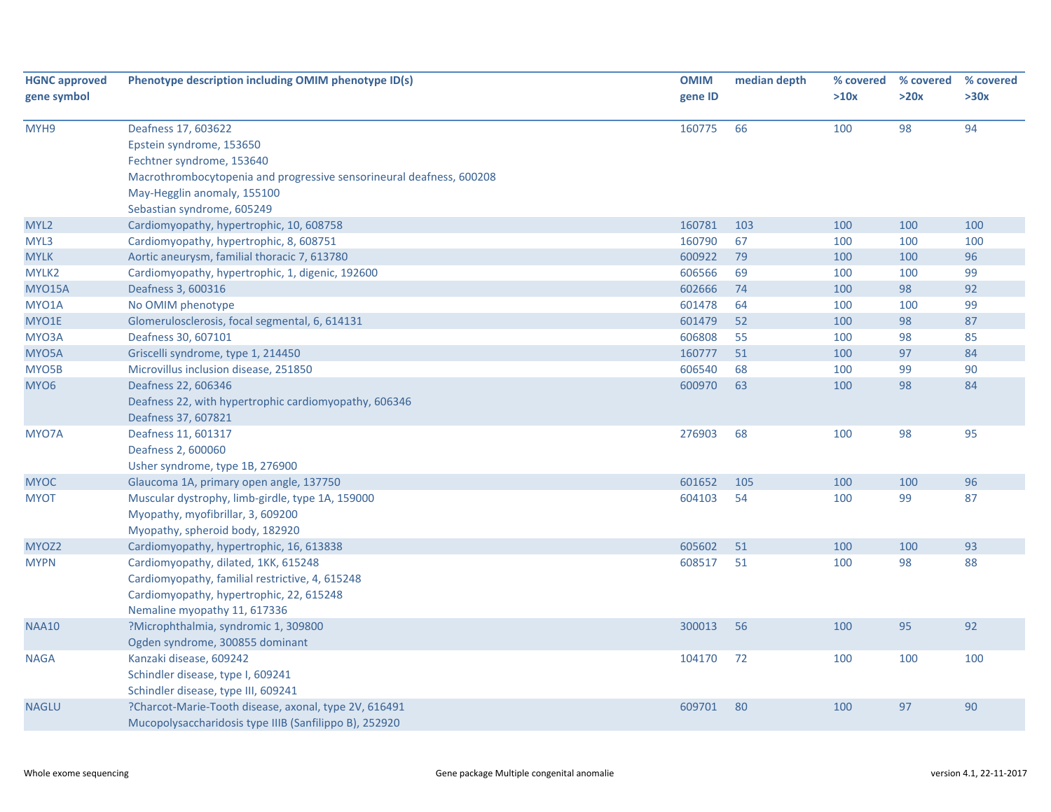| HGNC approved gene symbol | Phenotype description including OMIM phenotype ID(s) | OMIM gene ID | median depth | % covered >10x | % covered >20x | % covered >30x |
|---|---|---|---|---|---|---|
| MYH9 | Deafness 17, 603622<br>Epstein syndrome, 153650<br>Fechtner syndrome, 153640<br>Macrothrombocytopenia and progressive sensorineural deafness, 600208<br>May-Hegglin anomaly, 155100<br>Sebastian syndrome, 605249 | 160775 | 66 | 100 | 98 | 94 |
| MYL2 | Cardiomyopathy, hypertrophic, 10, 608758 | 160781 | 103 | 100 | 100 | 100 |
| MYL3 | Cardiomyopathy, hypertrophic, 8, 608751 | 160790 | 67 | 100 | 100 | 100 |
| MYLK | Aortic aneurysm, familial thoracic 7, 613780 | 600922 | 79 | 100 | 100 | 96 |
| MYLK2 | Cardiomyopathy, hypertrophic, 1, digenic, 192600 | 606566 | 69 | 100 | 100 | 99 |
| MYO15A | Deafness 3, 600316 | 602666 | 74 | 100 | 98 | 92 |
| MYO1A | No OMIM phenotype | 601478 | 64 | 100 | 100 | 99 |
| MYO1E | Glomerulosclerosis, focal segmental, 6, 614131 | 601479 | 52 | 100 | 98 | 87 |
| MYO3A | Deafness 30, 607101 | 606808 | 55 | 100 | 98 | 85 |
| MYO5A | Griscelli syndrome, type 1, 214450 | 160777 | 51 | 100 | 97 | 84 |
| MYO5B | Microvillus inclusion disease, 251850 | 606540 | 68 | 100 | 99 | 90 |
| MYO6 | Deafness 22, 606346<br>Deafness 22, with hypertrophic cardiomyopathy, 606346<br>Deafness 37, 607821 | 600970 | 63 | 100 | 98 | 84 |
| MYO7A | Deafness 11, 601317<br>Deafness 2, 600060<br>Usher syndrome, type 1B, 276900 | 276903 | 68 | 100 | 98 | 95 |
| MYOC | Glaucoma 1A, primary open angle, 137750 | 601652 | 105 | 100 | 100 | 96 |
| MYOT | Muscular dystrophy, limb-girdle, type 1A, 159000<br>Myopathy, myofibrillar, 3, 609200<br>Myopathy, spheroid body, 182920 | 604103 | 54 | 100 | 99 | 87 |
| MYOZ2 | Cardiomyopathy, hypertrophic, 16, 613838 | 605602 | 51 | 100 | 100 | 93 |
| MYPN | Cardiomyopathy, dilated, 1KK, 615248<br>Cardiomyopathy, familial restrictive, 4, 615248<br>Cardiomyopathy, hypertrophic, 22, 615248<br>Nemaline myopathy 11, 617336 | 608517 | 51 | 100 | 98 | 88 |
| NAA10 | ?Microphthalmia, syndromic 1, 309800<br>Ogden syndrome, 300855 dominant | 300013 | 56 | 100 | 95 | 92 |
| NAGA | Kanzaki disease, 609242<br>Schindler disease, type I, 609241<br>Schindler disease, type III, 609241 | 104170 | 72 | 100 | 100 | 100 |
| NAGLU | ?Charcot-Marie-Tooth disease, axonal, type 2V, 616491<br>Mucopolysaccharidosis type IIIB (Sanfilippo B), 252920 | 609701 | 80 | 100 | 97 | 90 |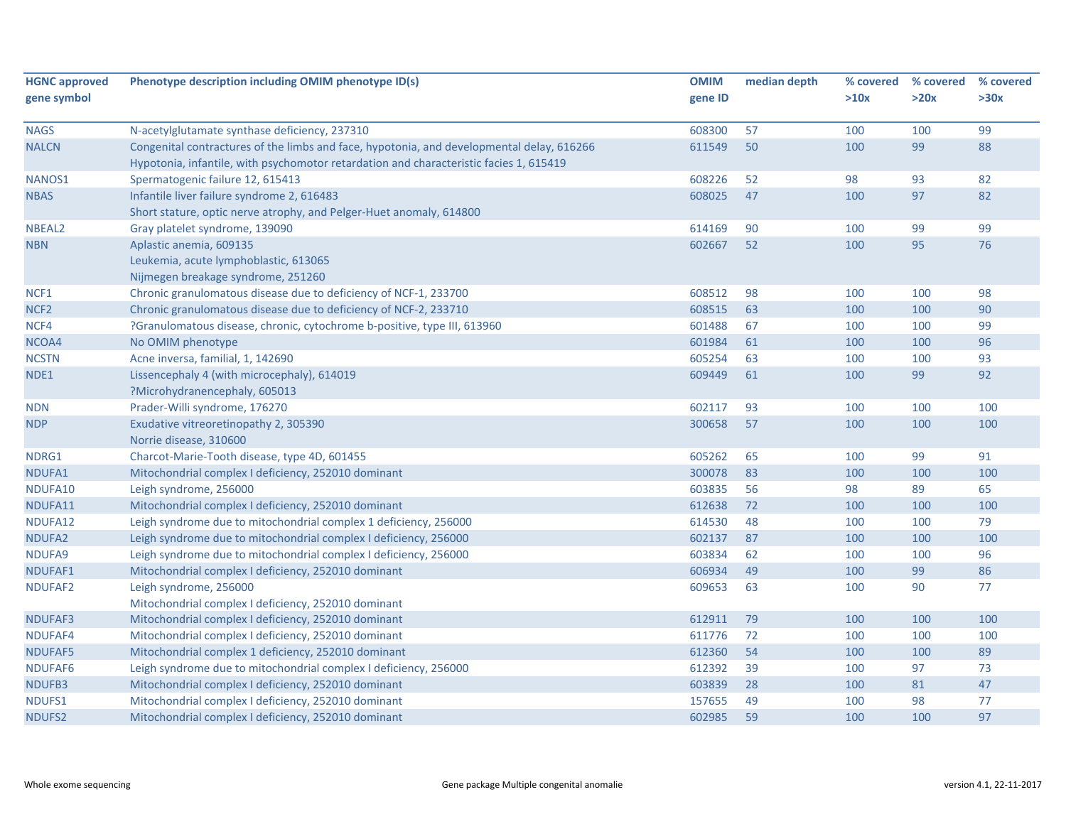| HGNC approved gene symbol | Phenotype description including OMIM phenotype ID(s) | OMIM gene ID | median depth | % covered >10x | % covered >20x | % covered >30x |
|---|---|---|---|---|---|---|
| NAGS | N-acetylglutamate synthase deficiency, 237310 | 608300 | 57 | 100 | 100 | 99 |
| NALCN | Congenital contractures of the limbs and face, hypotonia, and developmental delay, 616266<br>Hypotonia, infantile, with psychomotor retardation and characteristic facies 1, 615419 | 611549 | 50 | 100 | 99 | 88 |
| NANOS1 | Spermatogenic failure 12, 615413 | 608226 | 52 | 98 | 93 | 82 |
| NBAS | Infantile liver failure syndrome 2, 616483<br>Short stature, optic nerve atrophy, and Pelger-Huet anomaly, 614800 | 608025 | 47 | 100 | 97 | 82 |
| NBEAL2 | Gray platelet syndrome, 139090 | 614169 | 90 | 100 | 99 | 99 |
| NBN | Aplastic anemia, 609135<br>Leukemia, acute lymphoblastic, 613065<br>Nijmegen breakage syndrome, 251260 | 602667 | 52 | 100 | 95 | 76 |
| NCF1 | Chronic granulomatous disease due to deficiency of NCF-1, 233700 | 608512 | 98 | 100 | 100 | 98 |
| NCF2 | Chronic granulomatous disease due to deficiency of NCF-2, 233710 | 608515 | 63 | 100 | 100 | 90 |
| NCF4 | ?Granulomatous disease, chronic, cytochrome b-positive, type III, 613960 | 601488 | 67 | 100 | 100 | 99 |
| NCOA4 | No OMIM phenotype | 601984 | 61 | 100 | 100 | 96 |
| NCSTN | Acne inversa, familial, 1, 142690 | 605254 | 63 | 100 | 100 | 93 |
| NDE1 | Lissencephaly 4 (with microcephaly), 614019<br>?Microhydranencephaly, 605013 | 609449 | 61 | 100 | 99 | 92 |
| NDN | Prader-Willi syndrome, 176270 | 602117 | 93 | 100 | 100 | 100 |
| NDP | Exudative vitreoretinopathy 2, 305390<br>Norrie disease, 310600 | 300658 | 57 | 100 | 100 | 100 |
| NDRG1 | Charcot-Marie-Tooth disease, type 4D, 601455 | 605262 | 65 | 100 | 99 | 91 |
| NDUFA1 | Mitochondrial complex I deficiency, 252010 dominant | 300078 | 83 | 100 | 100 | 100 |
| NDUFA10 | Leigh syndrome, 256000 | 603835 | 56 | 98 | 89 | 65 |
| NDUFA11 | Mitochondrial complex I deficiency, 252010 dominant | 612638 | 72 | 100 | 100 | 100 |
| NDUFA12 | Leigh syndrome due to mitochondrial complex 1 deficiency, 256000 | 614530 | 48 | 100 | 100 | 79 |
| NDUFA2 | Leigh syndrome due to mitochondrial complex I deficiency, 256000 | 602137 | 87 | 100 | 100 | 100 |
| NDUFA9 | Leigh syndrome due to mitochondrial complex I deficiency, 256000 | 603834 | 62 | 100 | 100 | 96 |
| NDUFAF1 | Mitochondrial complex I deficiency, 252010 dominant | 606934 | 49 | 100 | 99 | 86 |
| NDUFAF2 | Leigh syndrome, 256000<br>Mitochondrial complex I deficiency, 252010 dominant | 609653 | 63 | 100 | 90 | 77 |
| NDUFAF3 | Mitochondrial complex I deficiency, 252010 dominant | 612911 | 79 | 100 | 100 | 100 |
| NDUFAF4 | Mitochondrial complex I deficiency, 252010 dominant | 611776 | 72 | 100 | 100 | 100 |
| NDUFAF5 | Mitochondrial complex 1 deficiency, 252010 dominant | 612360 | 54 | 100 | 100 | 89 |
| NDUFAF6 | Leigh syndrome due to mitochondrial complex I deficiency, 256000 | 612392 | 39 | 100 | 97 | 73 |
| NDUFB3 | Mitochondrial complex I deficiency, 252010 dominant | 603839 | 28 | 100 | 81 | 47 |
| NDUFS1 | Mitochondrial complex I deficiency, 252010 dominant | 157655 | 49 | 100 | 98 | 77 |
| NDUFS2 | Mitochondrial complex I deficiency, 252010 dominant | 602985 | 59 | 100 | 100 | 97 |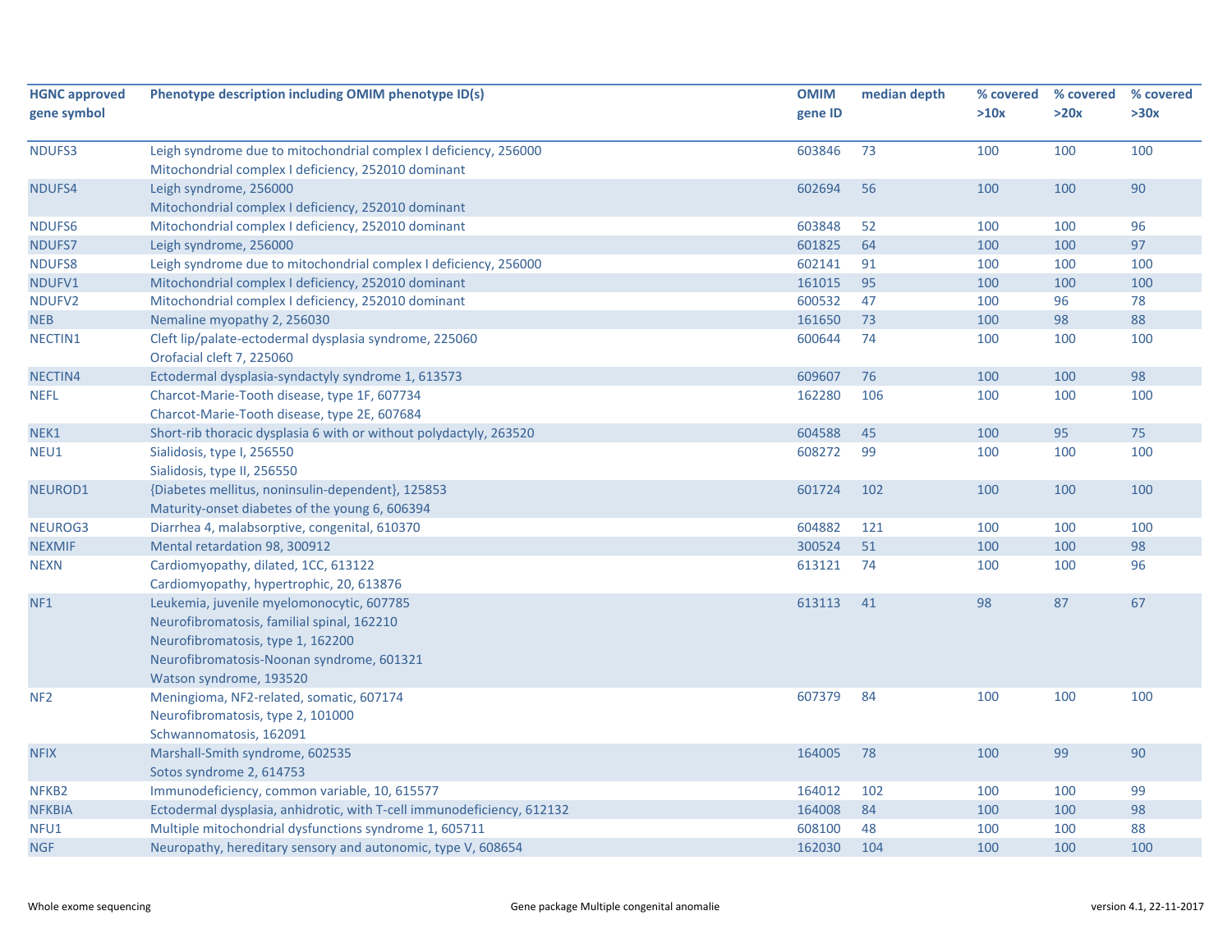| HGNC approved gene symbol | Phenotype description including OMIM phenotype ID(s) | OMIM gene ID | median depth | % covered >10x | % covered >20x | % covered >30x |
|---|---|---|---|---|---|---|
| NDUFS3 | Leigh syndrome due to mitochondrial complex I deficiency, 256000<br>Mitochondrial complex I deficiency, 252010 dominant | 603846 | 73 | 100 | 100 | 100 |
| NDUFS4 | Leigh syndrome, 256000<br>Mitochondrial complex I deficiency, 252010 dominant | 602694 | 56 | 100 | 100 | 90 |
| NDUFS6 | Mitochondrial complex I deficiency, 252010 dominant | 603848 | 52 | 100 | 100 | 96 |
| NDUFS7 | Leigh syndrome, 256000 | 601825 | 64 | 100 | 100 | 97 |
| NDUFS8 | Leigh syndrome due to mitochondrial complex I deficiency, 256000 | 602141 | 91 | 100 | 100 | 100 |
| NDUFV1 | Mitochondrial complex I deficiency, 252010 dominant | 161015 | 95 | 100 | 100 | 100 |
| NDUFV2 | Mitochondrial complex I deficiency, 252010 dominant | 600532 | 47 | 100 | 96 | 78 |
| NEB | Nemaline myopathy 2, 256030 | 161650 | 73 | 100 | 98 | 88 |
| NECTIN1 | Cleft lip/palate-ectodermal dysplasia syndrome, 225060<br>Orofacial cleft 7, 225060 | 600644 | 74 | 100 | 100 | 100 |
| NECTIN4 | Ectodermal dysplasia-syndactyly syndrome 1, 613573 | 609607 | 76 | 100 | 100 | 98 |
| NEFL | Charcot-Marie-Tooth disease, type 1F, 607734<br>Charcot-Marie-Tooth disease, type 2E, 607684 | 162280 | 106 | 100 | 100 | 100 |
| NEK1 | Short-rib thoracic dysplasia 6 with or without polydactyly, 263520 | 604588 | 45 | 100 | 95 | 75 |
| NEU1 | Sialidosis, type I, 256550<br>Sialidosis, type II, 256550 | 608272 | 99 | 100 | 100 | 100 |
| NEUROD1 | {Diabetes mellitus, noninsulin-dependent}, 125853<br>Maturity-onset diabetes of the young 6, 606394 | 601724 | 102 | 100 | 100 | 100 |
| NEUROG3 | Diarrhea 4, malabsorptive, congenital, 610370 | 604882 | 121 | 100 | 100 | 100 |
| NEXMIF | Mental retardation 98, 300912 | 300524 | 51 | 100 | 100 | 98 |
| NEXN | Cardiomyopathy, dilated, 1CC, 613122<br>Cardiomyopathy, hypertrophic, 20, 613876 | 613121 | 74 | 100 | 100 | 96 |
| NF1 | Leukemia, juvenile myelomonocytic, 607785<br>Neurofibromatosis, familial spinal, 162210<br>Neurofibromatosis, type 1, 162200<br>Neurofibromatosis-Noonan syndrome, 601321<br>Watson syndrome, 193520 | 613113 | 41 | 98 | 87 | 67 |
| NF2 | Meningioma, NF2-related, somatic, 607174<br>Neurofibromatosis, type 2, 101000<br>Schwannomatosis, 162091 | 607379 | 84 | 100 | 100 | 100 |
| NFIX | Marshall-Smith syndrome, 602535<br>Sotos syndrome 2, 614753 | 164005 | 78 | 100 | 99 | 90 |
| NFKB2 | Immunodeficiency, common variable, 10, 615577 | 164012 | 102 | 100 | 100 | 99 |
| NFKBIA | Ectodermal dysplasia, anhidrotic, with T-cell immunodeficiency, 612132 | 164008 | 84 | 100 | 100 | 98 |
| NFU1 | Multiple mitochondrial dysfunctions syndrome 1, 605711 | 608100 | 48 | 100 | 100 | 88 |
| NGF | Neuropathy, hereditary sensory and autonomic, type V, 608654 | 162030 | 104 | 100 | 100 | 100 |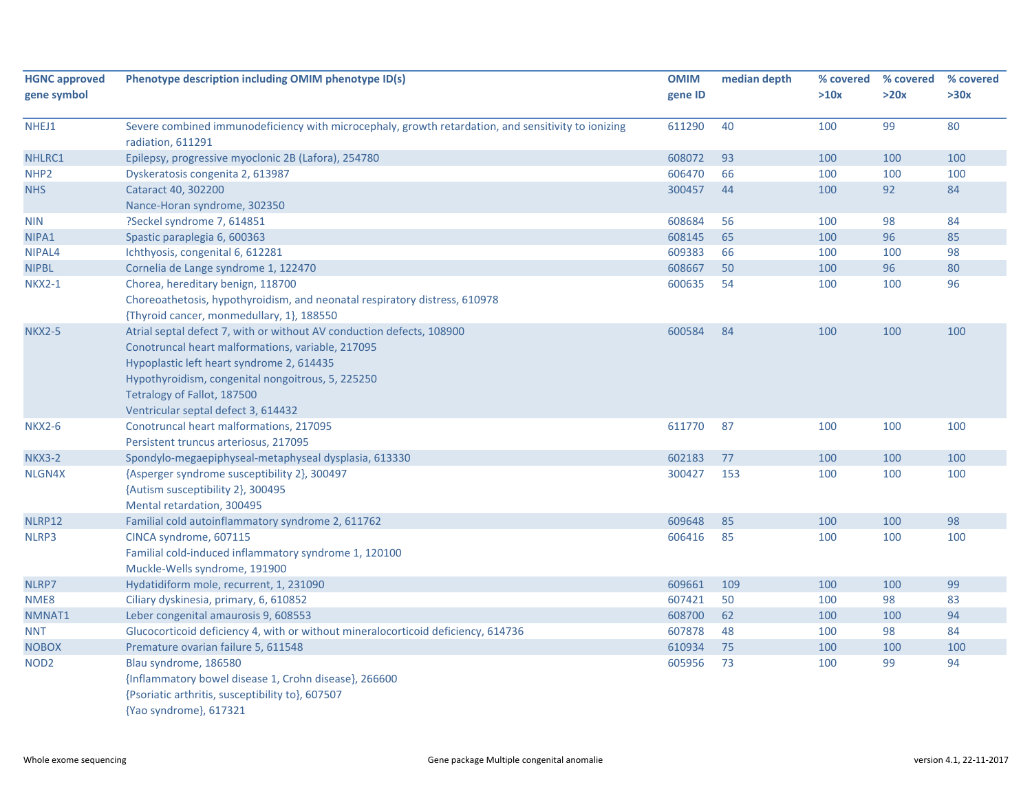| HGNC approved gene symbol | Phenotype description including OMIM phenotype ID(s) | OMIM gene ID | median depth | % covered >10x | % covered >20x | % covered >30x |
|---|---|---|---|---|---|---|
| NHEJ1 | Severe combined immunodeficiency with microcephaly, growth retardation, and sensitivity to ionizing radiation, 611291 | 611290 | 40 | 100 | 99 | 80 |
| NHLRC1 | Epilepsy, progressive myoclonic 2B (Lafora), 254780 | 608072 | 93 | 100 | 100 | 100 |
| NHP2 | Dyskeratosis congenita 2, 613987 | 606470 | 66 | 100 | 100 | 100 |
| NHS | Cataract 40, 302200<br>Nance-Horan syndrome, 302350 | 300457 | 44 | 100 | 92 | 84 |
| NIN | ?Seckel syndrome 7, 614851 | 608684 | 56 | 100 | 98 | 84 |
| NIPA1 | Spastic paraplegia 6, 600363 | 608145 | 65 | 100 | 96 | 85 |
| NIPAL4 | Ichthyosis, congenital 6, 612281 | 609383 | 66 | 100 | 100 | 98 |
| NIPBL | Cornelia de Lange syndrome 1, 122470 | 608667 | 50 | 100 | 96 | 80 |
| NKX2-1 | Chorea, hereditary benign, 118700<br>Choreoathetosis, hypothyroidism, and neonatal respiratory distress, 610978<br>{Thyroid cancer, monmedullary, 1}, 188550 | 600635 | 54 | 100 | 100 | 96 |
| NKX2-5 | Atrial septal defect 7, with or without AV conduction defects, 108900<br>Conotruncal heart malformations, variable, 217095<br>Hypoplastic left heart syndrome 2, 614435<br>Hypothyroidism, congenital nongoitrous, 5, 225250<br>Tetralogy of Fallot, 187500<br>Ventricular septal defect 3, 614432 | 600584 | 84 | 100 | 100 | 100 |
| NKX2-6 | Conotruncal heart malformations, 217095<br>Persistent truncus arteriosus, 217095 | 611770 | 87 | 100 | 100 | 100 |
| NKX3-2 | Spondylo-megaepiphyseal-metaphyseal dysplasia, 613330 | 602183 | 77 | 100 | 100 | 100 |
| NLGN4X | {Asperger syndrome susceptibility 2}, 300497<br>{Autism susceptibility 2}, 300495<br>Mental retardation, 300495 | 300427 | 153 | 100 | 100 | 100 |
| NLRP12 | Familial cold autoinflammatory syndrome 2, 611762 | 609648 | 85 | 100 | 100 | 98 |
| NLRP3 | CINCA syndrome, 607115<br>Familial cold-induced inflammatory syndrome 1, 120100<br>Muckle-Wells syndrome, 191900 | 606416 | 85 | 100 | 100 | 100 |
| NLRP7 | Hydatidiform mole, recurrent, 1, 231090 | 609661 | 109 | 100 | 100 | 99 |
| NME8 | Ciliary dyskinesia, primary, 6, 610852 | 607421 | 50 | 100 | 98 | 83 |
| NMNAT1 | Leber congenital amaurosis 9, 608553 | 608700 | 62 | 100 | 100 | 94 |
| NNT | Glucocorticoid deficiency 4, with or without mineralocorticoid deficiency, 614736 | 607878 | 48 | 100 | 98 | 84 |
| NOBOX | Premature ovarian failure 5, 611548 | 610934 | 75 | 100 | 100 | 100 |
| NOD2 | Blau syndrome, 186580<br>{Inflammatory bowel disease 1, Crohn disease}, 266600<br>{Psoriatic arthritis, susceptibility to}, 607507<br>{Yao syndrome}, 617321 | 605956 | 73 | 100 | 99 | 94 |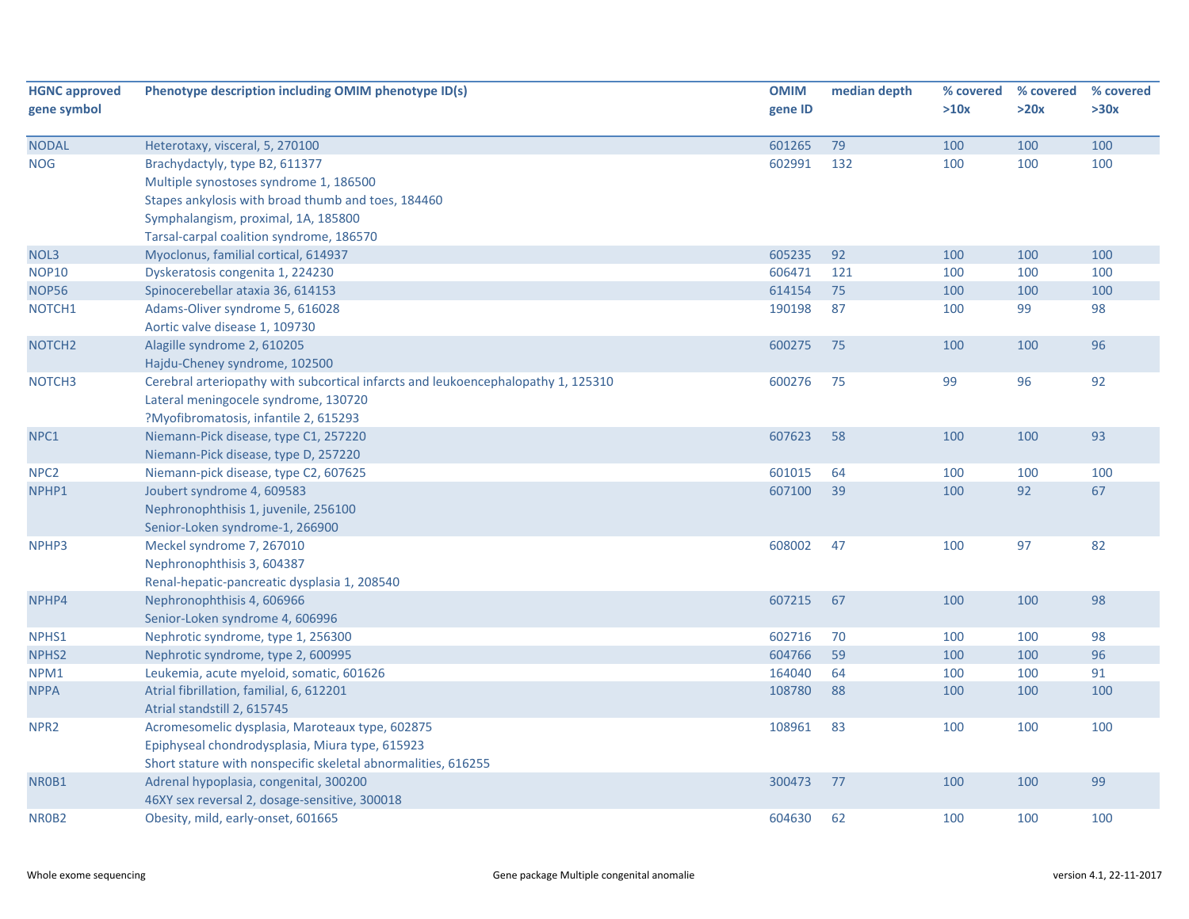| HGNC approved gene symbol | Phenotype description including OMIM phenotype ID(s) | OMIM gene ID | median depth | % covered >10x | % covered >20x | % covered >30x |
|---|---|---|---|---|---|---|
| NODAL | Heterotaxy, visceral, 5, 270100 | 601265 | 79 | 100 | 100 | 100 |
| NOG | Brachydactyly, type B2, 611377<br>Multiple synostoses syndrome 1, 186500<br>Stapes ankylosis with broad thumb and toes, 184460<br>Symphalangism, proximal, 1A, 185800<br>Tarsal-carpal coalition syndrome, 186570 | 602991 | 132 | 100 | 100 | 100 |
| NOL3 | Myoclonus, familial cortical, 614937 | 605235 | 92 | 100 | 100 | 100 |
| NOP10 | Dyskeratosis congenita 1, 224230 | 606471 | 121 | 100 | 100 | 100 |
| NOP56 | Spinocerebellar ataxia 36, 614153 | 614154 | 75 | 100 | 100 | 100 |
| NOTCH1 | Adams-Oliver syndrome 5, 616028<br>Aortic valve disease 1, 109730 | 190198 | 87 | 100 | 99 | 98 |
| NOTCH2 | Alagille syndrome 2, 610205<br>Hajdu-Cheney syndrome, 102500 | 600275 | 75 | 100 | 100 | 96 |
| NOTCH3 | Cerebral arteriopathy with subcortical infarcts and leukoencephalopathy 1, 125310<br>Lateral meningocele syndrome, 130720<br>?Myofibromatosis, infantile 2, 615293 | 600276 | 75 | 99 | 96 | 92 |
| NPC1 | Niemann-Pick disease, type C1, 257220<br>Niemann-Pick disease, type D, 257220 | 607623 | 58 | 100 | 100 | 93 |
| NPC2 | Niemann-pick disease, type C2, 607625 | 601015 | 64 | 100 | 100 | 100 |
| NPHP1 | Joubert syndrome 4, 609583<br>Nephronophthisis 1, juvenile, 256100<br>Senior-Loken syndrome-1, 266900 | 607100 | 39 | 100 | 92 | 67 |
| NPHP3 | Meckel syndrome 7, 267010<br>Nephronophthisis 3, 604387<br>Renal-hepatic-pancreatic dysplasia 1, 208540 | 608002 | 47 | 100 | 97 | 82 |
| NPHP4 | Nephronophthisis 4, 606966<br>Senior-Loken syndrome 4, 606996 | 607215 | 67 | 100 | 100 | 98 |
| NPHS1 | Nephrotic syndrome, type 1, 256300 | 602716 | 70 | 100 | 100 | 98 |
| NPHS2 | Nephrotic syndrome, type 2, 600995 | 604766 | 59 | 100 | 100 | 96 |
| NPM1 | Leukemia, acute myeloid, somatic, 601626 | 164040 | 64 | 100 | 100 | 91 |
| NPPA | Atrial fibrillation, familial, 6, 612201<br>Atrial standstill 2, 615745 | 108780 | 88 | 100 | 100 | 100 |
| NPR2 | Acromesomelic dysplasia, Maroteaux type, 602875<br>Epiphyseal chondrodysplasia, Miura type, 615923<br>Short stature with nonspecific skeletal abnormalities, 616255 | 108961 | 83 | 100 | 100 | 100 |
| NR0B1 | Adrenal hypoplasia, congenital, 300200<br>46XY sex reversal 2, dosage-sensitive, 300018 | 300473 | 77 | 100 | 100 | 99 |
| NR0B2 | Obesity, mild, early-onset, 601665 | 604630 | 62 | 100 | 100 | 100 |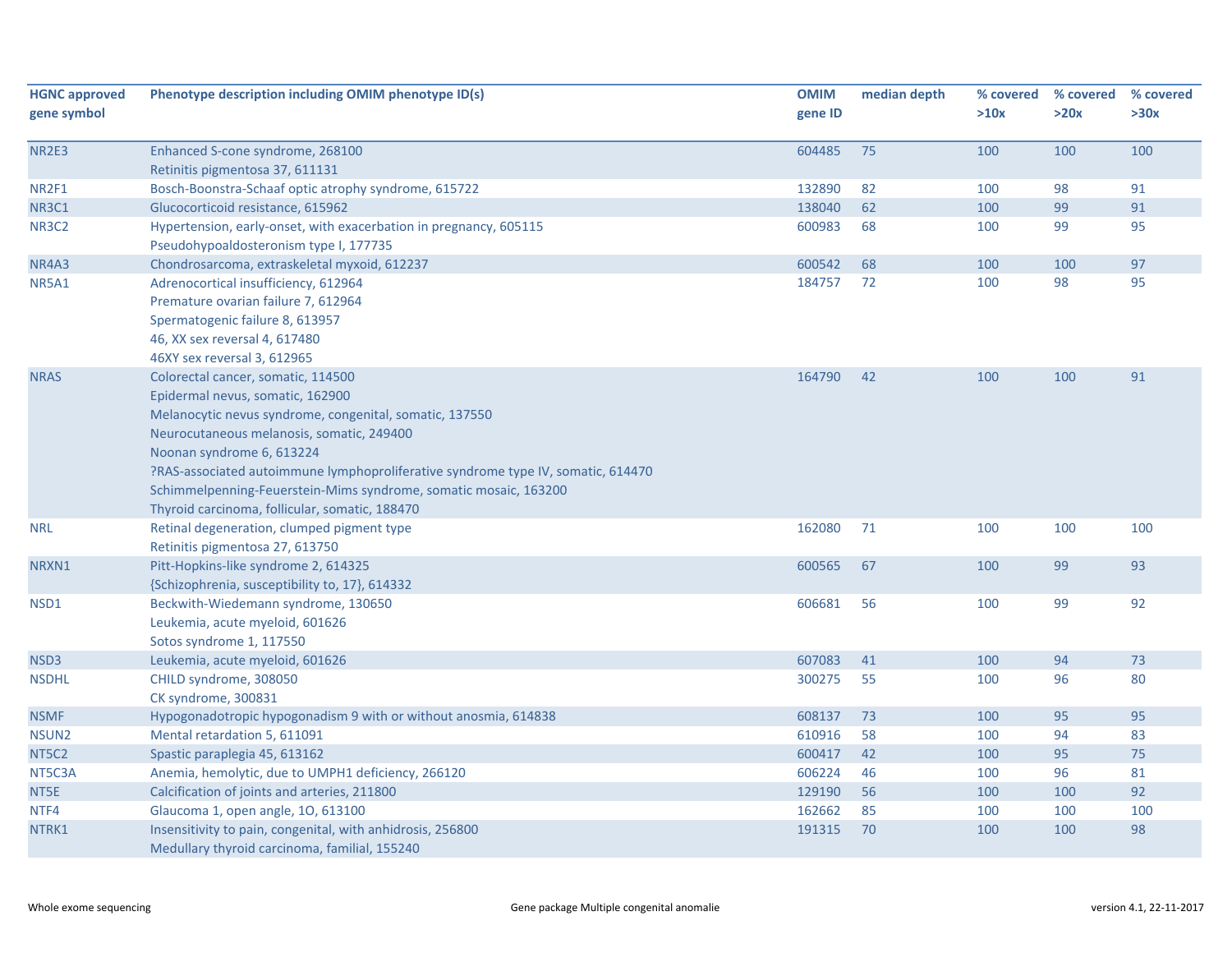| HGNC approved gene symbol | Phenotype description including OMIM phenotype ID(s) | OMIM gene ID | median depth | % covered >10x | % covered >20x | % covered >30x |
|---|---|---|---|---|---|---|
| NR2E3 | Enhanced S-cone syndrome, 268100<br>Retinitis pigmentosa 37, 611131 | 604485 | 75 | 100 | 100 | 100 |
| NR2F1 | Bosch-Boonstra-Schaaf optic atrophy syndrome, 615722 | 132890 | 82 | 100 | 98 | 91 |
| NR3C1 | Glucocorticoid resistance, 615962 | 138040 | 62 | 100 | 99 | 91 |
| NR3C2 | Hypertension, early-onset, with exacerbation in pregnancy, 605115<br>Pseudohypoaldosteronism type I, 177735 | 600983 | 68 | 100 | 99 | 95 |
| NR4A3 | Chondrosarcoma, extraskeletal myxoid, 612237 | 600542 | 68 | 100 | 100 | 97 |
| NR5A1 | Adrenocortical insufficiency, 612964<br>Premature ovarian failure 7, 612964<br>Spermatogenic failure 8, 613957<br>46, XX sex reversal 4, 617480<br>46XY sex reversal 3, 612965 | 184757 | 72 | 100 | 98 | 95 |
| NRAS | Colorectal cancer, somatic, 114500<br>Epidermal nevus, somatic, 162900<br>Melanocytic nevus syndrome, congenital, somatic, 137550<br>Neurocutaneous melanosis, somatic, 249400<br>Noonan syndrome 6, 613224<br>?RAS-associated autoimmune lymphoproliferative syndrome type IV, somatic, 614470<br>Schimmelpenning-Feuerstein-Mims syndrome, somatic mosaic, 163200<br>Thyroid carcinoma, follicular, somatic, 188470 | 164790 | 42 | 100 | 100 | 91 |
| NRL | Retinal degeneration, clumped pigment type<br>Retinitis pigmentosa 27, 613750 | 162080 | 71 | 100 | 100 | 100 |
| NRXN1 | Pitt-Hopkins-like syndrome 2, 614325<br>{Schizophrenia, susceptibility to, 17}, 614332 | 600565 | 67 | 100 | 99 | 93 |
| NSD1 | Beckwith-Wiedemann syndrome, 130650<br>Leukemia, acute myeloid, 601626<br>Sotos syndrome 1, 117550 | 606681 | 56 | 100 | 99 | 92 |
| NSD3 | Leukemia, acute myeloid, 601626 | 607083 | 41 | 100 | 94 | 73 |
| NSDHL | CHILD syndrome, 308050<br>CK syndrome, 300831 | 300275 | 55 | 100 | 96 | 80 |
| NSMF | Hypogonadotropic hypogonadism 9 with or without anosmia, 614838 | 608137 | 73 | 100 | 95 | 95 |
| NSUN2 | Mental retardation 5, 611091 | 610916 | 58 | 100 | 94 | 83 |
| NT5C2 | Spastic paraplegia 45, 613162 | 600417 | 42 | 100 | 95 | 75 |
| NT5C3A | Anemia, hemolytic, due to UMPH1 deficiency, 266120 | 606224 | 46 | 100 | 96 | 81 |
| NT5E | Calcification of joints and arteries, 211800 | 129190 | 56 | 100 | 100 | 92 |
| NTF4 | Glaucoma 1, open angle, 1O, 613100 | 162662 | 85 | 100 | 100 | 100 |
| NTRK1 | Insensitivity to pain, congenital, with anhidrosis, 256800<br>Medullary thyroid carcinoma, familial, 155240 | 191315 | 70 | 100 | 100 | 98 |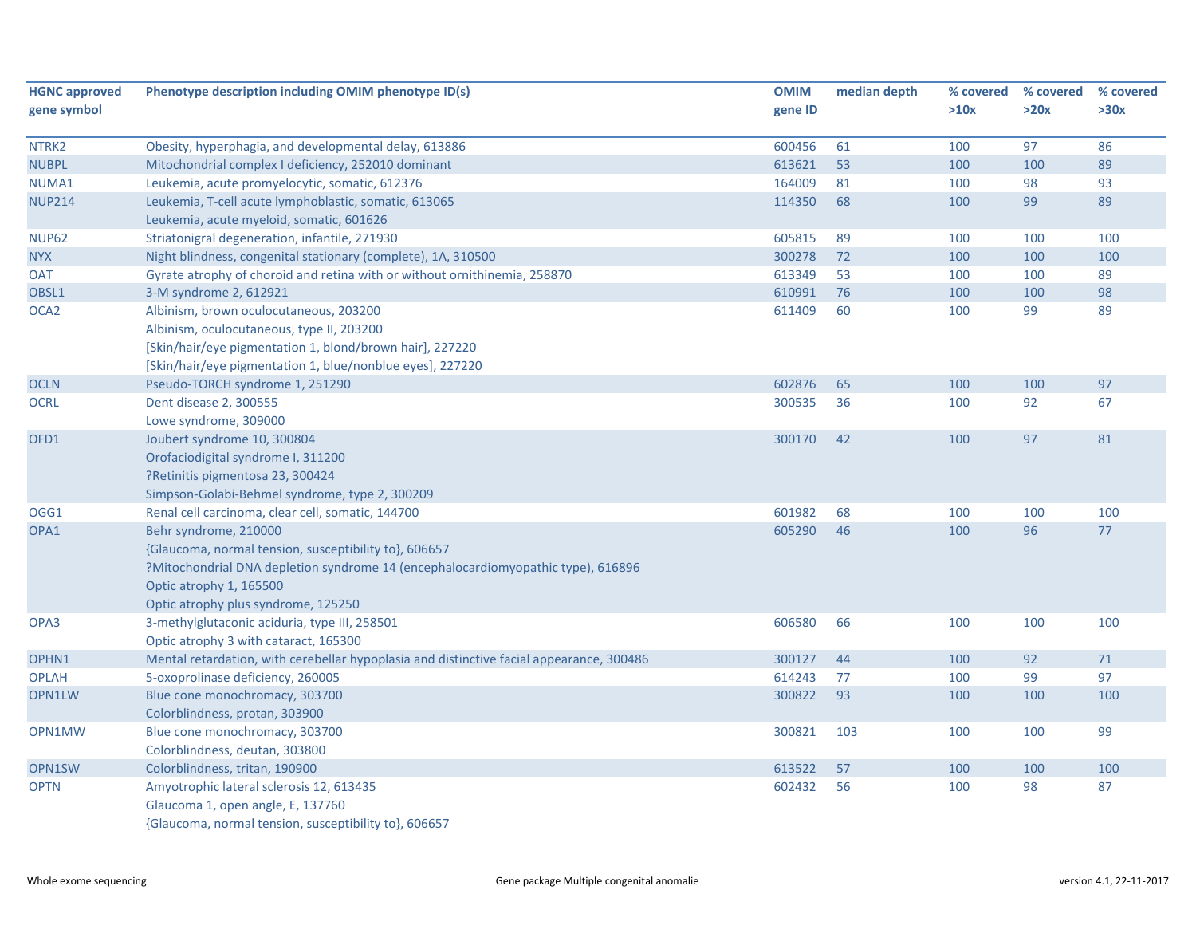| HGNC approved gene symbol | Phenotype description including OMIM phenotype ID(s) | OMIM gene ID | median depth | % covered >10x | % covered >20x | % covered >30x |
|---|---|---|---|---|---|---|
| NTRK2 | Obesity, hyperphagia, and developmental delay, 613886 | 600456 | 61 | 100 | 97 | 86 |
| NUBPL | Mitochondrial complex I deficiency, 252010 dominant | 613621 | 53 | 100 | 100 | 89 |
| NUMA1 | Leukemia, acute promyelocytic, somatic, 612376 | 164009 | 81 | 100 | 98 | 93 |
| NUP214 | Leukemia, T-cell acute lymphoblastic, somatic, 613065<br>Leukemia, acute myeloid, somatic, 601626 | 114350 | 68 | 100 | 99 | 89 |
| NUP62 | Striatonigral degeneration, infantile, 271930 | 605815 | 89 | 100 | 100 | 100 |
| NYX | Night blindness, congenital stationary (complete), 1A, 310500 | 300278 | 72 | 100 | 100 | 100 |
| OAT | Gyrate atrophy of choroid and retina with or without ornithinemia, 258870 | 613349 | 53 | 100 | 100 | 89 |
| OBSL1 | 3-M syndrome 2, 612921 | 610991 | 76 | 100 | 100 | 98 |
| OCA2 | Albinism, brown oculocutaneous, 203200<br>Albinism, oculocutaneous, type II, 203200<br>[Skin/hair/eye pigmentation 1, blond/brown hair], 227220<br>[Skin/hair/eye pigmentation 1, blue/nonblue eyes], 227220 | 611409 | 60 | 100 | 99 | 89 |
| OCLN | Pseudo-TORCH syndrome 1, 251290 | 602876 | 65 | 100 | 100 | 97 |
| OCRL | Dent disease 2, 300555<br>Lowe syndrome, 309000 | 300535 | 36 | 100 | 92 | 67 |
| OFD1 | Joubert syndrome 10, 300804<br>Orofaciodigital syndrome I, 311200<br>?Retinitis pigmentosa 23, 300424<br>Simpson-Golabi-Behmel syndrome, type 2, 300209 | 300170 | 42 | 100 | 97 | 81 |
| OGG1 | Renal cell carcinoma, clear cell, somatic, 144700 | 601982 | 68 | 100 | 100 | 100 |
| OPA1 | Behr syndrome, 210000<br>{Glaucoma, normal tension, susceptibility to}, 606657<br>?Mitochondrial DNA depletion syndrome 14 (encephalocardiomyopathic type), 616896<br>Optic atrophy 1, 165500<br>Optic atrophy plus syndrome, 125250 | 605290 | 46 | 100 | 96 | 77 |
| OPA3 | 3-methylglutaconic aciduria, type III, 258501<br>Optic atrophy 3 with cataract, 165300 | 606580 | 66 | 100 | 100 | 100 |
| OPHN1 | Mental retardation, with cerebellar hypoplasia and distinctive facial appearance, 300486 | 300127 | 44 | 100 | 92 | 71 |
| OPLAH | 5-oxoprolinase deficiency, 260005 | 614243 | 77 | 100 | 99 | 97 |
| OPN1LW | Blue cone monochromacy, 303700<br>Colorblindness, protan, 303900 | 300822 | 93 | 100 | 100 | 100 |
| OPN1MW | Blue cone monochromacy, 303700<br>Colorblindness, deutan, 303800 | 300821 | 103 | 100 | 100 | 99 |
| OPN1SW | Colorblindness, tritan, 190900 | 613522 | 57 | 100 | 100 | 100 |
| OPTN | Amyotrophic lateral sclerosis 12, 613435<br>Glaucoma 1, open angle, E, 137760<br>{Glaucoma, normal tension, susceptibility to}, 606657 | 602432 | 56 | 100 | 98 | 87 |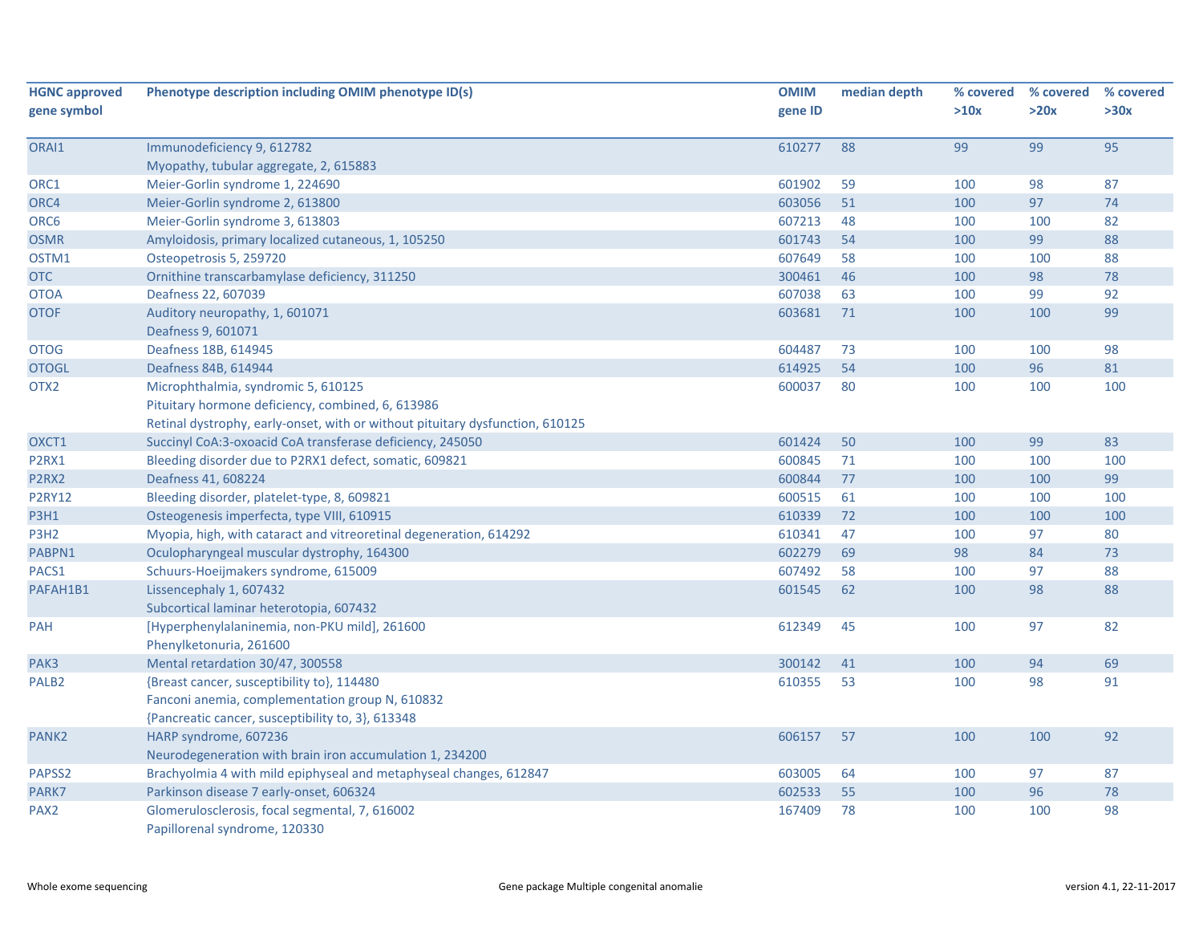| HGNC approved gene symbol | Phenotype description including OMIM phenotype ID(s) | OMIM gene ID | median depth | % covered >10x | % covered >20x | % covered >30x |
|---|---|---|---|---|---|---|
| ORAI1 | Immunodeficiency 9, 612782<br>Myopathy, tubular aggregate, 2, 615883 | 610277 | 88 | 99 | 99 | 95 |
| ORC1 | Meier-Gorlin syndrome 1, 224690 | 601902 | 59 | 100 | 98 | 87 |
| ORC4 | Meier-Gorlin syndrome 2, 613800 | 603056 | 51 | 100 | 97 | 74 |
| ORC6 | Meier-Gorlin syndrome 3, 613803 | 607213 | 48 | 100 | 100 | 82 |
| OSMR | Amyloidosis, primary localized cutaneous, 1, 105250 | 601743 | 54 | 100 | 99 | 88 |
| OSTM1 | Osteopetrosis 5, 259720 | 607649 | 58 | 100 | 100 | 88 |
| OTC | Ornithine transcarbamylase deficiency, 311250 | 300461 | 46 | 100 | 98 | 78 |
| OTOA | Deafness 22, 607039 | 607038 | 63 | 100 | 99 | 92 |
| OTOF | Auditory neuropathy, 1, 601071<br>Deafness 9, 601071 | 603681 | 71 | 100 | 100 | 99 |
| OTOG | Deafness 18B, 614945 | 604487 | 73 | 100 | 100 | 98 |
| OTOGL | Deafness 84B, 614944 | 614925 | 54 | 100 | 96 | 81 |
| OTX2 | Microphthalmia, syndromic 5, 610125<br>Pituitary hormone deficiency, combined, 6, 613986<br>Retinal dystrophy, early-onset, with or without pituitary dysfunction, 610125 | 600037 | 80 | 100 | 100 | 100 |
| OXCT1 | Succinyl CoA:3-oxoacid CoA transferase deficiency, 245050 | 601424 | 50 | 100 | 99 | 83 |
| P2RX1 | Bleeding disorder due to P2RX1 defect, somatic, 609821 | 600845 | 71 | 100 | 100 | 100 |
| P2RX2 | Deafness 41, 608224 | 600844 | 77 | 100 | 100 | 99 |
| P2RY12 | Bleeding disorder, platelet-type, 8, 609821 | 600515 | 61 | 100 | 100 | 100 |
| P3H1 | Osteogenesis imperfecta, type VIII, 610915 | 610339 | 72 | 100 | 100 | 100 |
| P3H2 | Myopia, high, with cataract and vitreoretinal degeneration, 614292 | 610341 | 47 | 100 | 97 | 80 |
| PABPN1 | Oculopharyngeal muscular dystrophy, 164300 | 602279 | 69 | 98 | 84 | 73 |
| PACS1 | Schuurs-Hoeijmakers syndrome, 615009 | 607492 | 58 | 100 | 97 | 88 |
| PAFAH1B1 | Lissencephaly 1, 607432<br>Subcortical laminar heterotopia, 607432 | 601545 | 62 | 100 | 98 | 88 |
| PAH | [Hyperphenylalaninemia, non-PKU mild], 261600<br>Phenylketonuria, 261600 | 612349 | 45 | 100 | 97 | 82 |
| PAK3 | Mental retardation 30/47, 300558 | 300142 | 41 | 100 | 94 | 69 |
| PALB2 | {Breast cancer, susceptibility to}, 114480<br>Fanconi anemia, complementation group N, 610832<br>{Pancreatic cancer, susceptibility to, 3}, 613348 | 610355 | 53 | 100 | 98 | 91 |
| PANK2 | HARP syndrome, 607236<br>Neurodegeneration with brain iron accumulation 1, 234200 | 606157 | 57 | 100 | 100 | 92 |
| PAPSS2 | Brachyolmia 4 with mild epiphyseal and metaphyseal changes, 612847 | 603005 | 64 | 100 | 97 | 87 |
| PARK7 | Parkinson disease 7 early-onset, 606324 | 602533 | 55 | 100 | 96 | 78 |
| PAX2 | Glomerulosclerosis, focal segmental, 7, 616002<br>Papillorenal syndrome, 120330 | 167409 | 78 | 100 | 100 | 98 |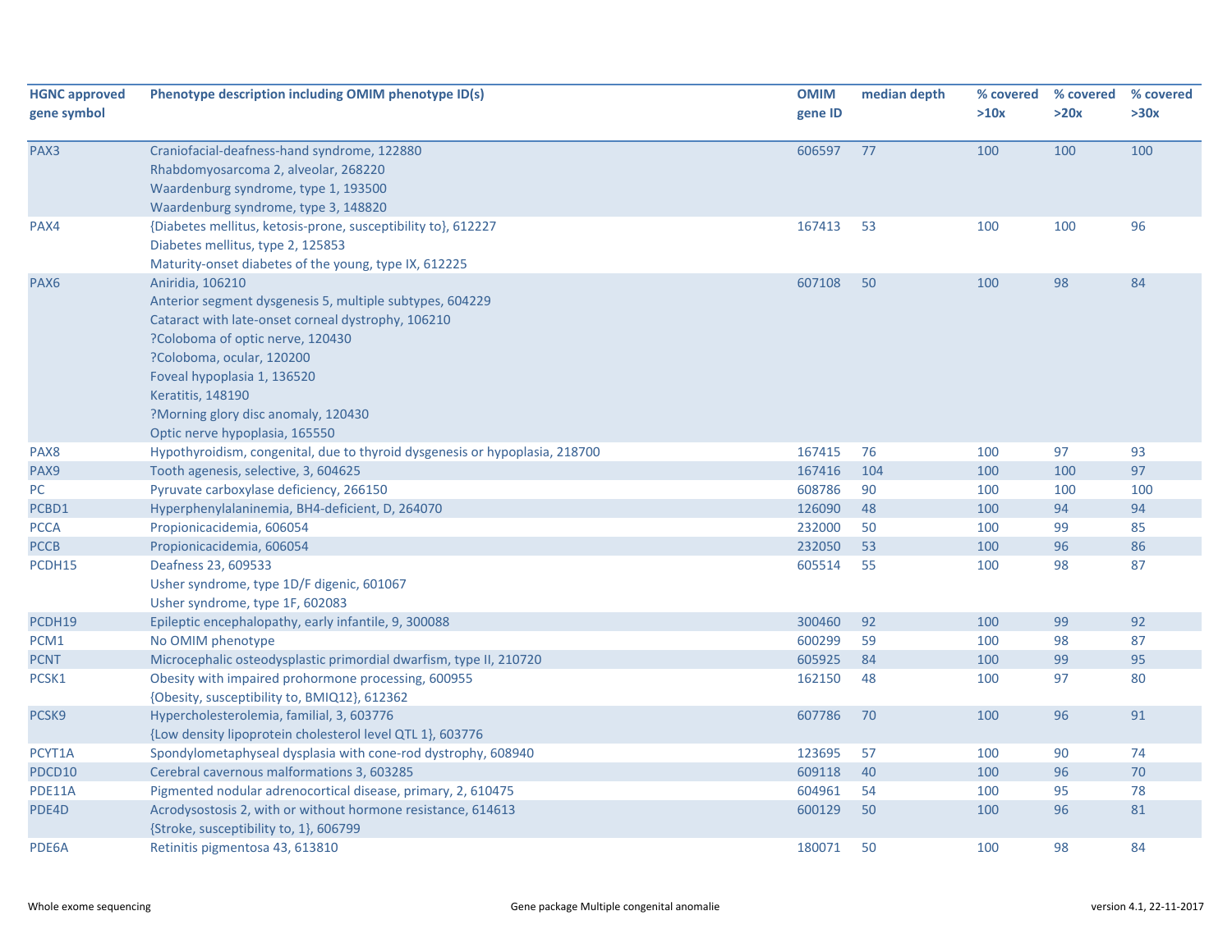| HGNC approved gene symbol | Phenotype description including OMIM phenotype ID(s) | OMIM gene ID | median depth | % covered >10x | % covered >20x | % covered >30x |
|---|---|---|---|---|---|---|
| PAX3 | Craniofacial-deafness-hand syndrome, 122880<br>Rhabdomyosarcoma 2, alveolar, 268220<br>Waardenburg syndrome, type 1, 193500<br>Waardenburg syndrome, type 3, 148820 | 606597 | 77 | 100 | 100 | 100 |
| PAX4 | {Diabetes mellitus, ketosis-prone, susceptibility to}, 612227<br>Diabetes mellitus, type 2, 125853<br>Maturity-onset diabetes of the young, type IX, 612225 | 167413 | 53 | 100 | 100 | 96 |
| PAX6 | Aniridia, 106210<br>Anterior segment dysgenesis 5, multiple subtypes, 604229<br>Cataract with late-onset corneal dystrophy, 106210<br>?Coloboma of optic nerve, 120430<br>?Coloboma, ocular, 120200<br>Foveal hypoplasia 1, 136520<br>Keratitis, 148190<br>?Morning glory disc anomaly, 120430<br>Optic nerve hypoplasia, 165550 | 607108 | 50 | 100 | 98 | 84 |
| PAX8 | Hypothyroidism, congenital, due to thyroid dysgenesis or hypoplasia, 218700 | 167415 | 76 | 100 | 97 | 93 |
| PAX9 | Tooth agenesis, selective, 3, 604625 | 167416 | 104 | 100 | 100 | 97 |
| PC | Pyruvate carboxylase deficiency, 266150 | 608786 | 90 | 100 | 100 | 100 |
| PCBD1 | Hyperphenylalaninemia, BH4-deficient, D, 264070 | 126090 | 48 | 100 | 94 | 94 |
| PCCA | Propionicacidemia, 606054 | 232000 | 50 | 100 | 99 | 85 |
| PCCB | Propionicacidemia, 606054 | 232050 | 53 | 100 | 96 | 86 |
| PCDH15 | Deafness 23, 609533<br>Usher syndrome, type 1D/F digenic, 601067<br>Usher syndrome, type 1F, 602083 | 605514 | 55 | 100 | 98 | 87 |
| PCDH19 | Epileptic encephalopathy, early infantile, 9, 300088 | 300460 | 92 | 100 | 99 | 92 |
| PCM1 | No OMIM phenotype | 600299 | 59 | 100 | 98 | 87 |
| PCNT | Microcephalic osteodysplastic primordial dwarfism, type II, 210720 | 605925 | 84 | 100 | 99 | 95 |
| PCSK1 | Obesity with impaired prohormone processing, 600955<br>{Obesity, susceptibility to, BMIQ12}, 612362 | 162150 | 48 | 100 | 97 | 80 |
| PCSK9 | Hypercholesterolemia, familial, 3, 603776<br>{Low density lipoprotein cholesterol level QTL 1}, 603776 | 607786 | 70 | 100 | 96 | 91 |
| PCYT1A | Spondylometaphyseal dysplasia with cone-rod dystrophy, 608940 | 123695 | 57 | 100 | 90 | 74 |
| PDCD10 | Cerebral cavernous malformations 3, 603285 | 609118 | 40 | 100 | 96 | 70 |
| PDE11A | Pigmented nodular adrenocortical disease, primary, 2, 610475 | 604961 | 54 | 100 | 95 | 78 |
| PDE4D | Acrodysostosis 2, with or without hormone resistance, 614613<br>{Stroke, susceptibility to, 1}, 606799 | 600129 | 50 | 100 | 96 | 81 |
| PDE6A | Retinitis pigmentosa 43, 613810 | 180071 | 50 | 100 | 98 | 84 |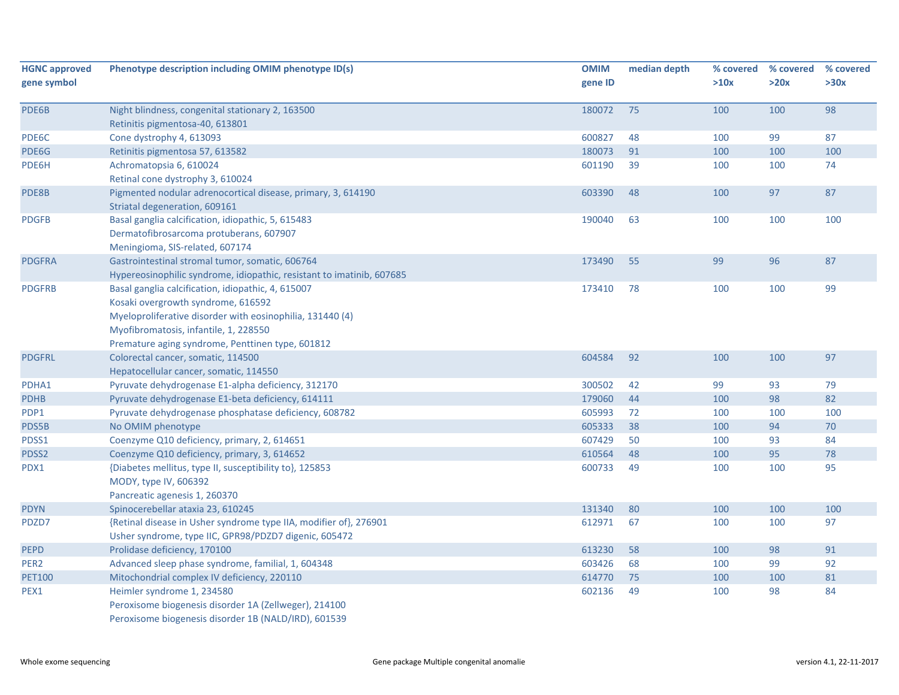| HGNC approved gene symbol | Phenotype description including OMIM phenotype ID(s) | OMIM gene ID | median depth | % covered >10x | % covered >20x | % covered >30x |
|---|---|---|---|---|---|---|
| PDE6B | Night blindness, congenital stationary 2, 163500<br>Retinitis pigmentosa-40, 613801 | 180072 | 75 | 100 | 100 | 98 |
| PDE6C | Cone dystrophy 4, 613093 | 600827 | 48 | 100 | 99 | 87 |
| PDE6G | Retinitis pigmentosa 57, 613582 | 180073 | 91 | 100 | 100 | 100 |
| PDE6H | Achromatopsia 6, 610024<br>Retinal cone dystrophy 3, 610024 | 601190 | 39 | 100 | 100 | 74 |
| PDE8B | Pigmented nodular adrenocortical disease, primary, 3, 614190<br>Striatal degeneration, 609161 | 603390 | 48 | 100 | 97 | 87 |
| PDGFB | Basal ganglia calcification, idiopathic, 5, 615483<br>Dermatofibrosarcoma protuberans, 607907<br>Meningioma, SIS-related, 607174 | 190040 | 63 | 100 | 100 | 100 |
| PDGFRA | Gastrointestinal stromal tumor, somatic, 606764<br>Hypereosinophilic syndrome, idiopathic, resistant to imatinib, 607685 | 173490 | 55 | 99 | 96 | 87 |
| PDGFRB | Basal ganglia calcification, idiopathic, 4, 615007<br>Kosaki overgrowth syndrome, 616592<br>Myeloproliferative disorder with eosinophilia, 131440 (4)<br>Myofibromatosis, infantile, 1, 228550<br>Premature aging syndrome, Penttinen type, 601812 | 173410 | 78 | 100 | 100 | 99 |
| PDGFRL | Colorectal cancer, somatic, 114500<br>Hepatocellular cancer, somatic, 114550 | 604584 | 92 | 100 | 100 | 97 |
| PDHA1 | Pyruvate dehydrogenase E1-alpha deficiency, 312170 | 300502 | 42 | 99 | 93 | 79 |
| PDHB | Pyruvate dehydrogenase E1-beta deficiency, 614111 | 179060 | 44 | 100 | 98 | 82 |
| PDP1 | Pyruvate dehydrogenase phosphatase deficiency, 608782 | 605993 | 72 | 100 | 100 | 100 |
| PDS5B | No OMIM phenotype | 605333 | 38 | 100 | 94 | 70 |
| PDSS1 | Coenzyme Q10 deficiency, primary, 2, 614651 | 607429 | 50 | 100 | 93 | 84 |
| PDSS2 | Coenzyme Q10 deficiency, primary, 3, 614652 | 610564 | 48 | 100 | 95 | 78 |
| PDX1 | {Diabetes mellitus, type II, susceptibility to}, 125853<br>MODY, type IV, 606392<br>Pancreatic agenesis 1, 260370 | 600733 | 49 | 100 | 100 | 95 |
| PDYN | Spinocerebellar ataxia 23, 610245 | 131340 | 80 | 100 | 100 | 100 |
| PDZD7 | {Retinal disease in Usher syndrome type IIA, modifier of}, 276901<br>Usher syndrome, type IIC, GPR98/PDZD7 digenic, 605472 | 612971 | 67 | 100 | 100 | 97 |
| PEPD | Prolidase deficiency, 170100 | 613230 | 58 | 100 | 98 | 91 |
| PER2 | Advanced sleep phase syndrome, familial, 1, 604348 | 603426 | 68 | 100 | 99 | 92 |
| PET100 | Mitochondrial complex IV deficiency, 220110 | 614770 | 75 | 100 | 100 | 81 |
| PEX1 | Heimler syndrome 1, 234580<br>Peroxisome biogenesis disorder 1A (Zellweger), 214100<br>Peroxisome biogenesis disorder 1B (NALD/IRD), 601539 | 602136 | 49 | 100 | 98 | 84 |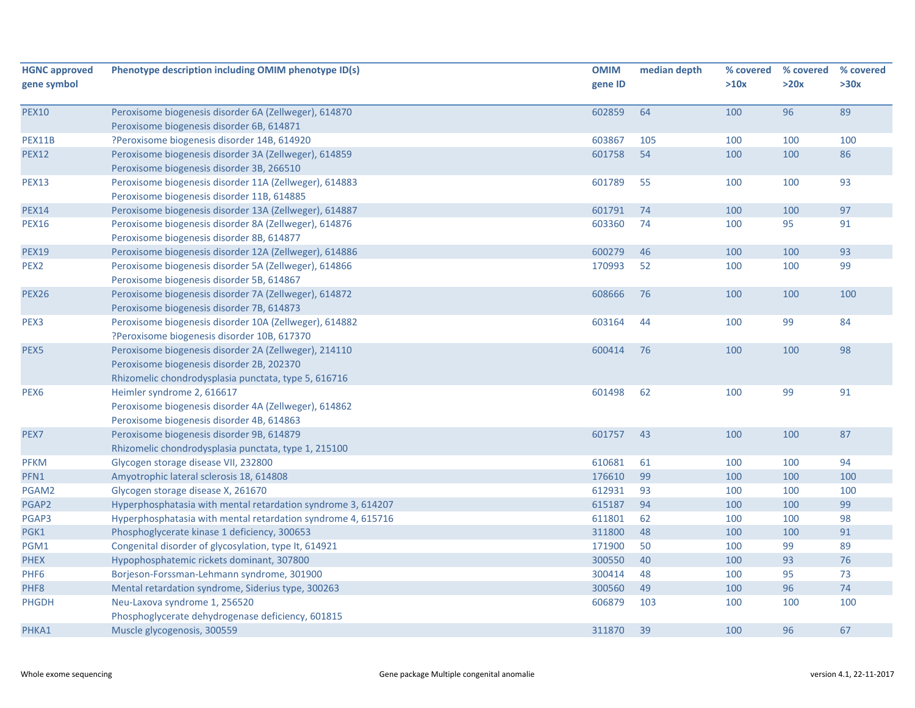| HGNC approved gene symbol | Phenotype description including OMIM phenotype ID(s) | OMIM gene ID | median depth | % covered >10x | % covered >20x | % covered >30x |
|---|---|---|---|---|---|---|
| PEX10 | Peroxisome biogenesis disorder 6A (Zellweger), 614870<br>Peroxisome biogenesis disorder 6B, 614871 | 602859 | 64 | 100 | 96 | 89 |
| PEX11B | ?Peroxisome biogenesis disorder 14B, 614920 | 603867 | 105 | 100 | 100 | 100 |
| PEX12 | Peroxisome biogenesis disorder 3A (Zellweger), 614859<br>Peroxisome biogenesis disorder 3B, 266510 | 601758 | 54 | 100 | 100 | 86 |
| PEX13 | Peroxisome biogenesis disorder 11A (Zellweger), 614883<br>Peroxisome biogenesis disorder 11B, 614885 | 601789 | 55 | 100 | 100 | 93 |
| PEX14 | Peroxisome biogenesis disorder 13A (Zellweger), 614887 | 601791 | 74 | 100 | 100 | 97 |
| PEX16 | Peroxisome biogenesis disorder 8A (Zellweger), 614876<br>Peroxisome biogenesis disorder 8B, 614877 | 603360 | 74 | 100 | 95 | 91 |
| PEX19 | Peroxisome biogenesis disorder 12A (Zellweger), 614886 | 600279 | 46 | 100 | 100 | 93 |
| PEX2 | Peroxisome biogenesis disorder 5A (Zellweger), 614866<br>Peroxisome biogenesis disorder 5B, 614867 | 170993 | 52 | 100 | 100 | 99 |
| PEX26 | Peroxisome biogenesis disorder 7A (Zellweger), 614872<br>Peroxisome biogenesis disorder 7B, 614873 | 608666 | 76 | 100 | 100 | 100 |
| PEX3 | Peroxisome biogenesis disorder 10A (Zellweger), 614882<br>?Peroxisome biogenesis disorder 10B, 617370 | 603164 | 44 | 100 | 99 | 84 |
| PEX5 | Peroxisome biogenesis disorder 2A (Zellweger), 214110<br>Peroxisome biogenesis disorder 2B, 202370<br>Rhizomelic chondrodysplasia punctata, type 5, 616716 | 600414 | 76 | 100 | 100 | 98 |
| PEX6 | Heimler syndrome 2, 616617<br>Peroxisome biogenesis disorder 4A (Zellweger), 614862<br>Peroxisome biogenesis disorder 4B, 614863 | 601498 | 62 | 100 | 99 | 91 |
| PEX7 | Peroxisome biogenesis disorder 9B, 614879<br>Rhizomelic chondrodysplasia punctata, type 1, 215100 | 601757 | 43 | 100 | 100 | 87 |
| PFKM | Glycogen storage disease VII, 232800 | 610681 | 61 | 100 | 100 | 94 |
| PFN1 | Amyotrophic lateral sclerosis 18, 614808 | 176610 | 99 | 100 | 100 | 100 |
| PGAM2 | Glycogen storage disease X, 261670 | 612931 | 93 | 100 | 100 | 100 |
| PGAP2 | Hyperphosphatasia with mental retardation syndrome 3, 614207 | 615187 | 94 | 100 | 100 | 99 |
| PGAP3 | Hyperphosphatasia with mental retardation syndrome 4, 615716 | 611801 | 62 | 100 | 100 | 98 |
| PGK1 | Phosphoglycerate kinase 1 deficiency, 300653 | 311800 | 48 | 100 | 100 | 91 |
| PGM1 | Congenital disorder of glycosylation, type It, 614921 | 171900 | 50 | 100 | 99 | 89 |
| PHEX | Hypophosphatemic rickets dominant, 307800 | 300550 | 40 | 100 | 93 | 76 |
| PHF6 | Borjeson-Forssman-Lehmann syndrome, 301900 | 300414 | 48 | 100 | 95 | 73 |
| PHF8 | Mental retardation syndrome, Siderius type, 300263 | 300560 | 49 | 100 | 96 | 74 |
| PHGDH | Neu-Laxova syndrome 1, 256520<br>Phosphoglycerate dehydrogenase deficiency, 601815 | 606879 | 103 | 100 | 100 | 100 |
| PHKA1 | Muscle glycogenosis, 300559 | 311870 | 39 | 100 | 96 | 67 |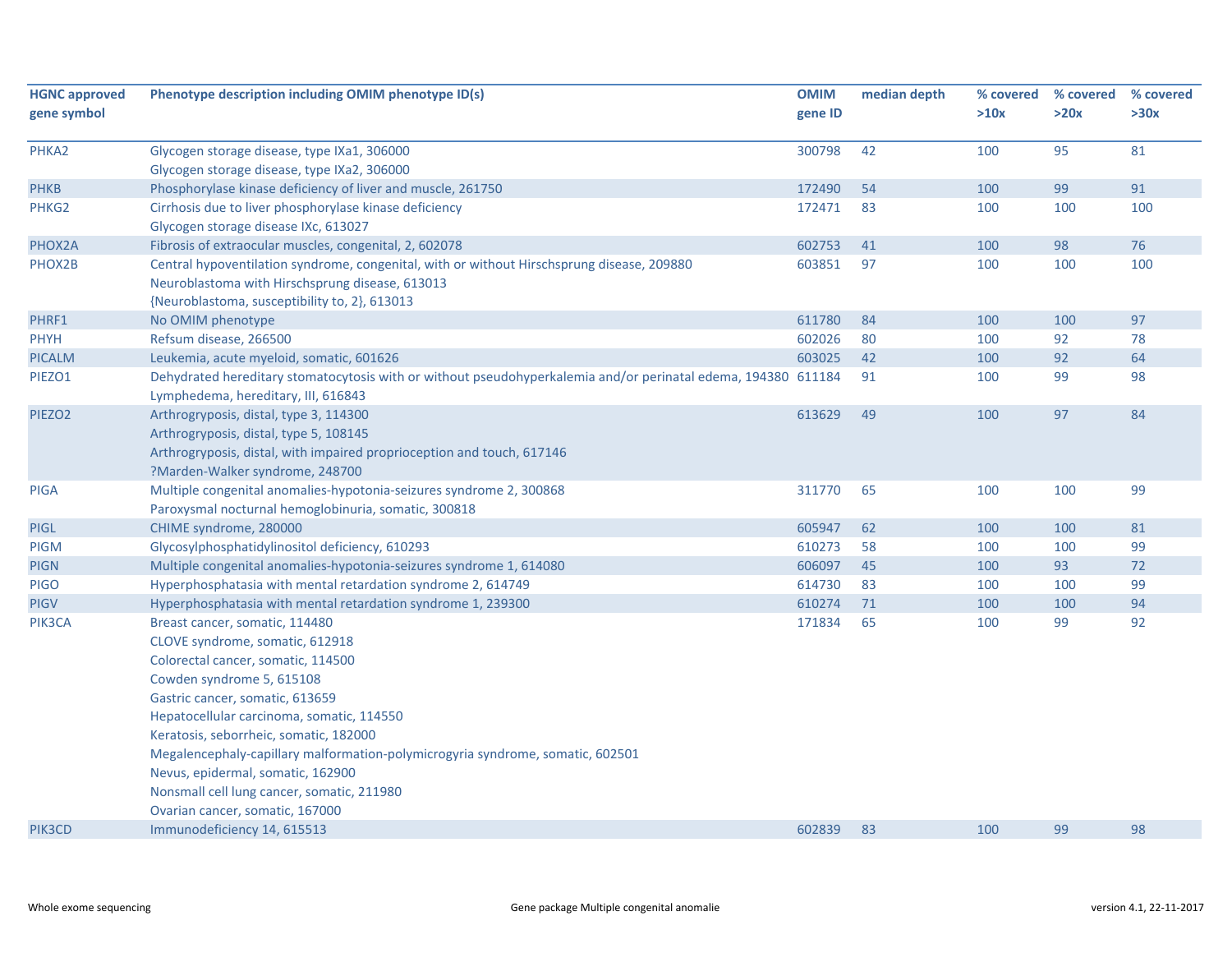| HGNC approved gene symbol | Phenotype description including OMIM phenotype ID(s) | OMIM gene ID | median depth | % covered >10x | % covered >20x | % covered >30x |
|---|---|---|---|---|---|---|
| PHKA2 | Glycogen storage disease, type IXa1, 306000<br>Glycogen storage disease, type IXa2, 306000 | 300798 | 42 | 100 | 95 | 81 |
| PHKB | Phosphorylase kinase deficiency of liver and muscle, 261750 | 172490 | 54 | 100 | 99 | 91 |
| PHKG2 | Cirrhosis due to liver phosphorylase kinase deficiency<br>Glycogen storage disease IXc, 613027 | 172471 | 83 | 100 | 100 | 100 |
| PHOX2A | Fibrosis of extraocular muscles, congenital, 2, 602078 | 602753 | 41 | 100 | 98 | 76 |
| PHOX2B | Central hypoventilation syndrome, congenital, with or without Hirschsprung disease, 209880<br>Neuroblastoma with Hirschsprung disease, 613013<br>{Neuroblastoma, susceptibility to, 2}, 613013 | 603851 | 97 | 100 | 100 | 100 |
| PHRF1 | No OMIM phenotype | 611780 | 84 | 100 | 100 | 97 |
| PHYH | Refsum disease, 266500 | 602026 | 80 | 100 | 92 | 78 |
| PICALM | Leukemia, acute myeloid, somatic, 601626 | 603025 | 42 | 100 | 92 | 64 |
| PIEZO1 | Dehydrated hereditary stomatocytosis with or without pseudohyperkalemia and/or perinatal edema, 194380<br>Lymphedema, hereditary, III, 616843 | 611184 | 91 | 100 | 99 | 98 |
| PIEZO2 | Arthrogryposis, distal, type 3, 114300<br>Arthrogryposis, distal, type 5, 108145<br>Arthrogryposis, distal, with impaired proprioception and touch, 617146<br>?Marden-Walker syndrome, 248700 | 613629 | 49 | 100 | 97 | 84 |
| PIGA | Multiple congenital anomalies-hypotonia-seizures syndrome 2, 300868<br>Paroxysmal nocturnal hemoglobinuria, somatic, 300818 | 311770 | 65 | 100 | 100 | 99 |
| PIGL | CHIME syndrome, 280000 | 605947 | 62 | 100 | 100 | 81 |
| PIGM | Glycosylphosphatidylinositol deficiency, 610293 | 610273 | 58 | 100 | 100 | 99 |
| PIGN | Multiple congenital anomalies-hypotonia-seizures syndrome 1, 614080 | 606097 | 45 | 100 | 93 | 72 |
| PIGO | Hyperphosphatasia with mental retardation syndrome 2, 614749 | 614730 | 83 | 100 | 100 | 99 |
| PIGV | Hyperphosphatasia with mental retardation syndrome 1, 239300 | 610274 | 71 | 100 | 100 | 94 |
| PIK3CA | Breast cancer, somatic, 114480<br>CLOVE syndrome, somatic, 612918<br>Colorectal cancer, somatic, 114500<br>Cowden syndrome 5, 615108<br>Gastric cancer, somatic, 613659<br>Hepatocellular carcinoma, somatic, 114550<br>Keratosis, seborrheic, somatic, 182000<br>Megalencephaly-capillary malformation-polymicrogyria syndrome, somatic, 602501<br>Nevus, epidermal, somatic, 162900<br>Nonsmall cell lung cancer, somatic, 211980<br>Ovarian cancer, somatic, 167000 | 171834 | 65 | 100 | 99 | 92 |
| PIK3CD | Immunodeficiency 14, 615513 | 602839 | 83 | 100 | 99 | 98 |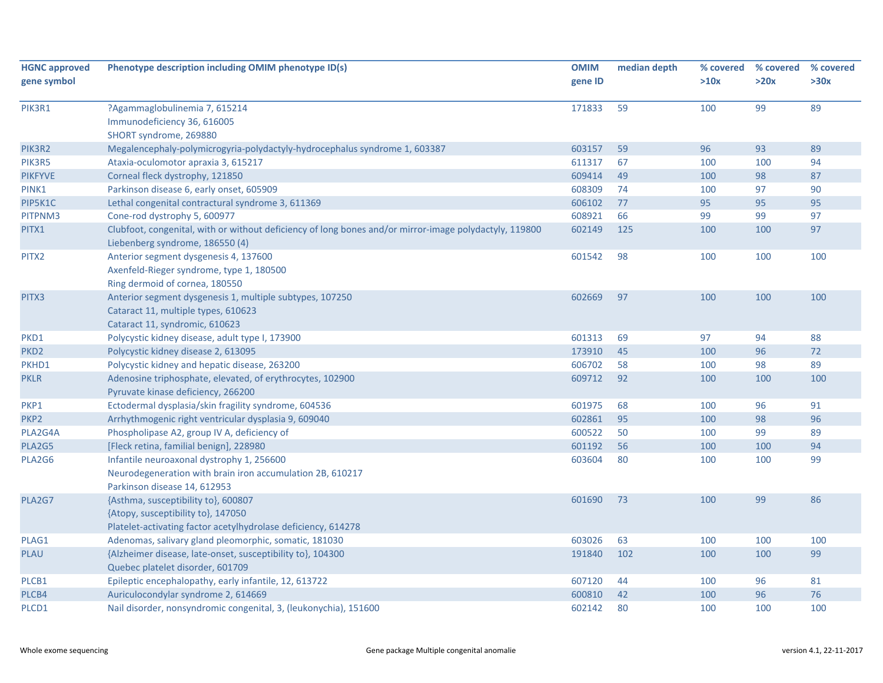| HGNC approved gene symbol | Phenotype description including OMIM phenotype ID(s) | OMIM gene ID | median depth | % covered >10x | % covered >20x | % covered >30x |
|---|---|---|---|---|---|---|
| PIK3R1 | ?Agammaglobulinemia 7, 615214<br>Immunodeficiency 36, 616005<br>SHORT syndrome, 269880 | 171833 | 59 | 100 | 99 | 89 |
| PIK3R2 | Megalencephaly-polymicrogyria-polydactyly-hydrocephalus syndrome 1, 603387 | 603157 | 59 | 96 | 93 | 89 |
| PIK3R5 | Ataxia-oculomotor apraxia 3, 615217 | 611317 | 67 | 100 | 100 | 94 |
| PIKFYVE | Corneal fleck dystrophy, 121850 | 609414 | 49 | 100 | 98 | 87 |
| PINK1 | Parkinson disease 6, early onset, 605909 | 608309 | 74 | 100 | 97 | 90 |
| PIP5K1C | Lethal congenital contractural syndrome 3, 611369 | 606102 | 77 | 95 | 95 | 95 |
| PITPNM3 | Cone-rod dystrophy 5, 600977 | 608921 | 66 | 99 | 99 | 97 |
| PITX1 | Clubfoot, congenital, with or without deficiency of long bones and/or mirror-image polydactyly, 119800<br>Liebenberg syndrome, 186550 (4) | 602149 | 125 | 100 | 100 | 97 |
| PITX2 | Anterior segment dysgenesis 4, 137600<br>Axenfeld-Rieger syndrome, type 1, 180500<br>Ring dermoid of cornea, 180550 | 601542 | 98 | 100 | 100 | 100 |
| PITX3 | Anterior segment dysgenesis 1, multiple subtypes, 107250<br>Cataract 11, multiple types, 610623<br>Cataract 11, syndromic, 610623 | 602669 | 97 | 100 | 100 | 100 |
| PKD1 | Polycystic kidney disease, adult type I, 173900 | 601313 | 69 | 97 | 94 | 88 |
| PKD2 | Polycystic kidney disease 2, 613095 | 173910 | 45 | 100 | 96 | 72 |
| PKHD1 | Polycystic kidney and hepatic disease, 263200 | 606702 | 58 | 100 | 98 | 89 |
| PKLR | Adenosine triphosphate, elevated, of erythrocytes, 102900<br>Pyruvate kinase deficiency, 266200 | 609712 | 92 | 100 | 100 | 100 |
| PKP1 | Ectodermal dysplasia/skin fragility syndrome, 604536 | 601975 | 68 | 100 | 96 | 91 |
| PKP2 | Arrhythmogenic right ventricular dysplasia 9, 609040 | 602861 | 95 | 100 | 98 | 96 |
| PLA2G4A | Phospholipase A2, group IV A, deficiency of | 600522 | 50 | 100 | 99 | 89 |
| PLA2G5 | [Fleck retina, familial benign], 228980 | 601192 | 56 | 100 | 100 | 94 |
| PLA2G6 | Infantile neuroaxonal dystrophy 1, 256600<br>Neurodegeneration with brain iron accumulation 2B, 610217<br>Parkinson disease 14, 612953 | 603604 | 80 | 100 | 100 | 99 |
| PLA2G7 | {Asthma, susceptibility to}, 600807<br>{Atopy, susceptibility to}, 147050<br>Platelet-activating factor acetylhydrolase deficiency, 614278 | 601690 | 73 | 100 | 99 | 86 |
| PLAG1 | Adenomas, salivary gland pleomorphic, somatic, 181030 | 603026 | 63 | 100 | 100 | 100 |
| PLAU | {Alzheimer disease, late-onset, susceptibility to}, 104300<br>Quebec platelet disorder, 601709 | 191840 | 102 | 100 | 100 | 99 |
| PLCB1 | Epileptic encephalopathy, early infantile, 12, 613722 | 607120 | 44 | 100 | 96 | 81 |
| PLCB4 | Auriculocondylar syndrome 2, 614669 | 600810 | 42 | 100 | 96 | 76 |
| PLCD1 | Nail disorder, nonsyndromic congenital, 3, (leukonychia), 151600 | 602142 | 80 | 100 | 100 | 100 |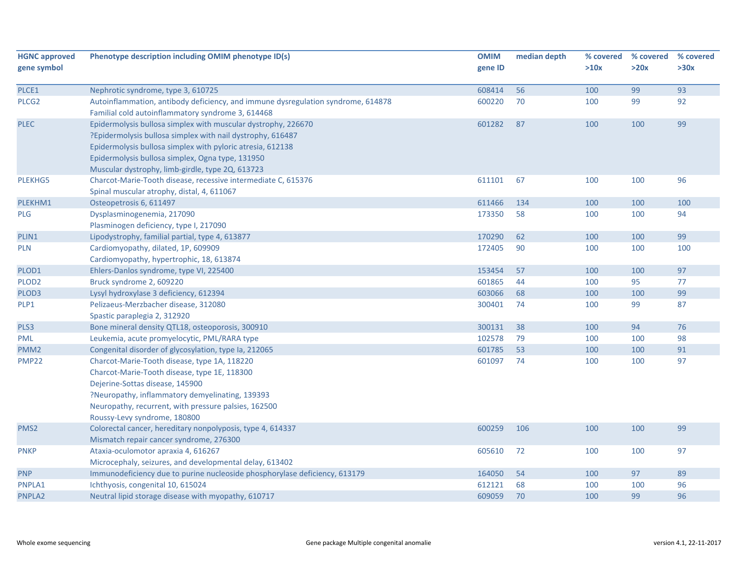| HGNC approved gene symbol | Phenotype description including OMIM phenotype ID(s) | OMIM gene ID | median depth | % covered >10x | % covered >20x | % covered >30x |
|---|---|---|---|---|---|---|
| PLCE1 | Nephrotic syndrome, type 3, 610725 | 608414 | 56 | 100 | 99 | 93 |
| PLCG2 | Autoinflammation, antibody deficiency, and immune dysregulation syndrome, 614878<br>Familial cold autoinflammatory syndrome 3, 614468 | 600220 | 70 | 100 | 99 | 92 |
| PLEC | Epidermolysis bullosa simplex with muscular dystrophy, 226670<br>?Epidermolysis bullosa simplex with nail dystrophy, 616487<br>Epidermolysis bullosa simplex with pyloric atresia, 612138<br>Epidermolysis bullosa simplex, Ogna type, 131950<br>Muscular dystrophy, limb-girdle, type 2Q, 613723 | 601282 | 87 | 100 | 100 | 99 |
| PLEKHG5 | Charcot-Marie-Tooth disease, recessive intermediate C, 615376<br>Spinal muscular atrophy, distal, 4, 611067 | 611101 | 67 | 100 | 100 | 96 |
| PLEKHM1 | Osteopetrosis 6, 611497 | 611466 | 134 | 100 | 100 | 100 |
| PLG | Dysplasminogenemia, 217090<br>Plasminogen deficiency, type I, 217090 | 173350 | 58 | 100 | 100 | 94 |
| PLIN1 | Lipodystrophy, familial partial, type 4, 613877 | 170290 | 62 | 100 | 100 | 99 |
| PLN | Cardiomyopathy, dilated, 1P, 609909<br>Cardiomyopathy, hypertrophic, 18, 613874 | 172405 | 90 | 100 | 100 | 100 |
| PLOD1 | Ehlers-Danlos syndrome, type VI, 225400 | 153454 | 57 | 100 | 100 | 97 |
| PLOD2 | Bruck syndrome 2, 609220 | 601865 | 44 | 100 | 95 | 77 |
| PLOD3 | Lysyl hydroxylase 3 deficiency, 612394 | 603066 | 68 | 100 | 100 | 99 |
| PLP1 | Pelizaeus-Merzbacher disease, 312080<br>Spastic paraplegia 2, 312920 | 300401 | 74 | 100 | 99 | 87 |
| PLS3 | Bone mineral density QTL18, osteoporosis, 300910 | 300131 | 38 | 100 | 94 | 76 |
| PML | Leukemia, acute promyelocytic, PML/RARA type | 102578 | 79 | 100 | 100 | 98 |
| PMM2 | Congenital disorder of glycosylation, type Ia, 212065 | 601785 | 53 | 100 | 100 | 91 |
| PMP22 | Charcot-Marie-Tooth disease, type 1A, 118220<br>Charcot-Marie-Tooth disease, type 1E, 118300<br>Dejerine-Sottas disease, 145900<br>?Neuropathy, inflammatory demyelinating, 139393<br>Neuropathy, recurrent, with pressure palsies, 162500<br>Roussy-Levy syndrome, 180800 | 601097 | 74 | 100 | 100 | 97 |
| PMS2 | Colorectal cancer, hereditary nonpolyposis, type 4, 614337<br>Mismatch repair cancer syndrome, 276300 | 600259 | 106 | 100 | 100 | 99 |
| PNKP | Ataxia-oculomotor apraxia 4, 616267<br>Microcephaly, seizures, and developmental delay, 613402 | 605610 | 72 | 100 | 100 | 97 |
| PNP | Immunodeficiency due to purine nucleoside phosphorylase deficiency, 613179 | 164050 | 54 | 100 | 97 | 89 |
| PNPLA1 | Ichthyosis, congenital 10, 615024 | 612121 | 68 | 100 | 100 | 96 |
| PNPLA2 | Neutral lipid storage disease with myopathy, 610717 | 609059 | 70 | 100 | 99 | 96 |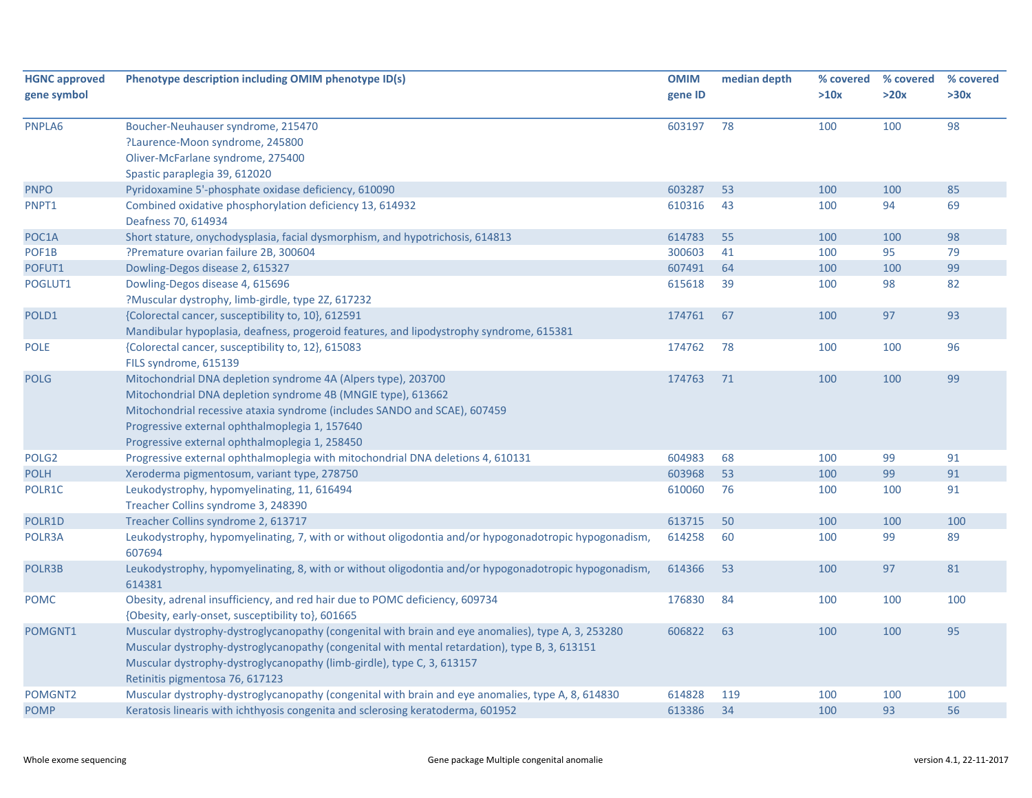| HGNC approved gene symbol | Phenotype description including OMIM phenotype ID(s) | OMIM gene ID | median depth | % covered >10x | % covered >20x | % covered >30x |
|---|---|---|---|---|---|---|
| PNPLA6 | Boucher-Neuhauser syndrome, 215470<br>?Laurence-Moon syndrome, 245800<br>Oliver-McFarlane syndrome, 275400<br>Spastic paraplegia 39, 612020 | 603197 | 78 | 100 | 100 | 98 |
| PNPO | Pyridoxamine 5'-phosphate oxidase deficiency, 610090 | 603287 | 53 | 100 | 100 | 85 |
| PNPT1 | Combined oxidative phosphorylation deficiency 13, 614932<br>Deafness 70, 614934 | 610316 | 43 | 100 | 94 | 69 |
| POC1A | Short stature, onychodysplasia, facial dysmorphism, and hypotrichosis, 614813 | 614783 | 55 | 100 | 100 | 98 |
| POF1B | ?Premature ovarian failure 2B, 300604 | 300603 | 41 | 100 | 95 | 79 |
| POFUT1 | Dowling-Degos disease 2, 615327 | 607491 | 64 | 100 | 100 | 99 |
| POGLUT1 | Dowling-Degos disease 4, 615696<br>?Muscular dystrophy, limb-girdle, type 2Z, 617232 | 615618 | 39 | 100 | 98 | 82 |
| POLD1 | {Colorectal cancer, susceptibility to, 10}, 612591<br>Mandibular hypoplasia, deafness, progeroid features, and lipodystrophy syndrome, 615381 | 174761 | 67 | 100 | 97 | 93 |
| POLE | {Colorectal cancer, susceptibility to, 12}, 615083<br>FILS syndrome, 615139 | 174762 | 78 | 100 | 100 | 96 |
| POLG | Mitochondrial DNA depletion syndrome 4A (Alpers type), 203700<br>Mitochondrial DNA depletion syndrome 4B (MNGIE type), 613662<br>Mitochondrial recessive ataxia syndrome (includes SANDO and SCAE), 607459<br>Progressive external ophthalmoplegia 1, 157640<br>Progressive external ophthalmoplegia 1, 258450 | 174763 | 71 | 100 | 100 | 99 |
| POLG2 | Progressive external ophthalmoplegia with mitochondrial DNA deletions 4, 610131 | 604983 | 68 | 100 | 99 | 91 |
| POLH | Xeroderma pigmentosum, variant type, 278750 | 603968 | 53 | 100 | 99 | 91 |
| POLR1C | Leukodystrophy, hypomyelinating, 11, 616494<br>Treacher Collins syndrome 3, 248390 | 610060 | 76 | 100 | 100 | 91 |
| POLR1D | Treacher Collins syndrome 2, 613717 | 613715 | 50 | 100 | 100 | 100 |
| POLR3A | Leukodystrophy, hypomyelinating, 7, with or without oligodontia and/or hypogonadotropic hypogonadism, 607694 | 614258 | 60 | 100 | 99 | 89 |
| POLR3B | Leukodystrophy, hypomyelinating, 8, with or without oligodontia and/or hypogonadotropic hypogonadism, 614381 | 614366 | 53 | 100 | 97 | 81 |
| POMC | Obesity, adrenal insufficiency, and red hair due to POMC deficiency, 609734<br>{Obesity, early-onset, susceptibility to}, 601665 | 176830 | 84 | 100 | 100 | 100 |
| POMGNT1 | Muscular dystrophy-dystroglycanopathy (congenital with brain and eye anomalies), type A, 3, 253280<br>Muscular dystrophy-dystroglycanopathy (congenital with mental retardation), type B, 3, 613151<br>Muscular dystrophy-dystroglycanopathy (limb-girdle), type C, 3, 613157<br>Retinitis pigmentosa 76, 617123 | 606822 | 63 | 100 | 100 | 95 |
| POMGNT2 | Muscular dystrophy-dystroglycanopathy (congenital with brain and eye anomalies, type A, 8, 614830 | 614828 | 119 | 100 | 100 | 100 |
| POMP | Keratosis linearis with ichthyosis congenita and sclerosing keratoderma, 601952 | 613386 | 34 | 100 | 93 | 56 |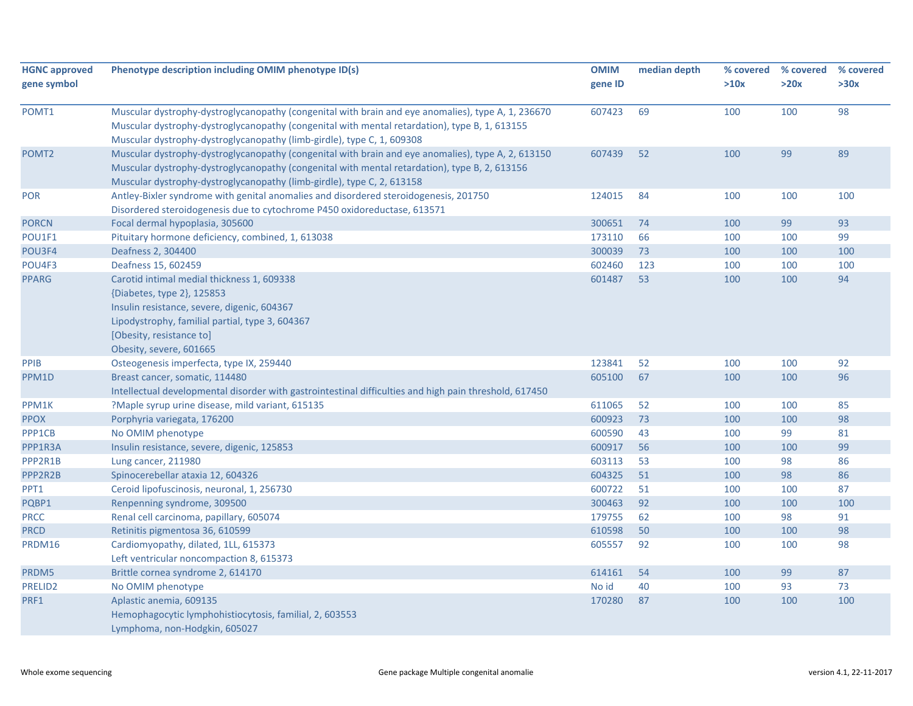| HGNC approved gene symbol | Phenotype description including OMIM phenotype ID(s) | OMIM gene ID | median depth | % covered >10x | % covered >20x | % covered >30x |
|---|---|---|---|---|---|---|
| POMT1 | Muscular dystrophy-dystroglycanopathy (congenital with brain and eye anomalies), type A, 1, 236670<br>Muscular dystrophy-dystroglycanopathy (congenital with mental retardation), type B, 1, 613155<br>Muscular dystrophy-dystroglycanopathy (limb-girdle), type C, 1, 609308 | 607423 | 69 | 100 | 100 | 98 |
| POMT2 | Muscular dystrophy-dystroglycanopathy (congenital with brain and eye anomalies), type A, 2, 613150<br>Muscular dystrophy-dystroglycanopathy (congenital with mental retardation), type B, 2, 613156<br>Muscular dystrophy-dystroglycanopathy (limb-girdle), type C, 2, 613158 | 607439 | 52 | 100 | 99 | 89 |
| POR | Antley-Bixler syndrome with genital anomalies and disordered steroidogenesis, 201750<br>Disordered steroidogenesis due to cytochrome P450 oxidoreductase, 613571 | 124015 | 84 | 100 | 100 | 100 |
| PORCN | Focal dermal hypoplasia, 305600 | 300651 | 74 | 100 | 99 | 93 |
| POU1F1 | Pituitary hormone deficiency, combined, 1, 613038 | 173110 | 66 | 100 | 100 | 99 |
| POU3F4 | Deafness 2, 304400 | 300039 | 73 | 100 | 100 | 100 |
| POU4F3 | Deafness 15, 602459 | 602460 | 123 | 100 | 100 | 100 |
| PPARG | Carotid intimal medial thickness 1, 609338<br>{Diabetes, type 2}, 125853<br>Insulin resistance, severe, digenic, 604367<br>Lipodystrophy, familial partial, type 3, 604367<br>[Obesity, resistance to]<br>Obesity, severe, 601665 | 601487 | 53 | 100 | 100 | 94 |
| PPIB | Osteogenesis imperfecta, type IX, 259440 | 123841 | 52 | 100 | 100 | 92 |
| PPM1D | Breast cancer, somatic, 114480<br>Intellectual developmental disorder with gastrointestinal difficulties and high pain threshold, 617450 | 605100 | 67 | 100 | 100 | 96 |
| PPM1K | ?Maple syrup urine disease, mild variant, 615135 | 611065 | 52 | 100 | 100 | 85 |
| PPOX | Porphyria variegata, 176200 | 600923 | 73 | 100 | 100 | 98 |
| PPP1CB | No OMIM phenotype | 600590 | 43 | 100 | 99 | 81 |
| PPP1R3A | Insulin resistance, severe, digenic, 125853 | 600917 | 56 | 100 | 100 | 99 |
| PPP2R1B | Lung cancer, 211980 | 603113 | 53 | 100 | 98 | 86 |
| PPP2R2B | Spinocerebellar ataxia 12, 604326 | 604325 | 51 | 100 | 98 | 86 |
| PPT1 | Ceroid lipofuscinosis, neuronal, 1, 256730 | 600722 | 51 | 100 | 100 | 87 |
| PQBP1 | Renpenning syndrome, 309500 | 300463 | 92 | 100 | 100 | 100 |
| PRCC | Renal cell carcinoma, papillary, 605074 | 179755 | 62 | 100 | 98 | 91 |
| PRCD | Retinitis pigmentosa 36, 610599 | 610598 | 50 | 100 | 100 | 98 |
| PRDM16 | Cardiomyopathy, dilated, 1LL, 615373<br>Left ventricular noncompaction 8, 615373 | 605557 | 92 | 100 | 100 | 98 |
| PRDM5 | Brittle cornea syndrome 2, 614170 | 614161 | 54 | 100 | 99 | 87 |
| PRELID2 | No OMIM phenotype | No id | 40 | 100 | 93 | 73 |
| PRF1 | Aplastic anemia, 609135<br>Hemophagocytic lymphohistiocytosis, familial, 2, 603553<br>Lymphoma, non-Hodgkin, 605027 | 170280 | 87 | 100 | 100 | 100 |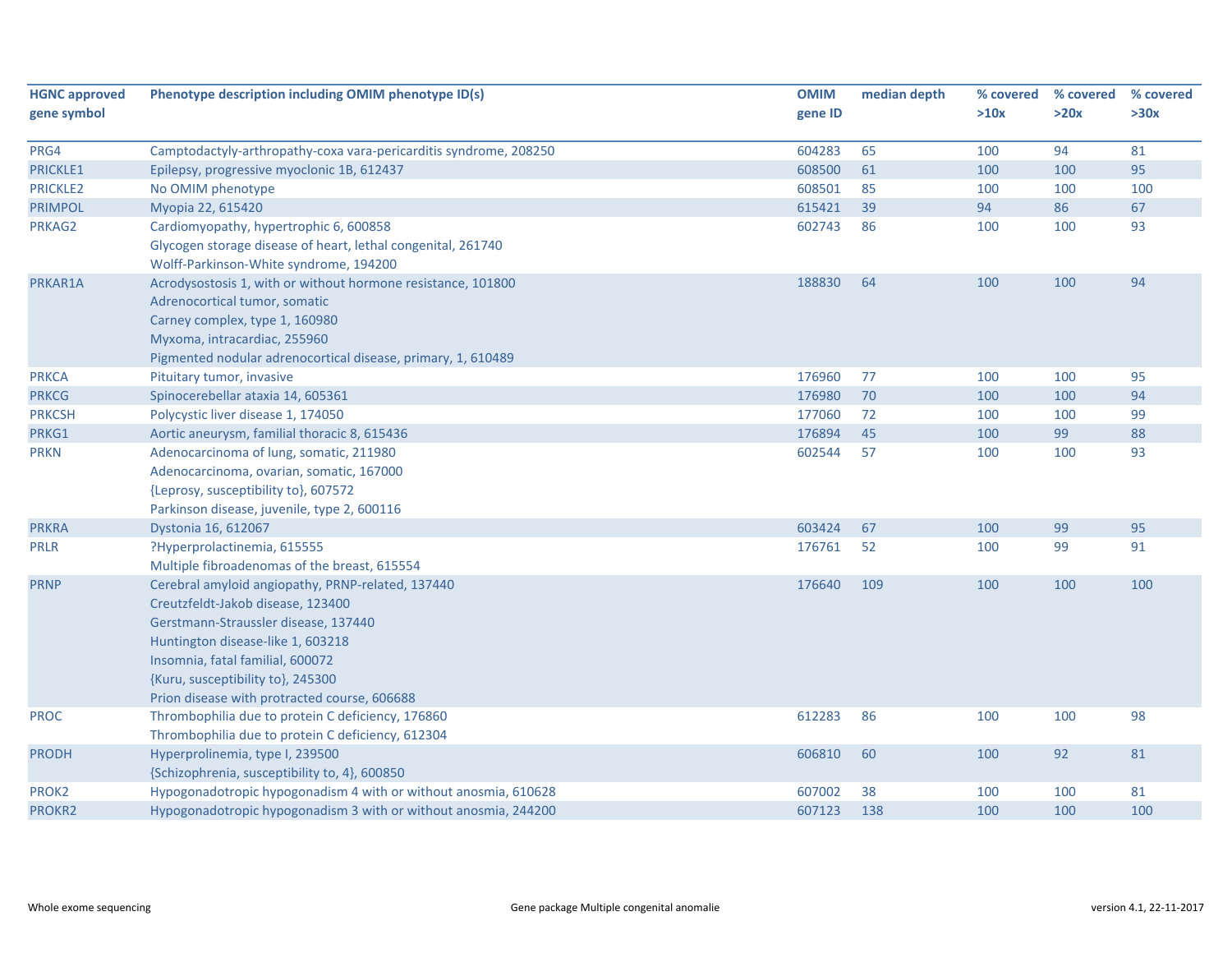| HGNC approved gene symbol | Phenotype description including OMIM phenotype ID(s) | OMIM gene ID | median depth | % covered >10x | % covered >20x | % covered >30x |
|---|---|---|---|---|---|---|
| PRG4 | Camptodactyly-arthropathy-coxa vara-pericarditis syndrome, 208250 | 604283 | 65 | 100 | 94 | 81 |
| PRICKLE1 | Epilepsy, progressive myoclonic 1B, 612437 | 608500 | 61 | 100 | 100 | 95 |
| PRICKLE2 | No OMIM phenotype | 608501 | 85 | 100 | 100 | 100 |
| PRIMPOL | Myopia 22, 615420 | 615421 | 39 | 94 | 86 | 67 |
| PRKAG2 | Cardiomyopathy, hypertrophic 6, 600858<br>Glycogen storage disease of heart, lethal congenital, 261740<br>Wolff-Parkinson-White syndrome, 194200 | 602743 | 86 | 100 | 100 | 93 |
| PRKAR1A | Acrodysostosis 1, with or without hormone resistance, 101800<br>Adrenocortical tumor, somatic<br>Carney complex, type 1, 160980<br>Myxoma, intracardiac, 255960<br>Pigmented nodular adrenocortical disease, primary, 1, 610489 | 188830 | 64 | 100 | 100 | 94 |
| PRKCA | Pituitary tumor, invasive | 176960 | 77 | 100 | 100 | 95 |
| PRKCG | Spinocerebellar ataxia 14, 605361 | 176980 | 70 | 100 | 100 | 94 |
| PRKCSH | Polycystic liver disease 1, 174050 | 177060 | 72 | 100 | 100 | 99 |
| PRKG1 | Aortic aneurysm, familial thoracic 8, 615436 | 176894 | 45 | 100 | 99 | 88 |
| PRKN | Adenocarcinoma of lung, somatic, 211980<br>Adenocarcinoma, ovarian, somatic, 167000<br>{Leprosy, susceptibility to}, 607572<br>Parkinson disease, juvenile, type 2, 600116 | 602544 | 57 | 100 | 100 | 93 |
| PRKRA | Dystonia 16, 612067 | 603424 | 67 | 100 | 99 | 95 |
| PRLR | ?Hyperprolactinemia, 615555<br>Multiple fibroadenomas of the breast, 615554 | 176761 | 52 | 100 | 99 | 91 |
| PRNP | Cerebral amyloid angiopathy, PRNP-related, 137440<br>Creutzfeldt-Jakob disease, 123400<br>Gerstmann-Straussler disease, 137440<br>Huntington disease-like 1, 603218<br>Insomnia, fatal familial, 600072<br>{Kuru, susceptibility to}, 245300<br>Prion disease with protracted course, 606688 | 176640 | 109 | 100 | 100 | 100 |
| PROC | Thrombophilia due to protein C deficiency, 176860<br>Thrombophilia due to protein C deficiency, 612304 | 612283 | 86 | 100 | 100 | 98 |
| PRODH | Hyperprolinemia, type I, 239500<br>{Schizophrenia, susceptibility to, 4}, 600850 | 606810 | 60 | 100 | 92 | 81 |
| PROK2 | Hypogonadotropic hypogonadism 4 with or without anosmia, 610628 | 607002 | 38 | 100 | 100 | 81 |
| PROKR2 | Hypogonadotropic hypogonadism 3 with or without anosmia, 244200 | 607123 | 138 | 100 | 100 | 100 |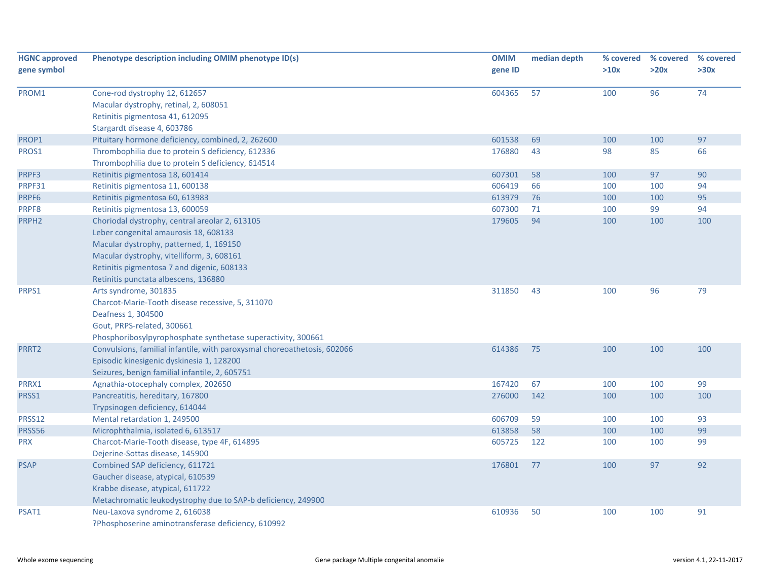| HGNC approved gene symbol | Phenotype description including OMIM phenotype ID(s) | OMIM gene ID | median depth | % covered >10x | % covered >20x | % covered >30x |
|---|---|---|---|---|---|---|
| PROM1 | Cone-rod dystrophy 12, 612657<br>Macular dystrophy, retinal, 2, 608051<br>Retinitis pigmentosa 41, 612095<br>Stargardt disease 4, 603786 | 604365 | 57 | 100 | 96 | 74 |
| PROP1 | Pituitary hormone deficiency, combined, 2, 262600 | 601538 | 69 | 100 | 100 | 97 |
| PROS1 | Thrombophilia due to protein S deficiency, 612336<br>Thrombophilia due to protein S deficiency, 614514 | 176880 | 43 | 98 | 85 | 66 |
| PRPF3 | Retinitis pigmentosa 18, 601414 | 607301 | 58 | 100 | 97 | 90 |
| PRPF31 | Retinitis pigmentosa 11, 600138 | 606419 | 66 | 100 | 100 | 94 |
| PRPF6 | Retinitis pigmentosa 60, 613983 | 613979 | 76 | 100 | 100 | 95 |
| PRPF8 | Retinitis pigmentosa 13, 600059 | 607300 | 71 | 100 | 99 | 94 |
| PRPH2 | Choriodal dystrophy, central areolar 2, 613105<br>Leber congenital amaurosis 18, 608133<br>Macular dystrophy, patterned, 1, 169150<br>Macular dystrophy, vitelliform, 3, 608161<br>Retinitis pigmentosa 7 and digenic, 608133<br>Retinitis punctata albescens, 136880 | 179605 | 94 | 100 | 100 | 100 |
| PRPS1 | Arts syndrome, 301835<br>Charcot-Marie-Tooth disease recessive, 5, 311070<br>Deafness 1, 304500<br>Gout, PRPS-related, 300661<br>Phosphoribosylpyrophosphate synthetase superactivity, 300661 | 311850 | 43 | 100 | 96 | 79 |
| PRRT2 | Convulsions, familial infantile, with paroxysmal choreoathetosis, 602066<br>Episodic kinesigenic dyskinesia 1, 128200<br>Seizures, benign familial infantile, 2, 605751 | 614386 | 75 | 100 | 100 | 100 |
| PRRX1 | Agnathia-otocephaly complex, 202650 | 167420 | 67 | 100 | 100 | 99 |
| PRSS1 | Pancreatitis, hereditary, 167800<br>Trypsinogen deficiency, 614044 | 276000 | 142 | 100 | 100 | 100 |
| PRSS12 | Mental retardation 1, 249500 | 606709 | 59 | 100 | 100 | 93 |
| PRSS56 | Microphthalmia, isolated 6, 613517 | 613858 | 58 | 100 | 100 | 99 |
| PRX | Charcot-Marie-Tooth disease, type 4F, 614895<br>Dejerine-Sottas disease, 145900 | 605725 | 122 | 100 | 100 | 99 |
| PSAP | Combined SAP deficiency, 611721<br>Gaucher disease, atypical, 610539<br>Krabbe disease, atypical, 611722<br>Metachromatic leukodystrophy due to SAP-b deficiency, 249900 | 176801 | 77 | 100 | 97 | 92 |
| PSAT1 | Neu-Laxova syndrome 2, 616038<br>?Phosphoserine aminotransferase deficiency, 610992 | 610936 | 50 | 100 | 100 | 91 |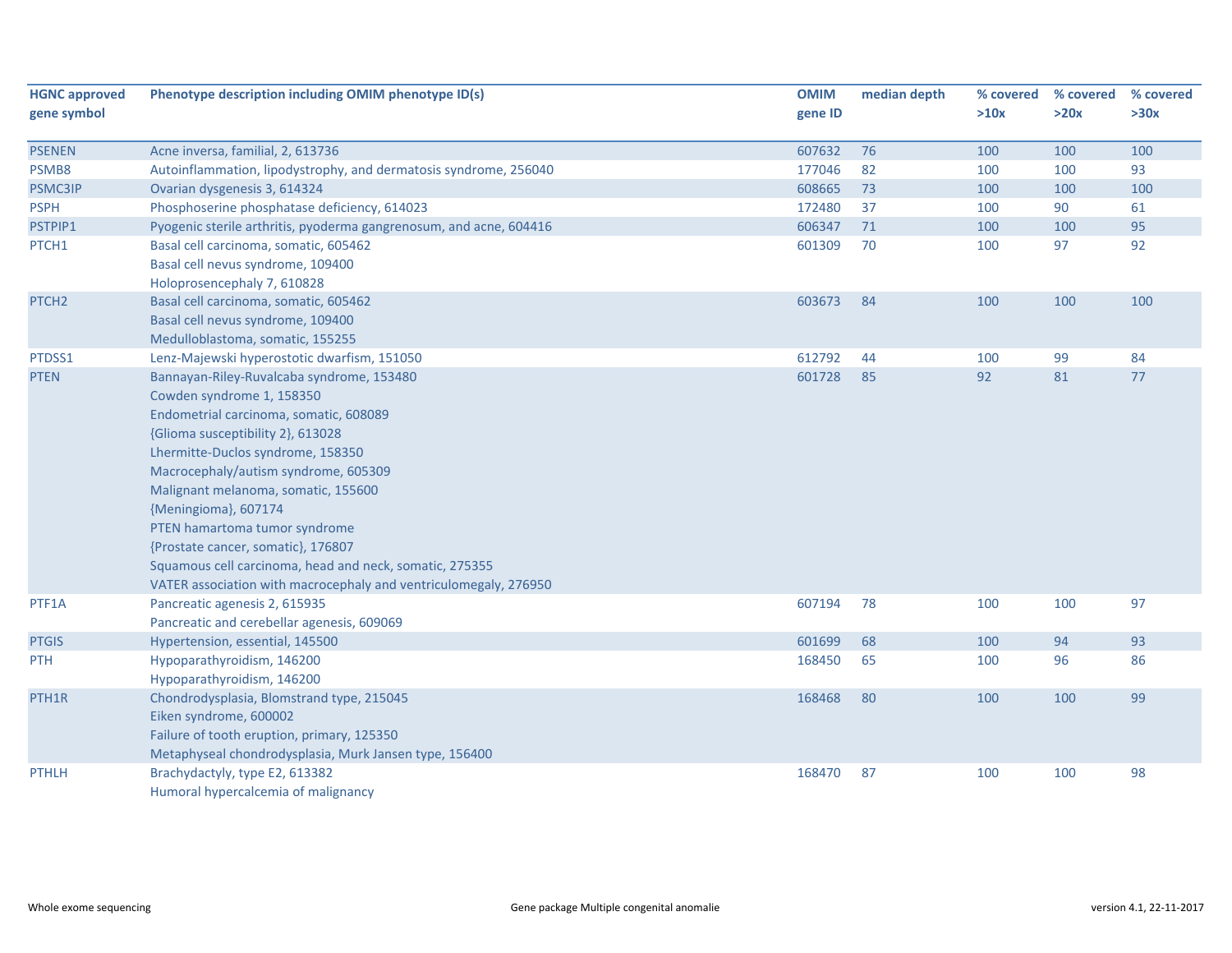| HGNC approved gene symbol | Phenotype description including OMIM phenotype ID(s) | OMIM gene ID | median depth | % covered >10x | % covered >20x | % covered >30x |
| --- | --- | --- | --- | --- | --- | --- |
| PSENEN | Acne inversa, familial, 2, 613736 | 607632 | 76 | 100 | 100 | 100 |
| PSMB8 | Autoinflammation, lipodystrophy, and dermatosis syndrome, 256040 | 177046 | 82 | 100 | 100 | 93 |
| PSMC3IP | Ovarian dysgenesis 3, 614324 | 608665 | 73 | 100 | 100 | 100 |
| PSPH | Phosphoserine phosphatase deficiency, 614023 | 172480 | 37 | 100 | 90 | 61 |
| PSTPIP1 | Pyogenic sterile arthritis, pyoderma gangrenosum, and acne, 604416 | 606347 | 71 | 100 | 100 | 95 |
| PTCH1 | Basal cell carcinoma, somatic, 605462<br>Basal cell nevus syndrome, 109400<br>Holoprosencephaly 7, 610828 | 601309 | 70 | 100 | 97 | 92 |
| PTCH2 | Basal cell carcinoma, somatic, 605462<br>Basal cell nevus syndrome, 109400<br>Medulloblastoma, somatic, 155255 | 603673 | 84 | 100 | 100 | 100 |
| PTDSS1 | Lenz-Majewski hyperostotic dwarfism, 151050 | 612792 | 44 | 100 | 99 | 84 |
| PTEN | Bannayan-Riley-Ruvalcaba syndrome, 153480<br>Cowden syndrome 1, 158350<br>Endometrial carcinoma, somatic, 608089<br>{Glioma susceptibility 2}, 613028<br>Lhermitte-Duclos syndrome, 158350<br>Macrocephaly/autism syndrome, 605309<br>Malignant melanoma, somatic, 155600<br>{Meningioma}, 607174<br>PTEN hamartoma tumor syndrome<br>{Prostate cancer, somatic}, 176807<br>Squamous cell carcinoma, head and neck, somatic, 275355<br>VATER association with macrocephaly and ventriculomegaly, 276950 | 601728 | 85 | 92 | 81 | 77 |
| PTF1A | Pancreatic agenesis 2, 615935<br>Pancreatic and cerebellar agenesis, 609069 | 607194 | 78 | 100 | 100 | 97 |
| PTGIS | Hypertension, essential, 145500 | 601699 | 68 | 100 | 94 | 93 |
| PTH | Hypoparathyroidism, 146200<br>Hypoparathyroidism, 146200 | 168450 | 65 | 100 | 96 | 86 |
| PTH1R | Chondrodysplasia, Blomstrand type, 215045<br>Eiken syndrome, 600002<br>Failure of tooth eruption, primary, 125350<br>Metaphyseal chondrodysplasia, Murk Jansen type, 156400 | 168468 | 80 | 100 | 100 | 99 |
| PTHLH | Brachydactyly, type E2, 613382<br>Humoral hypercalcemia of malignancy | 168470 | 87 | 100 | 100 | 98 |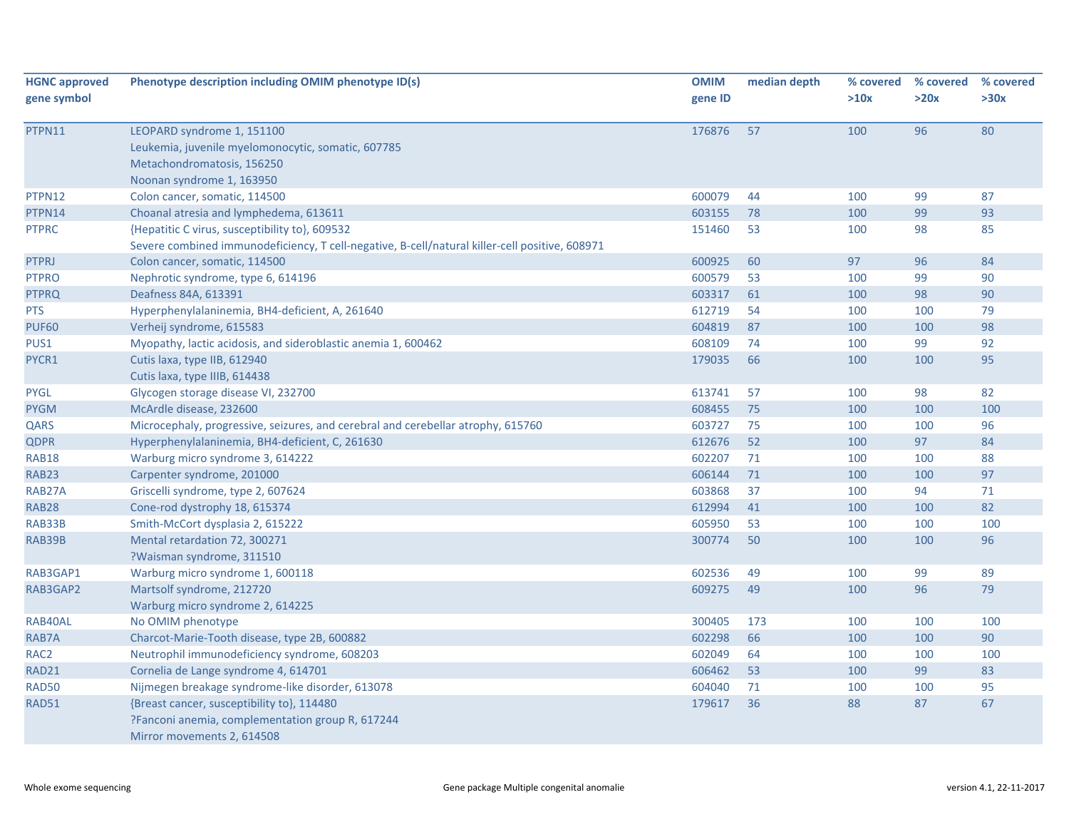| HGNC approved gene symbol | Phenotype description including OMIM phenotype ID(s) | OMIM gene ID | median depth | % covered >10x | % covered >20x | % covered >30x |
|---|---|---|---|---|---|---|
| PTPN11 | LEOPARD syndrome 1, 151100<br>Leukemia, juvenile myelomonocytic, somatic, 607785<br>Metachondromatosis, 156250<br>Noonan syndrome 1, 163950 | 176876 | 57 | 100 | 96 | 80 |
| PTPN12 | Colon cancer, somatic, 114500 | 600079 | 44 | 100 | 99 | 87 |
| PTPN14 | Choanal atresia and lymphedema, 613611 | 603155 | 78 | 100 | 99 | 93 |
| PTPRC | {Hepatitic C virus, susceptibility to}, 609532<br>Severe combined immunodeficiency, T cell-negative, B-cell/natural killer-cell positive, 608971 | 151460 | 53 | 100 | 98 | 85 |
| PTPRJ | Colon cancer, somatic, 114500 | 600925 | 60 | 97 | 96 | 84 |
| PTPRO | Nephrotic syndrome, type 6, 614196 | 600579 | 53 | 100 | 99 | 90 |
| PTPRQ | Deafness 84A, 613391 | 603317 | 61 | 100 | 98 | 90 |
| PTS | Hyperphenylalaninemia, BH4-deficient, A, 261640 | 612719 | 54 | 100 | 100 | 79 |
| PUF60 | Verheij syndrome, 615583 | 604819 | 87 | 100 | 100 | 98 |
| PUS1 | Myopathy, lactic acidosis, and sideroblastic anemia 1, 600462 | 608109 | 74 | 100 | 99 | 92 |
| PYCR1 | Cutis laxa, type IIB, 612940<br>Cutis laxa, type IIIB, 614438 | 179035 | 66 | 100 | 100 | 95 |
| PYGL | Glycogen storage disease VI, 232700 | 613741 | 57 | 100 | 98 | 82 |
| PYGM | McArdle disease, 232600 | 608455 | 75 | 100 | 100 | 100 |
| QARS | Microcephaly, progressive, seizures, and cerebral and cerebellar atrophy, 615760 | 603727 | 75 | 100 | 100 | 96 |
| QDPR | Hyperphenylalaninemia, BH4-deficient, C, 261630 | 612676 | 52 | 100 | 97 | 84 |
| RAB18 | Warburg micro syndrome 3, 614222 | 602207 | 71 | 100 | 100 | 88 |
| RAB23 | Carpenter syndrome, 201000 | 606144 | 71 | 100 | 100 | 97 |
| RAB27A | Griscelli syndrome, type 2, 607624 | 603868 | 37 | 100 | 94 | 71 |
| RAB28 | Cone-rod dystrophy 18, 615374 | 612994 | 41 | 100 | 100 | 82 |
| RAB33B | Smith-McCort dysplasia 2, 615222 | 605950 | 53 | 100 | 100 | 100 |
| RAB39B | Mental retardation 72, 300271<br>?Waisman syndrome, 311510 | 300774 | 50 | 100 | 100 | 96 |
| RAB3GAP1 | Warburg micro syndrome 1, 600118 | 602536 | 49 | 100 | 99 | 89 |
| RAB3GAP2 | Martsolf syndrome, 212720<br>Warburg micro syndrome 2, 614225 | 609275 | 49 | 100 | 96 | 79 |
| RAB40AL | No OMIM phenotype | 300405 | 173 | 100 | 100 | 100 |
| RAB7A | Charcot-Marie-Tooth disease, type 2B, 600882 | 602298 | 66 | 100 | 100 | 90 |
| RAC2 | Neutrophil immunodeficiency syndrome, 608203 | 602049 | 64 | 100 | 100 | 100 |
| RAD21 | Cornelia de Lange syndrome 4, 614701 | 606462 | 53 | 100 | 99 | 83 |
| RAD50 | Nijmegen breakage syndrome-like disorder, 613078 | 604040 | 71 | 100 | 100 | 95 |
| RAD51 | {Breast cancer, susceptibility to}, 114480<br>?Fanconi anemia, complementation group R, 617244<br>Mirror movements 2, 614508 | 179617 | 36 | 88 | 87 | 67 |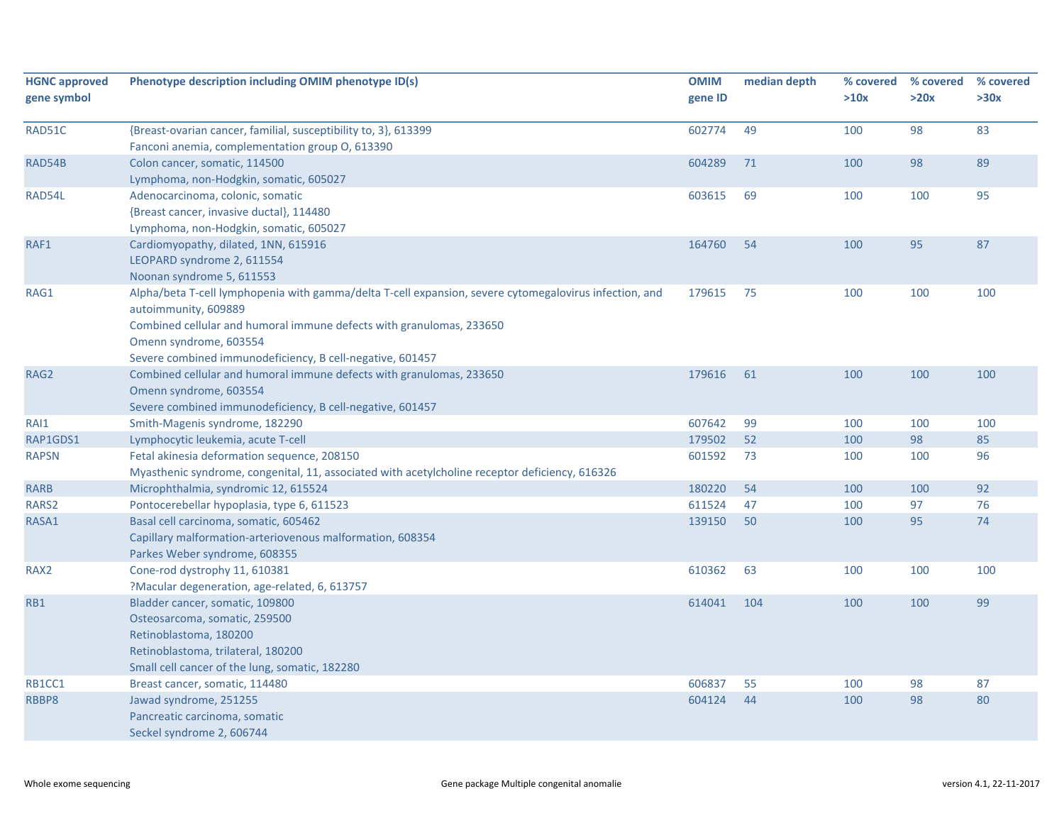| HGNC approved gene symbol | Phenotype description including OMIM phenotype ID(s) | OMIM gene ID | median depth | % covered >10x | % covered >20x | % covered >30x |
|---|---|---|---|---|---|---|
| RAD51C | {Breast-ovarian cancer, familial, susceptibility to, 3}, 613399<br>Fanconi anemia, complementation group O, 613390 | 602774 | 49 | 100 | 98 | 83 |
| RAD54B | Colon cancer, somatic, 114500<br>Lymphoma, non-Hodgkin, somatic, 605027 | 604289 | 71 | 100 | 98 | 89 |
| RAD54L | Adenocarcinoma, colonic, somatic<br>{Breast cancer, invasive ductal}, 114480<br>Lymphoma, non-Hodgkin, somatic, 605027 | 603615 | 69 | 100 | 100 | 95 |
| RAF1 | Cardiomyopathy, dilated, 1NN, 615916<br>LEOPARD syndrome 2, 611554<br>Noonan syndrome 5, 611553 | 164760 | 54 | 100 | 95 | 87 |
| RAG1 | Alpha/beta T-cell lymphopenia with gamma/delta T-cell expansion, severe cytomegalovirus infection, and autoimmunity, 609889<br>Combined cellular and humoral immune defects with granulomas, 233650<br>Omenn syndrome, 603554<br>Severe combined immunodeficiency, B cell-negative, 601457 | 179615 | 75 | 100 | 100 | 100 |
| RAG2 | Combined cellular and humoral immune defects with granulomas, 233650<br>Omenn syndrome, 603554<br>Severe combined immunodeficiency, B cell-negative, 601457 | 179616 | 61 | 100 | 100 | 100 |
| RAI1 | Smith-Magenis syndrome, 182290 | 607642 | 99 | 100 | 100 | 100 |
| RAP1GDS1 | Lymphocytic leukemia, acute T-cell | 179502 | 52 | 100 | 98 | 85 |
| RAPSN | Fetal akinesia deformation sequence, 208150<br>Myasthenic syndrome, congenital, 11, associated with acetylcholine receptor deficiency, 616326 | 601592 | 73 | 100 | 100 | 96 |
| RARB | Microphthalmia, syndromic 12, 615524 | 180220 | 54 | 100 | 100 | 92 |
| RARS2 | Pontocerebellar hypoplasia, type 6, 611523 | 611524 | 47 | 100 | 97 | 76 |
| RASA1 | Basal cell carcinoma, somatic, 605462<br>Capillary malformation-arteriovenous malformation, 608354<br>Parkes Weber syndrome, 608355 | 139150 | 50 | 100 | 95 | 74 |
| RAX2 | Cone-rod dystrophy 11, 610381<br>?Macular degeneration, age-related, 6, 613757 | 610362 | 63 | 100 | 100 | 100 |
| RB1 | Bladder cancer, somatic, 109800<br>Osteosarcoma, somatic, 259500<br>Retinoblastoma, 180200<br>Retinoblastoma, trilateral, 180200<br>Small cell cancer of the lung, somatic, 182280 | 614041 | 104 | 100 | 100 | 99 |
| RB1CC1 | Breast cancer, somatic, 114480 | 606837 | 55 | 100 | 98 | 87 |
| RBBP8 | Jawad syndrome, 251255<br>Pancreatic carcinoma, somatic<br>Seckel syndrome 2, 606744 | 604124 | 44 | 100 | 98 | 80 |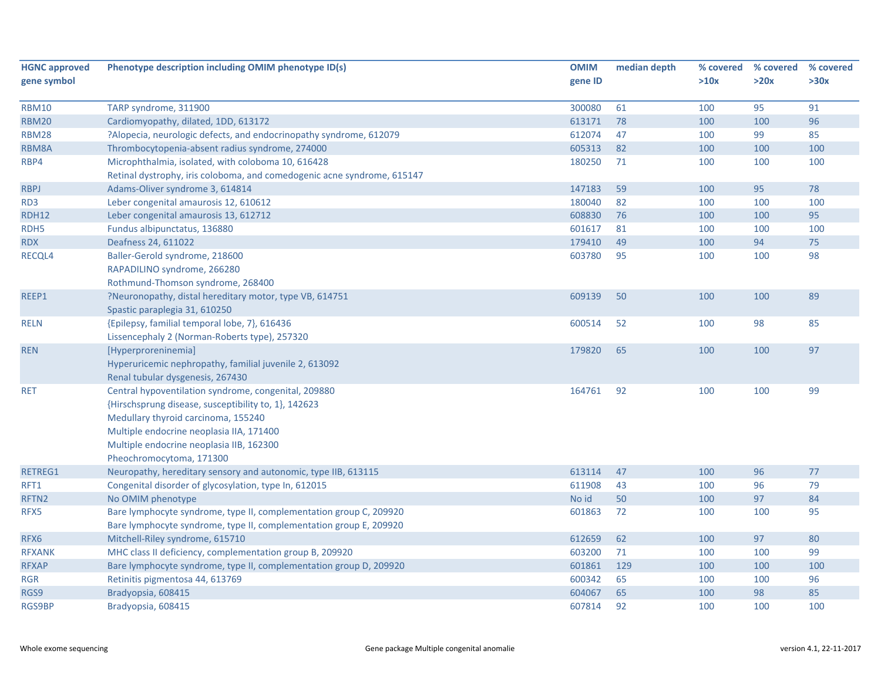| HGNC approved gene symbol | Phenotype description including OMIM phenotype ID(s) | OMIM gene ID | median depth | % covered >10x | % covered >20x | % covered >30x |
|---|---|---|---|---|---|---|
| RBM10 | TARP syndrome, 311900 | 300080 | 61 | 100 | 95 | 91 |
| RBM20 | Cardiomyopathy, dilated, 1DD, 613172 | 613171 | 78 | 100 | 100 | 96 |
| RBM28 | ?Alopecia, neurologic defects, and endocrinopathy syndrome, 612079 | 612074 | 47 | 100 | 99 | 85 |
| RBM8A | Thrombocytopenia-absent radius syndrome, 274000 | 605313 | 82 | 100 | 100 | 100 |
| RBP4 | Microphthalmia, isolated, with coloboma 10, 616428<br>Retinal dystrophy, iris coloboma, and comedogenic acne syndrome, 615147 | 180250 | 71 | 100 | 100 | 100 |
| RBPJ | Adams-Oliver syndrome 3, 614814 | 147183 | 59 | 100 | 95 | 78 |
| RD3 | Leber congenital amaurosis 12, 610612 | 180040 | 82 | 100 | 100 | 100 |
| RDH12 | Leber congenital amaurosis 13, 612712 | 608830 | 76 | 100 | 100 | 95 |
| RDH5 | Fundus albipunctatus, 136880 | 601617 | 81 | 100 | 100 | 100 |
| RDX | Deafness 24, 611022 | 179410 | 49 | 100 | 94 | 75 |
| RECQL4 | Baller-Gerold syndrome, 218600<br>RAPADILINO syndrome, 266280<br>Rothmund-Thomson syndrome, 268400 | 603780 | 95 | 100 | 100 | 98 |
| REEP1 | ?Neuronopathy, distal hereditary motor, type VB, 614751<br>Spastic paraplegia 31, 610250 | 609139 | 50 | 100 | 100 | 89 |
| RELN | {Epilepsy, familial temporal lobe, 7}, 616436<br>Lissencephaly 2 (Norman-Roberts type), 257320 | 600514 | 52 | 100 | 98 | 85 |
| REN | [Hyperproreninemia]<br>Hyperuricemic nephropathy, familial juvenile 2, 613092<br>Renal tubular dysgenesis, 267430 | 179820 | 65 | 100 | 100 | 97 |
| RET | Central hypoventilation syndrome, congenital, 209880<br>{Hirschsprung disease, susceptibility to, 1}, 142623<br>Medullary thyroid carcinoma, 155240<br>Multiple endocrine neoplasia IIA, 171400<br>Multiple endocrine neoplasia IIB, 162300<br>Pheochromocytoma, 171300 | 164761 | 92 | 100 | 100 | 99 |
| RETREG1 | Neuropathy, hereditary sensory and autonomic, type IIB, 613115 | 613114 | 47 | 100 | 96 | 77 |
| RFT1 | Congenital disorder of glycosylation, type In, 612015 | 611908 | 43 | 100 | 96 | 79 |
| RFTN2 | No OMIM phenotype | No id | 50 | 100 | 97 | 84 |
| RFX5 | Bare lymphocyte syndrome, type II, complementation group C, 209920<br>Bare lymphocyte syndrome, type II, complementation group E, 209920 | 601863 | 72 | 100 | 100 | 95 |
| RFX6 | Mitchell-Riley syndrome, 615710 | 612659 | 62 | 100 | 97 | 80 |
| RFXANK | MHC class II deficiency, complementation group B, 209920 | 603200 | 71 | 100 | 100 | 99 |
| RFXAP | Bare lymphocyte syndrome, type II, complementation group D, 209920 | 601861 | 129 | 100 | 100 | 100 |
| RGR | Retinitis pigmentosa 44, 613769 | 600342 | 65 | 100 | 100 | 96 |
| RGS9 | Bradyopsia, 608415 | 604067 | 65 | 100 | 98 | 85 |
| RGS9BP | Bradyopsia, 608415 | 607814 | 92 | 100 | 100 | 100 |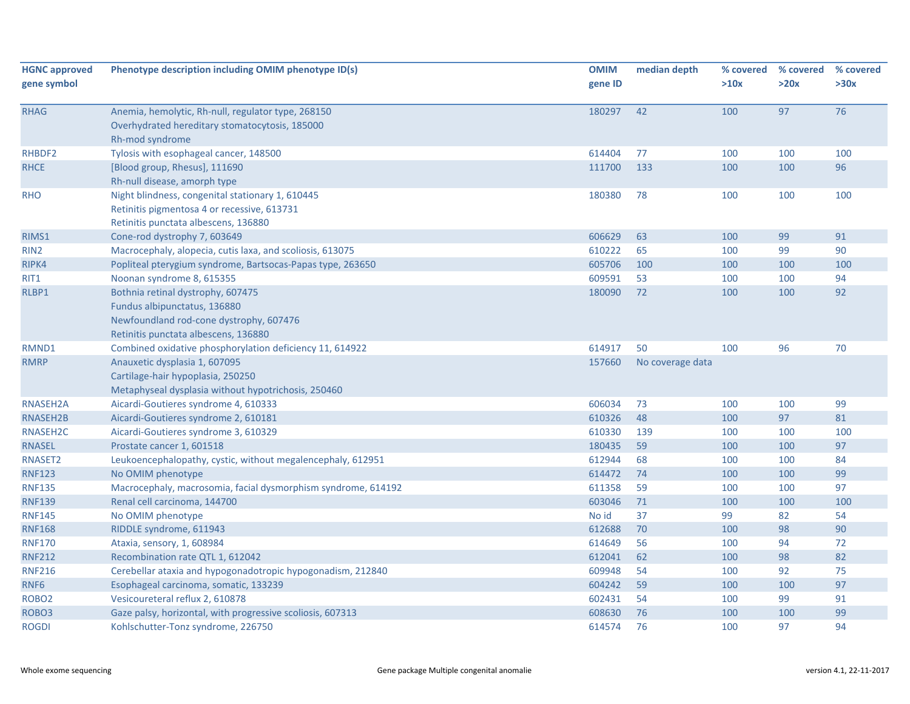| HGNC approved gene symbol | Phenotype description including OMIM phenotype ID(s) | OMIM gene ID | median depth | % covered >10x | % covered >20x | % covered >30x |
|---|---|---|---|---|---|---|
| RHAG | Anemia, hemolytic, Rh-null, regulator type, 268150<br>Overhydrated hereditary stomatocytosis, 185000<br>Rh-mod syndrome | 180297 | 42 | 100 | 97 | 76 |
| RHBDF2 | Tylosis with esophageal cancer, 148500 | 614404 | 77 | 100 | 100 | 100 |
| RHCE | [Blood group, Rhesus], 111690<br>Rh-null disease, amorph type | 111700 | 133 | 100 | 100 | 96 |
| RHO | Night blindness, congenital stationary 1, 610445<br>Retinitis pigmentosa 4 or recessive, 613731<br>Retinitis punctata albescens, 136880 | 180380 | 78 | 100 | 100 | 100 |
| RIMS1 | Cone-rod dystrophy 7, 603649 | 606629 | 63 | 100 | 99 | 91 |
| RIN2 | Macrocephaly, alopecia, cutis laxa, and scoliosis, 613075 | 610222 | 65 | 100 | 99 | 90 |
| RIPK4 | Popliteal pterygium syndrome, Bartsocas-Papas type, 263650 | 605706 | 100 | 100 | 100 | 100 |
| RIT1 | Noonan syndrome 8, 615355 | 609591 | 53 | 100 | 100 | 94 |
| RLBP1 | Bothnia retinal dystrophy, 607475<br>Fundus albipunctatus, 136880<br>Newfoundland rod-cone dystrophy, 607476<br>Retinitis punctata albescens, 136880 | 180090 | 72 | 100 | 100 | 92 |
| RMND1 | Combined oxidative phosphorylation deficiency 11, 614922 | 614917 | 50 | 100 | 96 | 70 |
| RMRP | Anauxetic dysplasia 1, 607095<br>Cartilage-hair hypoplasia, 250250<br>Metaphyseal dysplasia without hypotrichosis, 250460 | 157660 | No coverage data | | | |
| RNASEH2A | Aicardi-Goutieres syndrome 4, 610333 | 606034 | 73 | 100 | 100 | 99 |
| RNASEH2B | Aicardi-Goutieres syndrome 2, 610181 | 610326 | 48 | 100 | 97 | 81 |
| RNASEH2C | Aicardi-Goutieres syndrome 3, 610329 | 610330 | 139 | 100 | 100 | 100 |
| RNASEL | Prostate cancer 1, 601518 | 180435 | 59 | 100 | 100 | 97 |
| RNASET2 | Leukoencephalopathy, cystic, without megalencephaly, 612951 | 612944 | 68 | 100 | 100 | 84 |
| RNF123 | No OMIM phenotype | 614472 | 74 | 100 | 100 | 99 |
| RNF135 | Macrocephaly, macrosomia, facial dysmorphism syndrome, 614192 | 611358 | 59 | 100 | 100 | 97 |
| RNF139 | Renal cell carcinoma, 144700 | 603046 | 71 | 100 | 100 | 100 |
| RNF145 | No OMIM phenotype | No id | 37 | 99 | 82 | 54 |
| RNF168 | RIDDLE syndrome, 611943 | 612688 | 70 | 100 | 98 | 90 |
| RNF170 | Ataxia, sensory, 1, 608984 | 614649 | 56 | 100 | 94 | 72 |
| RNF212 | Recombination rate QTL 1, 612042 | 612041 | 62 | 100 | 98 | 82 |
| RNF216 | Cerebellar ataxia and hypogonadotropic hypogonadism, 212840 | 609948 | 54 | 100 | 92 | 75 |
| RNF6 | Esophageal carcinoma, somatic, 133239 | 604242 | 59 | 100 | 100 | 97 |
| ROBO2 | Vesicoureteral reflux 2, 610878 | 602431 | 54 | 100 | 99 | 91 |
| ROBO3 | Gaze palsy, horizontal, with progressive scoliosis, 607313 | 608630 | 76 | 100 | 100 | 99 |
| ROGDI | Kohlschutter-Tonz syndrome, 226750 | 614574 | 76 | 100 | 97 | 94 |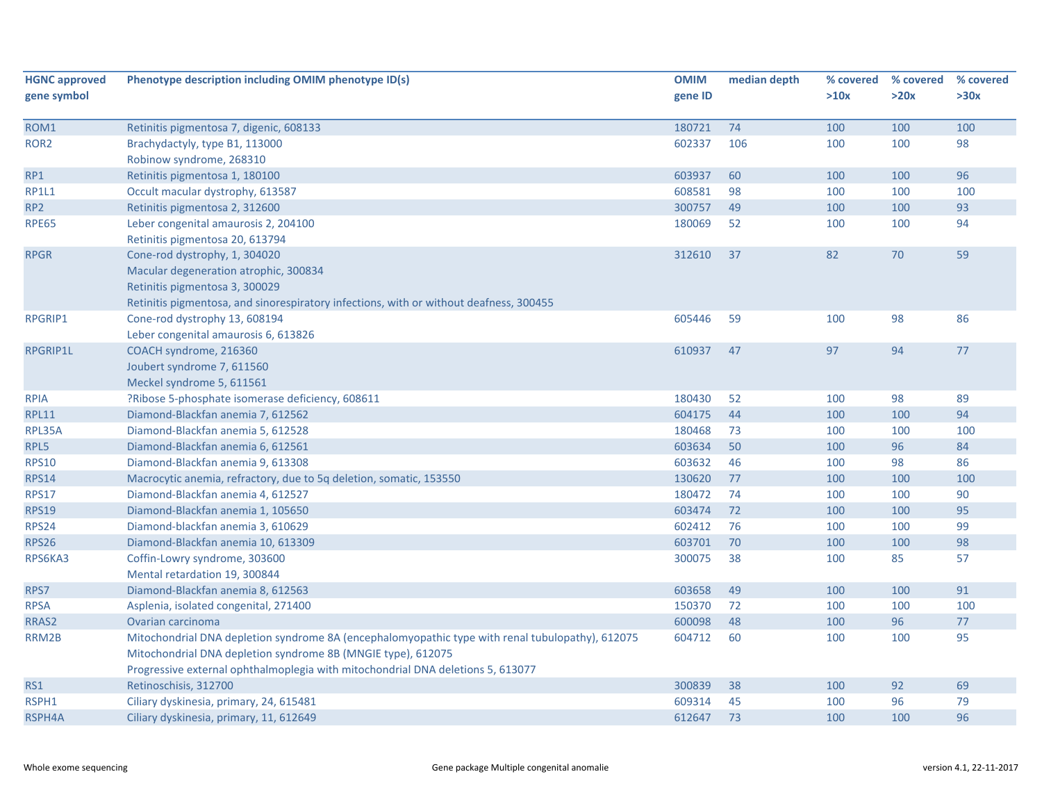| HGNC approved gene symbol | Phenotype description including OMIM phenotype ID(s) | OMIM gene ID | median depth | % covered >10x | % covered >20x | % covered >30x |
|---|---|---|---|---|---|---|
| ROM1 | Retinitis pigmentosa 7, digenic, 608133 | 180721 | 74 | 100 | 100 | 100 |
| ROR2 | Brachydactyly, type B1, 113000<br>Robinow syndrome, 268310 | 602337 | 106 | 100 | 100 | 98 |
| RP1 | Retinitis pigmentosa 1, 180100 | 603937 | 60 | 100 | 100 | 96 |
| RP1L1 | Occult macular dystrophy, 613587 | 608581 | 98 | 100 | 100 | 100 |
| RP2 | Retinitis pigmentosa 2, 312600 | 300757 | 49 | 100 | 100 | 93 |
| RPE65 | Leber congenital amaurosis 2, 204100<br>Retinitis pigmentosa 20, 613794 | 180069 | 52 | 100 | 100 | 94 |
| RPGR | Cone-rod dystrophy, 1, 304020<br>Macular degeneration atrophic, 300834<br>Retinitis pigmentosa 3, 300029<br>Retinitis pigmentosa, and sinorespiratory infections, with or without deafness, 300455 | 312610 | 37 | 82 | 70 | 59 |
| RPGRIP1 | Cone-rod dystrophy 13, 608194<br>Leber congenital amaurosis 6, 613826 | 605446 | 59 | 100 | 98 | 86 |
| RPGRIP1L | COACH syndrome, 216360<br>Joubert syndrome 7, 611560<br>Meckel syndrome 5, 611561 | 610937 | 47 | 97 | 94 | 77 |
| RPIA | ?Ribose 5-phosphate isomerase deficiency, 608611 | 180430 | 52 | 100 | 98 | 89 |
| RPL11 | Diamond-Blackfan anemia 7, 612562 | 604175 | 44 | 100 | 100 | 94 |
| RPL35A | Diamond-Blackfan anemia 5, 612528 | 180468 | 73 | 100 | 100 | 100 |
| RPL5 | Diamond-Blackfan anemia 6, 612561 | 603634 | 50 | 100 | 96 | 84 |
| RPS10 | Diamond-Blackfan anemia 9, 613308 | 603632 | 46 | 100 | 98 | 86 |
| RPS14 | Macrocytic anemia, refractory, due to 5q deletion, somatic, 153550 | 130620 | 77 | 100 | 100 | 100 |
| RPS17 | Diamond-Blackfan anemia 4, 612527 | 180472 | 74 | 100 | 100 | 90 |
| RPS19 | Diamond-Blackfan anemia 1, 105650 | 603474 | 72 | 100 | 100 | 95 |
| RPS24 | Diamond-blackfan anemia 3, 610629 | 602412 | 76 | 100 | 100 | 99 |
| RPS26 | Diamond-Blackfan anemia 10, 613309 | 603701 | 70 | 100 | 100 | 98 |
| RPS6KA3 | Coffin-Lowry syndrome, 303600<br>Mental retardation 19, 300844 | 300075 | 38 | 100 | 85 | 57 |
| RPS7 | Diamond-Blackfan anemia 8, 612563 | 603658 | 49 | 100 | 100 | 91 |
| RPSA | Asplenia, isolated congenital, 271400 | 150370 | 72 | 100 | 100 | 100 |
| RRAS2 | Ovarian carcinoma | 600098 | 48 | 100 | 96 | 77 |
| RRM2B | Mitochondrial DNA depletion syndrome 8A (encephalomyopathic type with renal tubulopathy), 612075<br>Mitochondrial DNA depletion syndrome 8B (MNGIE type), 612075<br>Progressive external ophthalmoplegia with mitochondrial DNA deletions 5, 613077 | 604712 | 60 | 100 | 100 | 95 |
| RS1 | Retinoschisis, 312700 | 300839 | 38 | 100 | 92 | 69 |
| RSPH1 | Ciliary dyskinesia, primary, 24, 615481 | 609314 | 45 | 100 | 96 | 79 |
| RSPH4A | Ciliary dyskinesia, primary, 11, 612649 | 612647 | 73 | 100 | 100 | 96 |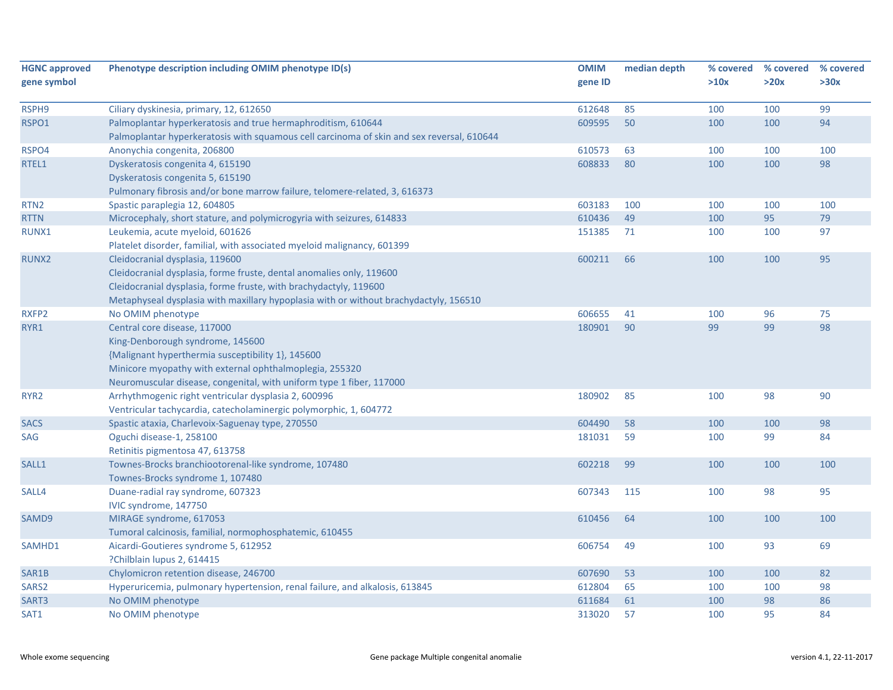| HGNC approved gene symbol | Phenotype description including OMIM phenotype ID(s) | OMIM gene ID | median depth | % covered >10x | % covered >20x | % covered >30x |
|---|---|---|---|---|---|---|
| RSPH9 | Ciliary dyskinesia, primary, 12, 612650 | 612648 | 85 | 100 | 100 | 99 |
| RSPO1 | Palmoplantar hyperkeratosis and true hermaphroditism, 610644<br>Palmoplantar hyperkeratosis with squamous cell carcinoma of skin and sex reversal, 610644 | 609595 | 50 | 100 | 100 | 94 |
| RSPO4 | Anonychia congenita, 206800 | 610573 | 63 | 100 | 100 | 100 |
| RTEL1 | Dyskeratosis congenita 4, 615190<br>Dyskeratosis congenita 5, 615190<br>Pulmonary fibrosis and/or bone marrow failure, telomere-related, 3, 616373 | 608833 | 80 | 100 | 100 | 98 |
| RTN2 | Spastic paraplegia 12, 604805 | 603183 | 100 | 100 | 100 | 100 |
| RTTN | Microcephaly, short stature, and polymicrogyria with seizures, 614833 | 610436 | 49 | 100 | 95 | 79 |
| RUNX1 | Leukemia, acute myeloid, 601626<br>Platelet disorder, familial, with associated myeloid malignancy, 601399 | 151385 | 71 | 100 | 100 | 97 |
| RUNX2 | Cleidocranial dysplasia, 119600<br>Cleidocranial dysplasia, forme fruste, dental anomalies only, 119600<br>Cleidocranial dysplasia, forme fruste, with brachydactyly, 119600<br>Metaphyseal dysplasia with maxillary hypoplasia with or without brachydactyly, 156510 | 600211 | 66 | 100 | 100 | 95 |
| RXFP2 | No OMIM phenotype | 606655 | 41 | 100 | 96 | 75 |
| RYR1 | Central core disease, 117000<br>King-Denborough syndrome, 145600<br>{Malignant hyperthermia susceptibility 1}, 145600<br>Minicore myopathy with external ophthalmoplegia, 255320<br>Neuromuscular disease, congenital, with uniform type 1 fiber, 117000 | 180901 | 90 | 99 | 99 | 98 |
| RYR2 | Arrhythmogenic right ventricular dysplasia 2, 600996<br>Ventricular tachycardia, catecholaminergic polymorphic, 1, 604772 | 180902 | 85 | 100 | 98 | 90 |
| SACS | Spastic ataxia, Charlevoix-Saguenay type, 270550 | 604490 | 58 | 100 | 100 | 98 |
| SAG | Oguchi disease-1, 258100<br>Retinitis pigmentosa 47, 613758 | 181031 | 59 | 100 | 99 | 84 |
| SALL1 | Townes-Brocks branchiootorenal-like syndrome, 107480<br>Townes-Brocks syndrome 1, 107480 | 602218 | 99 | 100 | 100 | 100 |
| SALL4 | Duane-radial ray syndrome, 607323<br>IVIC syndrome, 147750 | 607343 | 115 | 100 | 98 | 95 |
| SAMD9 | MIRAGE syndrome, 617053<br>Tumoral calcinosis, familial, normophosphatemic, 610455 | 610456 | 64 | 100 | 100 | 100 |
| SAMHD1 | Aicardi-Goutieres syndrome 5, 612952<br>?Chilblain lupus 2, 614415 | 606754 | 49 | 100 | 93 | 69 |
| SAR1B | Chylomicron retention disease, 246700 | 607690 | 53 | 100 | 100 | 82 |
| SARS2 | Hyperuricemia, pulmonary hypertension, renal failure, and alkalosis, 613845 | 612804 | 65 | 100 | 100 | 98 |
| SART3 | No OMIM phenotype | 611684 | 61 | 100 | 98 | 86 |
| SAT1 | No OMIM phenotype | 313020 | 57 | 100 | 95 | 84 |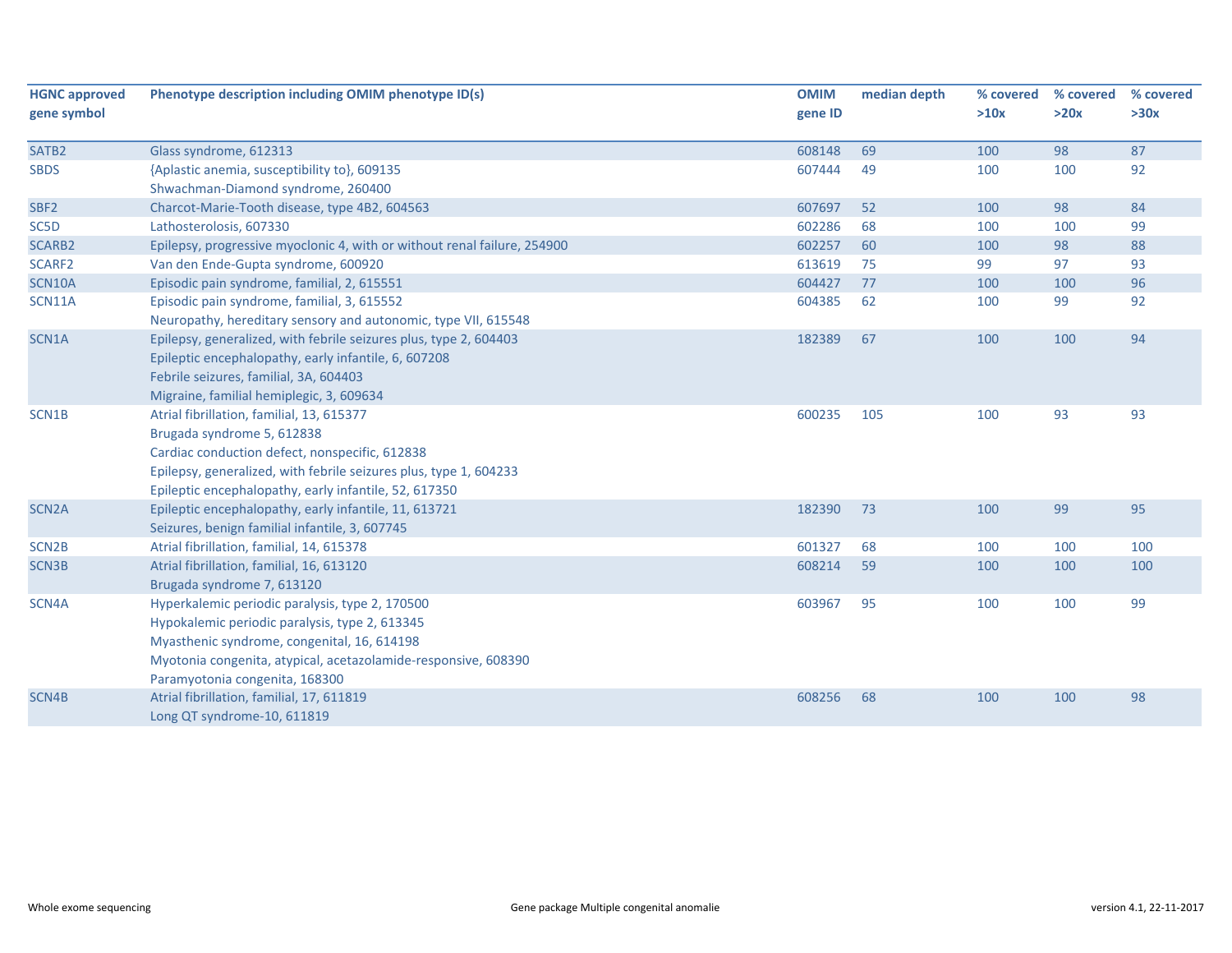| HGNC approved gene symbol | Phenotype description including OMIM phenotype ID(s) | OMIM gene ID | median depth | % covered >10x | % covered >20x | % covered >30x |
|---|---|---|---|---|---|---|
| SATB2 | Glass syndrome, 612313 | 608148 | 69 | 100 | 98 | 87 |
| SBDS | {Aplastic anemia, susceptibility to}, 609135<br>Shwachman-Diamond syndrome, 260400 | 607444 | 49 | 100 | 100 | 92 |
| SBF2 | Charcot-Marie-Tooth disease, type 4B2, 604563 | 607697 | 52 | 100 | 98 | 84 |
| SC5D | Lathosterolosis, 607330 | 602286 | 68 | 100 | 100 | 99 |
| SCARB2 | Epilepsy, progressive myoclonic 4, with or without renal failure, 254900 | 602257 | 60 | 100 | 98 | 88 |
| SCARF2 | Van den Ende-Gupta syndrome, 600920 | 613619 | 75 | 99 | 97 | 93 |
| SCN10A | Episodic pain syndrome, familial, 2, 615551 | 604427 | 77 | 100 | 100 | 96 |
| SCN11A | Episodic pain syndrome, familial, 3, 615552<br>Neuropathy, hereditary sensory and autonomic, type VII, 615548 | 604385 | 62 | 100 | 99 | 92 |
| SCN1A | Epilepsy, generalized, with febrile seizures plus, type 2, 604403<br>Epileptic encephalopathy, early infantile, 6, 607208<br>Febrile seizures, familial, 3A, 604403<br>Migraine, familial hemiplegic, 3, 609634 | 182389 | 67 | 100 | 100 | 94 |
| SCN1B | Atrial fibrillation, familial, 13, 615377<br>Brugada syndrome 5, 612838<br>Cardiac conduction defect, nonspecific, 612838<br>Epilepsy, generalized, with febrile seizures plus, type 1, 604233<br>Epileptic encephalopathy, early infantile, 52, 617350 | 600235 | 105 | 100 | 93 | 93 |
| SCN2A | Epileptic encephalopathy, early infantile, 11, 613721<br>Seizures, benign familial infantile, 3, 607745 | 182390 | 73 | 100 | 99 | 95 |
| SCN2B | Atrial fibrillation, familial, 14, 615378 | 601327 | 68 | 100 | 100 | 100 |
| SCN3B | Atrial fibrillation, familial, 16, 613120<br>Brugada syndrome 7, 613120 | 608214 | 59 | 100 | 100 | 100 |
| SCN4A | Hyperkalemic periodic paralysis, type 2, 170500<br>Hypokalemic periodic paralysis, type 2, 613345<br>Myasthenic syndrome, congenital, 16, 614198<br>Myotonia congenita, atypical, acetazolamide-responsive, 608390<br>Paramyotonia congenita, 168300 | 603967 | 95 | 100 | 100 | 99 |
| SCN4B | Atrial fibrillation, familial, 17, 611819<br>Long QT syndrome-10, 611819 | 608256 | 68 | 100 | 100 | 98 |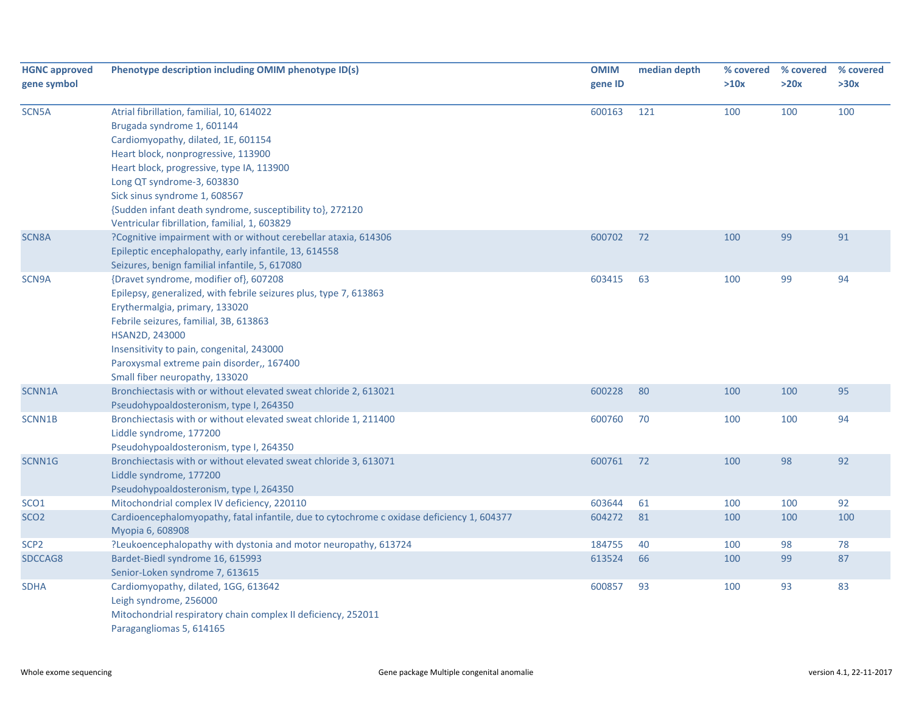| HGNC approved gene symbol | Phenotype description including OMIM phenotype ID(s) | OMIM gene ID | median depth | % covered >10x | % covered >20x | % covered >30x |
|---|---|---|---|---|---|---|
| SCN5A | Atrial fibrillation, familial, 10, 614022<br>Brugada syndrome 1, 601144<br>Cardiomyopathy, dilated, 1E, 601154<br>Heart block, nonprogressive, 113900<br>Heart block, progressive, type IA, 113900<br>Long QT syndrome-3, 603830<br>Sick sinus syndrome 1, 608567<br>{Sudden infant death syndrome, susceptibility to}, 272120<br>Ventricular fibrillation, familial, 1, 603829 | 600163 | 121 | 100 | 100 | 100 |
| SCN8A | ?Cognitive impairment with or without cerebellar ataxia, 614306<br>Epileptic encephalopathy, early infantile, 13, 614558<br>Seizures, benign familial infantile, 5, 617080 | 600702 | 72 | 100 | 99 | 91 |
| SCN9A | {Dravet syndrome, modifier of}, 607208<br>Epilepsy, generalized, with febrile seizures plus, type 7, 613863<br>Erythermalgia, primary, 133020<br>Febrile seizures, familial, 3B, 613863<br>HSAN2D, 243000<br>Insensitivity to pain, congenital, 243000<br>Paroxysmal extreme pain disorder,, 167400<br>Small fiber neuropathy, 133020 | 603415 | 63 | 100 | 99 | 94 |
| SCNN1A | Bronchiectasis with or without elevated sweat chloride 2, 613021<br>Pseudohypoaldosteronism, type I, 264350 | 600228 | 80 | 100 | 100 | 95 |
| SCNN1B | Bronchiectasis with or without elevated sweat chloride 1, 211400<br>Liddle syndrome, 177200<br>Pseudohypoaldosteronism, type I, 264350 | 600760 | 70 | 100 | 100 | 94 |
| SCNN1G | Bronchiectasis with or without elevated sweat chloride 3, 613071<br>Liddle syndrome, 177200<br>Pseudohypoaldosteronism, type I, 264350 | 600761 | 72 | 100 | 98 | 92 |
| SCO1 | Mitochondrial complex IV deficiency, 220110 | 603644 | 61 | 100 | 100 | 92 |
| SCO2 | Cardioencephalomyopathy, fatal infantile, due to cytochrome c oxidase deficiency 1, 604377<br>Myopia 6, 608908 | 604272 | 81 | 100 | 100 | 100 |
| SCP2 | ?Leukoencephalopathy with dystonia and motor neuropathy, 613724 | 184755 | 40 | 100 | 98 | 78 |
| SDCCAG8 | Bardet-Biedl syndrome 16, 615993<br>Senior-Loken syndrome 7, 613615 | 613524 | 66 | 100 | 99 | 87 |
| SDHA | Cardiomyopathy, dilated, 1GG, 613642<br>Leigh syndrome, 256000<br>Mitochondrial respiratory chain complex II deficiency, 252011<br>Paragangliomas 5, 614165 | 600857 | 93 | 100 | 93 | 83 |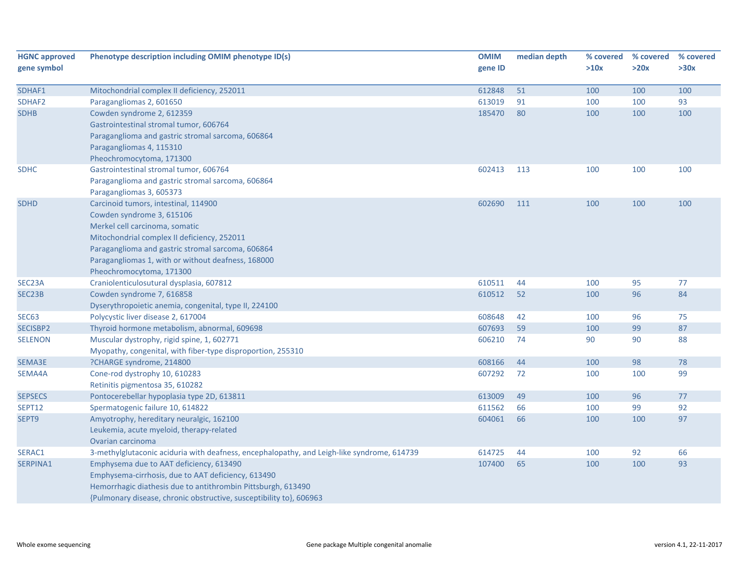| HGNC approved gene symbol | Phenotype description including OMIM phenotype ID(s) | OMIM gene ID | median depth | % covered >10x | % covered >20x | % covered >30x |
|---|---|---|---|---|---|---|
| SDHAF1 | Mitochondrial complex II deficiency, 252011 | 612848 | 51 | 100 | 100 | 100 |
| SDHAF2 | Paragangliomas 2, 601650 | 613019 | 91 | 100 | 100 | 93 |
| SDHB | Cowden syndrome 2, 612359<br>Gastrointestinal stromal tumor, 606764<br>Paraganglioma and gastric stromal sarcoma, 606864<br>Paragangliomas 4, 115310<br>Pheochromocytoma, 171300 | 185470 | 80 | 100 | 100 | 100 |
| SDHC | Gastrointestinal stromal tumor, 606764<br>Paraganglioma and gastric stromal sarcoma, 606864<br>Paragangliomas 3, 605373 | 602413 | 113 | 100 | 100 | 100 |
| SDHD | Carcinoid tumors, intestinal, 114900<br>Cowden syndrome 3, 615106<br>Merkel cell carcinoma, somatic<br>Mitochondrial complex II deficiency, 252011<br>Paraganglioma and gastric stromal sarcoma, 606864<br>Paragangliomas 1, with or without deafness, 168000<br>Pheochromocytoma, 171300 | 602690 | 111 | 100 | 100 | 100 |
| SEC23A | Craniolenticulosutural dysplasia, 607812 | 610511 | 44 | 100 | 95 | 77 |
| SEC23B | Cowden syndrome 7, 616858<br>Dyserythropoietic anemia, congenital, type II, 224100 | 610512 | 52 | 100 | 96 | 84 |
| SEC63 | Polycystic liver disease 2, 617004 | 608648 | 42 | 100 | 96 | 75 |
| SECISBP2 | Thyroid hormone metabolism, abnormal, 609698 | 607693 | 59 | 100 | 99 | 87 |
| SELENON | Muscular dystrophy, rigid spine, 1, 602771<br>Myopathy, congenital, with fiber-type disproportion, 255310 | 606210 | 74 | 90 | 90 | 88 |
| SEMA3E | ?CHARGE syndrome, 214800 | 608166 | 44 | 100 | 98 | 78 |
| SEMA4A | Cone-rod dystrophy 10, 610283<br>Retinitis pigmentosa 35, 610282 | 607292 | 72 | 100 | 100 | 99 |
| SEPSECS | Pontocerebellar hypoplasia type 2D, 613811 | 613009 | 49 | 100 | 96 | 77 |
| SEPT12 | Spermatogenic failure 10, 614822 | 611562 | 66 | 100 | 99 | 92 |
| SEPT9 | Amyotrophy, hereditary neuralgic, 162100<br>Leukemia, acute myeloid, therapy-related<br>Ovarian carcinoma | 604061 | 66 | 100 | 100 | 97 |
| SERAC1 | 3-methylglutaconic aciduria with deafness, encephalopathy, and Leigh-like syndrome, 614739 | 614725 | 44 | 100 | 92 | 66 |
| SERPINA1 | Emphysema due to AAT deficiency, 613490<br>Emphysema-cirrhosis, due to AAT deficiency, 613490<br>Hemorrhagic diathesis due to antithrombin Pittsburgh, 613490<br>{Pulmonary disease, chronic obstructive, susceptibility to}, 606963 | 107400 | 65 | 100 | 100 | 93 |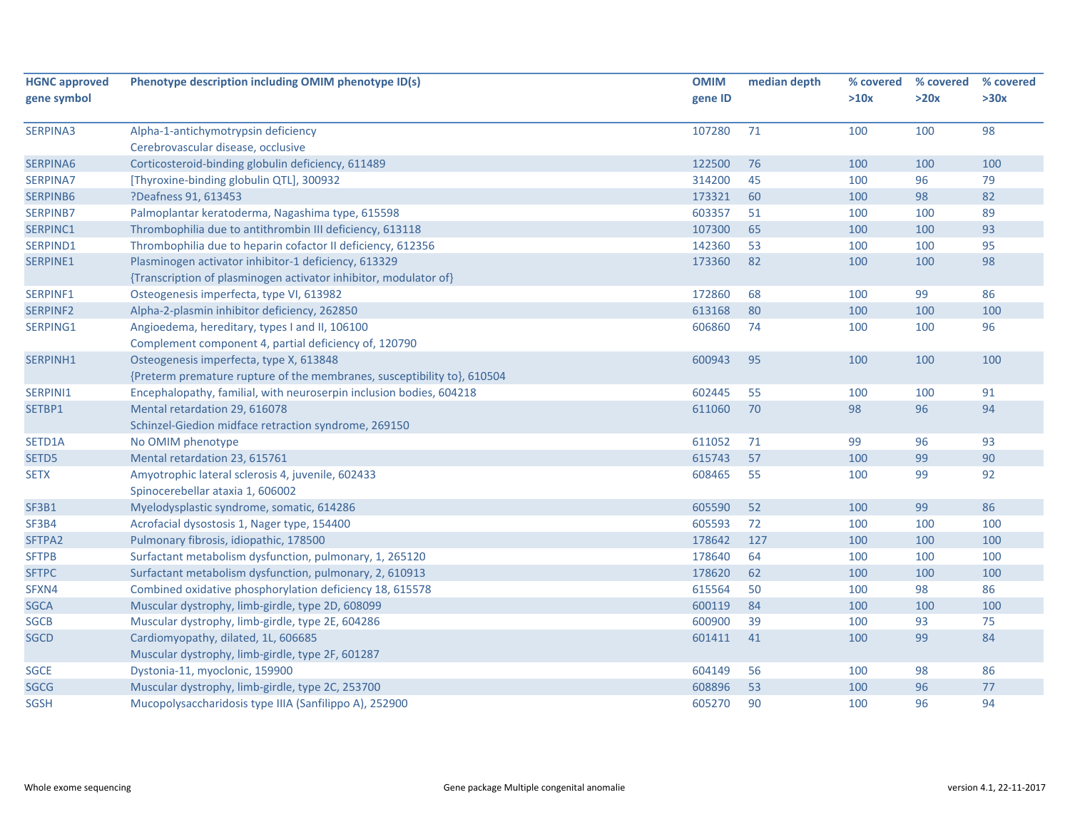| HGNC approved gene symbol | Phenotype description including OMIM phenotype ID(s) | OMIM gene ID | median depth | % covered >10x | % covered >20x | % covered >30x |
|---|---|---|---|---|---|---|
| SERPINA3 | Alpha-1-antichymotrypsin deficiency<br>Cerebrovascular disease, occlusive | 107280 | 71 | 100 | 100 | 98 |
| SERPINA6 | Corticosteroid-binding globulin deficiency, 611489 | 122500 | 76 | 100 | 100 | 100 |
| SERPINA7 | [Thyroxine-binding globulin QTL], 300932 | 314200 | 45 | 100 | 96 | 79 |
| SERPINB6 | ?Deafness 91, 613453 | 173321 | 60 | 100 | 98 | 82 |
| SERPINB7 | Palmoplantar keratoderma, Nagashima type, 615598 | 603357 | 51 | 100 | 100 | 89 |
| SERPINC1 | Thrombophilia due to antithrombin III deficiency, 613118 | 107300 | 65 | 100 | 100 | 93 |
| SERPIND1 | Thrombophilia due to heparin cofactor II deficiency, 612356 | 142360 | 53 | 100 | 100 | 95 |
| SERPINE1 | Plasminogen activator inhibitor-1 deficiency, 613329<br>{Transcription of plasminogen activator inhibitor, modulator of} | 173360 | 82 | 100 | 100 | 98 |
| SERPINF1 | Osteogenesis imperfecta, type VI, 613982 | 172860 | 68 | 100 | 99 | 86 |
| SERPINF2 | Alpha-2-plasmin inhibitor deficiency, 262850 | 613168 | 80 | 100 | 100 | 100 |
| SERPING1 | Angioedema, hereditary, types I and II, 106100<br>Complement component 4, partial deficiency of, 120790 | 606860 | 74 | 100 | 100 | 96 |
| SERPINH1 | Osteogenesis imperfecta, type X, 613848<br>{Preterm premature rupture of the membranes, susceptibility to}, 610504 | 600943 | 95 | 100 | 100 | 100 |
| SERPINI1 | Encephalopathy, familial, with neuroserpin inclusion bodies, 604218 | 602445 | 55 | 100 | 100 | 91 |
| SETBP1 | Mental retardation 29, 616078<br>Schinzel-Giedion midface retraction syndrome, 269150 | 611060 | 70 | 98 | 96 | 94 |
| SETD1A | No OMIM phenotype | 611052 | 71 | 99 | 96 | 93 |
| SETD5 | Mental retardation 23, 615761 | 615743 | 57 | 100 | 99 | 90 |
| SETX | Amyotrophic lateral sclerosis 4, juvenile, 602433<br>Spinocerebellar ataxia 1, 606002 | 608465 | 55 | 100 | 99 | 92 |
| SF3B1 | Myelodysplastic syndrome, somatic, 614286 | 605590 | 52 | 100 | 99 | 86 |
| SF3B4 | Acrofacial dysostosis 1, Nager type, 154400 | 605593 | 72 | 100 | 100 | 100 |
| SFTPA2 | Pulmonary fibrosis, idiopathic, 178500 | 178642 | 127 | 100 | 100 | 100 |
| SFTPB | Surfactant metabolism dysfunction, pulmonary, 1, 265120 | 178640 | 64 | 100 | 100 | 100 |
| SFTPC | Surfactant metabolism dysfunction, pulmonary, 2, 610913 | 178620 | 62 | 100 | 100 | 100 |
| SFXN4 | Combined oxidative phosphorylation deficiency 18, 615578 | 615564 | 50 | 100 | 98 | 86 |
| SGCA | Muscular dystrophy, limb-girdle, type 2D, 608099 | 600119 | 84 | 100 | 100 | 100 |
| SGCB | Muscular dystrophy, limb-girdle, type 2E, 604286 | 600900 | 39 | 100 | 93 | 75 |
| SGCD | Cardiomyopathy, dilated, 1L, 606685<br>Muscular dystrophy, limb-girdle, type 2F, 601287 | 601411 | 41 | 100 | 99 | 84 |
| SGCE | Dystonia-11, myoclonic, 159900 | 604149 | 56 | 100 | 98 | 86 |
| SGCG | Muscular dystrophy, limb-girdle, type 2C, 253700 | 608896 | 53 | 100 | 96 | 77 |
| SGSH | Mucopolysaccharidosis type IIIA (Sanfilippo A), 252900 | 605270 | 90 | 100 | 96 | 94 |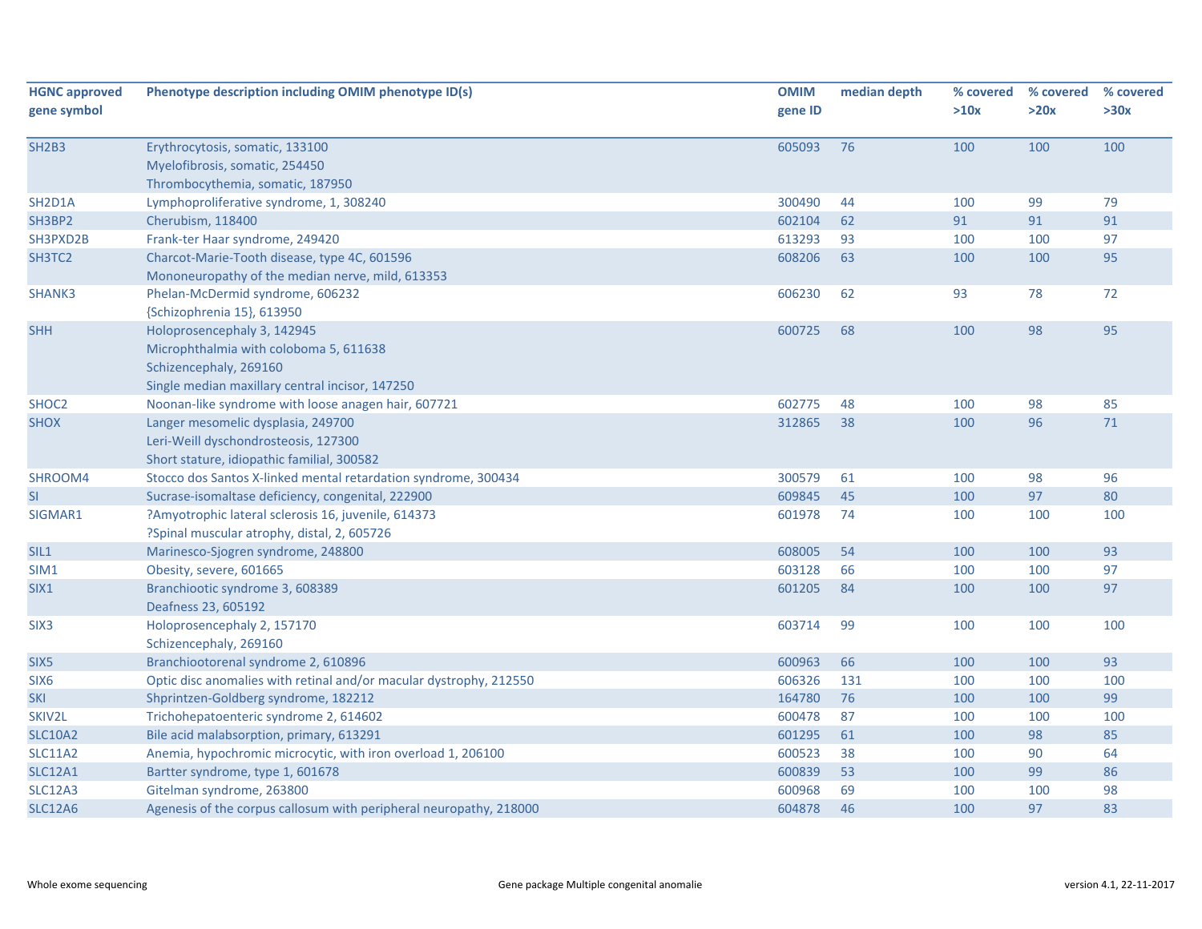| HGNC approved gene symbol | Phenotype description including OMIM phenotype ID(s) | OMIM gene ID | median depth | % covered >10x | % covered >20x | % covered >30x |
|---|---|---|---|---|---|---|
| SH2B3 | Erythrocytosis, somatic, 133100<br>Myelofibrosis, somatic, 254450<br>Thrombocythemia, somatic, 187950 | 605093 | 76 | 100 | 100 | 100 |
| SH2D1A | Lymphoproliferative syndrome, 1, 308240 | 300490 | 44 | 100 | 99 | 79 |
| SH3BP2 | Cherubism, 118400 | 602104 | 62 | 91 | 91 | 91 |
| SH3PXD2B | Frank-ter Haar syndrome, 249420 | 613293 | 93 | 100 | 100 | 97 |
| SH3TC2 | Charcot-Marie-Tooth disease, type 4C, 601596<br>Mononeuropathy of the median nerve, mild, 613353 | 608206 | 63 | 100 | 100 | 95 |
| SHANK3 | Phelan-McDermid syndrome, 606232<br>{Schizophrenia 15}, 613950 | 606230 | 62 | 93 | 78 | 72 |
| SHH | Holoprosencephaly 3, 142945<br>Microphthalmia with coloboma 5, 611638<br>Schizencephaly, 269160<br>Single median maxillary central incisor, 147250 | 600725 | 68 | 100 | 98 | 95 |
| SHOC2 | Noonan-like syndrome with loose anagen hair, 607721 | 602775 | 48 | 100 | 98 | 85 |
| SHOX | Langer mesomelic dysplasia, 249700<br>Leri-Weill dyschondrosteosis, 127300<br>Short stature, idiopathic familial, 300582 | 312865 | 38 | 100 | 96 | 71 |
| SHROOM4 | Stocco dos Santos X-linked mental retardation syndrome, 300434 | 300579 | 61 | 100 | 98 | 96 |
| SI | Sucrase-isomaltase deficiency, congenital, 222900 | 609845 | 45 | 100 | 97 | 80 |
| SIGMAR1 | ?Amyotrophic lateral sclerosis 16, juvenile, 614373<br>?Spinal muscular atrophy, distal, 2, 605726 | 601978 | 74 | 100 | 100 | 100 |
| SIL1 | Marinesco-Sjogren syndrome, 248800 | 608005 | 54 | 100 | 100 | 93 |
| SIM1 | Obesity, severe, 601665 | 603128 | 66 | 100 | 100 | 97 |
| SIX1 | Branchiootic syndrome 3, 608389<br>Deafness 23, 605192 | 601205 | 84 | 100 | 100 | 97 |
| SIX3 | Holoprosencephaly 2, 157170<br>Schizencephaly, 269160 | 603714 | 99 | 100 | 100 | 100 |
| SIX5 | Branchiootorenal syndrome 2, 610896 | 600963 | 66 | 100 | 100 | 93 |
| SIX6 | Optic disc anomalies with retinal and/or macular dystrophy, 212550 | 606326 | 131 | 100 | 100 | 100 |
| SKI | Shprintzen-Goldberg syndrome, 182212 | 164780 | 76 | 100 | 100 | 99 |
| SKIV2L | Trichohepatoenteric syndrome 2, 614602 | 600478 | 87 | 100 | 100 | 100 |
| SLC10A2 | Bile acid malabsorption, primary, 613291 | 601295 | 61 | 100 | 98 | 85 |
| SLC11A2 | Anemia, hypochromic microcytic, with iron overload 1, 206100 | 600523 | 38 | 100 | 90 | 64 |
| SLC12A1 | Bartter syndrome, type 1, 601678 | 600839 | 53 | 100 | 99 | 86 |
| SLC12A3 | Gitelman syndrome, 263800 | 600968 | 69 | 100 | 100 | 98 |
| SLC12A6 | Agenesis of the corpus callosum with peripheral neuropathy, 218000 | 604878 | 46 | 100 | 97 | 83 |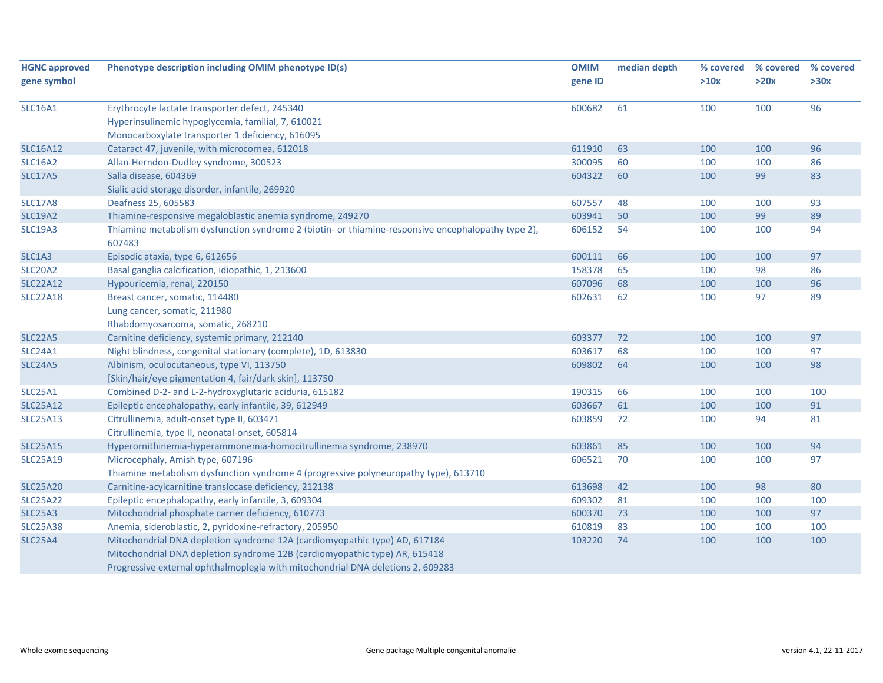| HGNC approved gene symbol | Phenotype description including OMIM phenotype ID(s) | OMIM gene ID | median depth | % covered >10x | % covered >20x | % covered >30x |
|---|---|---|---|---|---|---|
| SLC16A1 | Erythrocyte lactate transporter defect, 245340<br>Hyperinsulinemic hypoglycemia, familial, 7, 610021<br>Monocarboxylate transporter 1 deficiency, 616095 | 600682 | 61 | 100 | 100 | 96 |
| SLC16A12 | Cataract 47, juvenile, with microcornea, 612018 | 611910 | 63 | 100 | 100 | 96 |
| SLC16A2 | Allan-Herndon-Dudley syndrome, 300523 | 300095 | 60 | 100 | 100 | 86 |
| SLC17A5 | Salla disease, 604369<br>Sialic acid storage disorder, infantile, 269920 | 604322 | 60 | 100 | 99 | 83 |
| SLC17A8 | Deafness 25, 605583 | 607557 | 48 | 100 | 100 | 93 |
| SLC19A2 | Thiamine-responsive megaloblastic anemia syndrome, 249270 | 603941 | 50 | 100 | 99 | 89 |
| SLC19A3 | Thiamine metabolism dysfunction syndrome 2 (biotin- or thiamine-responsive encephalopathy type 2), 607483 | 606152 | 54 | 100 | 100 | 94 |
| SLC1A3 | Episodic ataxia, type 6, 612656 | 600111 | 66 | 100 | 100 | 97 |
| SLC20A2 | Basal ganglia calcification, idiopathic, 1, 213600 | 158378 | 65 | 100 | 98 | 86 |
| SLC22A12 | Hypouricemia, renal, 220150 | 607096 | 68 | 100 | 100 | 96 |
| SLC22A18 | Breast cancer, somatic, 114480<br>Lung cancer, somatic, 211980<br>Rhabdomyosarcoma, somatic, 268210 | 602631 | 62 | 100 | 97 | 89 |
| SLC22A5 | Carnitine deficiency, systemic primary, 212140 | 603377 | 72 | 100 | 100 | 97 |
| SLC24A1 | Night blindness, congenital stationary (complete), 1D, 613830 | 603617 | 68 | 100 | 100 | 97 |
| SLC24A5 | Albinism, oculocutaneous, type VI, 113750<br>[Skin/hair/eye pigmentation 4, fair/dark skin], 113750 | 609802 | 64 | 100 | 100 | 98 |
| SLC25A1 | Combined D-2- and L-2-hydroxyglutaric aciduria, 615182 | 190315 | 66 | 100 | 100 | 100 |
| SLC25A12 | Epileptic encephalopathy, early infantile, 39, 612949 | 603667 | 61 | 100 | 100 | 91 |
| SLC25A13 | Citrullinemia, adult-onset type II, 603471<br>Citrullinemia, type II, neonatal-onset, 605814 | 603859 | 72 | 100 | 94 | 81 |
| SLC25A15 | Hyperornithinemia-hyperammonemia-homocitrullinemia syndrome, 238970 | 603861 | 85 | 100 | 100 | 94 |
| SLC25A19 | Microcephaly, Amish type, 607196<br>Thiamine metabolism dysfunction syndrome 4 (progressive polyneuropathy type), 613710 | 606521 | 70 | 100 | 100 | 97 |
| SLC25A20 | Carnitine-acylcarnitine translocase deficiency, 212138 | 613698 | 42 | 100 | 98 | 80 |
| SLC25A22 | Epileptic encephalopathy, early infantile, 3, 609304 | 609302 | 81 | 100 | 100 | 100 |
| SLC25A3 | Mitochondrial phosphate carrier deficiency, 610773 | 600370 | 73 | 100 | 100 | 97 |
| SLC25A38 | Anemia, sideroblastic, 2, pyridoxine-refractory, 205950 | 610819 | 83 | 100 | 100 | 100 |
| SLC25A4 | Mitochondrial DNA depletion syndrome 12A (cardiomyopathic type) AD, 617184<br>Mitochondrial DNA depletion syndrome 12B (cardiomyopathic type) AR, 615418<br>Progressive external ophthalmoplegia with mitochondrial DNA deletions 2, 609283 | 103220 | 74 | 100 | 100 | 100 |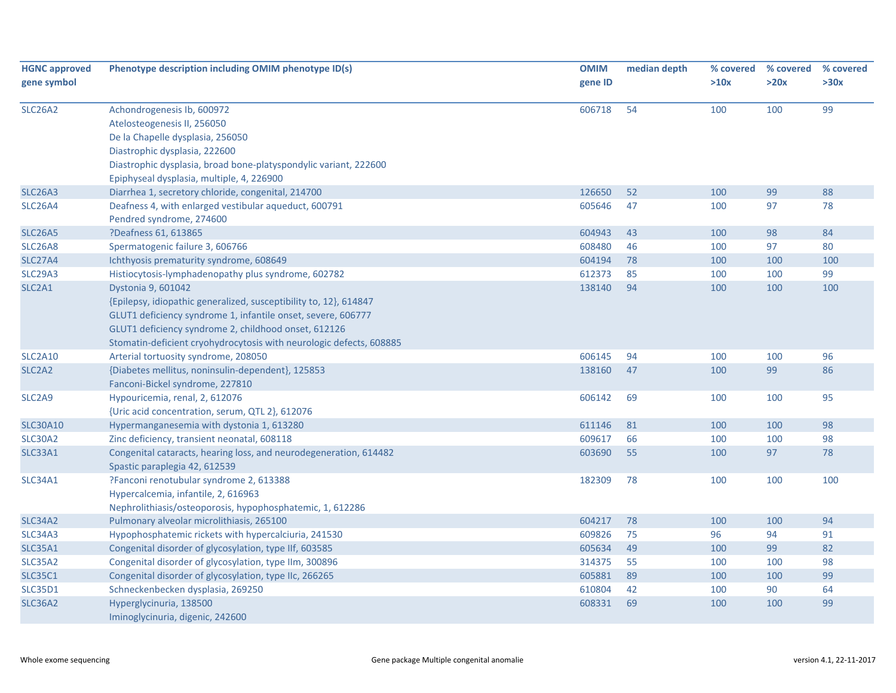| HGNC approved gene symbol | Phenotype description including OMIM phenotype ID(s) | OMIM gene ID | median depth | % covered >10x | % covered >20x | % covered >30x |
|---|---|---|---|---|---|---|
| SLC26A2 | Achondrogenesis Ib, 600972<br>Atelosteogenesis II, 256050<br>De la Chapelle dysplasia, 256050<br>Diastrophic dysplasia, 222600<br>Diastrophic dysplasia, broad bone-platyspondylic variant, 222600<br>Epiphyseal dysplasia, multiple, 4, 226900 | 606718 | 54 | 100 | 100 | 99 |
| SLC26A3 | Diarrhea 1, secretory chloride, congenital, 214700 | 126650 | 52 | 100 | 99 | 88 |
| SLC26A4 | Deafness 4, with enlarged vestibular aqueduct, 600791<br>Pendred syndrome, 274600 | 605646 | 47 | 100 | 97 | 78 |
| SLC26A5 | ?Deafness 61, 613865 | 604943 | 43 | 100 | 98 | 84 |
| SLC26A8 | Spermatogenic failure 3, 606766 | 608480 | 46 | 100 | 97 | 80 |
| SLC27A4 | Ichthyosis prematurity syndrome, 608649 | 604194 | 78 | 100 | 100 | 100 |
| SLC29A3 | Histiocytosis-lymphadenopathy plus syndrome, 602782 | 612373 | 85 | 100 | 100 | 99 |
| SLC2A1 | Dystonia 9, 601042<br>{Epilepsy, idiopathic generalized, susceptibility to, 12}, 614847<br>GLUT1 deficiency syndrome 1, infantile onset, severe, 606777<br>GLUT1 deficiency syndrome 2, childhood onset, 612126<br>Stomatin-deficient cryohydrocytosis with neurologic defects, 608885 | 138140 | 94 | 100 | 100 | 100 |
| SLC2A10 | Arterial tortuosity syndrome, 208050 | 606145 | 94 | 100 | 100 | 96 |
| SLC2A2 | {Diabetes mellitus, noninsulin-dependent}, 125853<br>Fanconi-Bickel syndrome, 227810 | 138160 | 47 | 100 | 99 | 86 |
| SLC2A9 | Hypouricemia, renal, 2, 612076<br>{Uric acid concentration, serum, QTL 2}, 612076 | 606142 | 69 | 100 | 100 | 95 |
| SLC30A10 | Hypermanganesemia with dystonia 1, 613280 | 611146 | 81 | 100 | 100 | 98 |
| SLC30A2 | Zinc deficiency, transient neonatal, 608118 | 609617 | 66 | 100 | 100 | 98 |
| SLC33A1 | Congenital cataracts, hearing loss, and neurodegeneration, 614482<br>Spastic paraplegia 42, 612539 | 603690 | 55 | 100 | 97 | 78 |
| SLC34A1 | ?Fanconi renotubular syndrome 2, 613388<br>Hypercalcemia, infantile, 2, 616963<br>Nephrolithiasis/osteoporosis, hypophosphatemic, 1, 612286 | 182309 | 78 | 100 | 100 | 100 |
| SLC34A2 | Pulmonary alveolar microlithiasis, 265100 | 604217 | 78 | 100 | 100 | 94 |
| SLC34A3 | Hypophosphatemic rickets with hypercalciuria, 241530 | 609826 | 75 | 96 | 94 | 91 |
| SLC35A1 | Congenital disorder of glycosylation, type IIf, 603585 | 605634 | 49 | 100 | 99 | 82 |
| SLC35A2 | Congenital disorder of glycosylation, type IIm, 300896 | 314375 | 55 | 100 | 100 | 98 |
| SLC35C1 | Congenital disorder of glycosylation, type IIc, 266265 | 605881 | 89 | 100 | 100 | 99 |
| SLC35D1 | Schneckenbecken dysplasia, 269250 | 610804 | 42 | 100 | 90 | 64 |
| SLC36A2 | Hyperglycinuria, 138500<br>Iminoglycinuria, digenic, 242600 | 608331 | 69 | 100 | 100 | 99 |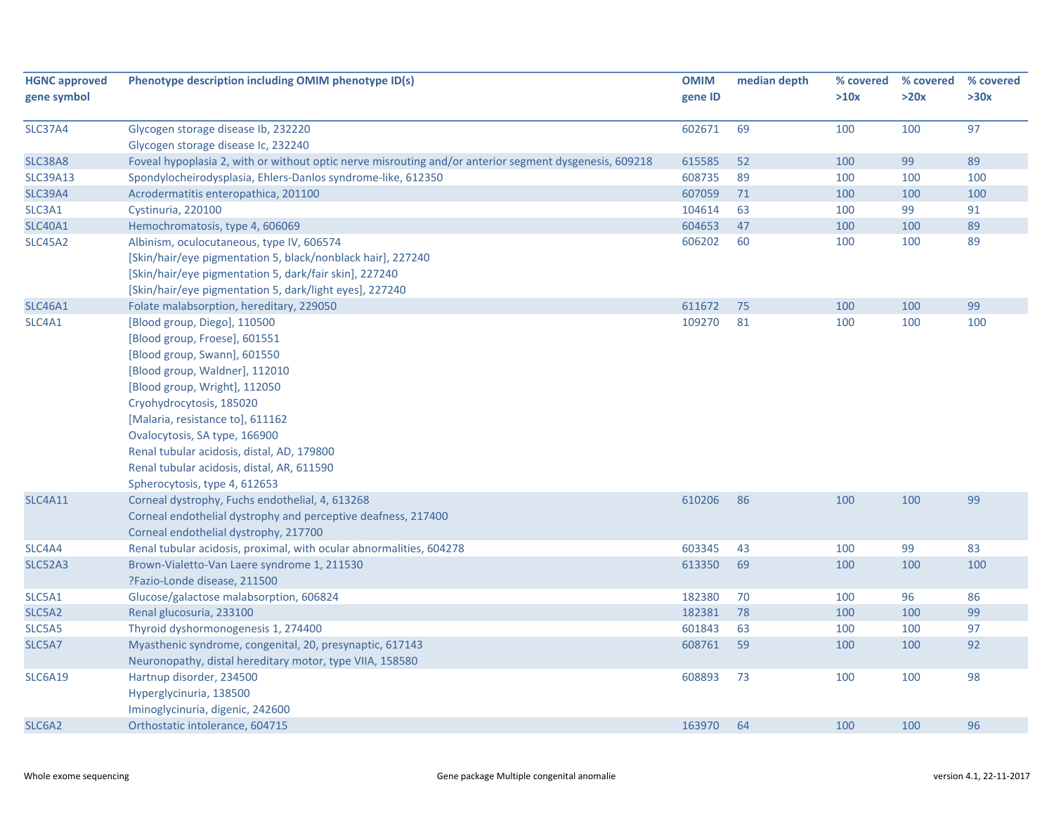| HGNC approved gene symbol | Phenotype description including OMIM phenotype ID(s) | OMIM gene ID | median depth | % covered >10x | % covered >20x | % covered >30x |
|---|---|---|---|---|---|---|
| SLC37A4 | Glycogen storage disease Ib, 232220<br>Glycogen storage disease Ic, 232240 | 602671 | 69 | 100 | 100 | 97 |
| SLC38A8 | Foveal hypoplasia 2, with or without optic nerve misrouting and/or anterior segment dysgenesis, 609218 | 615585 | 52 | 100 | 99 | 89 |
| SLC39A13 | Spondylocheirodysplasia, Ehlers-Danlos syndrome-like, 612350 | 608735 | 89 | 100 | 100 | 100 |
| SLC39A4 | Acrodermatitis enteropathica, 201100 | 607059 | 71 | 100 | 100 | 100 |
| SLC3A1 | Cystinuria, 220100 | 104614 | 63 | 100 | 99 | 91 |
| SLC40A1 | Hemochromatosis, type 4, 606069 | 604653 | 47 | 100 | 100 | 89 |
| SLC45A2 | Albinism, oculocutaneous, type IV, 606574<br>[Skin/hair/eye pigmentation 5, black/nonblack hair], 227240<br>[Skin/hair/eye pigmentation 5, dark/fair skin], 227240<br>[Skin/hair/eye pigmentation 5, dark/light eyes], 227240 | 606202 | 60 | 100 | 100 | 89 |
| SLC46A1 | Folate malabsorption, hereditary, 229050 | 611672 | 75 | 100 | 100 | 99 |
| SLC4A1 | [Blood group, Diego], 110500<br>[Blood group, Froese], 601551<br>[Blood group, Swann], 601550<br>[Blood group, Waldner], 112010<br>[Blood group, Wright], 112050<br>Cryohydrocytosis, 185020<br>[Malaria, resistance to], 611162<br>Ovalocytosis, SA type, 166900<br>Renal tubular acidosis, distal, AD, 179800<br>Renal tubular acidosis, distal, AR, 611590<br>Spherocytosis, type 4, 612653 | 109270 | 81 | 100 | 100 | 100 |
| SLC4A11 | Corneal dystrophy, Fuchs endothelial, 4, 613268<br>Corneal endothelial dystrophy and perceptive deafness, 217400<br>Corneal endothelial dystrophy, 217700 | 610206 | 86 | 100 | 100 | 99 |
| SLC4A4 | Renal tubular acidosis, proximal, with ocular abnormalities, 604278 | 603345 | 43 | 100 | 99 | 83 |
| SLC52A3 | Brown-Vialetto-Van Laere syndrome 1, 211530<br>?Fazio-Londe disease, 211500 | 613350 | 69 | 100 | 100 | 100 |
| SLC5A1 | Glucose/galactose malabsorption, 606824 | 182380 | 70 | 100 | 96 | 86 |
| SLC5A2 | Renal glucosuria, 233100 | 182381 | 78 | 100 | 100 | 99 |
| SLC5A5 | Thyroid dyshormonogenesis 1, 274400 | 601843 | 63 | 100 | 100 | 97 |
| SLC5A7 | Myasthenic syndrome, congenital, 20, presynaptic, 617143<br>Neuronopathy, distal hereditary motor, type VIIA, 158580 | 608761 | 59 | 100 | 100 | 92 |
| SLC6A19 | Hartnup disorder, 234500<br>Hyperglycinuria, 138500<br>Iminoglycinuria, digenic, 242600 | 608893 | 73 | 100 | 100 | 98 |
| SLC6A2 | Orthostatic intolerance, 604715 | 163970 | 64 | 100 | 100 | 96 |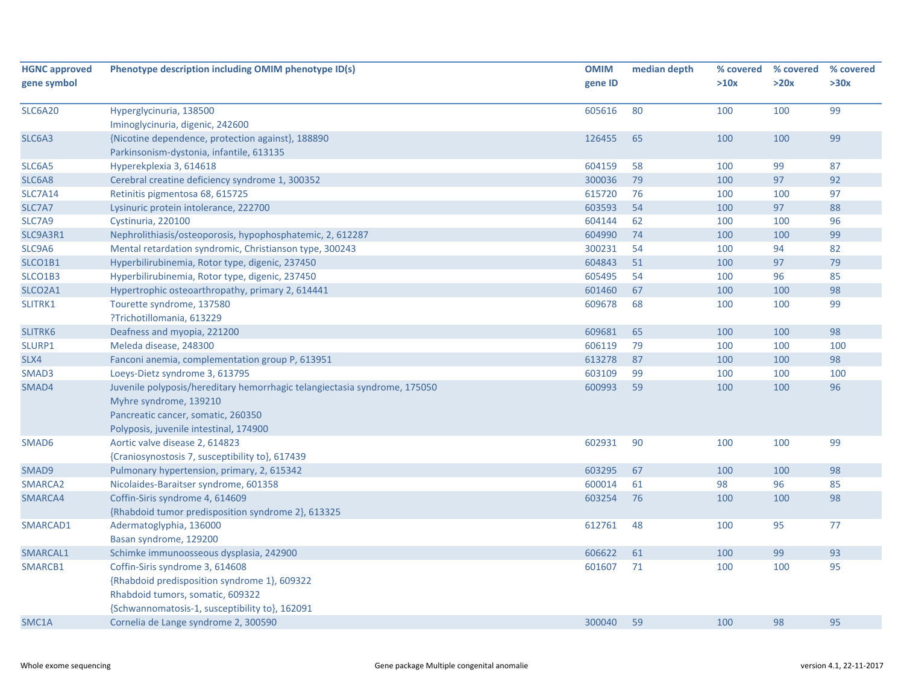| HGNC approved gene symbol | Phenotype description including OMIM phenotype ID(s) | OMIM gene ID | median depth | % covered >10x | % covered >20x | % covered >30x |
|---|---|---|---|---|---|---|
| SLC6A20 | Hyperglycinuria, 138500<br>Iminoglycinuria, digenic, 242600 | 605616 | 80 | 100 | 100 | 99 |
| SLC6A3 | {Nicotine dependence, protection against}, 188890<br>Parkinsonism-dystonia, infantile, 613135 | 126455 | 65 | 100 | 100 | 99 |
| SLC6A5 | Hyperekplexia 3, 614618 | 604159 | 58 | 100 | 99 | 87 |
| SLC6A8 | Cerebral creatine deficiency syndrome 1, 300352 | 300036 | 79 | 100 | 97 | 92 |
| SLC7A14 | Retinitis pigmentosa 68, 615725 | 615720 | 76 | 100 | 100 | 97 |
| SLC7A7 | Lysinuric protein intolerance, 222700 | 603593 | 54 | 100 | 97 | 88 |
| SLC7A9 | Cystinuria, 220100 | 604144 | 62 | 100 | 100 | 96 |
| SLC9A3R1 | Nephrolithiasis/osteoporosis, hypophosphatemic, 2, 612287 | 604990 | 74 | 100 | 100 | 99 |
| SLC9A6 | Mental retardation syndromic, Christianson type, 300243 | 300231 | 54 | 100 | 94 | 82 |
| SLCO1B1 | Hyperbilirubinemia, Rotor type, digenic, 237450 | 604843 | 51 | 100 | 97 | 79 |
| SLCO1B3 | Hyperbilirubinemia, Rotor type, digenic, 237450 | 605495 | 54 | 100 | 96 | 85 |
| SLCO2A1 | Hypertrophic osteoarthropathy, primary 2, 614441 | 601460 | 67 | 100 | 100 | 98 |
| SLITRK1 | Tourette syndrome, 137580<br>?Trichotillomania, 613229 | 609678 | 68 | 100 | 100 | 99 |
| SLITRK6 | Deafness and myopia, 221200 | 609681 | 65 | 100 | 100 | 98 |
| SLURP1 | Meleda disease, 248300 | 606119 | 79 | 100 | 100 | 100 |
| SLX4 | Fanconi anemia, complementation group P, 613951 | 613278 | 87 | 100 | 100 | 98 |
| SMAD3 | Loeys-Dietz syndrome 3, 613795 | 603109 | 99 | 100 | 100 | 100 |
| SMAD4 | Juvenile polyposis/hereditary hemorrhagic telangiectasia syndrome, 175050<br>Myhre syndrome, 139210<br>Pancreatic cancer, somatic, 260350<br>Polyposis, juvenile intestinal, 174900 | 600993 | 59 | 100 | 100 | 96 |
| SMAD6 | Aortic valve disease 2, 614823<br>{Craniosynostosis 7, susceptibility to}, 617439 | 602931 | 90 | 100 | 100 | 99 |
| SMAD9 | Pulmonary hypertension, primary, 2, 615342 | 603295 | 67 | 100 | 100 | 98 |
| SMARCA2 | Nicolaides-Baraitser syndrome, 601358 | 600014 | 61 | 98 | 96 | 85 |
| SMARCA4 | Coffin-Siris syndrome 4, 614609<br>{Rhabdoid tumor predisposition syndrome 2}, 613325 | 603254 | 76 | 100 | 100 | 98 |
| SMARCAD1 | Adermatoglyphia, 136000<br>Basan syndrome, 129200 | 612761 | 48 | 100 | 95 | 77 |
| SMARCAL1 | Schimke immunoosseous dysplasia, 242900 | 606622 | 61 | 100 | 99 | 93 |
| SMARCB1 | Coffin-Siris syndrome 3, 614608<br>{Rhabdoid predisposition syndrome 1}, 609322<br>Rhabdoid tumors, somatic, 609322<br>{Schwannomatosis-1, susceptibility to}, 162091 | 601607 | 71 | 100 | 100 | 95 |
| SMC1A | Cornelia de Lange syndrome 2, 300590 | 300040 | 59 | 100 | 98 | 95 |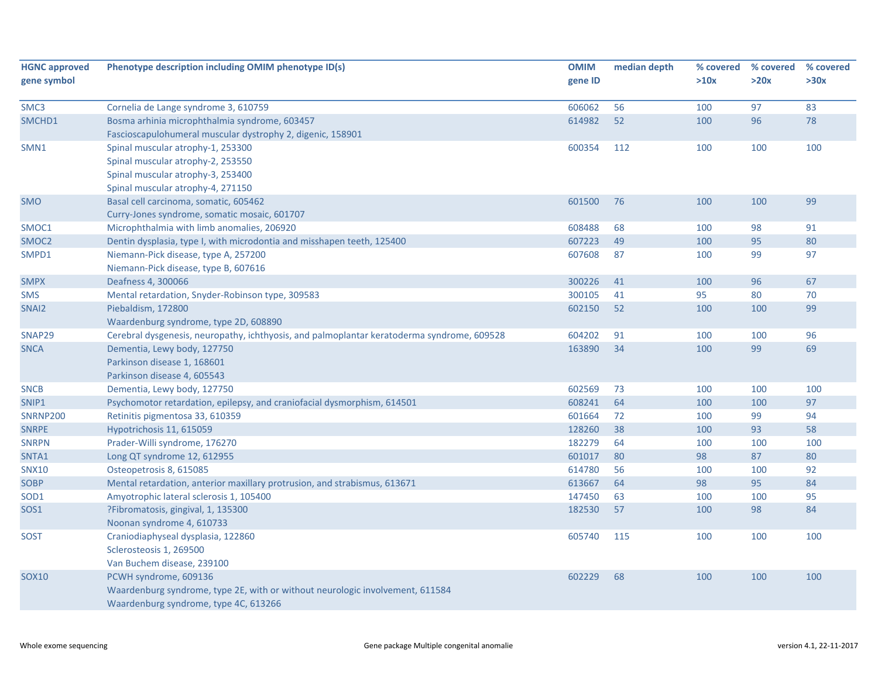| HGNC approved gene symbol | Phenotype description including OMIM phenotype ID(s) | OMIM gene ID | median depth | % covered >10x | % covered >20x | % covered >30x |
|---|---|---|---|---|---|---|
| SMC3 | Cornelia de Lange syndrome 3, 610759 | 606062 | 56 | 100 | 97 | 83 |
| SMCHD1 | Bosma arhinia microphthalmia syndrome, 603457<br>Fascioscapulohumeral muscular dystrophy 2, digenic, 158901 | 614982 | 52 | 100 | 96 | 78 |
| SMN1 | Spinal muscular atrophy-1, 253300<br>Spinal muscular atrophy-2, 253550<br>Spinal muscular atrophy-3, 253400<br>Spinal muscular atrophy-4, 271150 | 600354 | 112 | 100 | 100 | 100 |
| SMO | Basal cell carcinoma, somatic, 605462<br>Curry-Jones syndrome, somatic mosaic, 601707 | 601500 | 76 | 100 | 100 | 99 |
| SMOC1 | Microphthalmia with limb anomalies, 206920 | 608488 | 68 | 100 | 98 | 91 |
| SMOC2 | Dentin dysplasia, type I, with microdontia and misshapen teeth, 125400 | 607223 | 49 | 100 | 95 | 80 |
| SMPD1 | Niemann-Pick disease, type A, 257200<br>Niemann-Pick disease, type B, 607616 | 607608 | 87 | 100 | 99 | 97 |
| SMPX | Deafness 4, 300066 | 300226 | 41 | 100 | 96 | 67 |
| SMS | Mental retardation, Snyder-Robinson type, 309583 | 300105 | 41 | 95 | 80 | 70 |
| SNAI2 | Piebaldism, 172800<br>Waardenburg syndrome, type 2D, 608890 | 602150 | 52 | 100 | 100 | 99 |
| SNAP29 | Cerebral dysgenesis, neuropathy, ichthyosis, and palmoplantar keratoderma syndrome, 609528 | 604202 | 91 | 100 | 100 | 96 |
| SNCA | Dementia, Lewy body, 127750<br>Parkinson disease 1, 168601<br>Parkinson disease 4, 605543 | 163890 | 34 | 100 | 99 | 69 |
| SNCB | Dementia, Lewy body, 127750 | 602569 | 73 | 100 | 100 | 100 |
| SNIP1 | Psychomotor retardation, epilepsy, and craniofacial dysmorphism, 614501 | 608241 | 64 | 100 | 100 | 97 |
| SNRNP200 | Retinitis pigmentosa 33, 610359 | 601664 | 72 | 100 | 99 | 94 |
| SNRPE | Hypotrichosis 11, 615059 | 128260 | 38 | 100 | 93 | 58 |
| SNRPN | Prader-Willi syndrome, 176270 | 182279 | 64 | 100 | 100 | 100 |
| SNTA1 | Long QT syndrome 12, 612955 | 601017 | 80 | 98 | 87 | 80 |
| SNX10 | Osteopetrosis 8, 615085 | 614780 | 56 | 100 | 100 | 92 |
| SOBP | Mental retardation, anterior maxillary protrusion, and strabismus, 613671 | 613667 | 64 | 98 | 95 | 84 |
| SOD1 | Amyotrophic lateral sclerosis 1, 105400 | 147450 | 63 | 100 | 100 | 95 |
| SOS1 | ?Fibromatosis, gingival, 1, 135300<br>Noonan syndrome 4, 610733 | 182530 | 57 | 100 | 98 | 84 |
| SOST | Craniodiaphyseal dysplasia, 122860<br>Sclerosteosis 1, 269500<br>Van Buchem disease, 239100 | 605740 | 115 | 100 | 100 | 100 |
| SOX10 | PCWH syndrome, 609136<br>Waardenburg syndrome, type 2E, with or without neurologic involvement, 611584<br>Waardenburg syndrome, type 4C, 613266 | 602229 | 68 | 100 | 100 | 100 |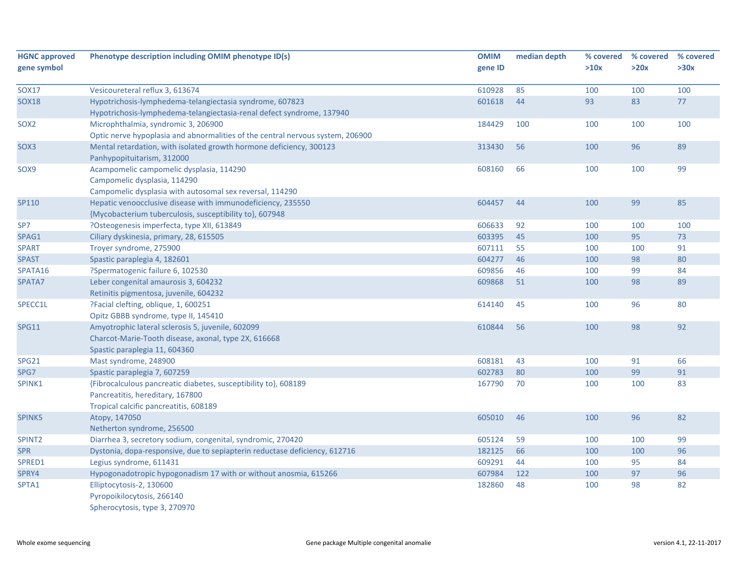| HGNC approved gene symbol | Phenotype description including OMIM phenotype ID(s) | OMIM gene ID | median depth | % covered >10x | % covered >20x | % covered >30x |
|---|---|---|---|---|---|---|
| SOX17 | Vesicoureteral reflux 3, 613674 | 610928 | 85 | 100 | 100 | 100 |
| SOX18 | Hypotrichosis-lymphedema-telangiectasia syndrome, 607823<br>Hypotrichosis-lymphedema-telangiectasia-renal defect syndrome, 137940 | 601618 | 44 | 93 | 83 | 77 |
| SOX2 | Microphthalmia, syndromic 3, 206900<br>Optic nerve hypoplasia and abnormalities of the central nervous system, 206900 | 184429 | 100 | 100 | 100 | 100 |
| SOX3 | Mental retardation, with isolated growth hormone deficiency, 300123<br>Panhypopituitarism, 312000 | 313430 | 56 | 100 | 96 | 89 |
| SOX9 | Acampomelic campomelic dysplasia, 114290<br>Campomelic dysplasia, 114290<br>Campomelic dysplasia with autosomal sex reversal, 114290 | 608160 | 66 | 100 | 100 | 99 |
| SP110 | Hepatic venoocclusive disease with immunodeficiency, 235550<br>{Mycobacterium tuberculosis, susceptibility to}, 607948 | 604457 | 44 | 100 | 99 | 85 |
| SP7 | ?Osteogenesis imperfecta, type XII, 613849 | 606633 | 92 | 100 | 100 | 100 |
| SPAG1 | Ciliary dyskinesia, primary, 28, 615505 | 603395 | 45 | 100 | 95 | 73 |
| SPART | Troyer syndrome, 275900 | 607111 | 55 | 100 | 100 | 91 |
| SPAST | Spastic paraplegia 4, 182601 | 604277 | 46 | 100 | 98 | 80 |
| SPATA16 | ?Spermatogenic failure 6, 102530 | 609856 | 46 | 100 | 99 | 84 |
| SPATA7 | Leber congenital amaurosis 3, 604232<br>Retinitis pigmentosa, juvenile, 604232 | 609868 | 51 | 100 | 98 | 89 |
| SPECC1L | ?Facial clefting, oblique, 1, 600251<br>Opitz GBBB syndrome, type II, 145410 | 614140 | 45 | 100 | 96 | 80 |
| SPG11 | Amyotrophic lateral sclerosis 5, juvenile, 602099<br>Charcot-Marie-Tooth disease, axonal, type 2X, 616668<br>Spastic paraplegia 11, 604360 | 610844 | 56 | 100 | 98 | 92 |
| SPG21 | Mast syndrome, 248900 | 608181 | 43 | 100 | 91 | 66 |
| SPG7 | Spastic paraplegia 7, 607259 | 602783 | 80 | 100 | 99 | 91 |
| SPINK1 | {Fibrocalculous pancreatic diabetes, susceptibility to}, 608189<br>Pancreatitis, hereditary, 167800<br>Tropical calcific pancreatitis, 608189 | 167790 | 70 | 100 | 100 | 83 |
| SPINK5 | Atopy, 147050<br>Netherton syndrome, 256500 | 605010 | 46 | 100 | 96 | 82 |
| SPINT2 | Diarrhea 3, secretory sodium, congenital, syndromic, 270420 | 605124 | 59 | 100 | 100 | 99 |
| SPR | Dystonia, dopa-responsive, due to sepiapterin reductase deficiency, 612716 | 182125 | 66 | 100 | 100 | 96 |
| SPRED1 | Legius syndrome, 611431 | 609291 | 44 | 100 | 95 | 84 |
| SPRY4 | Hypogonadotropic hypogonadism 17 with or without anosmia, 615266 | 607984 | 122 | 100 | 97 | 96 |
| SPTA1 | Elliptocytosis-2, 130600<br>Pyropoikilocytosis, 266140<br>Spherocytosis, type 3, 270970 | 182860 | 48 | 100 | 98 | 82 |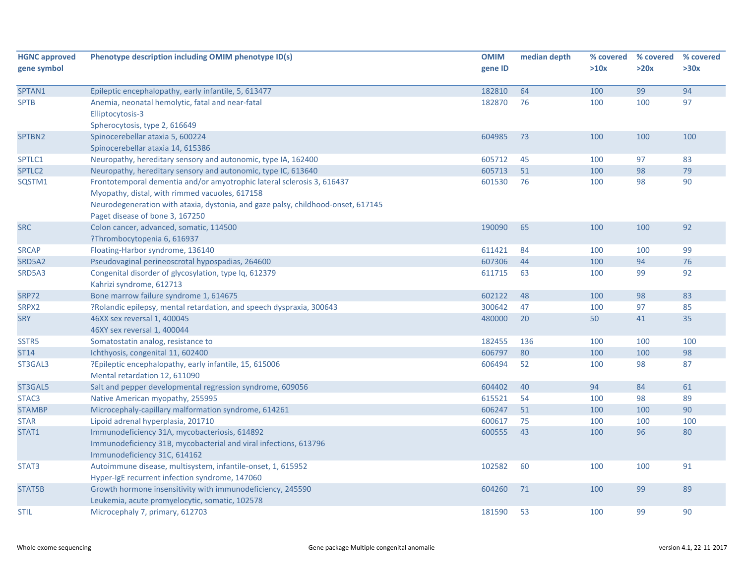| HGNC approved gene symbol | Phenotype description including OMIM phenotype ID(s) | OMIM gene ID | median depth | % covered >10x | % covered >20x | % covered >30x |
|---|---|---|---|---|---|---|
| SPTAN1 | Epileptic encephalopathy, early infantile, 5, 613477 | 182810 | 64 | 100 | 99 | 94 |
| SPTB | Anemia, neonatal hemolytic, fatal and near-fatal<br>Elliptocytosis-3<br>Spherocytosis, type 2, 616649 | 182870 | 76 | 100 | 100 | 97 |
| SPTBN2 | Spinocerebellar ataxia 5, 600224<br>Spinocerebellar ataxia 14, 615386 | 604985 | 73 | 100 | 100 | 100 |
| SPTLC1 | Neuropathy, hereditary sensory and autonomic, type IA, 162400 | 605712 | 45 | 100 | 97 | 83 |
| SPTLC2 | Neuropathy, hereditary sensory and autonomic, type IC, 613640 | 605713 | 51 | 100 | 98 | 79 |
| SQSTM1 | Frontotemporal dementia and/or amyotrophic lateral sclerosis 3, 616437<br>Myopathy, distal, with rimmed vacuoles, 617158<br>Neurodegeneration with ataxia, dystonia, and gaze palsy, childhood-onset, 617145<br>Paget disease of bone 3, 167250 | 601530 | 76 | 100 | 98 | 90 |
| SRC | Colon cancer, advanced, somatic, 114500<br>?Thrombocytopenia 6, 616937 | 190090 | 65 | 100 | 100 | 92 |
| SRCAP | Floating-Harbor syndrome, 136140 | 611421 | 84 | 100 | 100 | 99 |
| SRD5A2 | Pseudovaginal perineoscrotal hypospadias, 264600 | 607306 | 44 | 100 | 94 | 76 |
| SRD5A3 | Congenital disorder of glycosylation, type Iq, 612379<br>Kahrizi syndrome, 612713 | 611715 | 63 | 100 | 99 | 92 |
| SRP72 | Bone marrow failure syndrome 1, 614675 | 602122 | 48 | 100 | 98 | 83 |
| SRPX2 | ?Rolandic epilepsy, mental retardation, and speech dyspraxia, 300643 | 300642 | 47 | 100 | 97 | 85 |
| SRY | 46XX sex reversal 1, 400045<br>46XY sex reversal 1, 400044 | 480000 | 20 | 50 | 41 | 35 |
| SSTR5 | Somatostatin analog, resistance to | 182455 | 136 | 100 | 100 | 100 |
| ST14 | Ichthyosis, congenital 11, 602400 | 606797 | 80 | 100 | 100 | 98 |
| ST3GAL3 | ?Epileptic encephalopathy, early infantile, 15, 615006<br>Mental retardation 12, 611090 | 606494 | 52 | 100 | 98 | 87 |
| ST3GAL5 | Salt and pepper developmental regression syndrome, 609056 | 604402 | 40 | 94 | 84 | 61 |
| STAC3 | Native American myopathy, 255995 | 615521 | 54 | 100 | 98 | 89 |
| STAMBP | Microcephaly-capillary malformation syndrome, 614261 | 606247 | 51 | 100 | 100 | 90 |
| STAR | Lipoid adrenal hyperplasia, 201710 | 600617 | 75 | 100 | 100 | 100 |
| STAT1 | Immunodeficiency 31A, mycobacteriosis, 614892<br>Immunodeficiency 31B, mycobacterial and viral infections, 613796<br>Immunodeficiency 31C, 614162 | 600555 | 43 | 100 | 96 | 80 |
| STAT3 | Autoimmune disease, multisystem, infantile-onset, 1, 615952<br>Hyper-IgE recurrent infection syndrome, 147060 | 102582 | 60 | 100 | 100 | 91 |
| STAT5B | Growth hormone insensitivity with immunodeficiency, 245590<br>Leukemia, acute promyelocytic, somatic, 102578 | 604260 | 71 | 100 | 99 | 89 |
| STIL | Microcephaly 7, primary, 612703 | 181590 | 53 | 100 | 99 | 90 |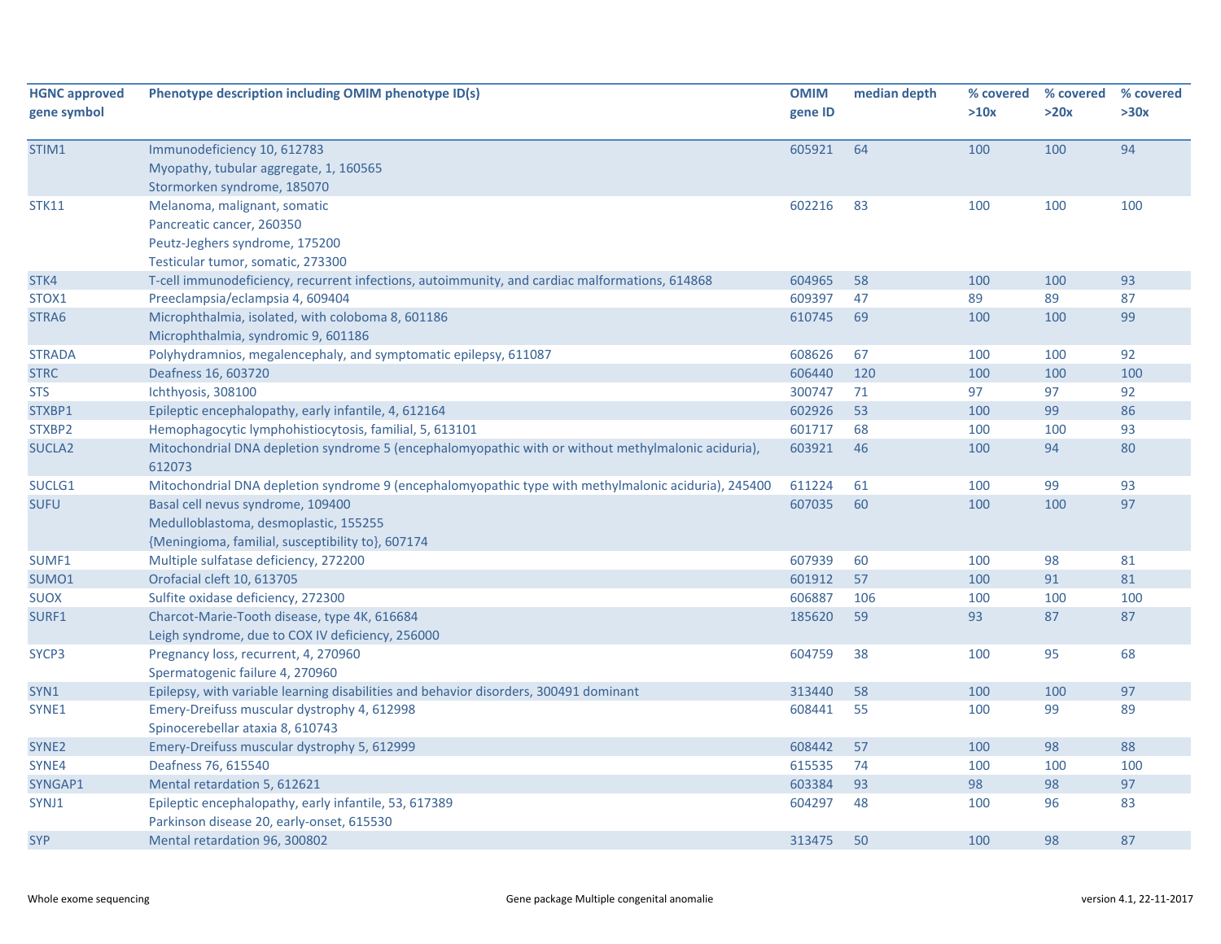| HGNC approved gene symbol | Phenotype description including OMIM phenotype ID(s) | OMIM gene ID | median depth | % covered >10x | % covered >20x | % covered >30x |
|---|---|---|---|---|---|---|
| STIM1 | Immunodeficiency 10, 612783<br>Myopathy, tubular aggregate, 1, 160565<br>Stormorken syndrome, 185070 | 605921 | 64 | 100 | 100 | 94 |
| STK11 | Melanoma, malignant, somatic<br>Pancreatic cancer, 260350<br>Peutz-Jeghers syndrome, 175200<br>Testicular tumor, somatic, 273300 | 602216 | 83 | 100 | 100 | 100 |
| STK4 | T-cell immunodeficiency, recurrent infections, autoimmunity, and cardiac malformations, 614868 | 604965 | 58 | 100 | 100 | 93 |
| STOX1 | Preeclampsia/eclampsia 4, 609404 | 609397 | 47 | 89 | 89 | 87 |
| STRA6 | Microphthalmia, isolated, with coloboma 8, 601186<br>Microphthalmia, syndromic 9, 601186 | 610745 | 69 | 100 | 100 | 99 |
| STRADA | Polyhydramnios, megalencephaly, and symptomatic epilepsy, 611087 | 608626 | 67 | 100 | 100 | 92 |
| STRC | Deafness 16, 603720 | 606440 | 120 | 100 | 100 | 100 |
| STS | Ichthyosis, 308100 | 300747 | 71 | 97 | 97 | 92 |
| STXBP1 | Epileptic encephalopathy, early infantile, 4, 612164 | 602926 | 53 | 100 | 99 | 86 |
| STXBP2 | Hemophagocytic lymphohistiocytosis, familial, 5, 613101 | 601717 | 68 | 100 | 100 | 93 |
| SUCLA2 | Mitochondrial DNA depletion syndrome 5 (encephalomyopathic with or without methylmalonic aciduria), 612073 | 603921 | 46 | 100 | 94 | 80 |
| SUCLG1 | Mitochondrial DNA depletion syndrome 9 (encephalomyopathic type with methylmalonic aciduria), 245400 | 611224 | 61 | 100 | 99 | 93 |
| SUFU | Basal cell nevus syndrome, 109400<br>Medulloblastoma, desmoplastic, 155255<br>{Meningioma, familial, susceptibility to}, 607174 | 607035 | 60 | 100 | 100 | 97 |
| SUMF1 | Multiple sulfatase deficiency, 272200 | 607939 | 60 | 100 | 98 | 81 |
| SUMO1 | Orofacial cleft 10, 613705 | 601912 | 57 | 100 | 91 | 81 |
| SUOX | Sulfite oxidase deficiency, 272300 | 606887 | 106 | 100 | 100 | 100 |
| SURF1 | Charcot-Marie-Tooth disease, type 4K, 616684<br>Leigh syndrome, due to COX IV deficiency, 256000 | 185620 | 59 | 93 | 87 | 87 |
| SYCP3 | Pregnancy loss, recurrent, 4, 270960<br>Spermatogenic failure 4, 270960 | 604759 | 38 | 100 | 95 | 68 |
| SYN1 | Epilepsy, with variable learning disabilities and behavior disorders, 300491 dominant | 313440 | 58 | 100 | 100 | 97 |
| SYNE1 | Emery-Dreifuss muscular dystrophy 4, 612998<br>Spinocerebellar ataxia 8, 610743 | 608441 | 55 | 100 | 99 | 89 |
| SYNE2 | Emery-Dreifuss muscular dystrophy 5, 612999 | 608442 | 57 | 100 | 98 | 88 |
| SYNE4 | Deafness 76, 615540 | 615535 | 74 | 100 | 100 | 100 |
| SYNGAP1 | Mental retardation 5, 612621 | 603384 | 93 | 98 | 98 | 97 |
| SYNJ1 | Epileptic encephalopathy, early infantile, 53, 617389<br>Parkinson disease 20, early-onset, 615530 | 604297 | 48 | 100 | 96 | 83 |
| SYP | Mental retardation 96, 300802 | 313475 | 50 | 100 | 98 | 87 |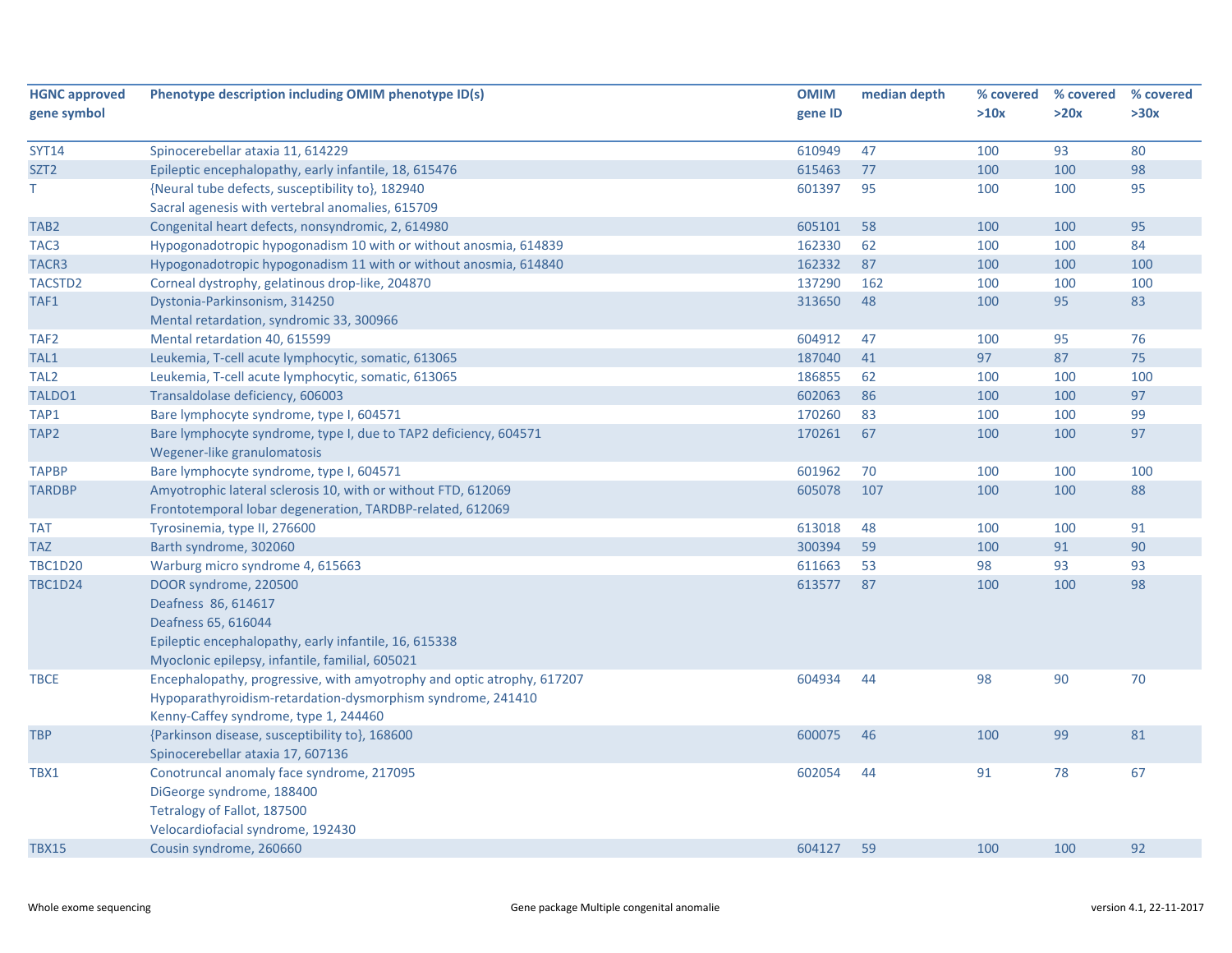| HGNC approved gene symbol | Phenotype description including OMIM phenotype ID(s) | OMIM gene ID | median depth | % covered >10x | % covered >20x | % covered >30x |
|---|---|---|---|---|---|---|
| SYT14 | Spinocerebellar ataxia 11, 614229 | 610949 | 47 | 100 | 93 | 80 |
| SZT2 | Epileptic encephalopathy, early infantile, 18, 615476 | 615463 | 77 | 100 | 100 | 98 |
| T | {Neural tube defects, susceptibility to}, 182940<br>Sacral agenesis with vertebral anomalies, 615709 | 601397 | 95 | 100 | 100 | 95 |
| TAB2 | Congenital heart defects, nonsyndromic, 2, 614980 | 605101 | 58 | 100 | 100 | 95 |
| TAC3 | Hypogonadotropic hypogonadism 10 with or without anosmia, 614839 | 162330 | 62 | 100 | 100 | 84 |
| TACR3 | Hypogonadotropic hypogonadism 11 with or without anosmia, 614840 | 162332 | 87 | 100 | 100 | 100 |
| TACSTD2 | Corneal dystrophy, gelatinous drop-like, 204870 | 137290 | 162 | 100 | 100 | 100 |
| TAF1 | Dystonia-Parkinsonism, 314250<br>Mental retardation, syndromic 33, 300966 | 313650 | 48 | 100 | 95 | 83 |
| TAF2 | Mental retardation 40, 615599 | 604912 | 47 | 100 | 95 | 76 |
| TAL1 | Leukemia, T-cell acute lymphocytic, somatic, 613065 | 187040 | 41 | 97 | 87 | 75 |
| TAL2 | Leukemia, T-cell acute lymphocytic, somatic, 613065 | 186855 | 62 | 100 | 100 | 100 |
| TALDO1 | Transaldolase deficiency, 606003 | 602063 | 86 | 100 | 100 | 97 |
| TAP1 | Bare lymphocyte syndrome, type I, 604571 | 170260 | 83 | 100 | 100 | 99 |
| TAP2 | Bare lymphocyte syndrome, type I, due to TAP2 deficiency, 604571<br>Wegener-like granulomatosis | 170261 | 67 | 100 | 100 | 97 |
| TAPBP | Bare lymphocyte syndrome, type I, 604571 | 601962 | 70 | 100 | 100 | 100 |
| TARDBP | Amyotrophic lateral sclerosis 10, with or without FTD, 612069<br>Frontotemporal lobar degeneration, TARDBP-related, 612069 | 605078 | 107 | 100 | 100 | 88 |
| TAT | Tyrosinemia, type II, 276600 | 613018 | 48 | 100 | 100 | 91 |
| TAZ | Barth syndrome, 302060 | 300394 | 59 | 100 | 91 | 90 |
| TBC1D20 | Warburg micro syndrome 4, 615663 | 611663 | 53 | 98 | 93 | 93 |
| TBC1D24 | DOOR syndrome, 220500<br>Deafness 86, 614617<br>Deafness 65, 616044<br>Epileptic encephalopathy, early infantile, 16, 615338<br>Myoclonic epilepsy, infantile, familial, 605021 | 613577 | 87 | 100 | 100 | 98 |
| TBCE | Encephalopathy, progressive, with amyotrophy and optic atrophy, 617207<br>Hypoparathyroidism-retardation-dysmorphism syndrome, 241410<br>Kenny-Caffey syndrome, type 1, 244460 | 604934 | 44 | 98 | 90 | 70 |
| TBP | {Parkinson disease, susceptibility to}, 168600<br>Spinocerebellar ataxia 17, 607136 | 600075 | 46 | 100 | 99 | 81 |
| TBX1 | Conotruncal anomaly face syndrome, 217095<br>DiGeorge syndrome, 188400<br>Tetralogy of Fallot, 187500<br>Velocardiofacial syndrome, 192430 | 602054 | 44 | 91 | 78 | 67 |
| TBX15 | Cousin syndrome, 260660 | 604127 | 59 | 100 | 100 | 92 |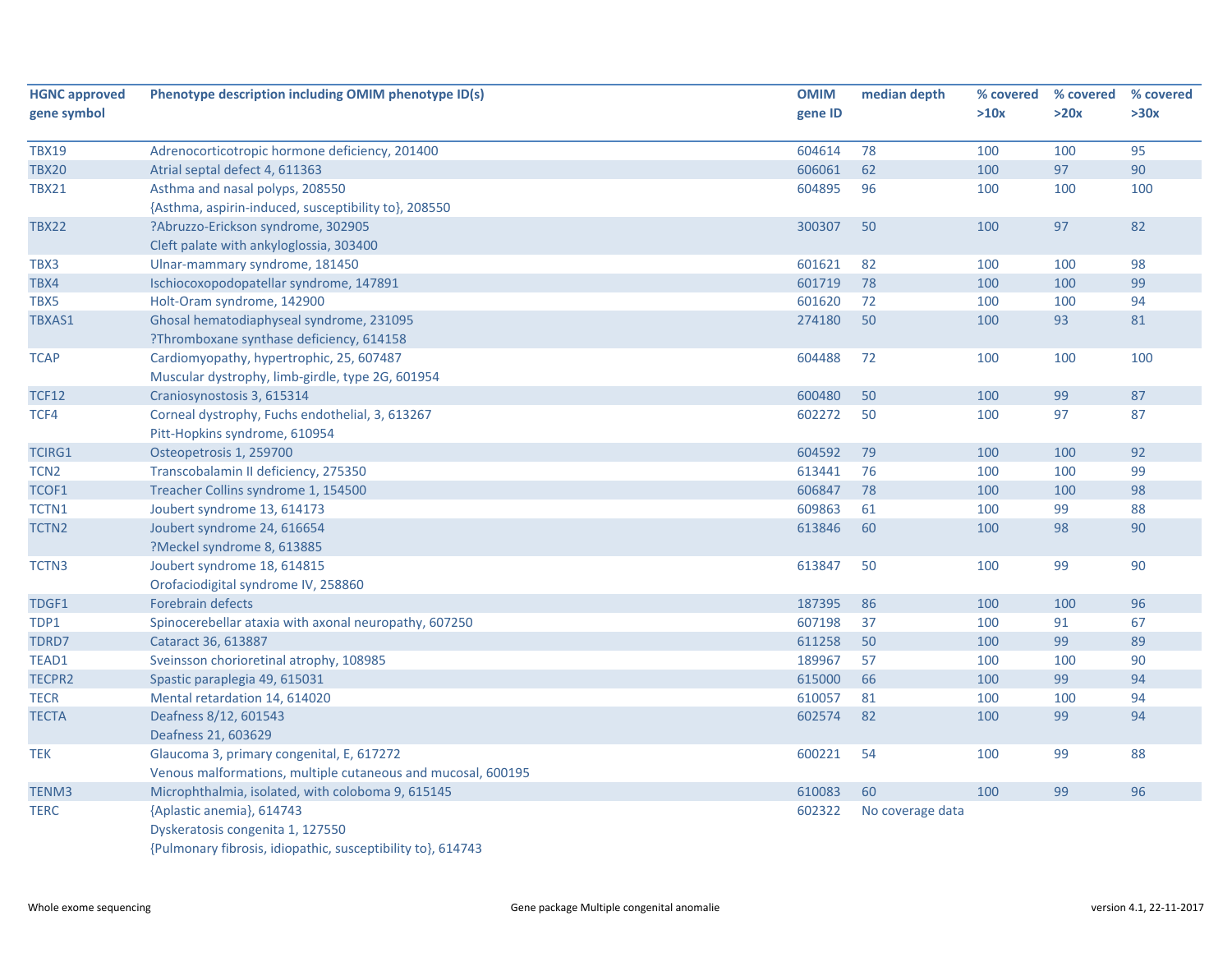| HGNC approved gene symbol | Phenotype description including OMIM phenotype ID(s) | OMIM gene ID | median depth | % covered >10x | % covered >20x | % covered >30x |
|---|---|---|---|---|---|---|
| TBX19 | Adrenocorticotropic hormone deficiency, 201400 | 604614 | 78 | 100 | 100 | 95 |
| TBX20 | Atrial septal defect 4, 611363 | 606061 | 62 | 100 | 97 | 90 |
| TBX21 | Asthma and nasal polyps, 208550<br>{Asthma, aspirin-induced, susceptibility to}, 208550 | 604895 | 96 | 100 | 100 | 100 |
| TBX22 | ?Abruzzo-Erickson syndrome, 302905<br>Cleft palate with ankyloglossia, 303400 | 300307 | 50 | 100 | 97 | 82 |
| TBX3 | Ulnar-mammary syndrome, 181450 | 601621 | 82 | 100 | 100 | 98 |
| TBX4 | Ischiocoxopodopatellar syndrome, 147891 | 601719 | 78 | 100 | 100 | 99 |
| TBX5 | Holt-Oram syndrome, 142900 | 601620 | 72 | 100 | 100 | 94 |
| TBXAS1 | Ghosal hematodiaphyseal syndrome, 231095<br>?Thromboxane synthase deficiency, 614158 | 274180 | 50 | 100 | 93 | 81 |
| TCAP | Cardiomyopathy, hypertrophic, 25, 607487<br>Muscular dystrophy, limb-girdle, type 2G, 601954 | 604488 | 72 | 100 | 100 | 100 |
| TCF12 | Craniosynostosis 3, 615314 | 600480 | 50 | 100 | 99 | 87 |
| TCF4 | Corneal dystrophy, Fuchs endothelial, 3, 613267<br>Pitt-Hopkins syndrome, 610954 | 602272 | 50 | 100 | 97 | 87 |
| TCIRG1 | Osteopetrosis 1, 259700 | 604592 | 79 | 100 | 100 | 92 |
| TCN2 | Transcobalamin II deficiency, 275350 | 613441 | 76 | 100 | 100 | 99 |
| TCOF1 | Treacher Collins syndrome 1, 154500 | 606847 | 78 | 100 | 100 | 98 |
| TCTN1 | Joubert syndrome 13, 614173 | 609863 | 61 | 100 | 99 | 88 |
| TCTN2 | Joubert syndrome 24, 616654<br>?Meckel syndrome 8, 613885 | 613846 | 60 | 100 | 98 | 90 |
| TCTN3 | Joubert syndrome 18, 614815<br>Orofaciodigital syndrome IV, 258860 | 613847 | 50 | 100 | 99 | 90 |
| TDGF1 | Forebrain defects | 187395 | 86 | 100 | 100 | 96 |
| TDP1 | Spinocerebellar ataxia with axonal neuropathy, 607250 | 607198 | 37 | 100 | 91 | 67 |
| TDRD7 | Cataract 36, 613887 | 611258 | 50 | 100 | 99 | 89 |
| TEAD1 | Sveinsson chorioretinal atrophy, 108985 | 189967 | 57 | 100 | 100 | 90 |
| TECPR2 | Spastic paraplegia 49, 615031 | 615000 | 66 | 100 | 99 | 94 |
| TECR | Mental retardation 14, 614020 | 610057 | 81 | 100 | 100 | 94 |
| TECTA | Deafness 8/12, 601543<br>Deafness 21, 603629 | 602574 | 82 | 100 | 99 | 94 |
| TEK | Glaucoma 3, primary congenital, E, 617272<br>Venous malformations, multiple cutaneous and mucosal, 600195 | 600221 | 54 | 100 | 99 | 88 |
| TENM3 | Microphthalmia, isolated, with coloboma 9, 615145 | 610083 | 60 | 100 | 99 | 96 |
| TERC | {Aplastic anemia}, 614743<br>Dyskeratosis congenita 1, 127550<br>{Pulmonary fibrosis, idiopathic, susceptibility to}, 614743 | 602322 | No coverage data | | | |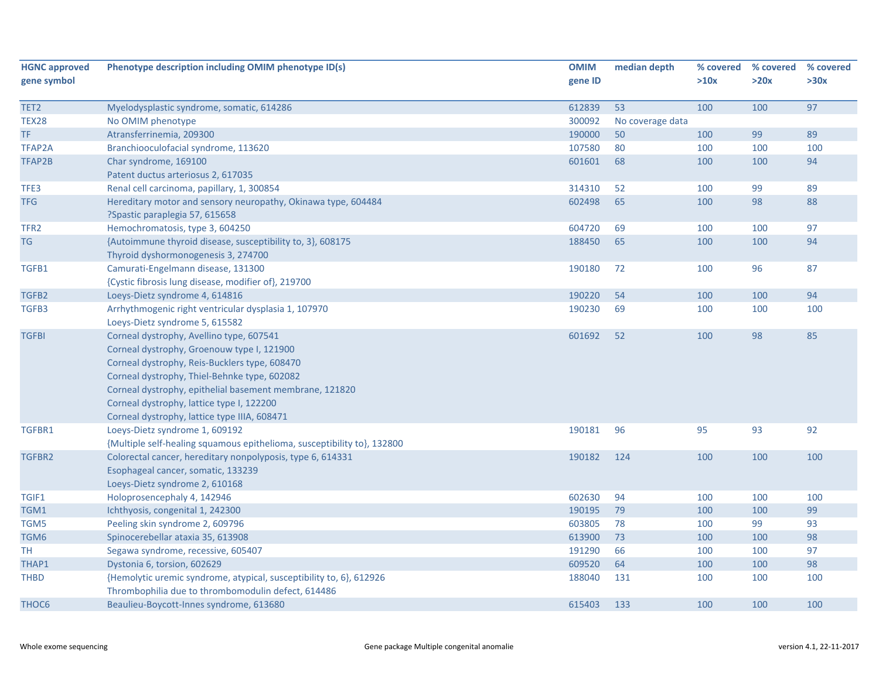| HGNC approved gene symbol | Phenotype description including OMIM phenotype ID(s) | OMIM gene ID | median depth | % covered >10x | % covered >20x | % covered >30x |
|---|---|---|---|---|---|---|
| TET2 | Myelodysplastic syndrome, somatic, 614286 | 612839 | 53 | 100 | 100 | 97 |
| TEX28 | No OMIM phenotype | 300092 | No coverage data | | | |
| TF | Atransferrinemia, 209300 | 190000 | 50 | 100 | 99 | 89 |
| TFAP2A | Branchiooculofacial syndrome, 113620 | 107580 | 80 | 100 | 100 | 100 |
| TFAP2B | Char syndrome, 169100<br>Patent ductus arteriosus 2, 617035 | 601601 | 68 | 100 | 100 | 94 |
| TFE3 | Renal cell carcinoma, papillary, 1, 300854 | 314310 | 52 | 100 | 99 | 89 |
| TFG | Hereditary motor and sensory neuropathy, Okinawa type, 604484<br>?Spastic paraplegia 57, 615658 | 602498 | 65 | 100 | 98 | 88 |
| TFR2 | Hemochromatosis, type 3, 604250 | 604720 | 69 | 100 | 100 | 97 |
| TG | {Autoimmune thyroid disease, susceptibility to, 3}, 608175<br>Thyroid dyshormonogenesis 3, 274700 | 188450 | 65 | 100 | 100 | 94 |
| TGFB1 | Camurati-Engelmann disease, 131300<br>{Cystic fibrosis lung disease, modifier of}, 219700 | 190180 | 72 | 100 | 96 | 87 |
| TGFB2 | Loeys-Dietz syndrome 4, 614816 | 190220 | 54 | 100 | 100 | 94 |
| TGFB3 | Arrhythmogenic right ventricular dysplasia 1, 107970<br>Loeys-Dietz syndrome 5, 615582 | 190230 | 69 | 100 | 100 | 100 |
| TGFBI | Corneal dystrophy, Avellino type, 607541<br>Corneal dystrophy, Groenouw type I, 121900<br>Corneal dystrophy, Reis-Bucklers type, 608470<br>Corneal dystrophy, Thiel-Behnke type, 602082<br>Corneal dystrophy, epithelial basement membrane, 121820<br>Corneal dystrophy, lattice type I, 122200<br>Corneal dystrophy, lattice type IIIA, 608471 | 601692 | 52 | 100 | 98 | 85 |
| TGFBR1 | Loeys-Dietz syndrome 1, 609192<br>{Multiple self-healing squamous epithelioma, susceptibility to}, 132800 | 190181 | 96 | 95 | 93 | 92 |
| TGFBR2 | Colorectal cancer, hereditary nonpolyposis, type 6, 614331<br>Esophageal cancer, somatic, 133239<br>Loeys-Dietz syndrome 2, 610168 | 190182 | 124 | 100 | 100 | 100 |
| TGIF1 | Holoprosencephaly 4, 142946 | 602630 | 94 | 100 | 100 | 100 |
| TGM1 | Ichthyosis, congenital 1, 242300 | 190195 | 79 | 100 | 100 | 99 |
| TGM5 | Peeling skin syndrome 2, 609796 | 603805 | 78 | 100 | 99 | 93 |
| TGM6 | Spinocerebellar ataxia 35, 613908 | 613900 | 73 | 100 | 100 | 98 |
| TH | Segawa syndrome, recessive, 605407 | 191290 | 66 | 100 | 100 | 97 |
| THAP1 | Dystonia 6, torsion, 602629 | 609520 | 64 | 100 | 100 | 98 |
| THBD | {Hemolytic uremic syndrome, atypical, susceptibility to, 6}, 612926<br>Thrombophilia due to thrombomodulin defect, 614486 | 188040 | 131 | 100 | 100 | 100 |
| THOC6 | Beaulieu-Boycott-Innes syndrome, 613680 | 615403 | 133 | 100 | 100 | 100 |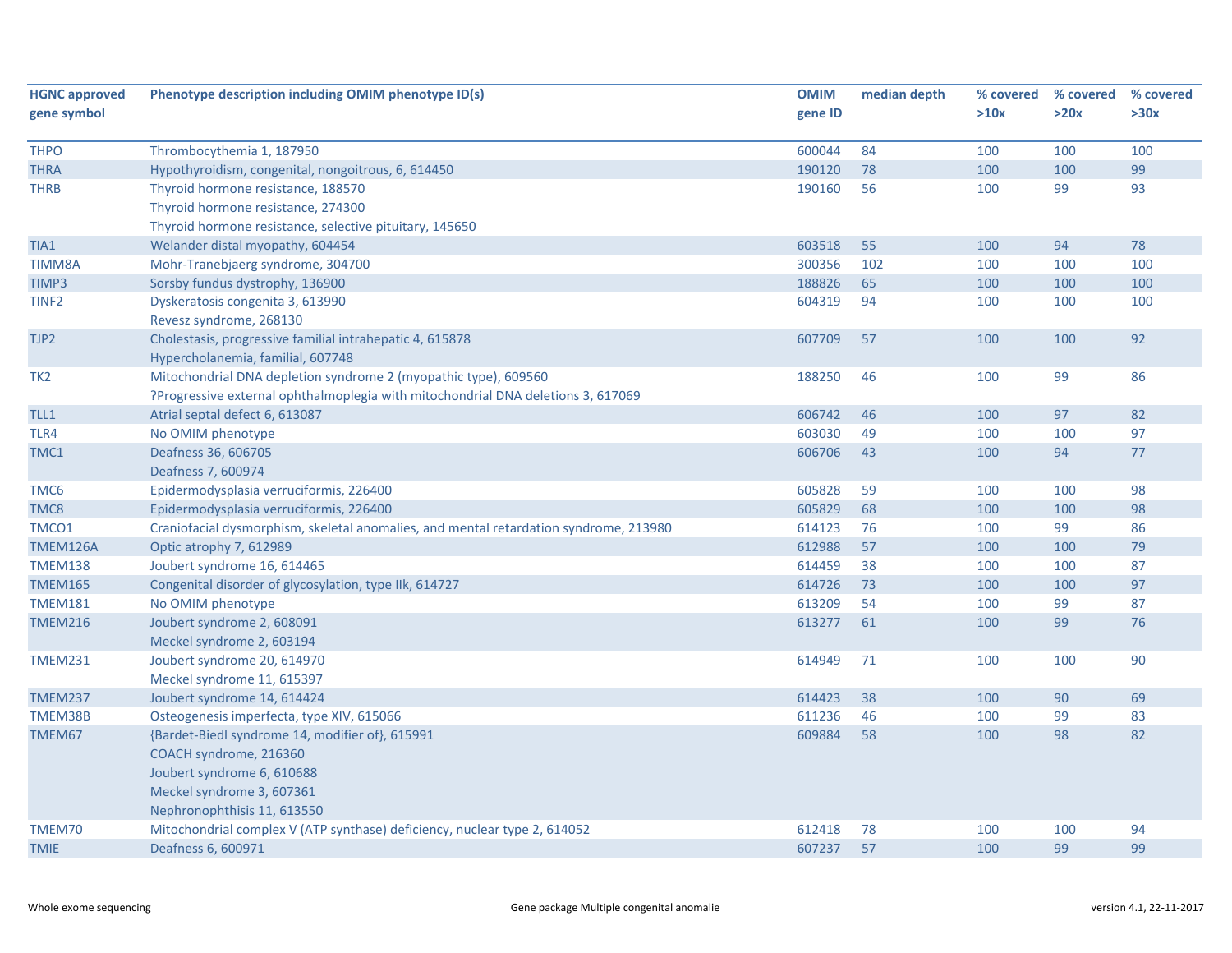| HGNC approved gene symbol | Phenotype description including OMIM phenotype ID(s) | OMIM gene ID | median depth | % covered >10x | % covered >20x | % covered >30x |
|---|---|---|---|---|---|---|
| THPO | Thrombocythemia 1, 187950 | 600044 | 84 | 100 | 100 | 100 |
| THRA | Hypothyroidism, congenital, nongoitrous, 6, 614450 | 190120 | 78 | 100 | 100 | 99 |
| THRB | Thyroid hormone resistance, 188570<br>Thyroid hormone resistance, 274300<br>Thyroid hormone resistance, selective pituitary, 145650 | 190160 | 56 | 100 | 99 | 93 |
| TIA1 | Welander distal myopathy, 604454 | 603518 | 55 | 100 | 94 | 78 |
| TIMM8A | Mohr-Tranebjaerg syndrome, 304700 | 300356 | 102 | 100 | 100 | 100 |
| TIMP3 | Sorsby fundus dystrophy, 136900 | 188826 | 65 | 100 | 100 | 100 |
| TINF2 | Dyskeratosis congenita 3, 613990<br>Revesz syndrome, 268130 | 604319 | 94 | 100 | 100 | 100 |
| TJP2 | Cholestasis, progressive familial intrahepatic 4, 615878<br>Hypercholanemia, familial, 607748 | 607709 | 57 | 100 | 100 | 92 |
| TK2 | Mitochondrial DNA depletion syndrome 2 (myopathic type), 609560<br>?Progressive external ophthalmoplegia with mitochondrial DNA deletions 3, 617069 | 188250 | 46 | 100 | 99 | 86 |
| TLL1 | Atrial septal defect 6, 613087 | 606742 | 46 | 100 | 97 | 82 |
| TLR4 | No OMIM phenotype | 603030 | 49 | 100 | 100 | 97 |
| TMC1 | Deafness 36, 606705<br>Deafness 7, 600974 | 606706 | 43 | 100 | 94 | 77 |
| TMC6 | Epidermodysplasia verruciformis, 226400 | 605828 | 59 | 100 | 100 | 98 |
| TMC8 | Epidermodysplasia verruciformis, 226400 | 605829 | 68 | 100 | 100 | 98 |
| TMCO1 | Craniofacial dysmorphism, skeletal anomalies, and mental retardation syndrome, 213980 | 614123 | 76 | 100 | 99 | 86 |
| TMEM126A | Optic atrophy 7, 612989 | 612988 | 57 | 100 | 100 | 79 |
| TMEM138 | Joubert syndrome 16, 614465 | 614459 | 38 | 100 | 100 | 87 |
| TMEM165 | Congenital disorder of glycosylation, type IIk, 614727 | 614726 | 73 | 100 | 100 | 97 |
| TMEM181 | No OMIM phenotype | 613209 | 54 | 100 | 99 | 87 |
| TMEM216 | Joubert syndrome 2, 608091<br>Meckel syndrome 2, 603194 | 613277 | 61 | 100 | 99 | 76 |
| TMEM231 | Joubert syndrome 20, 614970<br>Meckel syndrome 11, 615397 | 614949 | 71 | 100 | 100 | 90 |
| TMEM237 | Joubert syndrome 14, 614424 | 614423 | 38 | 100 | 90 | 69 |
| TMEM38B | Osteogenesis imperfecta, type XIV, 615066 | 611236 | 46 | 100 | 99 | 83 |
| TMEM67 | {Bardet-Biedl syndrome 14, modifier of}, 615991<br>COACH syndrome, 216360<br>Joubert syndrome 6, 610688<br>Meckel syndrome 3, 607361<br>Nephronophthisis 11, 613550 | 609884 | 58 | 100 | 98 | 82 |
| TMEM70 | Mitochondrial complex V (ATP synthase) deficiency, nuclear type 2, 614052 | 612418 | 78 | 100 | 100 | 94 |
| TMIE | Deafness 6, 600971 | 607237 | 57 | 100 | 99 | 99 |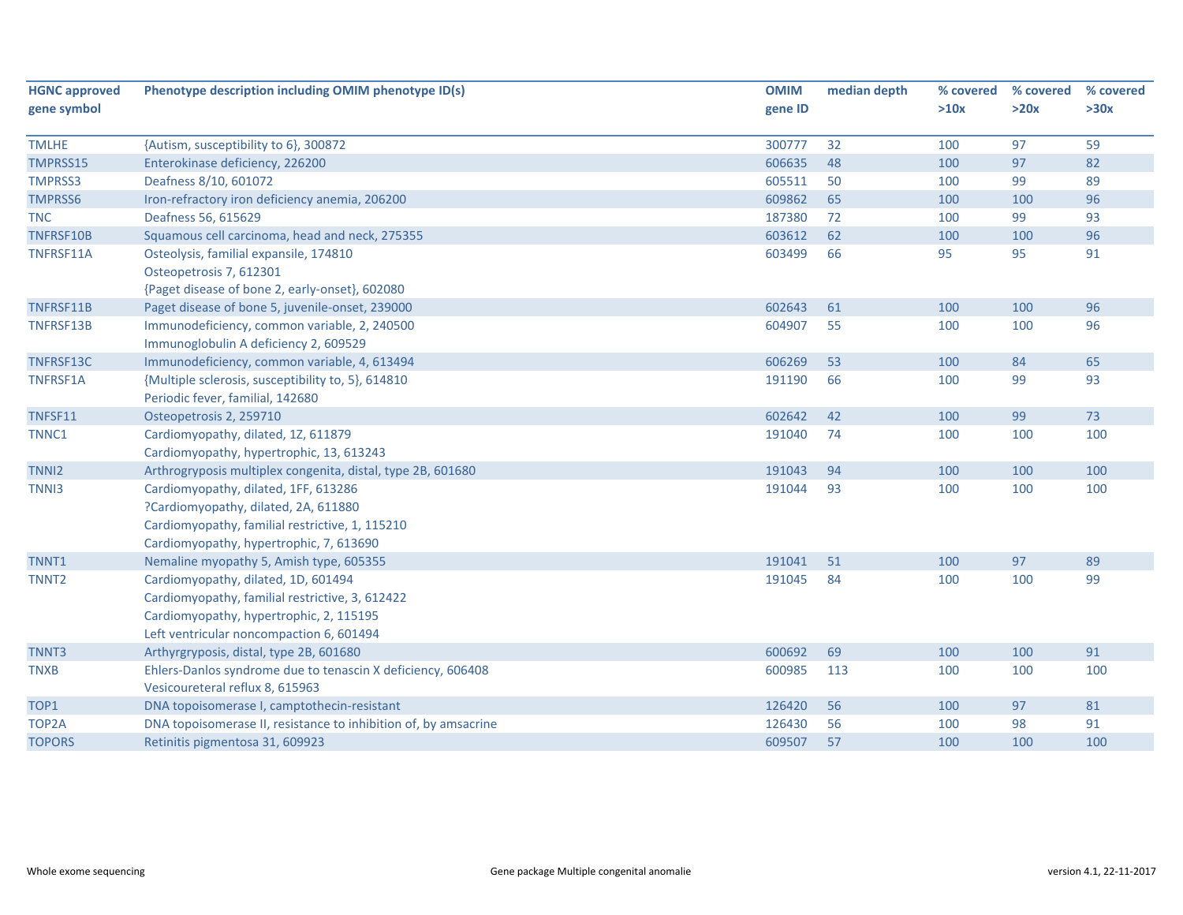| HGNC approved gene symbol | Phenotype description including OMIM phenotype ID(s) | OMIM gene ID | median depth | % covered >10x | % covered >20x | % covered >30x |
|---|---|---|---|---|---|---|
| TMLHE | {Autism, susceptibility to 6}, 300872 | 300777 | 32 | 100 | 97 | 59 |
| TMPRSS15 | Enterokinase deficiency, 226200 | 606635 | 48 | 100 | 97 | 82 |
| TMPRSS3 | Deafness 8/10, 601072 | 605511 | 50 | 100 | 99 | 89 |
| TMPRSS6 | Iron-refractory iron deficiency anemia, 206200 | 609862 | 65 | 100 | 100 | 96 |
| TNC | Deafness 56, 615629 | 187380 | 72 | 100 | 99 | 93 |
| TNFRSF10B | Squamous cell carcinoma, head and neck, 275355 | 603612 | 62 | 100 | 100 | 96 |
| TNFRSF11A | Osteolysis, familial expansile, 174810<br>Osteopetrosis 7, 612301<br>{Paget disease of bone 2, early-onset}, 602080 | 603499 | 66 | 95 | 95 | 91 |
| TNFRSF11B | Paget disease of bone 5, juvenile-onset, 239000 | 602643 | 61 | 100 | 100 | 96 |
| TNFRSF13B | Immunodeficiency, common variable, 2, 240500<br>Immunoglobulin A deficiency 2, 609529 | 604907 | 55 | 100 | 100 | 96 |
| TNFRSF13C | Immunodeficiency, common variable, 4, 613494 | 606269 | 53 | 100 | 84 | 65 |
| TNFRSF1A | {Multiple sclerosis, susceptibility to, 5}, 614810<br>Periodic fever, familial, 142680 | 191190 | 66 | 100 | 99 | 93 |
| TNFSF11 | Osteopetrosis 2, 259710 | 602642 | 42 | 100 | 99 | 73 |
| TNNC1 | Cardiomyopathy, dilated, 1Z, 611879<br>Cardiomyopathy, hypertrophic, 13, 613243 | 191040 | 74 | 100 | 100 | 100 |
| TNNI2 | Arthrogryposis multiplex congenita, distal, type 2B, 601680 | 191043 | 94 | 100 | 100 | 100 |
| TNNI3 | Cardiomyopathy, dilated, 1FF, 613286<br>?Cardiomyopathy, dilated, 2A, 611880<br>Cardiomyopathy, familial restrictive, 1, 115210<br>Cardiomyopathy, hypertrophic, 7, 613690 | 191044 | 93 | 100 | 100 | 100 |
| TNNT1 | Nemaline myopathy 5, Amish type, 605355 | 191041 | 51 | 100 | 97 | 89 |
| TNNT2 | Cardiomyopathy, dilated, 1D, 601494<br>Cardiomyopathy, familial restrictive, 3, 612422<br>Cardiomyopathy, hypertrophic, 2, 115195<br>Left ventricular noncompaction 6, 601494 | 191045 | 84 | 100 | 100 | 99 |
| TNNT3 | Arthyrgryposis, distal, type 2B, 601680 | 600692 | 69 | 100 | 100 | 91 |
| TNXB | Ehlers-Danlos syndrome due to tenascin X deficiency, 606408<br>Vesicoureteral reflux 8, 615963 | 600985 | 113 | 100 | 100 | 100 |
| TOP1 | DNA topoisomerase I, camptothecin-resistant | 126420 | 56 | 100 | 97 | 81 |
| TOP2A | DNA topoisomerase II, resistance to inhibition of, by amsacrine | 126430 | 56 | 100 | 98 | 91 |
| TOPORS | Retinitis pigmentosa 31, 609923 | 609507 | 57 | 100 | 100 | 100 |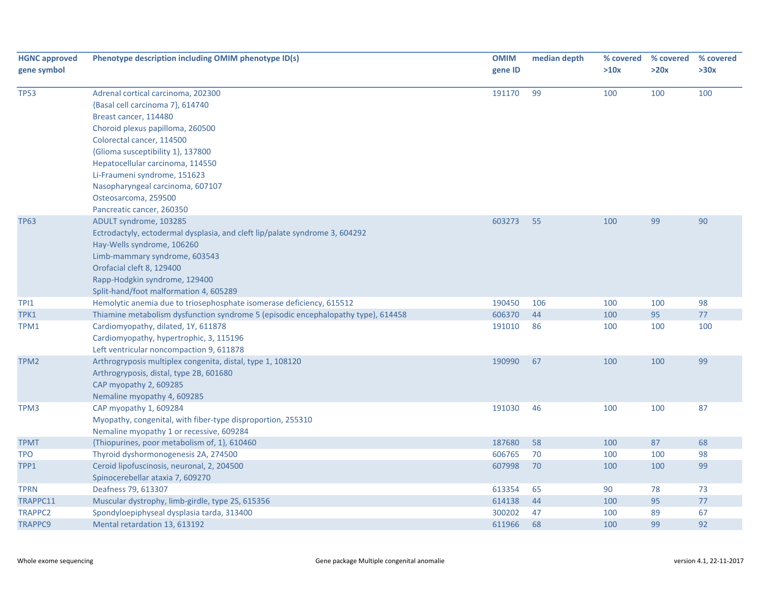| HGNC approved gene symbol | Phenotype description including OMIM phenotype ID(s) | OMIM gene ID | median depth | % covered >10x | % covered >20x | % covered >30x |
|---|---|---|---|---|---|---|
| TP53 | Adrenal cortical carcinoma, 202300<br>{Basal cell carcinoma 7}, 614740<br>Breast cancer, 114480<br>Choroid plexus papilloma, 260500<br>Colorectal cancer, 114500<br>{Glioma susceptibility 1}, 137800<br>Hepatocellular carcinoma, 114550<br>Li-Fraumeni syndrome, 151623<br>Nasopharyngeal carcinoma, 607107<br>Osteosarcoma, 259500<br>Pancreatic cancer, 260350 | 191170 | 99 | 100 | 100 | 100 |
| TP63 | ADULT syndrome, 103285<br>Ectrodactyly, ectodermal dysplasia, and cleft lip/palate syndrome 3, 604292<br>Hay-Wells syndrome, 106260<br>Limb-mammary syndrome, 603543<br>Orofacial cleft 8, 129400<br>Rapp-Hodgkin syndrome, 129400<br>Split-hand/foot malformation 4, 605289 | 603273 | 55 | 100 | 99 | 90 |
| TPI1 | Hemolytic anemia due to triosephosphate isomerase deficiency, 615512 | 190450 | 106 | 100 | 100 | 98 |
| TPK1 | Thiamine metabolism dysfunction syndrome 5 (episodic encephalopathy type), 614458 | 606370 | 44 | 100 | 95 | 77 |
| TPM1 | Cardiomyopathy, dilated, 1Y, 611878<br>Cardiomyopathy, hypertrophic, 3, 115196<br>Left ventricular noncompaction 9, 611878 | 191010 | 86 | 100 | 100 | 100 |
| TPM2 | Arthrogryposis multiplex congenita, distal, type 1, 108120<br>Arthrogryposis, distal, type 2B, 601680<br>CAP myopathy 2, 609285<br>Nemaline myopathy 4, 609285 | 190990 | 67 | 100 | 100 | 99 |
| TPM3 | CAP myopathy 1, 609284<br>Myopathy, congenital, with fiber-type disproportion, 255310<br>Nemaline myopathy 1 or recessive, 609284 | 191030 | 46 | 100 | 100 | 87 |
| TPMT | {Thiopurines, poor metabolism of, 1}, 610460 | 187680 | 58 | 100 | 87 | 68 |
| TPO | Thyroid dyshormonogenesis 2A, 274500 | 606765 | 70 | 100 | 100 | 98 |
| TPP1 | Ceroid lipofuscinosis, neuronal, 2, 204500<br>Spinocerebellar ataxia 7, 609270 | 607998 | 70 | 100 | 100 | 99 |
| TPRN | Deafness 79, 613307 | 613354 | 65 | 90 | 78 | 73 |
| TRAPPC11 | Muscular dystrophy, limb-girdle, type 2S, 615356 | 614138 | 44 | 100 | 95 | 77 |
| TRAPPC2 | Spondyloepiphyseal dysplasia tarda, 313400 | 300202 | 47 | 100 | 89 | 67 |
| TRAPPC9 | Mental retardation 13, 613192 | 611966 | 68 | 100 | 99 | 92 |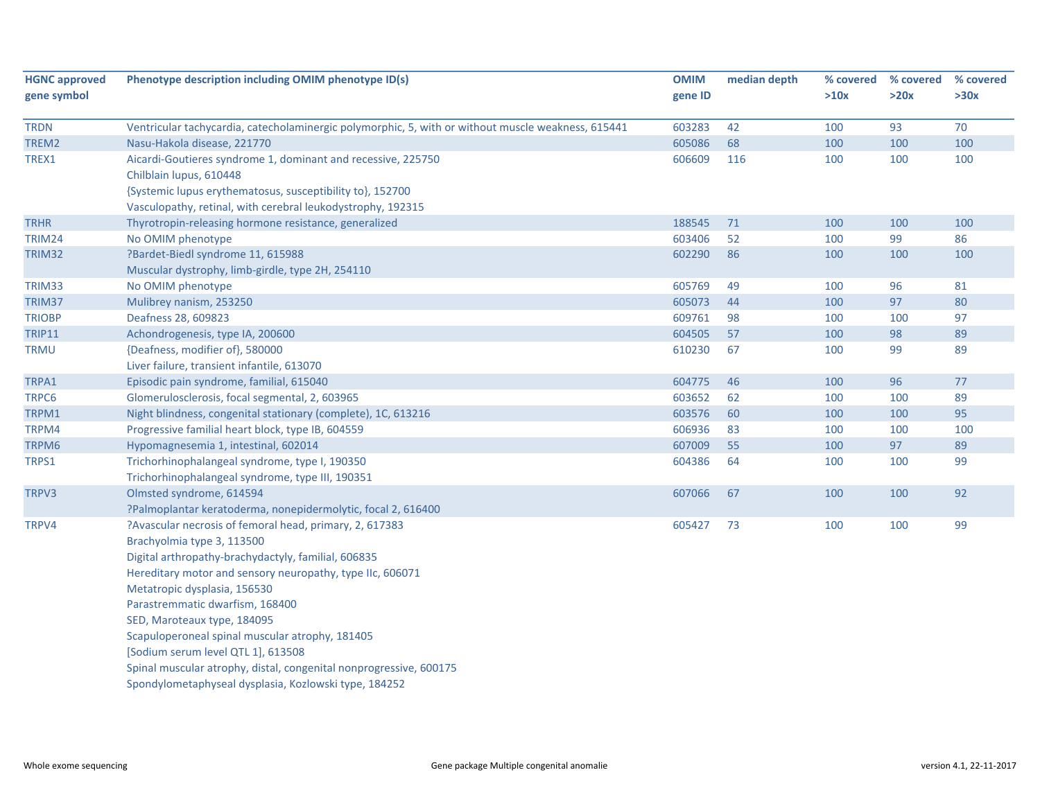| HGNC approved gene symbol | Phenotype description including OMIM phenotype ID(s) | OMIM gene ID | median depth | % covered >10x | % covered >20x | % covered >30x |
|---|---|---|---|---|---|---|
| TRDN | Ventricular tachycardia, catecholaminergic polymorphic, 5, with or without muscle weakness, 615441 | 603283 | 42 | 100 | 93 | 70 |
| TREM2 | Nasu-Hakola disease, 221770 | 605086 | 68 | 100 | 100 | 100 |
| TREX1 | Aicardi-Goutieres syndrome 1, dominant and recessive, 225750<br>Chilblain lupus, 610448<br>{Systemic lupus erythematosus, susceptibility to}, 152700<br>Vasculopathy, retinal, with cerebral leukodystrophy, 192315 | 606609 | 116 | 100 | 100 | 100 |
| TRHR | Thyrotropin-releasing hormone resistance, generalized | 188545 | 71 | 100 | 100 | 100 |
| TRIM24 | No OMIM phenotype | 603406 | 52 | 100 | 99 | 86 |
| TRIM32 | ?Bardet-Biedl syndrome 11, 615988<br>Muscular dystrophy, limb-girdle, type 2H, 254110 | 602290 | 86 | 100 | 100 | 100 |
| TRIM33 | No OMIM phenotype | 605769 | 49 | 100 | 96 | 81 |
| TRIM37 | Mulibrey nanism, 253250 | 605073 | 44 | 100 | 97 | 80 |
| TRIOBP | Deafness 28, 609823 | 609761 | 98 | 100 | 100 | 97 |
| TRIP11 | Achondrogenesis, type IA, 200600 | 604505 | 57 | 100 | 98 | 89 |
| TRMU | {Deafness, modifier of}, 580000<br>Liver failure, transient infantile, 613070 | 610230 | 67 | 100 | 99 | 89 |
| TRPA1 | Episodic pain syndrome, familial, 615040 | 604775 | 46 | 100 | 96 | 77 |
| TRPC6 | Glomerulosclerosis, focal segmental, 2, 603965 | 603652 | 62 | 100 | 100 | 89 |
| TRPM1 | Night blindness, congenital stationary (complete), 1C, 613216 | 603576 | 60 | 100 | 100 | 95 |
| TRPM4 | Progressive familial heart block, type IB, 604559 | 606936 | 83 | 100 | 100 | 100 |
| TRPM6 | Hypomagnesemia 1, intestinal, 602014 | 607009 | 55 | 100 | 97 | 89 |
| TRPS1 | Trichorhinophalangeal syndrome, type I, 190350<br>Trichorhinophalangeal syndrome, type III, 190351 | 604386 | 64 | 100 | 100 | 99 |
| TRPV3 | Olmsted syndrome, 614594<br>?Palmoplantar keratoderma, nonepidermolytic, focal 2, 616400 | 607066 | 67 | 100 | 100 | 92 |
| TRPV4 | ?Avascular necrosis of femoral head, primary, 2, 617383<br>Brachyolmia type 3, 113500<br>Digital arthropathy-brachydactyly, familial, 606835<br>Hereditary motor and sensory neuropathy, type IIc, 606071<br>Metatropic dysplasia, 156530<br>Parastremmatic dwarfism, 168400<br>SED, Maroteaux type, 184095<br>Scapuloperoneal spinal muscular atrophy, 181405<br>[Sodium serum level QTL 1], 613508<br>Spinal muscular atrophy, distal, congenital nonprogressive, 600175<br>Spondylometaphyseal dysplasia, Kozlowski type, 184252 | 605427 | 73 | 100 | 100 | 99 |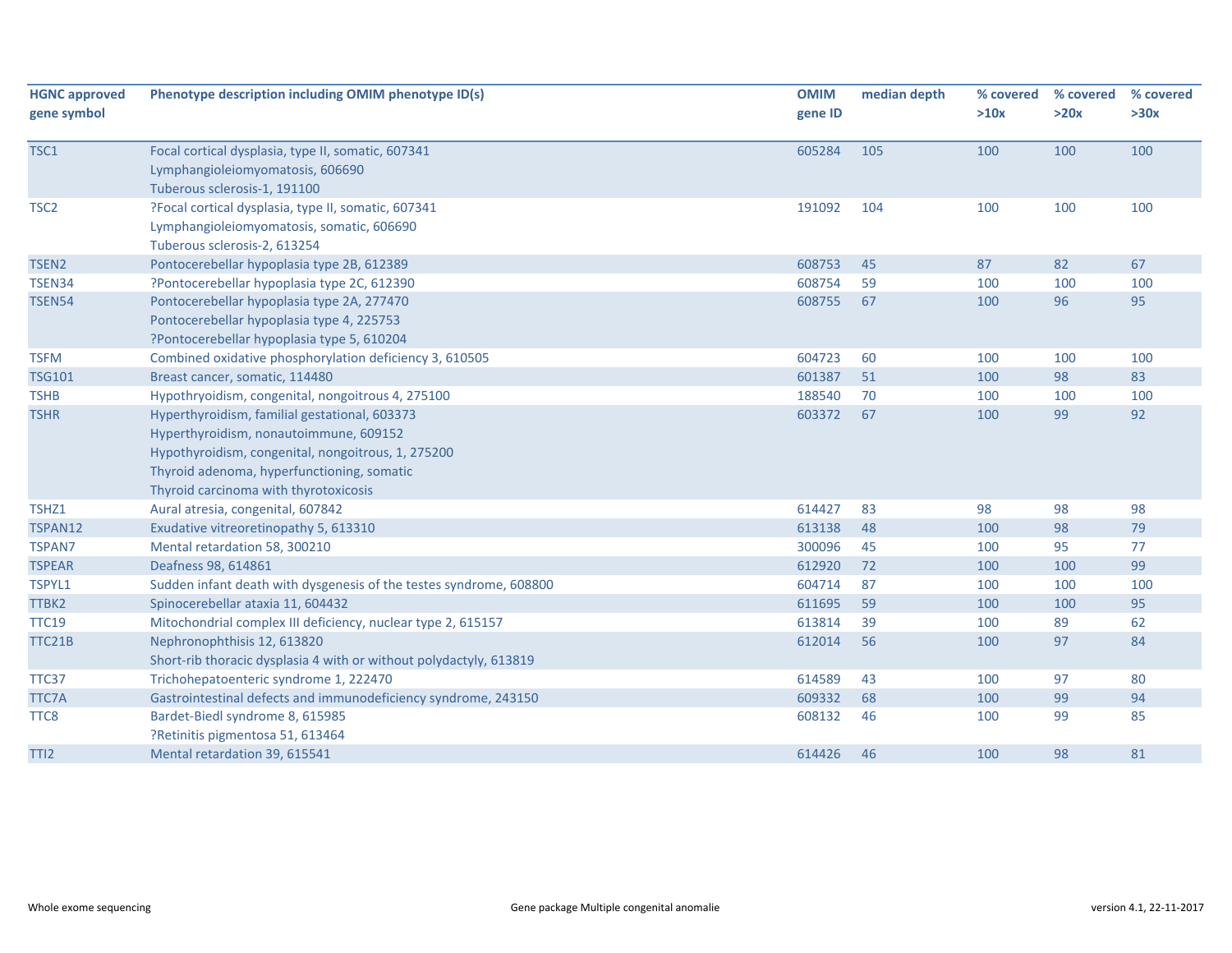| HGNC approved gene symbol | Phenotype description including OMIM phenotype ID(s) | OMIM gene ID | median depth | % covered >10x | % covered >20x | % covered >30x |
|---|---|---|---|---|---|---|
| TSC1 | Focal cortical dysplasia, type II, somatic, 607341<br>Lymphangioleiomyomatosis, 606690<br>Tuberous sclerosis-1, 191100 | 605284 | 105 | 100 | 100 | 100 |
| TSC2 | ?Focal cortical dysplasia, type II, somatic, 607341<br>Lymphangioleiomyomatosis, somatic, 606690<br>Tuberous sclerosis-2, 613254 | 191092 | 104 | 100 | 100 | 100 |
| TSEN2 | Pontocerebellar hypoplasia type 2B, 612389 | 608753 | 45 | 87 | 82 | 67 |
| TSEN34 | ?Pontocerebellar hypoplasia type 2C, 612390 | 608754 | 59 | 100 | 100 | 100 |
| TSEN54 | Pontocerebellar hypoplasia type 2A, 277470<br>Pontocerebellar hypoplasia type 4, 225753<br>?Pontocerebellar hypoplasia type 5, 610204 | 608755 | 67 | 100 | 96 | 95 |
| TSFM | Combined oxidative phosphorylation deficiency 3, 610505 | 604723 | 60 | 100 | 100 | 100 |
| TSG101 | Breast cancer, somatic, 114480 | 601387 | 51 | 100 | 98 | 83 |
| TSHB | Hypothyroidism, congenital, nongoitrous 4, 275100 | 188540 | 70 | 100 | 100 | 100 |
| TSHR | Hyperthyroidism, familial gestational, 603373<br>Hyperthyroidism, nonautoimmune, 609152<br>Hypothyroidism, congenital, nongoitrous, 1, 275200<br>Thyroid adenoma, hyperfunctioning, somatic<br>Thyroid carcinoma with thyrotoxicosis | 603372 | 67 | 100 | 99 | 92 |
| TSHZ1 | Aural atresia, congenital, 607842 | 614427 | 83 | 98 | 98 | 98 |
| TSPAN12 | Exudative vitreoretinopathy 5, 613310 | 613138 | 48 | 100 | 98 | 79 |
| TSPAN7 | Mental retardation 58, 300210 | 300096 | 45 | 100 | 95 | 77 |
| TSPEAR | Deafness 98, 614861 | 612920 | 72 | 100 | 100 | 99 |
| TSPYL1 | Sudden infant death with dysgenesis of the testes syndrome, 608800 | 604714 | 87 | 100 | 100 | 100 |
| TTBK2 | Spinocerebellar ataxia 11, 604432 | 611695 | 59 | 100 | 100 | 95 |
| TTC19 | Mitochondrial complex III deficiency, nuclear type 2, 615157 | 613814 | 39 | 100 | 89 | 62 |
| TTC21B | Nephronophthisis 12, 613820<br>Short-rib thoracic dysplasia 4 with or without polydactyly, 613819 | 612014 | 56 | 100 | 97 | 84 |
| TTC37 | Trichohepatoenteric syndrome 1, 222470 | 614589 | 43 | 100 | 97 | 80 |
| TTC7A | Gastrointestinal defects and immunodeficiency syndrome, 243150 | 609332 | 68 | 100 | 99 | 94 |
| TTC8 | Bardet-Biedl syndrome 8, 615985<br>?Retinitis pigmentosa 51, 613464 | 608132 | 46 | 100 | 99 | 85 |
| TTI2 | Mental retardation 39, 615541 | 614426 | 46 | 100 | 98 | 81 |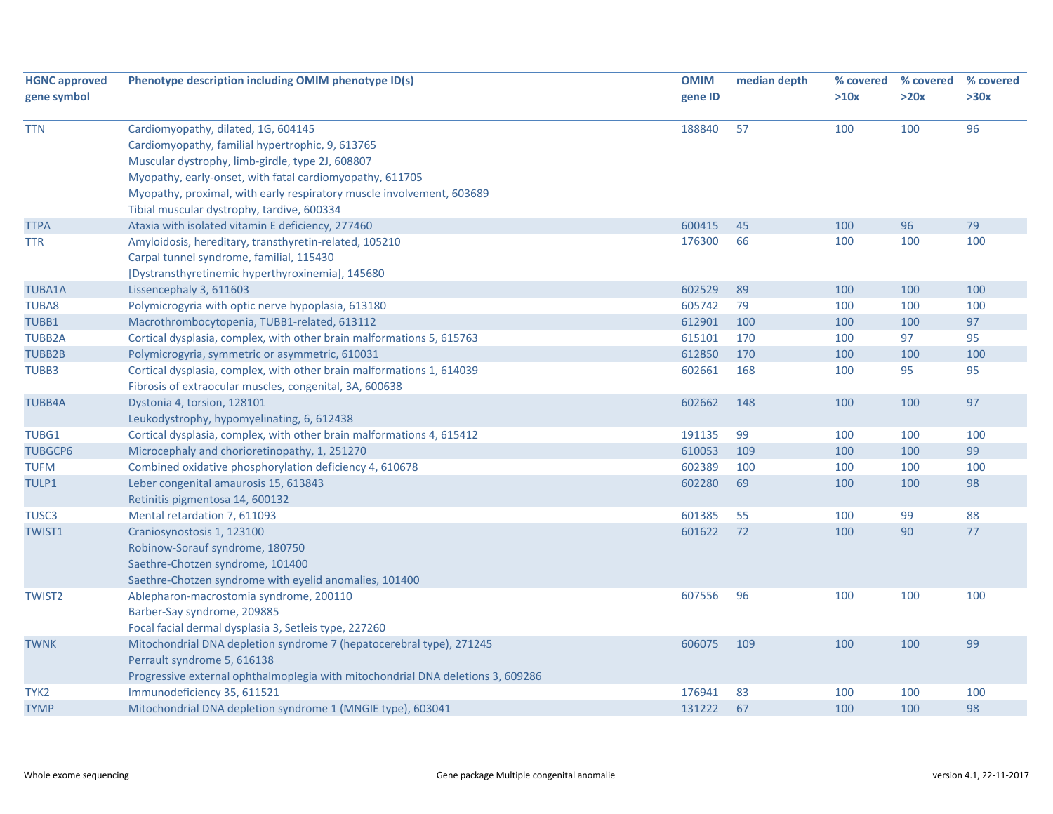| HGNC approved gene symbol | Phenotype description including OMIM phenotype ID(s) | OMIM gene ID | median depth | % covered >10x | % covered >20x | % covered >30x |
|---|---|---|---|---|---|---|
| TTN | Cardiomyopathy, dilated, 1G, 604145<br>Cardiomyopathy, familial hypertrophic, 9, 613765<br>Muscular dystrophy, limb-girdle, type 2J, 608807<br>Myopathy, early-onset, with fatal cardiomyopathy, 611705<br>Myopathy, proximal, with early respiratory muscle involvement, 603689<br>Tibial muscular dystrophy, tardive, 600334 | 188840 | 57 | 100 | 100 | 96 |
| TTPA | Ataxia with isolated vitamin E deficiency, 277460 | 600415 | 45 | 100 | 96 | 79 |
| TTR | Amyloidosis, hereditary, transthyretin-related, 105210<br>Carpal tunnel syndrome, familial, 115430<br>[Dystransthyretinemic hyperthyroxinemia], 145680 | 176300 | 66 | 100 | 100 | 100 |
| TUBA1A | Lissencephaly 3, 611603 | 602529 | 89 | 100 | 100 | 100 |
| TUBA8 | Polymicrogyria with optic nerve hypoplasia, 613180 | 605742 | 79 | 100 | 100 | 100 |
| TUBB1 | Macrothrombocytopenia, TUBB1-related, 613112 | 612901 | 100 | 100 | 100 | 97 |
| TUBB2A | Cortical dysplasia, complex, with other brain malformations 5, 615763 | 615101 | 170 | 100 | 97 | 95 |
| TUBB2B | Polymicrogyria, symmetric or asymmetric, 610031 | 612850 | 170 | 100 | 100 | 100 |
| TUBB3 | Cortical dysplasia, complex, with other brain malformations 1, 614039<br>Fibrosis of extraocular muscles, congenital, 3A, 600638 | 602661 | 168 | 100 | 95 | 95 |
| TUBB4A | Dystonia 4, torsion, 128101<br>Leukodystrophy, hypomyelinating, 6, 612438 | 602662 | 148 | 100 | 100 | 97 |
| TUBG1 | Cortical dysplasia, complex, with other brain malformations 4, 615412 | 191135 | 99 | 100 | 100 | 100 |
| TUBGCP6 | Microcephaly and chorioretinopathy, 1, 251270 | 610053 | 109 | 100 | 100 | 99 |
| TUFM | Combined oxidative phosphorylation deficiency 4, 610678 | 602389 | 100 | 100 | 100 | 100 |
| TULP1 | Leber congenital amaurosis 15, 613843<br>Retinitis pigmentosa 14, 600132 | 602280 | 69 | 100 | 100 | 98 |
| TUSC3 | Mental retardation 7, 611093 | 601385 | 55 | 100 | 99 | 88 |
| TWIST1 | Craniosynostosis 1, 123100<br>Robinow-Sorauf syndrome, 180750<br>Saethre-Chotzen syndrome, 101400<br>Saethre-Chotzen syndrome with eyelid anomalies, 101400 | 601622 | 72 | 100 | 90 | 77 |
| TWIST2 | Ablepharon-macrostomia syndrome, 200110<br>Barber-Say syndrome, 209885<br>Focal facial dermal dysplasia 3, Setleis type, 227260 | 607556 | 96 | 100 | 100 | 100 |
| TWNK | Mitochondrial DNA depletion syndrome 7 (hepatocerebral type), 271245<br>Perrault syndrome 5, 616138<br>Progressive external ophthalmoplegia with mitochondrial DNA deletions 3, 609286 | 606075 | 109 | 100 | 100 | 99 |
| TYK2 | Immunodeficiency 35, 611521 | 176941 | 83 | 100 | 100 | 100 |
| TYMP | Mitochondrial DNA depletion syndrome 1 (MNGIE type), 603041 | 131222 | 67 | 100 | 100 | 98 |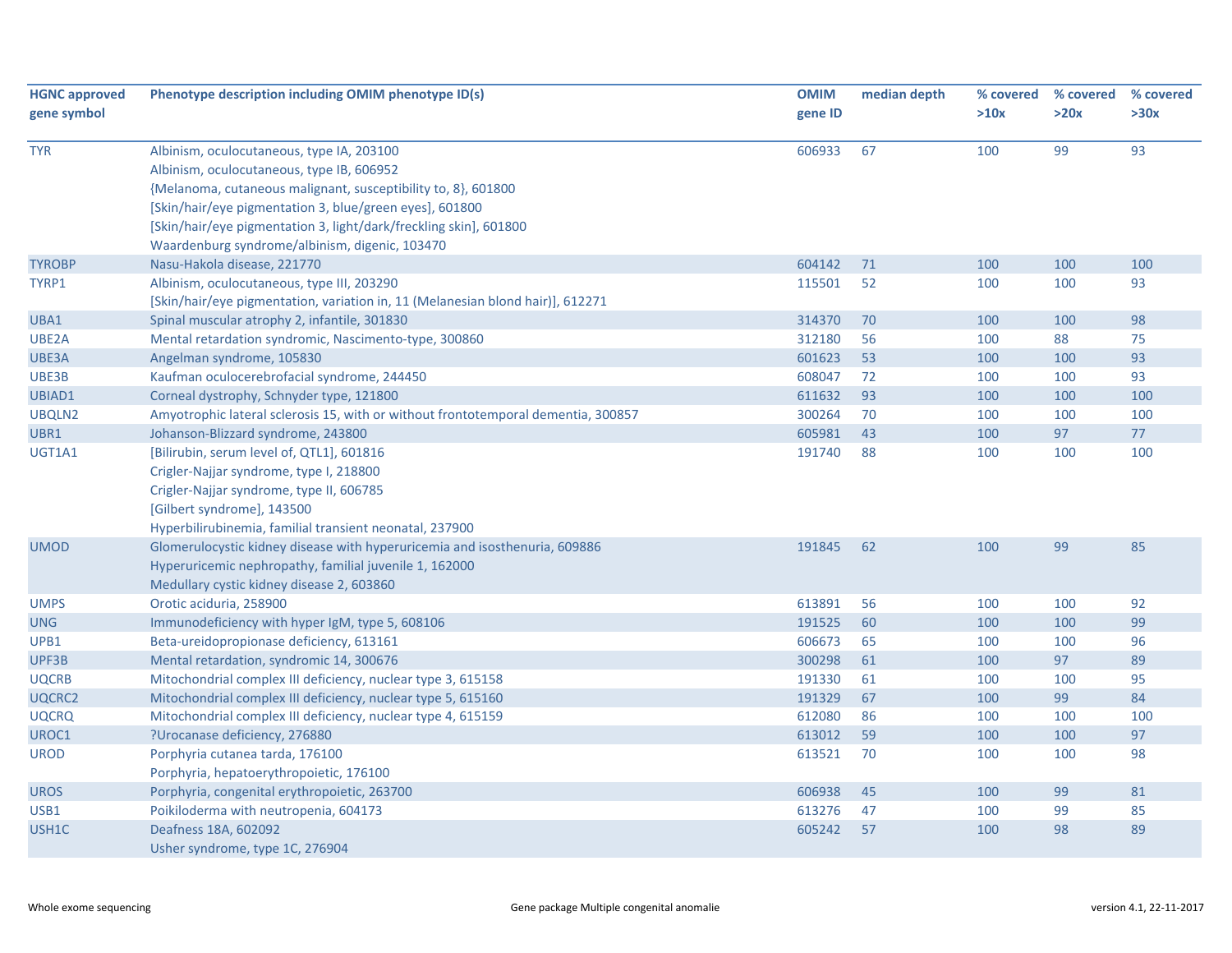| HGNC approved gene symbol | Phenotype description including OMIM phenotype ID(s) | OMIM gene ID | median depth | % covered >10x | % covered >20x | % covered >30x |
|---|---|---|---|---|---|---|
| TYR | Albinism, oculocutaneous, type IA, 203100<br>Albinism, oculocutaneous, type IB, 606952<br>{Melanoma, cutaneous malignant, susceptibility to, 8}, 601800<br>[Skin/hair/eye pigmentation 3, blue/green eyes], 601800<br>[Skin/hair/eye pigmentation 3, light/dark/freckling skin], 601800<br>Waardenburg syndrome/albinism, digenic, 103470 | 606933 | 67 | 100 | 99 | 93 |
| TYROBP | Nasu-Hakola disease, 221770 | 604142 | 71 | 100 | 100 | 100 |
| TYRP1 | Albinism, oculocutaneous, type III, 203290<br>[Skin/hair/eye pigmentation, variation in, 11 (Melanesian blond hair)], 612271 | 115501 | 52 | 100 | 100 | 93 |
| UBA1 | Spinal muscular atrophy 2, infantile, 301830 | 314370 | 70 | 100 | 100 | 98 |
| UBE2A | Mental retardation syndromic, Nascimento-type, 300860 | 312180 | 56 | 100 | 88 | 75 |
| UBE3A | Angelman syndrome, 105830 | 601623 | 53 | 100 | 100 | 93 |
| UBE3B | Kaufman oculocerebrofacial syndrome, 244450 | 608047 | 72 | 100 | 100 | 93 |
| UBIAD1 | Corneal dystrophy, Schnyder type, 121800 | 611632 | 93 | 100 | 100 | 100 |
| UBQLN2 | Amyotrophic lateral sclerosis 15, with or without frontotemporal dementia, 300857 | 300264 | 70 | 100 | 100 | 100 |
| UBR1 | Johanson-Blizzard syndrome, 243800 | 605981 | 43 | 100 | 97 | 77 |
| UGT1A1 | [Bilirubin, serum level of, QTL1], 601816<br>Crigler-Najjar syndrome, type I, 218800<br>Crigler-Najjar syndrome, type II, 606785<br>[Gilbert syndrome], 143500<br>Hyperbilirubinemia, familial transient neonatal, 237900 | 191740 | 88 | 100 | 100 | 100 |
| UMOD | Glomerulocystic kidney disease with hyperuricemia and isosthenuria, 609886<br>Hyperuricemic nephropathy, familial juvenile 1, 162000<br>Medullary cystic kidney disease 2, 603860 | 191845 | 62 | 100 | 99 | 85 |
| UMPS | Orotic aciduria, 258900 | 613891 | 56 | 100 | 100 | 92 |
| UNG | Immunodeficiency with hyper IgM, type 5, 608106 | 191525 | 60 | 100 | 100 | 99 |
| UPB1 | Beta-ureidopropionase deficiency, 613161 | 606673 | 65 | 100 | 100 | 96 |
| UPF3B | Mental retardation, syndromic 14, 300676 | 300298 | 61 | 100 | 97 | 89 |
| UQCRB | Mitochondrial complex III deficiency, nuclear type 3, 615158 | 191330 | 61 | 100 | 100 | 95 |
| UQCRC2 | Mitochondrial complex III deficiency, nuclear type 5, 615160 | 191329 | 67 | 100 | 99 | 84 |
| UQCRQ | Mitochondrial complex III deficiency, nuclear type 4, 615159 | 612080 | 86 | 100 | 100 | 100 |
| UROC1 | ?Urocanase deficiency, 276880 | 613012 | 59 | 100 | 100 | 97 |
| UROD | Porphyria cutanea tarda, 176100<br>Porphyria, hepatoerythropoietic, 176100 | 613521 | 70 | 100 | 100 | 98 |
| UROS | Porphyria, congenital erythropoietic, 263700 | 606938 | 45 | 100 | 99 | 81 |
| USB1 | Poikiloderma with neutropenia, 604173 | 613276 | 47 | 100 | 99 | 85 |
| USH1C | Deafness 18A, 602092<br>Usher syndrome, type 1C, 276904 | 605242 | 57 | 100 | 98 | 89 |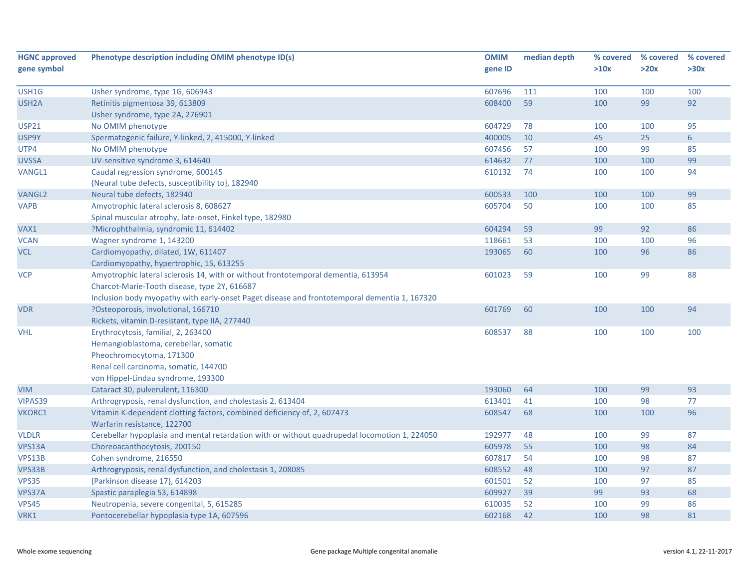| HGNC approved gene symbol | Phenotype description including OMIM phenotype ID(s) | OMIM gene ID | median depth | % covered >10x | % covered >20x | % covered >30x |
|---|---|---|---|---|---|---|
| USH1G | Usher syndrome, type 1G, 606943 | 607696 | 111 | 100 | 100 | 100 |
| USH2A | Retinitis pigmentosa 39, 613809<br>Usher syndrome, type 2A, 276901 | 608400 | 59 | 100 | 99 | 92 |
| USP21 | No OMIM phenotype | 604729 | 78 | 100 | 100 | 95 |
| USP9Y | Spermatogenic failure, Y-linked, 2, 415000, Y-linked | 400005 | 10 | 45 | 25 | 6 |
| UTP4 | No OMIM phenotype | 607456 | 57 | 100 | 99 | 85 |
| UVSSA | UV-sensitive syndrome 3, 614640 | 614632 | 77 | 100 | 100 | 99 |
| VANGL1 | Caudal regression syndrome, 600145<br>{Neural tube defects, susceptibility to}, 182940 | 610132 | 74 | 100 | 100 | 94 |
| VANGL2 | Neural tube defects, 182940 | 600533 | 100 | 100 | 100 | 99 |
| VAPB | Amyotrophic lateral sclerosis 8, 608627<br>Spinal muscular atrophy, late-onset, Finkel type, 182980 | 605704 | 50 | 100 | 100 | 85 |
| VAX1 | ?Microphthalmia, syndromic 11, 614402 | 604294 | 59 | 99 | 92 | 86 |
| VCAN | Wagner syndrome 1, 143200 | 118661 | 53 | 100 | 100 | 96 |
| VCL | Cardiomyopathy, dilated, 1W, 611407<br>Cardiomyopathy, hypertrophic, 15, 613255 | 193065 | 60 | 100 | 96 | 86 |
| VCP | Amyotrophic lateral sclerosis 14, with or without frontotemporal dementia, 613954<br>Charcot-Marie-Tooth disease, type 2Y, 616687<br>Inclusion body myopathy with early-onset Paget disease and frontotemporal dementia 1, 167320 | 601023 | 59 | 100 | 99 | 88 |
| VDR | ?Osteoporosis, involutional, 166710<br>Rickets, vitamin D-resistant, type IIA, 277440 | 601769 | 60 | 100 | 100 | 94 |
| VHL | Erythrocytosis, familial, 2, 263400<br>Hemangioblastoma, cerebellar, somatic<br>Pheochromocytoma, 171300<br>Renal cell carcinoma, somatic, 144700<br>von Hippel-Lindau syndrome, 193300 | 608537 | 88 | 100 | 100 | 100 |
| VIM | Cataract 30, pulverulent, 116300 | 193060 | 64 | 100 | 99 | 93 |
| VIPAS39 | Arthrogryposis, renal dysfunction, and cholestasis 2, 613404 | 613401 | 41 | 100 | 98 | 77 |
| VKORC1 | Vitamin K-dependent clotting factors, combined deficiency of, 2, 607473<br>Warfarin resistance, 122700 | 608547 | 68 | 100 | 100 | 96 |
| VLDLR | Cerebellar hypoplasia and mental retardation with or without quadrupedal locomotion 1, 224050 | 192977 | 48 | 100 | 99 | 87 |
| VPS13A | Choreoacanthocytosis, 200150 | 605978 | 55 | 100 | 98 | 84 |
| VPS13B | Cohen syndrome, 216550 | 607817 | 54 | 100 | 98 | 87 |
| VPS33B | Arthrogryposis, renal dysfunction, and cholestasis 1, 208085 | 608552 | 48 | 100 | 97 | 87 |
| VPS35 | {Parkinson disease 17}, 614203 | 601501 | 52 | 100 | 97 | 85 |
| VPS37A | Spastic paraplegia 53, 614898 | 609927 | 39 | 99 | 93 | 68 |
| VPS45 | Neutropenia, severe congenital, 5, 615285 | 610035 | 52 | 100 | 99 | 86 |
| VRK1 | Pontocerebellar hypoplasia type 1A, 607596 | 602168 | 42 | 100 | 98 | 81 |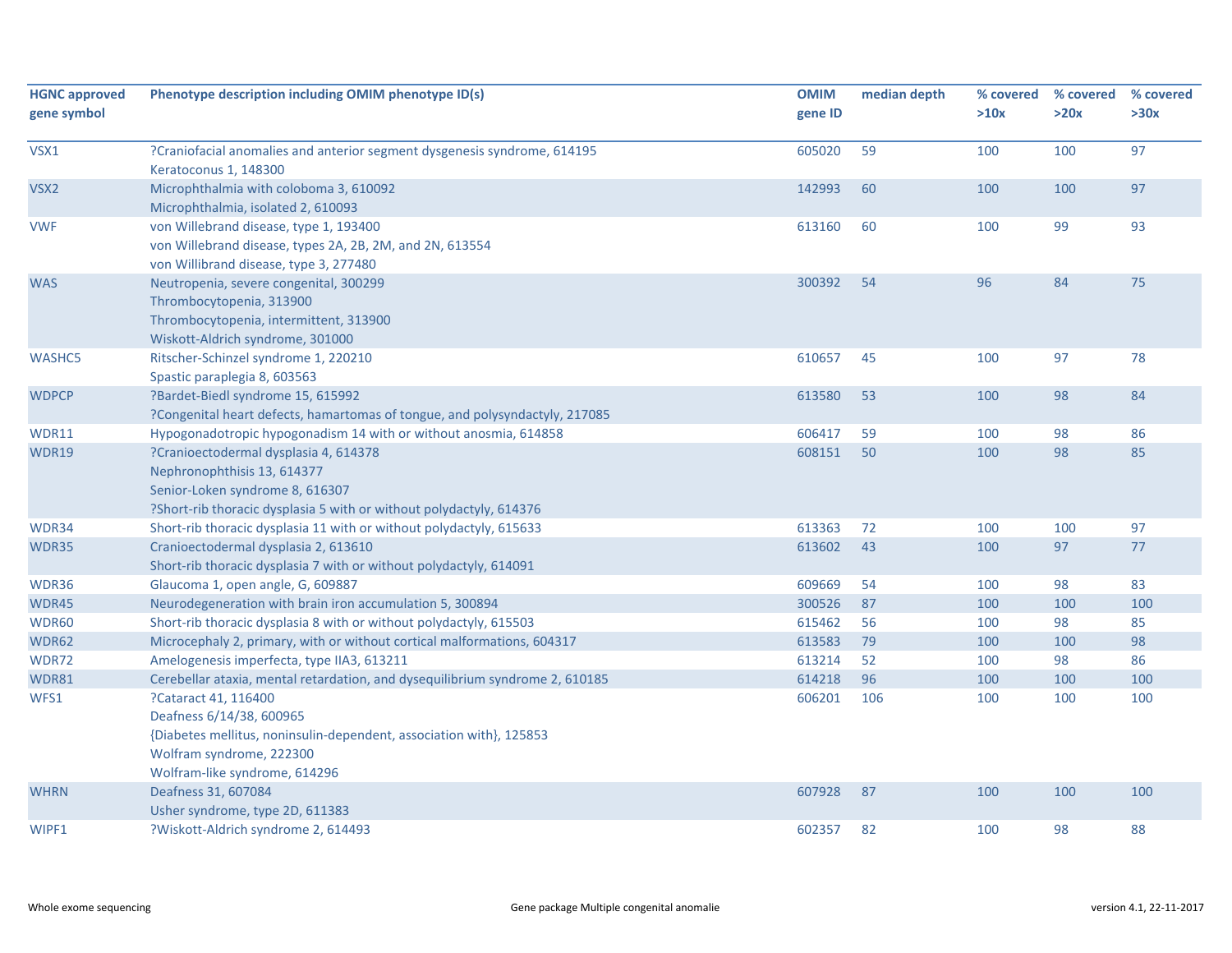| HGNC approved gene symbol | Phenotype description including OMIM phenotype ID(s) | OMIM gene ID | median depth | % covered >10x | % covered >20x | % covered >30x |
|---|---|---|---|---|---|---|
| VSX1 | ?Craniofacial anomalies and anterior segment dysgenesis syndrome, 614195<br>Keratoconus 1, 148300 | 605020 | 59 | 100 | 100 | 97 |
| VSX2 | Microphthalmia with coloboma 3, 610092<br>Microphthalmia, isolated 2, 610093 | 142993 | 60 | 100 | 100 | 97 |
| VWF | von Willebrand disease, type 1, 193400<br>von Willebrand disease, types 2A, 2B, 2M, and 2N, 613554<br>von Willibrand disease, type 3, 277480 | 613160 | 60 | 100 | 99 | 93 |
| WAS | Neutropenia, severe congenital, 300299<br>Thrombocytopenia, 313900<br>Thrombocytopenia, intermittent, 313900<br>Wiskott-Aldrich syndrome, 301000 | 300392 | 54 | 96 | 84 | 75 |
| WASHC5 | Ritscher-Schinzel syndrome 1, 220210<br>Spastic paraplegia 8, 603563 | 610657 | 45 | 100 | 97 | 78 |
| WDPCP | ?Bardet-Biedl syndrome 15, 615992<br>?Congenital heart defects, hamartomas of tongue, and polysyndactyly, 217085 | 613580 | 53 | 100 | 98 | 84 |
| WDR11 | Hypogonadotropic hypogonadism 14 with or without anosmia, 614858 | 606417 | 59 | 100 | 98 | 86 |
| WDR19 | ?Cranioectodermal dysplasia 4, 614378<br>Nephronophthisis 13, 614377<br>Senior-Loken syndrome 8, 616307<br>?Short-rib thoracic dysplasia 5 with or without polydactyly, 614376 | 608151 | 50 | 100 | 98 | 85 |
| WDR34 | Short-rib thoracic dysplasia 11 with or without polydactyly, 615633 | 613363 | 72 | 100 | 100 | 97 |
| WDR35 | Cranioectodermal dysplasia 2, 613610<br>Short-rib thoracic dysplasia 7 with or without polydactyly, 614091 | 613602 | 43 | 100 | 97 | 77 |
| WDR36 | Glaucoma 1, open angle, G, 609887 | 609669 | 54 | 100 | 98 | 83 |
| WDR45 | Neurodegeneration with brain iron accumulation 5, 300894 | 300526 | 87 | 100 | 100 | 100 |
| WDR60 | Short-rib thoracic dysplasia 8 with or without polydactyly, 615503 | 615462 | 56 | 100 | 98 | 85 |
| WDR62 | Microcephaly 2, primary, with or without cortical malformations, 604317 | 613583 | 79 | 100 | 100 | 98 |
| WDR72 | Amelogenesis imperfecta, type IIA3, 613211 | 613214 | 52 | 100 | 98 | 86 |
| WDR81 | Cerebellar ataxia, mental retardation, and dysequilibrium syndrome 2, 610185 | 614218 | 96 | 100 | 100 | 100 |
| WFS1 | ?Cataract 41, 116400<br>Deafness 6/14/38, 600965<br>{Diabetes mellitus, noninsulin-dependent, association with}, 125853<br>Wolfram syndrome, 222300<br>Wolfram-like syndrome, 614296 | 606201 | 106 | 100 | 100 | 100 |
| WHRN | Deafness 31, 607084<br>Usher syndrome, type 2D, 611383 | 607928 | 87 | 100 | 100 | 100 |
| WIPF1 | ?Wiskott-Aldrich syndrome 2, 614493 | 602357 | 82 | 100 | 98 | 88 |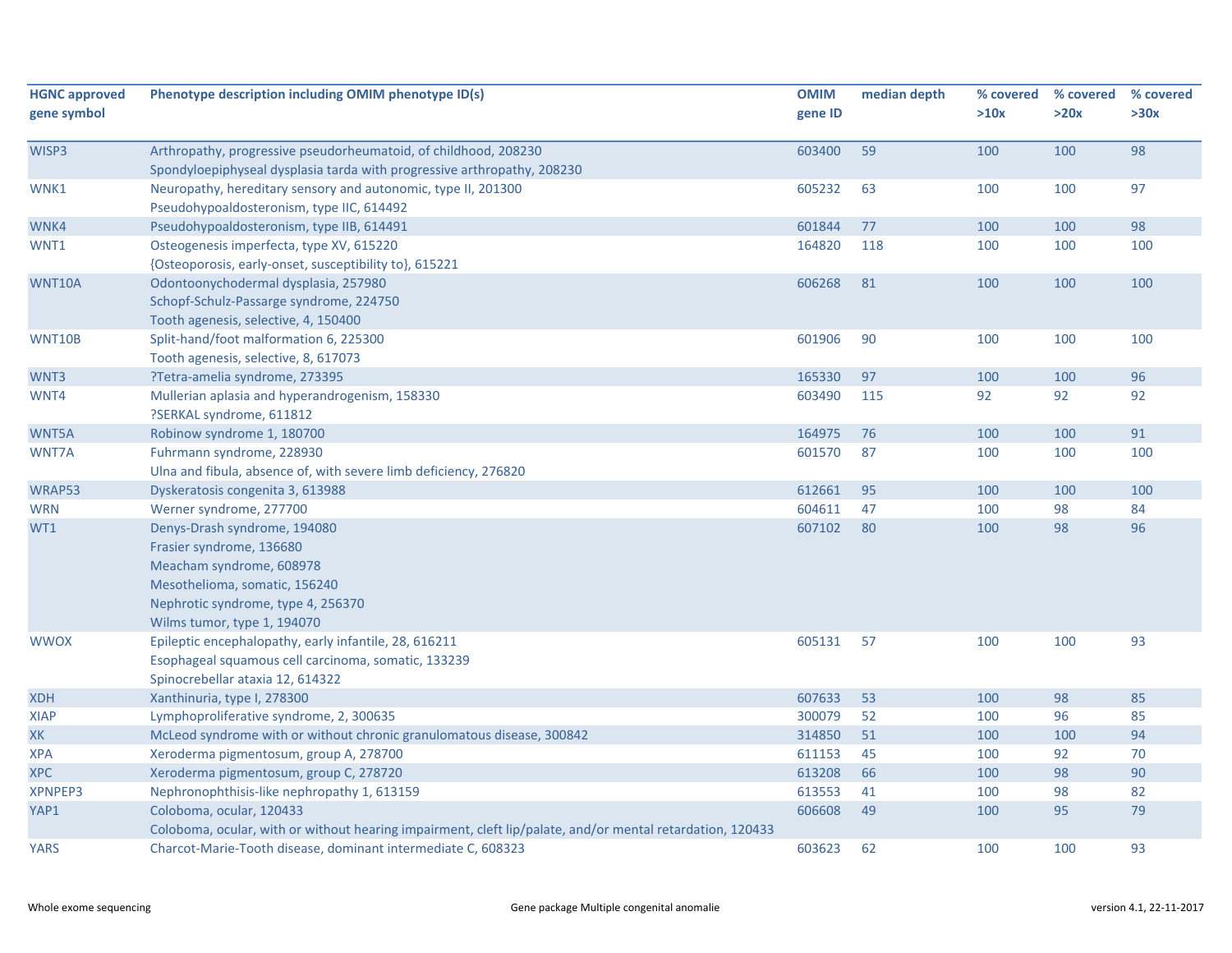| HGNC approved gene symbol | Phenotype description including OMIM phenotype ID(s) | OMIM gene ID | median depth | % covered >10x | % covered >20x | % covered >30x |
|---|---|---|---|---|---|---|
| WISP3 | Arthropathy, progressive pseudorheumatoid, of childhood, 208230<br>Spondyloepiphyseal dysplasia tarda with progressive arthropathy, 208230 | 603400 | 59 | 100 | 100 | 98 |
| WNK1 | Neuropathy, hereditary sensory and autonomic, type II, 201300<br>Pseudohypoaldosteronism, type IIC, 614492 | 605232 | 63 | 100 | 100 | 97 |
| WNK4 | Pseudohypoaldosteronism, type IIB, 614491 | 601844 | 77 | 100 | 100 | 98 |
| WNT1 | Osteogenesis imperfecta, type XV, 615220<br>{Osteoporosis, early-onset, susceptibility to}, 615221 | 164820 | 118 | 100 | 100 | 100 |
| WNT10A | Odontoonychodermal dysplasia, 257980<br>Schopf-Schulz-Passarge syndrome, 224750<br>Tooth agenesis, selective, 4, 150400 | 606268 | 81 | 100 | 100 | 100 |
| WNT10B | Split-hand/foot malformation 6, 225300<br>Tooth agenesis, selective, 8, 617073 | 601906 | 90 | 100 | 100 | 100 |
| WNT3 | ?Tetra-amelia syndrome, 273395 | 165330 | 97 | 100 | 100 | 96 |
| WNT4 | Mullerian aplasia and hyperandrogenism, 158330<br>?SERKAL syndrome, 611812 | 603490 | 115 | 92 | 92 | 92 |
| WNT5A | Robinow syndrome 1, 180700 | 164975 | 76 | 100 | 100 | 91 |
| WNT7A | Fuhrmann syndrome, 228930<br>Ulna and fibula, absence of, with severe limb deficiency, 276820 | 601570 | 87 | 100 | 100 | 100 |
| WRAP53 | Dyskeratosis congenita 3, 613988 | 612661 | 95 | 100 | 100 | 100 |
| WRN | Werner syndrome, 277700 | 604611 | 47 | 100 | 98 | 84 |
| WT1 | Denys-Drash syndrome, 194080<br>Frasier syndrome, 136680<br>Meacham syndrome, 608978<br>Mesothelioma, somatic, 156240<br>Nephrotic syndrome, type 4, 256370<br>Wilms tumor, type 1, 194070 | 607102 | 80 | 100 | 98 | 96 |
| WWOX | Epileptic encephalopathy, early infantile, 28, 616211<br>Esophageal squamous cell carcinoma, somatic, 133239<br>Spinocrebellar ataxia 12, 614322 | 605131 | 57 | 100 | 100 | 93 |
| XDH | Xanthinuria, type I, 278300 | 607633 | 53 | 100 | 98 | 85 |
| XIAP | Lymphoproliferative syndrome, 2, 300635 | 300079 | 52 | 100 | 96 | 85 |
| XK | McLeod syndrome with or without chronic granulomatous disease, 300842 | 314850 | 51 | 100 | 100 | 94 |
| XPA | Xeroderma pigmentosum, group A, 278700 | 611153 | 45 | 100 | 92 | 70 |
| XPC | Xeroderma pigmentosum, group C, 278720 | 613208 | 66 | 100 | 98 | 90 |
| XPNPEP3 | Nephronophthisis-like nephropathy 1, 613159 | 613553 | 41 | 100 | 98 | 82 |
| YAP1 | Coloboma, ocular, 120433<br>Coloboma, ocular, with or without hearing impairment, cleft lip/palate, and/or mental retardation, 120433 | 606608 | 49 | 100 | 95 | 79 |
| YARS | Charcot-Marie-Tooth disease, dominant intermediate C, 608323 | 603623 | 62 | 100 | 100 | 93 |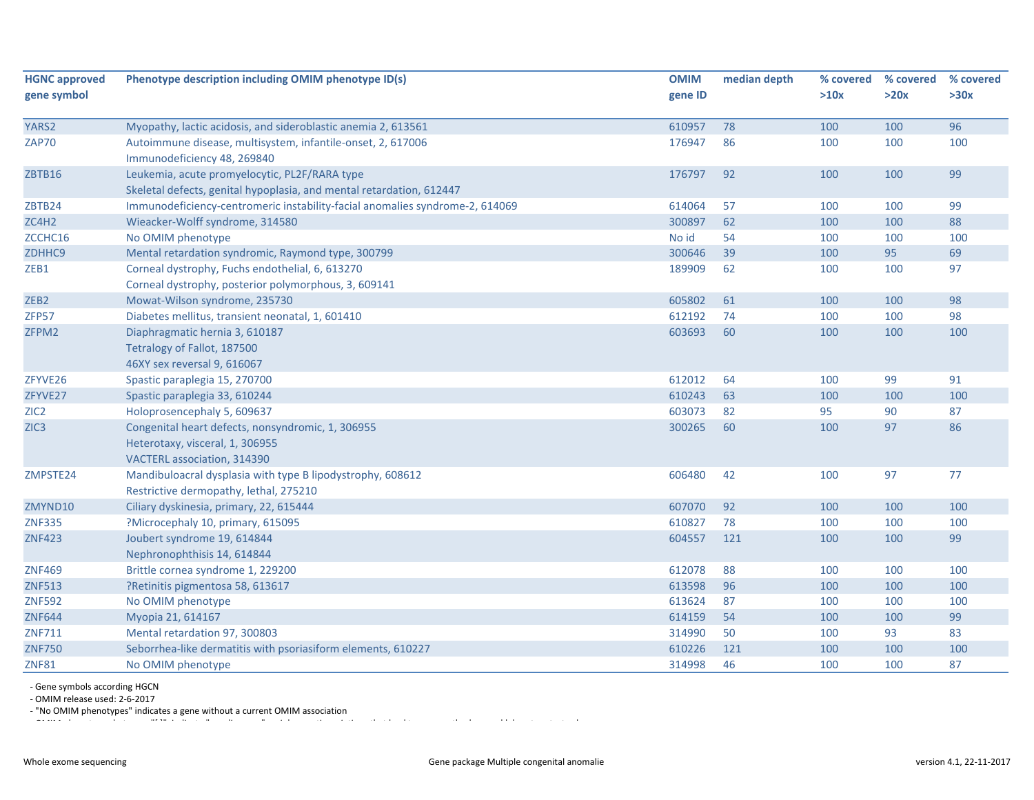| HGNC approved gene symbol | Phenotype description including OMIM phenotype ID(s) | OMIM gene ID | median depth | % covered >10x | % covered >20x | % covered >30x |
|---|---|---|---|---|---|---|
| YARS2 | Myopathy, lactic acidosis, and sideroblastic anemia 2, 613561 | 610957 | 78 | 100 | 100 | 96 |
| ZAP70 | Autoimmune disease, multisystem, infantile-onset, 2, 617006<br>Immunodeficiency 48, 269840 | 176947 | 86 | 100 | 100 | 100 |
| ZBTB16 | Leukemia, acute promyelocytic, PL2F/RARA type<br>Skeletal defects, genital hypoplasia, and mental retardation, 612447 | 176797 | 92 | 100 | 100 | 99 |
| ZBTB24 | Immunodeficiency-centromeric instability-facial anomalies syndrome-2, 614069 | 614064 | 57 | 100 | 100 | 99 |
| ZC4H2 | Wieacker-Wolff syndrome, 314580 | 300897 | 62 | 100 | 100 | 88 |
| ZCCHC16 | No OMIM phenotype | No id | 54 | 100 | 100 | 100 |
| ZDHHC9 | Mental retardation syndromic, Raymond type, 300799 | 300646 | 39 | 100 | 95 | 69 |
| ZEB1 | Corneal dystrophy, Fuchs endothelial, 6, 613270<br>Corneal dystrophy, posterior polymorphous, 3, 609141 | 189909 | 62 | 100 | 100 | 97 |
| ZEB2 | Mowat-Wilson syndrome, 235730 | 605802 | 61 | 100 | 100 | 98 |
| ZFP57 | Diabetes mellitus, transient neonatal, 1, 601410 | 612192 | 74 | 100 | 100 | 98 |
| ZFPM2 | Diaphragmatic hernia 3, 610187<br>Tetralogy of Fallot, 187500<br>46XY sex reversal 9, 616067 | 603693 | 60 | 100 | 100 | 100 |
| ZFYVE26 | Spastic paraplegia 15, 270700 | 612012 | 64 | 100 | 99 | 91 |
| ZFYVE27 | Spastic paraplegia 33, 610244 | 610243 | 63 | 100 | 100 | 100 |
| ZIC2 | Holoprosencephaly 5, 609637 | 603073 | 82 | 95 | 90 | 87 |
| ZIC3 | Congenital heart defects, nonsyndromic, 1, 306955<br>Heterotaxy, visceral, 1, 306955<br>VACTERL association, 314390 | 300265 | 60 | 100 | 97 | 86 |
| ZMPSTE24 | Mandibuloacral dysplasia with type B lipodystrophy, 608612<br>Restrictive dermopathy, lethal, 275210 | 606480 | 42 | 100 | 97 | 77 |
| ZMYND10 | Ciliary dyskinesia, primary, 22, 615444 | 607070 | 92 | 100 | 100 | 100 |
| ZNF335 | ?Microcephaly 10, primary, 615095 | 610827 | 78 | 100 | 100 | 100 |
| ZNF423 | Joubert syndrome 19, 614844<br>Nephronophthisis 14, 614844 | 604557 | 121 | 100 | 100 | 99 |
| ZNF469 | Brittle cornea syndrome 1, 229200 | 612078 | 88 | 100 | 100 | 100 |
| ZNF513 | ?Retinitis pigmentosa 58, 613617 | 613598 | 96 | 100 | 100 | 100 |
| ZNF592 | No OMIM phenotype | 613624 | 87 | 100 | 100 | 100 |
| ZNF644 | Myopia 21, 614167 | 614159 | 54 | 100 | 100 | 99 |
| ZNF711 | Mental retardation 97, 300803 | 314990 | 50 | 100 | 93 | 83 |
| ZNF750 | Seborrhea-like dermatitis with psoriasiform elements, 610227 | 610226 | 121 | 100 | 100 | 100 |
| ZNF81 | No OMIM phenotype | 314998 | 46 | 100 | 100 | 87 |

- Gene symbols according HGCN
- OMIM release used: 2-6-2017
- "No OMIM phenotypes" indicates a gene without a current OMIM association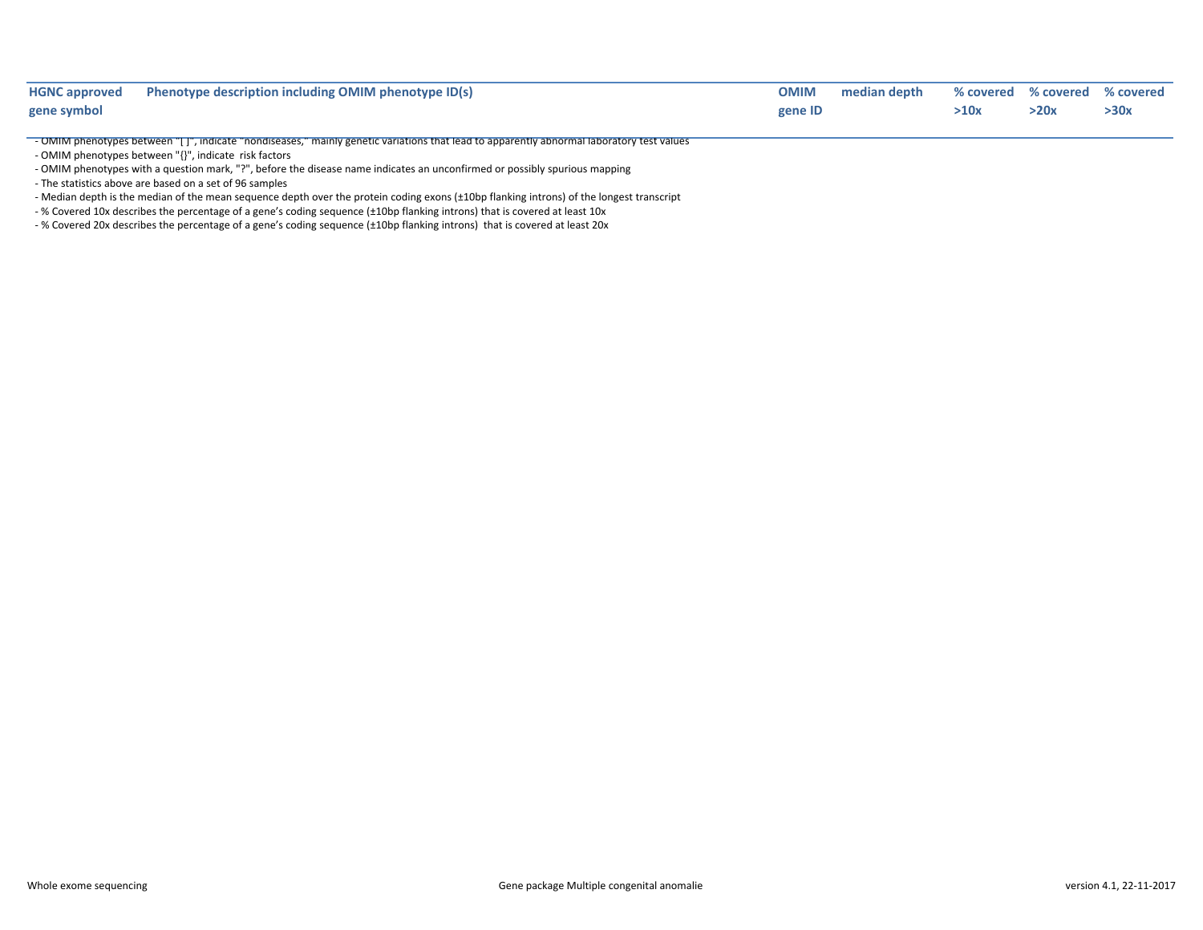| HGNC approved gene symbol | Phenotype description including OMIM phenotype ID(s) | OMIM gene ID | median depth | % covered >10x | % covered >20x | % covered >30x |
|---|---|---|---|---|---|---|

- OMIM phenotypes between "[ ]", indicate "nondiseases," mainly genetic variations that lead to apparently abnormal laboratory test values
- OMIM phenotypes between "{}", indicate risk factors
- OMIM phenotypes with a question mark, "?", before the disease name indicates an unconfirmed or possibly spurious mapping
- The statistics above are based on a set of 96 samples
- Median depth is the median of the mean sequence depth over the protein coding exons (±10bp flanking introns) of the longest transcript
- % Covered 10x describes the percentage of a gene's coding sequence (±10bp flanking introns) that is covered at least 10x
- % Covered 20x describes the percentage of a gene's coding sequence (±10bp flanking introns) that is covered at least 20x